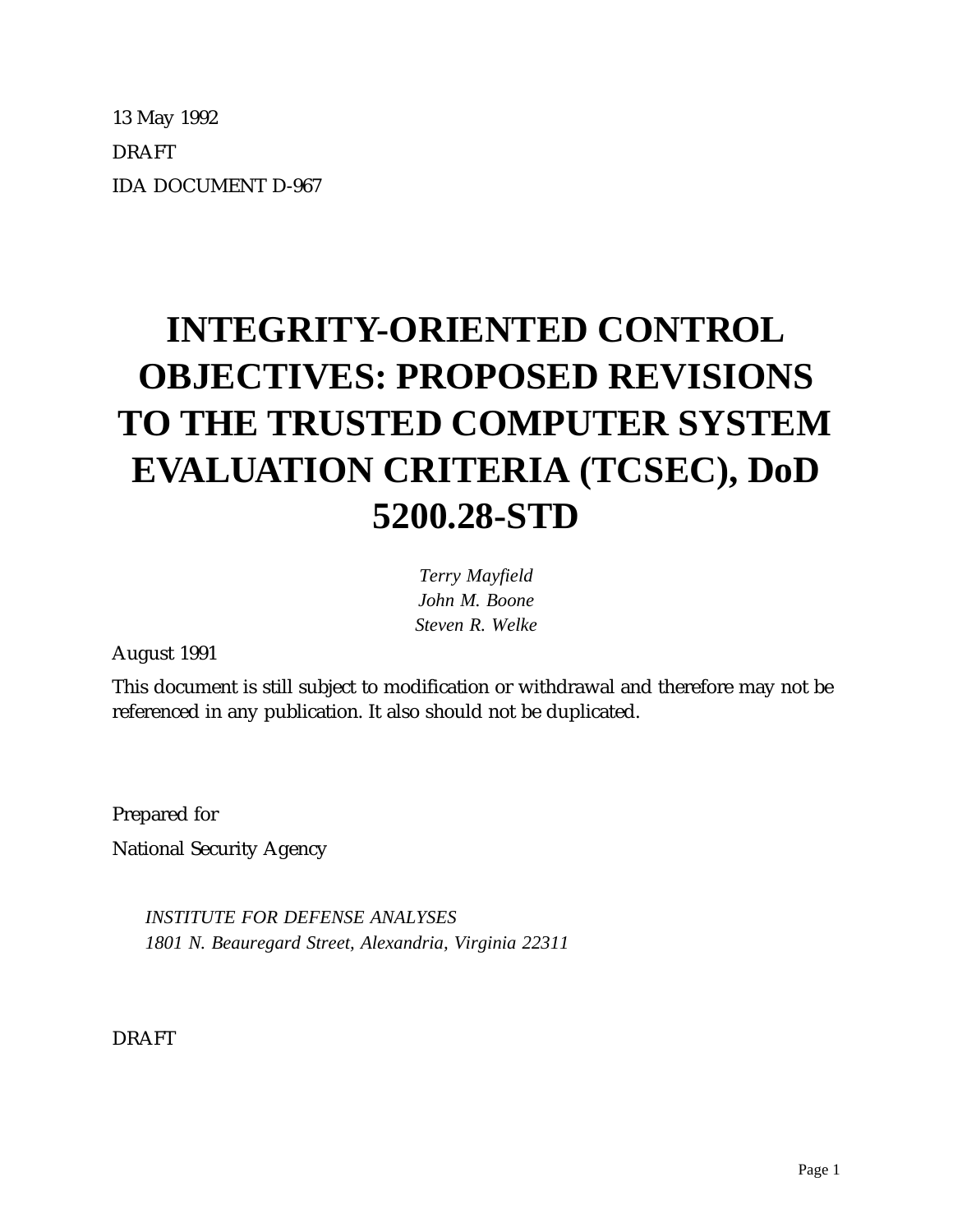13 May 1992

DRAFT

IDA DOCUMENT D-967

# INTEGRITY-ORIENTED CONTROL OBJECTIVES: PROPOSED REVISIONS TO THE TRUSTED COMPUTER SYSTEM EVALUATION CRITERIA (TCSEC), DoD 5200.28-STD

*Terry Mayfield*
*John M. Boone*
*Steven R. Welke*

August 1991

This document is still subject to modification or withdrawal and therefore may not be referenced in any publication. It also should not be duplicated.

Prepared for

National Security Agency

*INSTITUTE FOR DEFENSE ANALYSES*
*1801 N. Beauregard Street, Alexandria, Virginia 22311*

DRAFT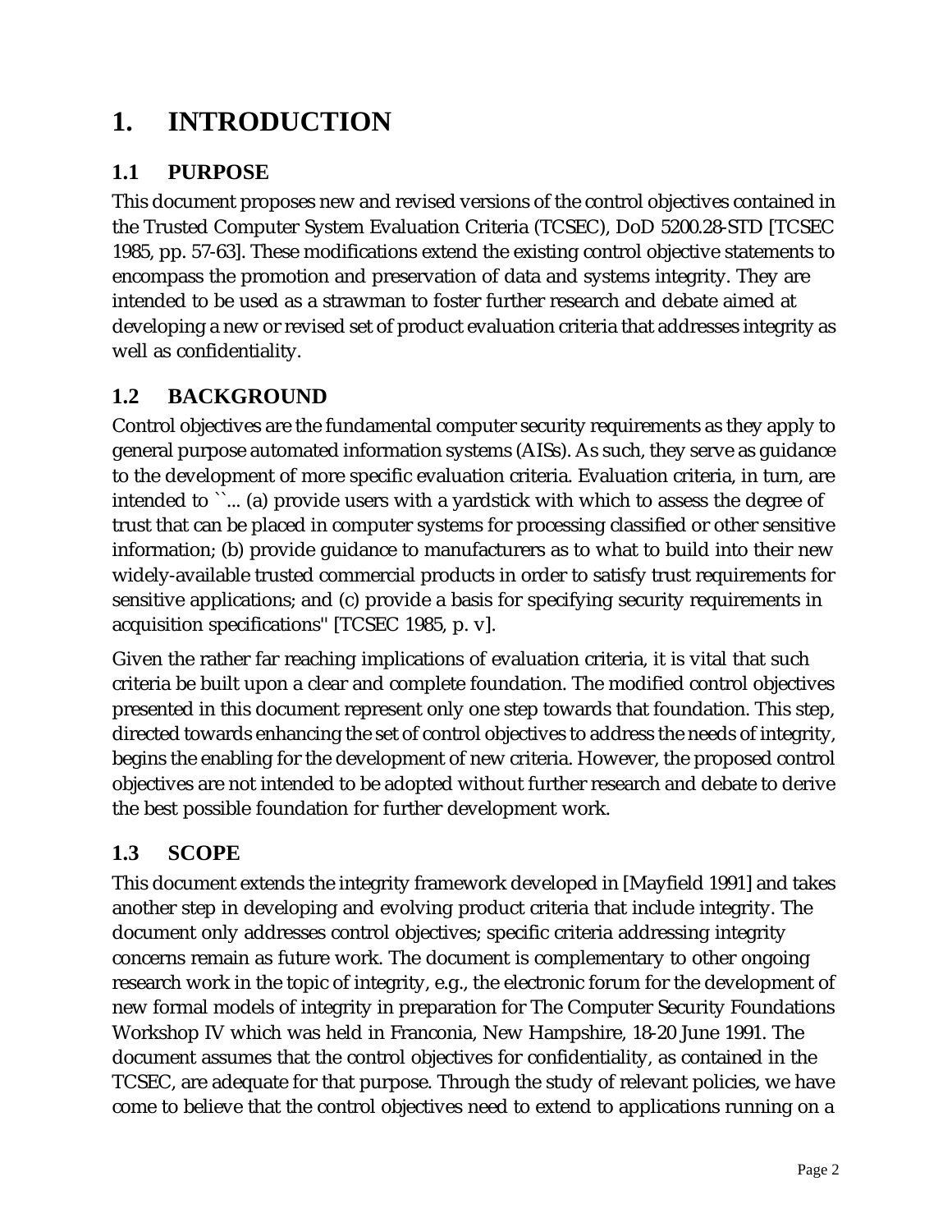# 1. INTRODUCTION

## 1.1 PURPOSE

This document proposes new and revised versions of the control objectives contained in the Trusted Computer System Evaluation Criteria (TCSEC), DoD 5200.28-STD [TCSEC 1985, pp. 57-63]. These modifications extend the existing control objective statements to encompass the promotion and preservation of data and systems integrity. They are intended to be used as a strawman to foster further research and debate aimed at developing a new or revised set of product evaluation criteria that addresses integrity as well as confidentiality.

## 1.2 BACKGROUND

Control objectives are the fundamental computer security requirements as they apply to general purpose automated information systems (AISs). As such, they serve as guidance to the development of more specific evaluation criteria. Evaluation criteria, in turn, are intended to ``... (a) provide users with a yardstick with which to assess the degree of trust that can be placed in computer systems for processing classified or other sensitive information; (b) provide guidance to manufacturers as to what to build into their new widely-available trusted commercial products in order to satisfy trust requirements for sensitive applications; and (c) provide a basis for specifying security requirements in acquisition specifications'' [TCSEC 1985, p. v].

Given the rather far reaching implications of evaluation criteria, it is vital that such criteria be built upon a clear and complete foundation. The modified control objectives presented in this document represent only one step towards that foundation. This step, directed towards enhancing the set of control objectives to address the needs of integrity, begins the enabling for the development of new criteria. However, the proposed control objectives are not intended to be adopted without further research and debate to derive the best possible foundation for further development work.

## 1.3 SCOPE

This document extends the integrity framework developed in [Mayfield 1991] and takes another step in developing and evolving product criteria that include integrity. The document only addresses control objectives; specific criteria addressing integrity concerns remain as future work. The document is complementary to other ongoing research work in the topic of integrity, e.g., the electronic forum for the development of new formal models of integrity in preparation for The Computer Security Foundations Workshop IV which was held in Franconia, New Hampshire, 18-20 June 1991. The document assumes that the control objectives for confidentiality, as contained in the TCSEC, are adequate for that purpose. Through the study of relevant policies, we have come to believe that the control objectives need to extend to applications running on a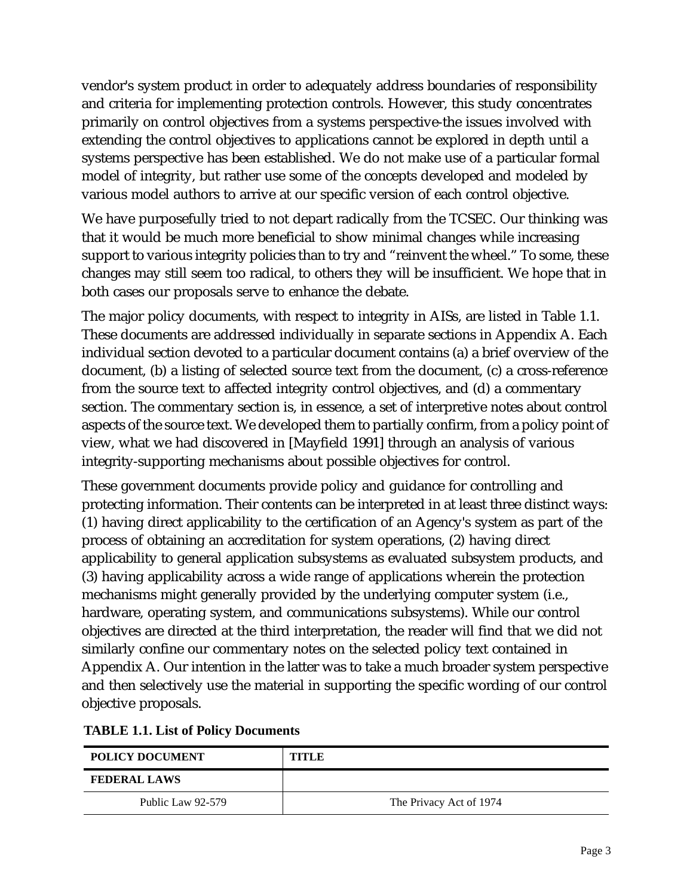vendor's system product in order to adequately address boundaries of responsibility and criteria for implementing protection controls. However, this study concentrates primarily on control objectives from a systems perspective-the issues involved with extending the control objectives to applications cannot be explored in depth until a systems perspective has been established. We do not make use of a particular formal model of integrity, but rather use some of the concepts developed and modeled by various model authors to arrive at our specific version of each control objective.

We have purposefully tried to not depart radically from the TCSEC. Our thinking was that it would be much more beneficial to show minimal changes while increasing support to various integrity policies than to try and “reinvent the wheel.” To some, these changes may still seem too radical, to others they will be insufficient. We hope that in both cases our proposals serve to enhance the debate.

The major policy documents, with respect to integrity in AISs, are listed in Table 1.1. These documents are addressed individually in separate sections in Appendix A. Each individual section devoted to a particular document contains (a) a brief overview of the document, (b) a listing of selected source text from the document, (c) a cross-reference from the source text to affected integrity control objectives, and (d) a commentary section. The commentary section is, in essence, a set of interpretive notes about control aspects of the source text. We developed them to partially confirm, from a policy point of view, what we had discovered in [Mayfield 1991] through an analysis of various integrity-supporting mechanisms about possible objectives for control.

These government documents provide policy and guidance for controlling and protecting information. Their contents can be interpreted in at least three distinct ways: (1) having direct applicability to the certification of an Agency's system as part of the process of obtaining an accreditation for system operations, (2) having direct applicability to general application subsystems as evaluated subsystem products, and (3) having applicability across a wide range of applications wherein the protection mechanisms might generally provided by the underlying computer system (i.e., hardware, operating system, and communications subsystems). While our control objectives are directed at the third interpretation, the reader will find that we did not similarly confine our commentary notes on the selected policy text contained in Appendix A. Our intention in the latter was to take a much broader system perspective and then selectively use the material in supporting the specific wording of our control objective proposals.

**TABLE 1.1. List of Policy Documents**

| POLICY DOCUMENT | TITLE |
|---|---|
| **FEDERAL LAWS** | |
| Public Law 92-579 | The Privacy Act of 1974 |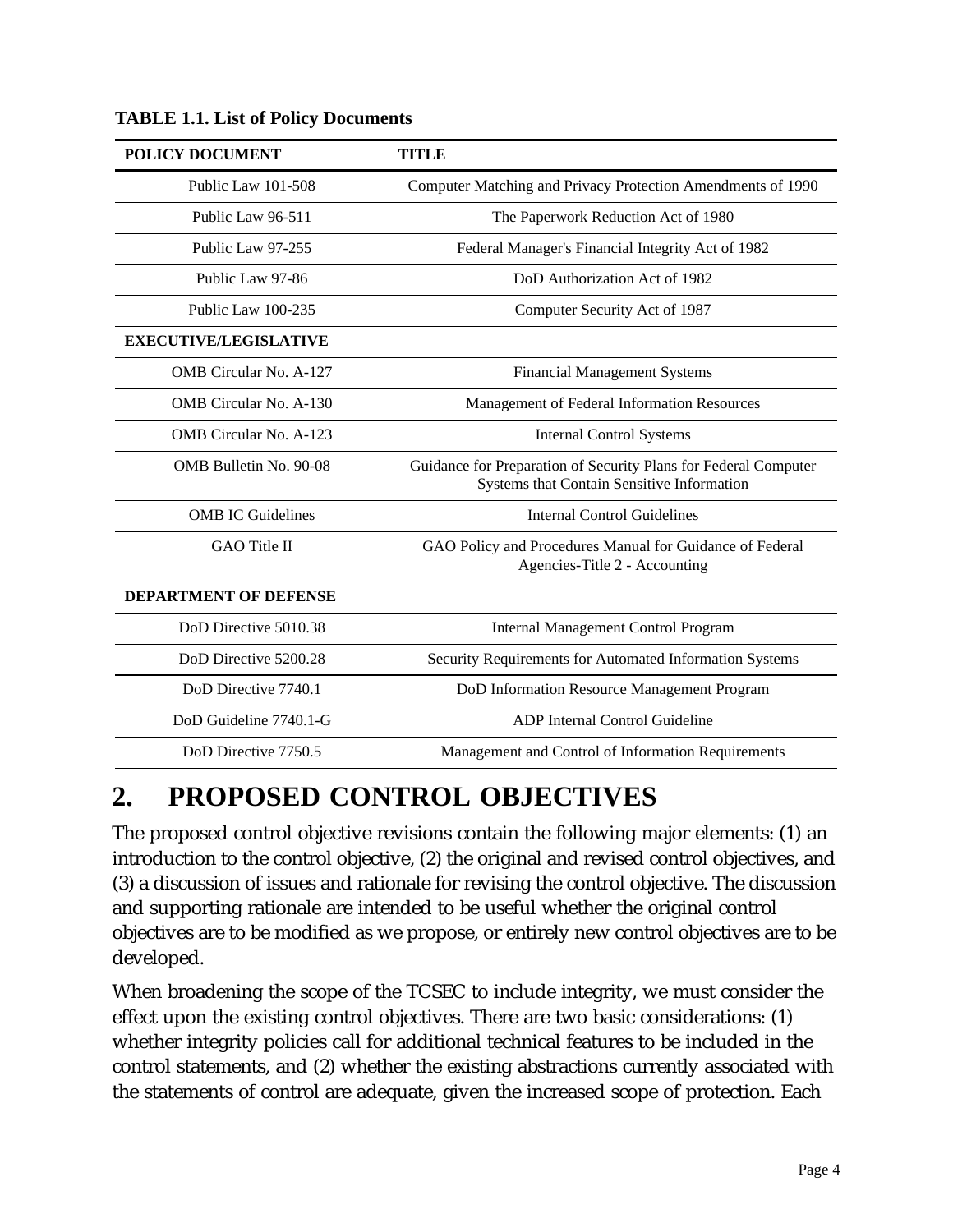**TABLE 1.1. List of Policy Documents**

| POLICY DOCUMENT | TITLE |
|---|---|
| Public Law 101-508 | Computer Matching and Privacy Protection Amendments of 1990 |
| Public Law 96-511 | The Paperwork Reduction Act of 1980 |
| Public Law 97-255 | Federal Manager's Financial Integrity Act of 1982 |
| Public Law 97-86 | DoD Authorization Act of 1982 |
| Public Law 100-235 | Computer Security Act of 1987 |
| **EXECUTIVE/LEGISLATIVE** | |
| OMB Circular No. A-127 | Financial Management Systems |
| OMB Circular No. A-130 | Management of Federal Information Resources |
| OMB Circular No. A-123 | Internal Control Systems |
| OMB Bulletin No. 90-08 | Guidance for Preparation of Security Plans for Federal Computer Systems that Contain Sensitive Information |
| OMB IC Guidelines | Internal Control Guidelines |
| GAO Title II | GAO Policy and Procedures Manual for Guidance of Federal Agencies-Title 2 - Accounting |
| **DEPARTMENT OF DEFENSE** | |
| DoD Directive 5010.38 | Internal Management Control Program |
| DoD Directive 5200.28 | Security Requirements for Automated Information Systems |
| DoD Directive 7740.1 | DoD Information Resource Management Program |
| DoD Guideline 7740.1-G | ADP Internal Control Guideline |
| DoD Directive 7750.5 | Management and Control of Information Requirements |

# 2. PROPOSED CONTROL OBJECTIVES

The proposed control objective revisions contain the following major elements: (1) an introduction to the control objective, (2) the original and revised control objectives, and (3) a discussion of issues and rationale for revising the control objective. The discussion and supporting rationale are intended to be useful whether the original control objectives are to be modified as we propose, or entirely new control objectives are to be developed.

When broadening the scope of the TCSEC to include integrity, we must consider the effect upon the existing control objectives. There are two basic considerations: (1) whether integrity policies call for additional technical features to be included in the control statements, and (2) whether the existing abstractions currently associated with the statements of control are adequate, given the increased scope of protection. Each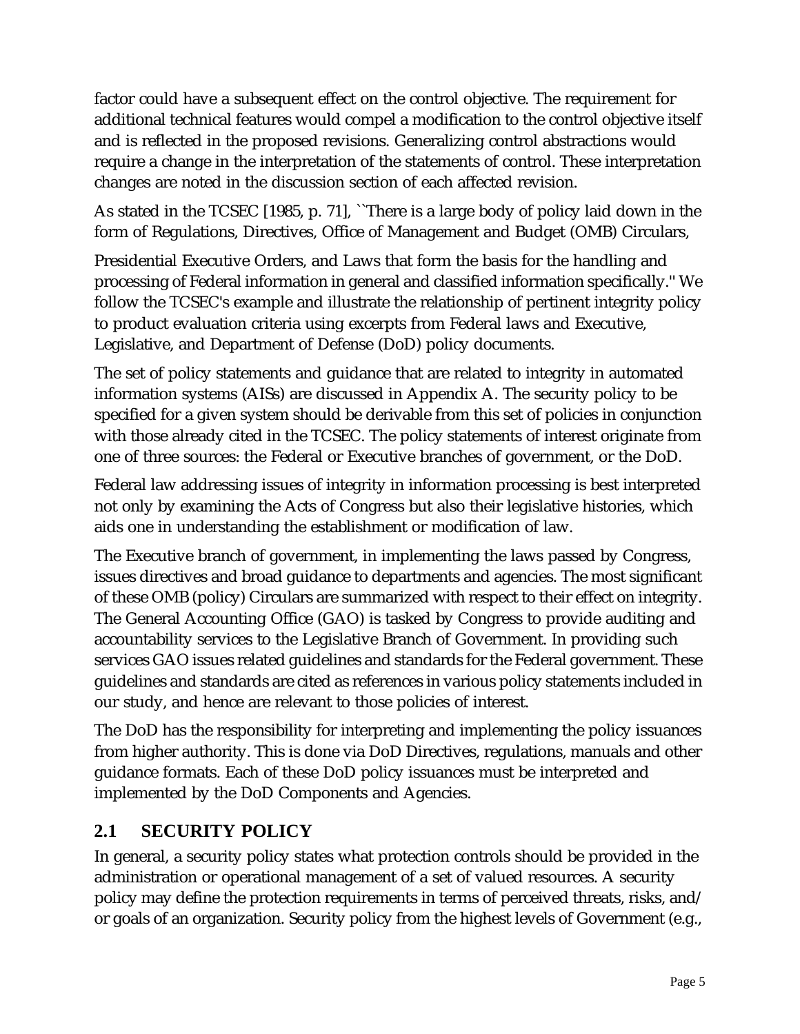factor could have a subsequent effect on the control objective. The requirement for additional technical features would compel a modification to the control objective itself and is reflected in the proposed revisions. Generalizing control abstractions would require a change in the interpretation of the statements of control. These interpretation changes are noted in the discussion section of each affected revision.

As stated in the TCSEC [1985, p. 71], ``There is a large body of policy laid down in the form of Regulations, Directives, Office of Management and Budget (OMB) Circulars, Presidential Executive Orders, and Laws that form the basis for the handling and processing of Federal information in general and classified information specifically.'' We follow the TCSEC's example and illustrate the relationship of pertinent integrity policy to product evaluation criteria using excerpts from Federal laws and Executive, Legislative, and Department of Defense (DoD) policy documents.

The set of policy statements and guidance that are related to integrity in automated information systems (AISs) are discussed in Appendix A. The security policy to be specified for a given system should be derivable from this set of policies in conjunction with those already cited in the TCSEC. The policy statements of interest originate from one of three sources: the Federal or Executive branches of government, or the DoD.

Federal law addressing issues of integrity in information processing is best interpreted not only by examining the Acts of Congress but also their legislative histories, which aids one in understanding the establishment or modification of law.

The Executive branch of government, in implementing the laws passed by Congress, issues directives and broad guidance to departments and agencies. The most significant of these OMB (policy) Circulars are summarized with respect to their effect on integrity. The General Accounting Office (GAO) is tasked by Congress to provide auditing and accountability services to the Legislative Branch of Government. In providing such services GAO issues related guidelines and standards for the Federal government. These guidelines and standards are cited as references in various policy statements included in our study, and hence are relevant to those policies of interest.

The DoD has the responsibility for interpreting and implementing the policy issuances from higher authority. This is done via DoD Directives, regulations, manuals and other guidance formats. Each of these DoD policy issuances must be interpreted and implemented by the DoD Components and Agencies.

## 2.1 SECURITY POLICY

In general, a security policy states what protection controls should be provided in the administration or operational management of a set of valued resources. A security policy may define the protection requirements in terms of perceived threats, risks, and/or goals of an organization. Security policy from the highest levels of Government (e.g.,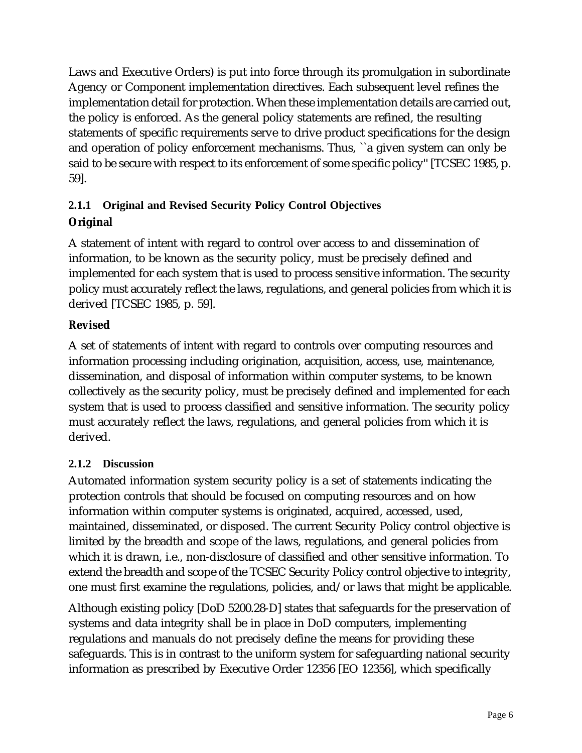Laws and Executive Orders) is put into force through its promulgation in subordinate Agency or Component implementation directives. Each subsequent level refines the implementation detail for protection. When these implementation details are carried out, the policy is enforced. As the general policy statements are refined, the resulting statements of specific requirements serve to drive product specifications for the design and operation of policy enforcement mechanisms. Thus, ``a given system can only be said to be secure with respect to its enforcement of some specific policy'' [TCSEC 1985, p. 59].

### 2.1.1 Original and Revised Security Policy Control Objectives

**Original**

A statement of intent with regard to control over access to and dissemination of information, to be known as the security policy, must be precisely defined and implemented for each system that is used to process sensitive information. The security policy must accurately reflect the laws, regulations, and general policies from which it is derived [TCSEC 1985, p. 59].

**Revised**

A set of statements of intent with regard to controls over computing resources and information processing including origination, acquisition, access, use, maintenance, dissemination, and disposal of information within computer systems, to be known collectively as the security policy, must be precisely defined and implemented for each system that is used to process classified and sensitive information. The security policy must accurately reflect the laws, regulations, and general policies from which it is derived.

### 2.1.2 Discussion

Automated information system security policy is a set of statements indicating the protection controls that should be focused on computing resources and on how information within computer systems is originated, acquired, accessed, used, maintained, disseminated, or disposed. The current Security Policy control objective is limited by the breadth and scope of the laws, regulations, and general policies from which it is drawn, i.e., non-disclosure of classified and other sensitive information. To extend the breadth and scope of the TCSEC Security Policy control objective to integrity, one must first examine the regulations, policies, and/or laws that might be applicable.

Although existing policy [DoD 5200.28-D] states that safeguards for the preservation of systems and data integrity shall be in place in DoD computers, implementing regulations and manuals do not precisely define the means for providing these safeguards. This is in contrast to the uniform system for safeguarding national security information as prescribed by Executive Order 12356 [EO 12356], which specifically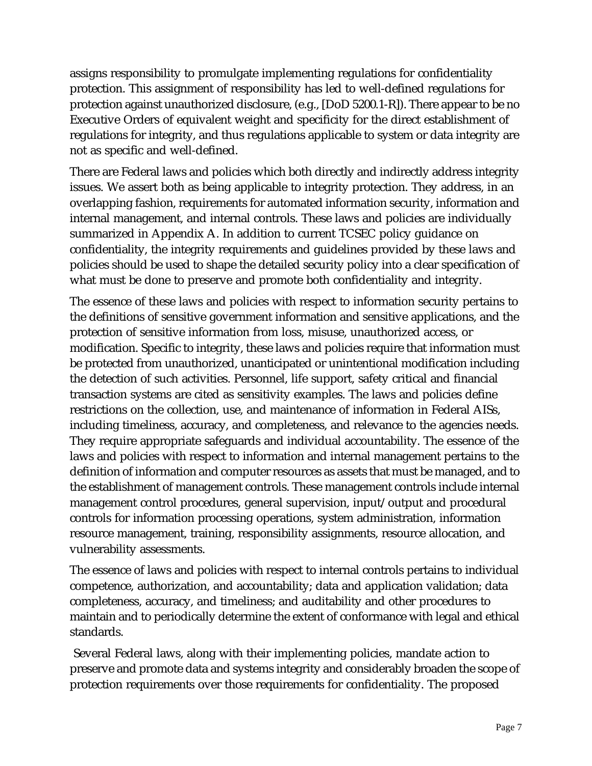assigns responsibility to promulgate implementing regulations for confidentiality protection. This assignment of responsibility has led to well-defined regulations for protection against unauthorized disclosure, (e.g., [DoD 5200.1-R]). There appear to be no Executive Orders of equivalent weight and specificity for the direct establishment of regulations for integrity, and thus regulations applicable to system or data integrity are not as specific and well-defined.

There are Federal laws and policies which both directly and indirectly address integrity issues. We assert both as being applicable to integrity protection. They address, in an overlapping fashion, requirements for automated information security, information and internal management, and internal controls. These laws and policies are individually summarized in Appendix A. In addition to current TCSEC policy guidance on confidentiality, the integrity requirements and guidelines provided by these laws and policies should be used to shape the detailed security policy into a clear specification of what must be done to preserve and promote both confidentiality and integrity.

The essence of these laws and policies with respect to information security pertains to the definitions of sensitive government information and sensitive applications, and the protection of sensitive information from loss, misuse, unauthorized access, or modification. Specific to integrity, these laws and policies require that information must be protected from unauthorized, unanticipated or unintentional modification including the detection of such activities. Personnel, life support, safety critical and financial transaction systems are cited as sensitivity examples. The laws and policies define restrictions on the collection, use, and maintenance of information in Federal AISs, including timeliness, accuracy, and completeness, and relevance to the agencies needs. They require appropriate safeguards and individual accountability. The essence of the laws and policies with respect to information and internal management pertains to the definition of information and computer resources as assets that must be managed, and to the establishment of management controls. These management controls include internal management control procedures, general supervision, input/output and procedural controls for information processing operations, system administration, information resource management, training, responsibility assignments, resource allocation, and vulnerability assessments.

The essence of laws and policies with respect to internal controls pertains to individual competence, authorization, and accountability; data and application validation; data completeness, accuracy, and timeliness; and auditability and other procedures to maintain and to periodically determine the extent of conformance with legal and ethical standards.

Several Federal laws, along with their implementing policies, mandate action to preserve and promote data and systems integrity and considerably broaden the scope of protection requirements over those requirements for confidentiality. The proposed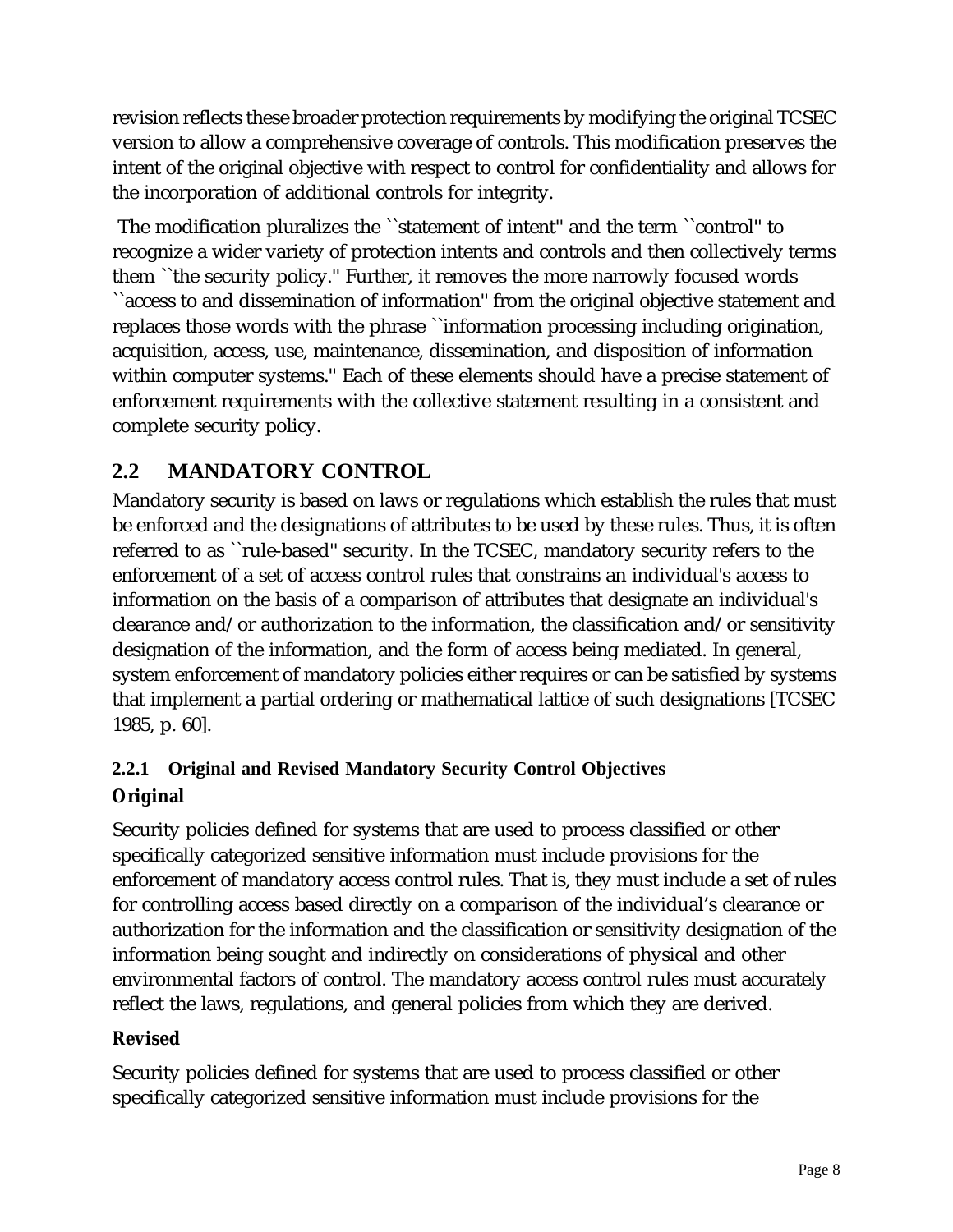revision reflects these broader protection requirements by modifying the original TCSEC version to allow a comprehensive coverage of controls. This modification preserves the intent of the original objective with respect to control for confidentiality and allows for the incorporation of additional controls for integrity.

The modification pluralizes the ``statement of intent'' and the term ``control'' to recognize a wider variety of protection intents and controls and then collectively terms them ``the security policy.'' Further, it removes the more narrowly focused words ``access to and dissemination of information'' from the original objective statement and replaces those words with the phrase ``information processing including origination, acquisition, access, use, maintenance, dissemination, and disposition of information within computer systems.'' Each of these elements should have a precise statement of enforcement requirements with the collective statement resulting in a consistent and complete security policy.

## 2.2 MANDATORY CONTROL

Mandatory security is based on laws or regulations which establish the rules that must be enforced and the designations of attributes to be used by these rules. Thus, it is often referred to as ``rule-based'' security. In the TCSEC, mandatory security refers to the enforcement of a set of access control rules that constrains an individual's access to information on the basis of a comparison of attributes that designate an individual's clearance and/or authorization to the information, the classification and/or sensitivity designation of the information, and the form of access being mediated. In general, system enforcement of mandatory policies either requires or can be satisfied by systems that implement a partial ordering or mathematical lattice of such designations [TCSEC 1985, p. 60].

### 2.2.1 Original and Revised Mandatory Security Control Objectives

**Original**

Security policies defined for systems that are used to process classified or other specifically categorized sensitive information must include provisions for the enforcement of mandatory access control rules. That is, they must include a set of rules for controlling access based directly on a comparison of the individual's clearance or authorization for the information and the classification or sensitivity designation of the information being sought and indirectly on considerations of physical and other environmental factors of control. The mandatory access control rules must accurately reflect the laws, regulations, and general policies from which they are derived.

**Revised**

Security policies defined for systems that are used to process classified or other specifically categorized sensitive information must include provisions for the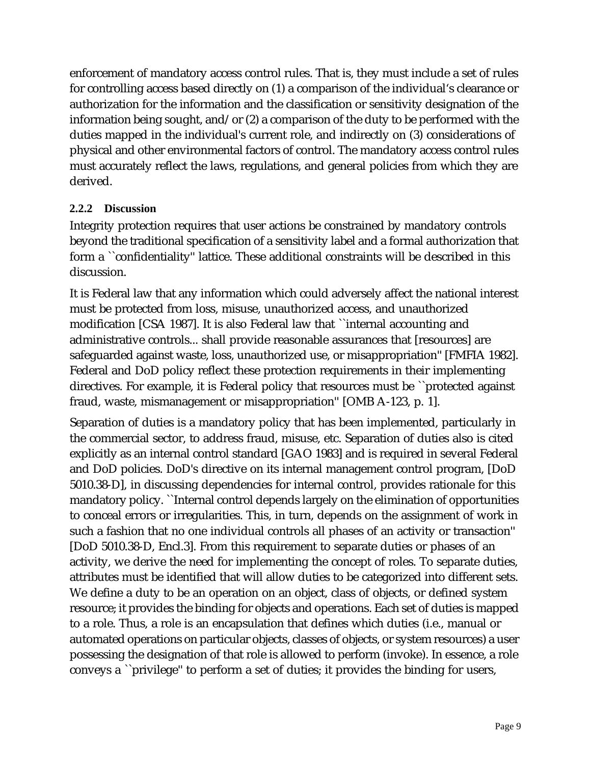enforcement of mandatory access control rules. That is, they must include a set of rules for controlling access based directly on (1) a comparison of the individual's clearance or authorization for the information and the classification or sensitivity designation of the information being sought, and/or (2) a comparison of the duty to be performed with the duties mapped in the individual's current role, and indirectly on (3) considerations of physical and other environmental factors of control. The mandatory access control rules must accurately reflect the laws, regulations, and general policies from which they are derived.

### 2.2.2 Discussion

Integrity protection requires that user actions be constrained by mandatory controls beyond the traditional specification of a sensitivity label and a formal authorization that form a ``confidentiality'' lattice. These additional constraints will be described in this discussion.

It is Federal law that any information which could adversely affect the national interest must be protected from loss, misuse, unauthorized access, and unauthorized modification [CSA 1987]. It is also Federal law that ``internal accounting and administrative controls... shall provide reasonable assurances that [resources] are safeguarded against waste, loss, unauthorized use, or misappropriation'' [FMFIA 1982]. Federal and DoD policy reflect these protection requirements in their implementing directives. For example, it is Federal policy that resources must be ``protected against fraud, waste, mismanagement or misappropriation'' [OMB A-123, p. 1].

Separation of duties is a mandatory policy that has been implemented, particularly in the commercial sector, to address fraud, misuse, etc. Separation of duties also is cited explicitly as an internal control standard [GAO 1983] and is required in several Federal and DoD policies. DoD's directive on its internal management control program, [DoD 5010.38-D], in discussing dependencies for internal control, provides rationale for this mandatory policy. ``Internal control depends largely on the elimination of opportunities to conceal errors or irregularities. This, in turn, depends on the assignment of work in such a fashion that no one individual controls all phases of an activity or transaction'' [DoD 5010.38-D, Encl.3]. From this requirement to separate duties or phases of an activity, we derive the need for implementing the concept of roles. To separate duties, attributes must be identified that will allow duties to be categorized into different sets. We define a duty to be an operation on an object, class of objects, or defined system resource; it provides the binding for objects and operations. Each set of duties is mapped to a role. Thus, a role is an encapsulation that defines which duties (i.e., manual or automated operations on particular objects, classes of objects, or system resources) a user possessing the designation of that role is allowed to perform (invoke). In essence, a role conveys a ``privilege'' to perform a set of duties; it provides the binding for users,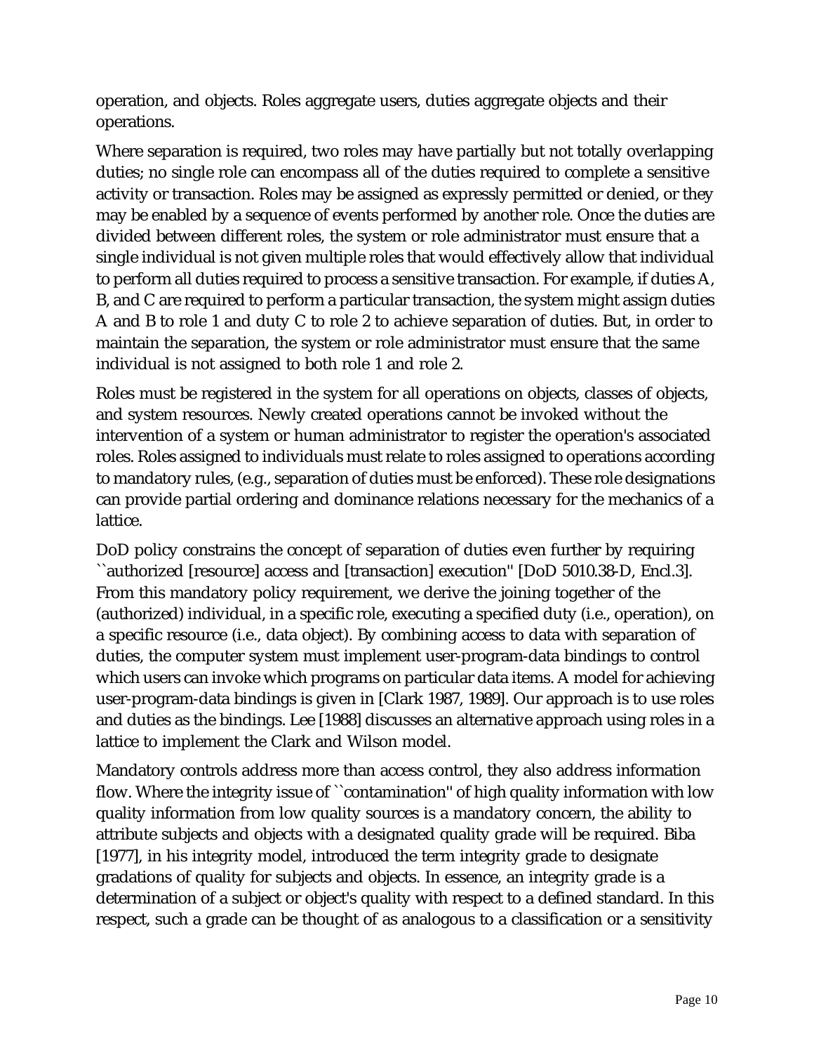operation, and objects. Roles aggregate users, duties aggregate objects and their operations.

Where separation is required, two roles may have partially but not totally overlapping duties; no single role can encompass all of the duties required to complete a sensitive activity or transaction. Roles may be assigned as expressly permitted or denied, or they may be enabled by a sequence of events performed by another role. Once the duties are divided between different roles, the system or role administrator must ensure that a single individual is not given multiple roles that would effectively allow that individual to perform all duties required to process a sensitive transaction. For example, if duties A, B, and C are required to perform a particular transaction, the system might assign duties A and B to role 1 and duty C to role 2 to achieve separation of duties. But, in order to maintain the separation, the system or role administrator must ensure that the same individual is not assigned to both role 1 and role 2.

Roles must be registered in the system for all operations on objects, classes of objects, and system resources. Newly created operations cannot be invoked without the intervention of a system or human administrator to register the operation's associated roles. Roles assigned to individuals must relate to roles assigned to operations according to mandatory rules, (e.g., separation of duties must be enforced). These role designations can provide partial ordering and dominance relations necessary for the mechanics of a lattice.

DoD policy constrains the concept of separation of duties even further by requiring ``authorized [resource] access and [transaction] execution'' [DoD 5010.38-D, Encl.3]. From this mandatory policy requirement, we derive the joining together of the (authorized) individual, in a specific role, executing a specified duty (i.e., operation), on a specific resource (i.e., data object). By combining access to data with separation of duties, the computer system must implement user-program-data bindings to control which users can invoke which programs on particular data items. A model for achieving user-program-data bindings is given in [Clark 1987, 1989]. Our approach is to use roles and duties as the bindings. Lee [1988] discusses an alternative approach using roles in a lattice to implement the Clark and Wilson model.

Mandatory controls address more than access control, they also address information flow. Where the integrity issue of ``contamination'' of high quality information with low quality information from low quality sources is a mandatory concern, the ability to attribute subjects and objects with a designated quality grade will be required. Biba [1977], in his integrity model, introduced the term integrity grade to designate gradations of quality for subjects and objects. In essence, an integrity grade is a determination of a subject or object's quality with respect to a defined standard. In this respect, such a grade can be thought of as analogous to a classification or a sensitivity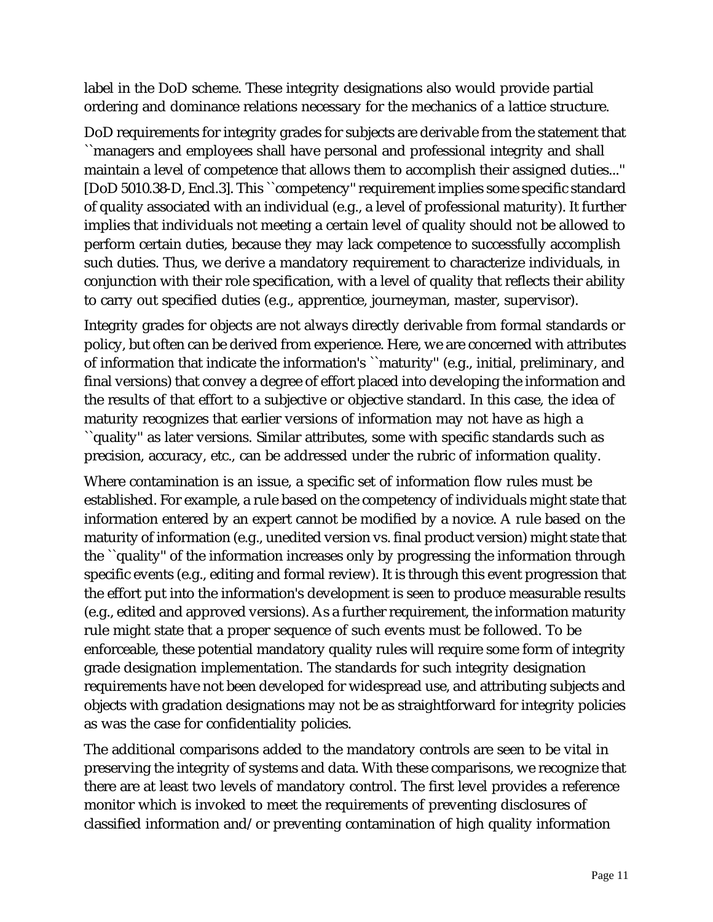label in the DoD scheme. These integrity designations also would provide partial ordering and dominance relations necessary for the mechanics of a lattice structure.

DoD requirements for integrity grades for subjects are derivable from the statement that ``managers and employees shall have personal and professional integrity and shall maintain a level of competence that allows them to accomplish their assigned duties...'' [DoD 5010.38-D, Encl.3]. This ``competency'' requirement implies some specific standard of quality associated with an individual (e.g., a level of professional maturity). It further implies that individuals not meeting a certain level of quality should not be allowed to perform certain duties, because they may lack competence to successfully accomplish such duties. Thus, we derive a mandatory requirement to characterize individuals, in conjunction with their role specification, with a level of quality that reflects their ability to carry out specified duties (e.g., apprentice, journeyman, master, supervisor).

Integrity grades for objects are not always directly derivable from formal standards or policy, but often can be derived from experience. Here, we are concerned with attributes of information that indicate the information's ``maturity'' (e.g., initial, preliminary, and final versions) that convey a degree of effort placed into developing the information and the results of that effort to a subjective or objective standard. In this case, the idea of maturity recognizes that earlier versions of information may not have as high a ``quality'' as later versions. Similar attributes, some with specific standards such as precision, accuracy, etc., can be addressed under the rubric of information quality.

Where contamination is an issue, a specific set of information flow rules must be established. For example, a rule based on the competency of individuals might state that information entered by an expert cannot be modified by a novice. A rule based on the maturity of information (e.g., unedited version vs. final product version) might state that the ``quality'' of the information increases only by progressing the information through specific events (e.g., editing and formal review). It is through this event progression that the effort put into the information's development is seen to produce measurable results (e.g., edited and approved versions). As a further requirement, the information maturity rule might state that a proper sequence of such events must be followed. To be enforceable, these potential mandatory quality rules will require some form of integrity grade designation implementation. The standards for such integrity designation requirements have not been developed for widespread use, and attributing subjects and objects with gradation designations may not be as straightforward for integrity policies as was the case for confidentiality policies.

The additional comparisons added to the mandatory controls are seen to be vital in preserving the integrity of systems and data. With these comparisons, we recognize that there are at least two levels of mandatory control. The first level provides a reference monitor which is invoked to meet the requirements of preventing disclosures of classified information and/or preventing contamination of high quality information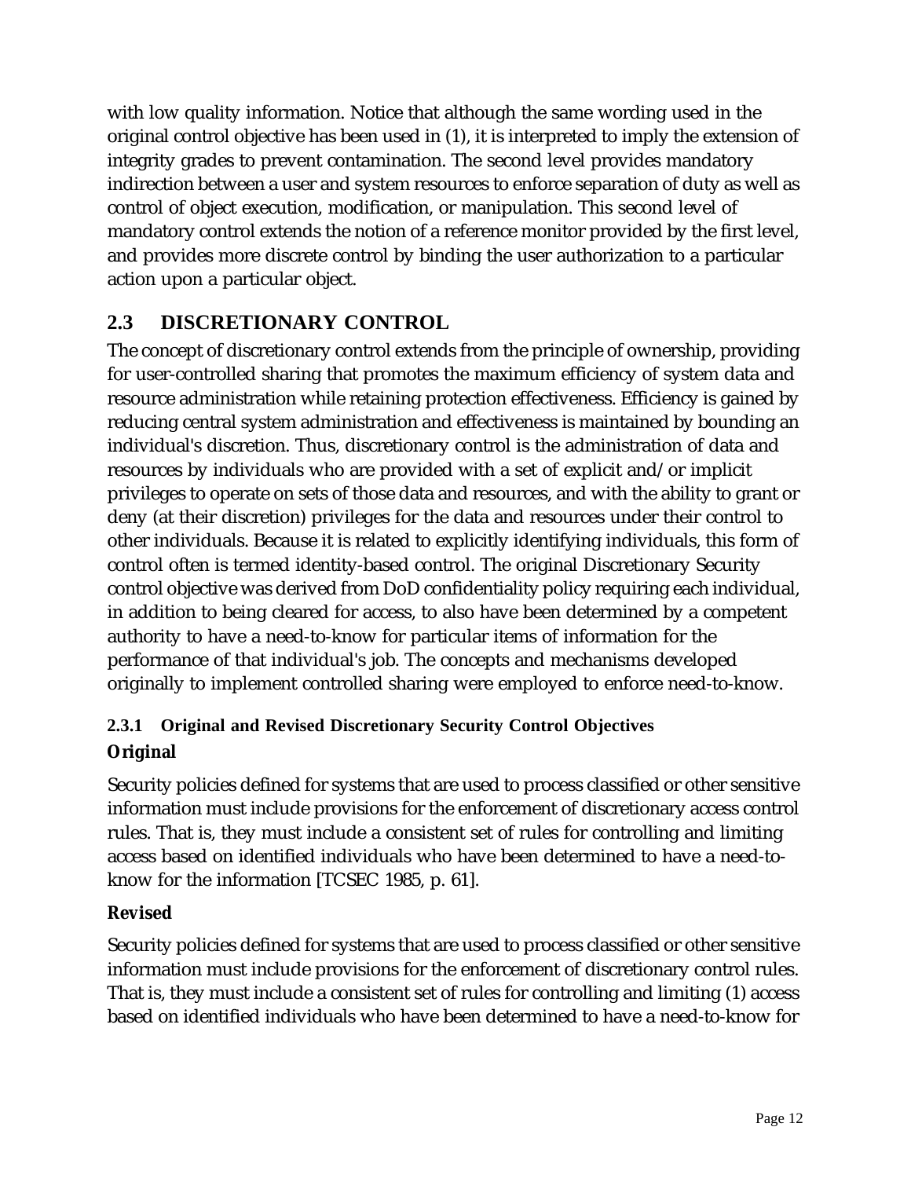with low quality information. Notice that although the same wording used in the original control objective has been used in (1), it is interpreted to imply the extension of integrity grades to prevent contamination. The second level provides mandatory indirection between a user and system resources to enforce separation of duty as well as control of object execution, modification, or manipulation. This second level of mandatory control extends the notion of a reference monitor provided by the first level, and provides more discrete control by binding the user authorization to a particular action upon a particular object.

## 2.3 DISCRETIONARY CONTROL

The concept of discretionary control extends from the principle of ownership, providing for user-controlled sharing that promotes the maximum efficiency of system data and resource administration while retaining protection effectiveness. Efficiency is gained by reducing central system administration and effectiveness is maintained by bounding an individual's discretion. Thus, discretionary control is the administration of data and resources by individuals who are provided with a set of explicit and/or implicit privileges to operate on sets of those data and resources, and with the ability to grant or deny (at their discretion) privileges for the data and resources under their control to other individuals. Because it is related to explicitly identifying individuals, this form of control often is termed identity-based control. The original Discretionary Security control objective was derived from DoD confidentiality policy requiring each individual, in addition to being cleared for access, to also have been determined by a competent authority to have a need-to-know for particular items of information for the performance of that individual's job. The concepts and mechanisms developed originally to implement controlled sharing were employed to enforce need-to-know.

### 2.3.1 Original and Revised Discretionary Security Control Objectives

**Original**

Security policies defined for systems that are used to process classified or other sensitive information must include provisions for the enforcement of discretionary access control rules. That is, they must include a consistent set of rules for controlling and limiting access based on identified individuals who have been determined to have a need-to-know for the information [TCSEC 1985, p. 61].

**Revised**

Security policies defined for systems that are used to process classified or other sensitive information must include provisions for the enforcement of discretionary control rules. That is, they must include a consistent set of rules for controlling and limiting (1) access based on identified individuals who have been determined to have a need-to-know for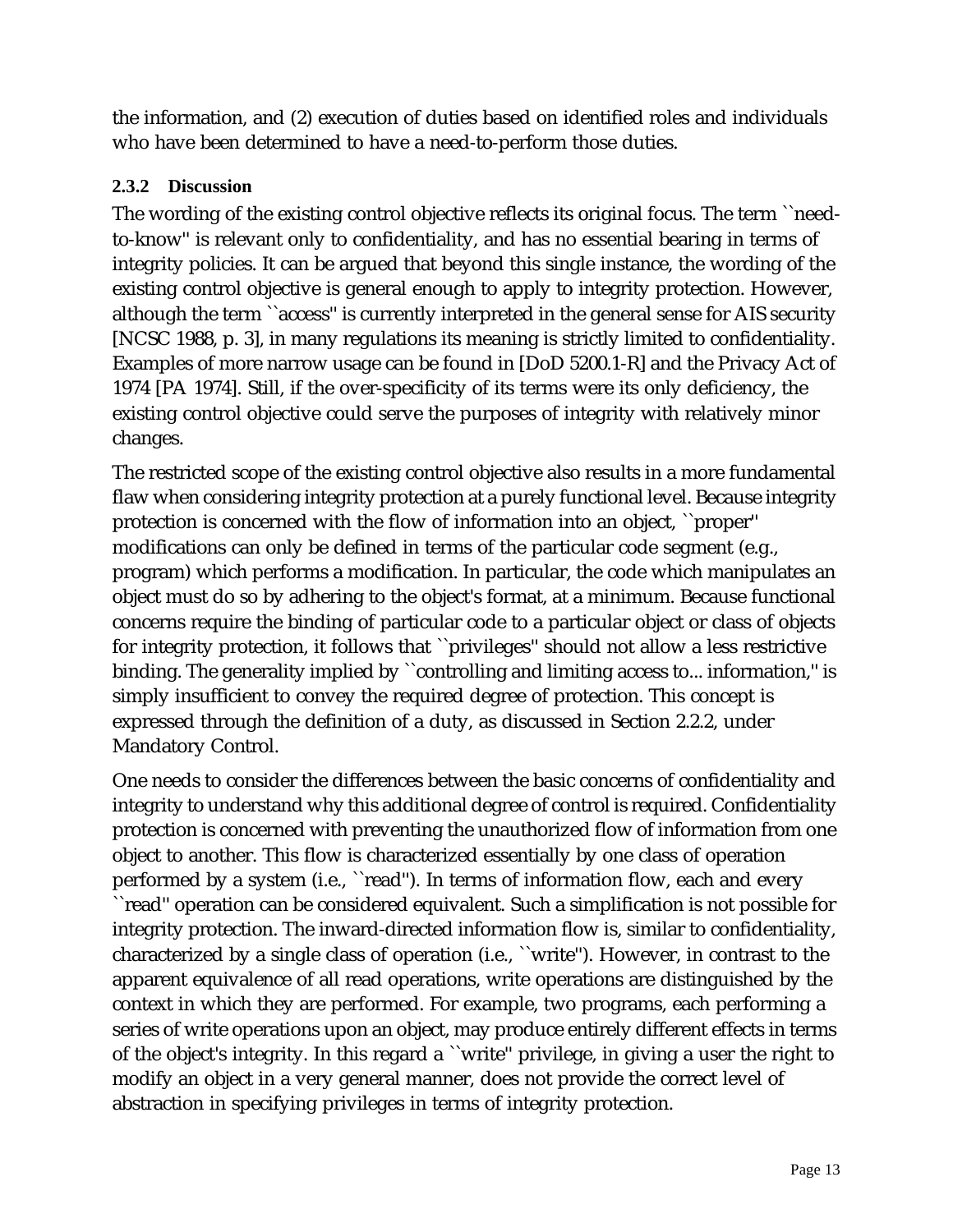the information, and (2) execution of duties based on identified roles and individuals who have been determined to have a need-to-perform those duties.

### 2.3.2 Discussion

The wording of the existing control objective reflects its original focus. The term ``need-to-know'' is relevant only to confidentiality, and has no essential bearing in terms of integrity policies. It can be argued that beyond this single instance, the wording of the existing control objective is general enough to apply to integrity protection. However, although the term ``access'' is currently interpreted in the general sense for AIS security [NCSC 1988, p. 3], in many regulations its meaning is strictly limited to confidentiality. Examples of more narrow usage can be found in [DoD 5200.1-R] and the Privacy Act of 1974 [PA 1974]. Still, if the over-specificity of its terms were its only deficiency, the existing control objective could serve the purposes of integrity with relatively minor changes.

The restricted scope of the existing control objective also results in a more fundamental flaw when considering integrity protection at a purely functional level. Because integrity protection is concerned with the flow of information into an object, ``proper'' modifications can only be defined in terms of the particular code segment (e.g., program) which performs a modification. In particular, the code which manipulates an object must do so by adhering to the object's format, at a minimum. Because functional concerns require the binding of particular code to a particular object or class of objects for integrity protection, it follows that ``privileges'' should not allow a less restrictive binding. The generality implied by ``controlling and limiting access to... information,'' is simply insufficient to convey the required degree of protection. This concept is expressed through the definition of a duty, as discussed in Section 2.2.2, under Mandatory Control.

One needs to consider the differences between the basic concerns of confidentiality and integrity to understand why this additional degree of control is required. Confidentiality protection is concerned with preventing the unauthorized flow of information from one object to another. This flow is characterized essentially by one class of operation performed by a system (i.e., ``read''). In terms of information flow, each and every ``read'' operation can be considered equivalent. Such a simplification is not possible for integrity protection. The inward-directed information flow is, similar to confidentiality, characterized by a single class of operation (i.e., ``write''). However, in contrast to the apparent equivalence of all read operations, write operations are distinguished by the context in which they are performed. For example, two programs, each performing a series of write operations upon an object, may produce entirely different effects in terms of the object's integrity. In this regard a ``write'' privilege, in giving a user the right to modify an object in a very general manner, does not provide the correct level of abstraction in specifying privileges in terms of integrity protection.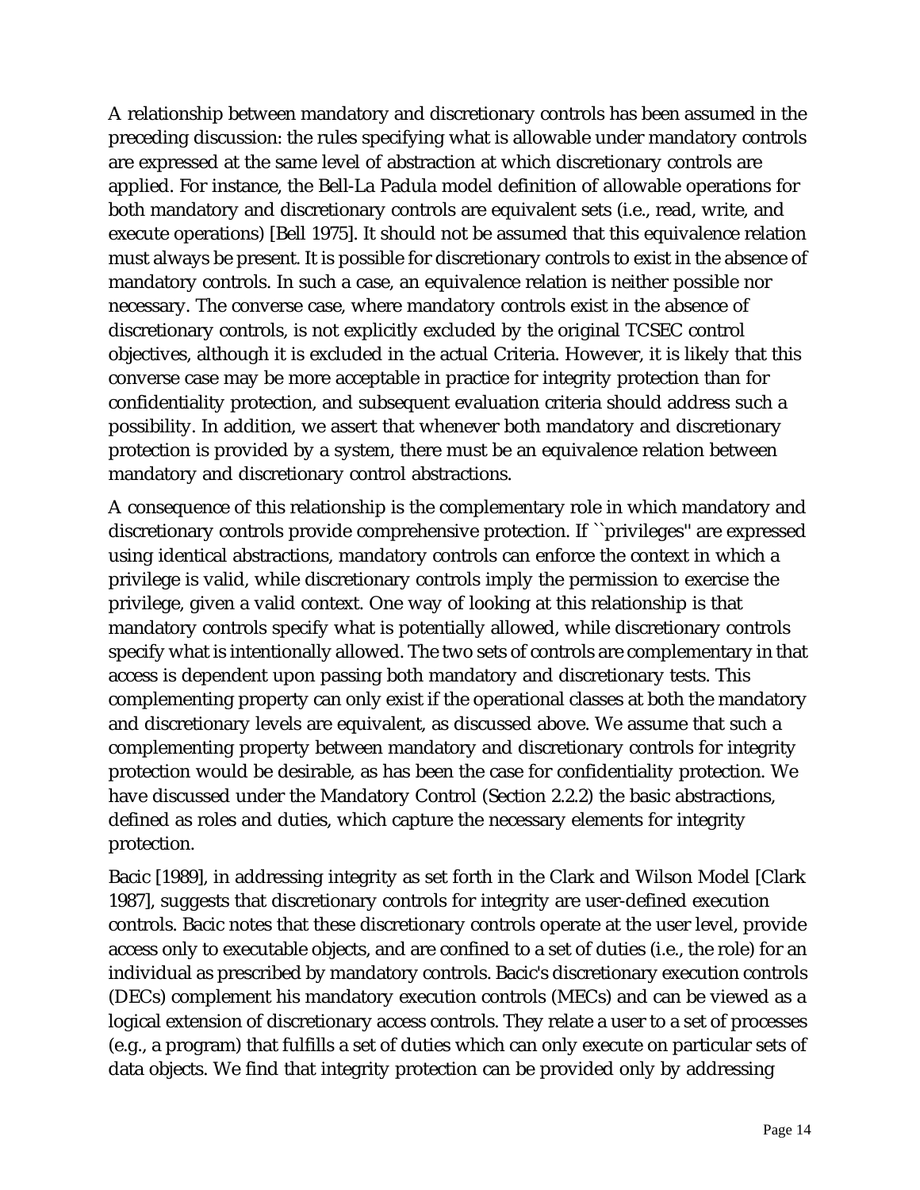A relationship between mandatory and discretionary controls has been assumed in the preceding discussion: the rules specifying what is allowable under mandatory controls are expressed at the same level of abstraction at which discretionary controls are applied. For instance, the Bell-La Padula model definition of allowable operations for both mandatory and discretionary controls are equivalent sets (i.e., read, write, and execute operations) [Bell 1975]. It should not be assumed that this equivalence relation must always be present. It is possible for discretionary controls to exist in the absence of mandatory controls. In such a case, an equivalence relation is neither possible nor necessary. The converse case, where mandatory controls exist in the absence of discretionary controls, is not explicitly excluded by the original TCSEC control objectives, although it is excluded in the actual Criteria. However, it is likely that this converse case may be more acceptable in practice for integrity protection than for confidentiality protection, and subsequent evaluation criteria should address such a possibility. In addition, we assert that whenever both mandatory and discretionary protection is provided by a system, there must be an equivalence relation between mandatory and discretionary control abstractions.

A consequence of this relationship is the complementary role in which mandatory and discretionary controls provide comprehensive protection. If ``privileges'' are expressed using identical abstractions, mandatory controls can enforce the context in which a privilege is valid, while discretionary controls imply the permission to exercise the privilege, given a valid context. One way of looking at this relationship is that mandatory controls specify what is potentially allowed, while discretionary controls specify what is intentionally allowed. The two sets of controls are complementary in that access is dependent upon passing both mandatory and discretionary tests. This complementing property can only exist if the operational classes at both the mandatory and discretionary levels are equivalent, as discussed above. We assume that such a complementing property between mandatory and discretionary controls for integrity protection would be desirable, as has been the case for confidentiality protection. We have discussed under the Mandatory Control (Section 2.2.2) the basic abstractions, defined as roles and duties, which capture the necessary elements for integrity protection.

Bacic [1989], in addressing integrity as set forth in the Clark and Wilson Model [Clark 1987], suggests that discretionary controls for integrity are user-defined execution controls. Bacic notes that these discretionary controls operate at the user level, provide access only to executable objects, and are confined to a set of duties (i.e., the role) for an individual as prescribed by mandatory controls. Bacic's discretionary execution controls (DECs) complement his mandatory execution controls (MECs) and can be viewed as a logical extension of discretionary access controls. They relate a user to a set of processes (e.g., a program) that fulfills a set of duties which can only execute on particular sets of data objects. We find that integrity protection can be provided only by addressing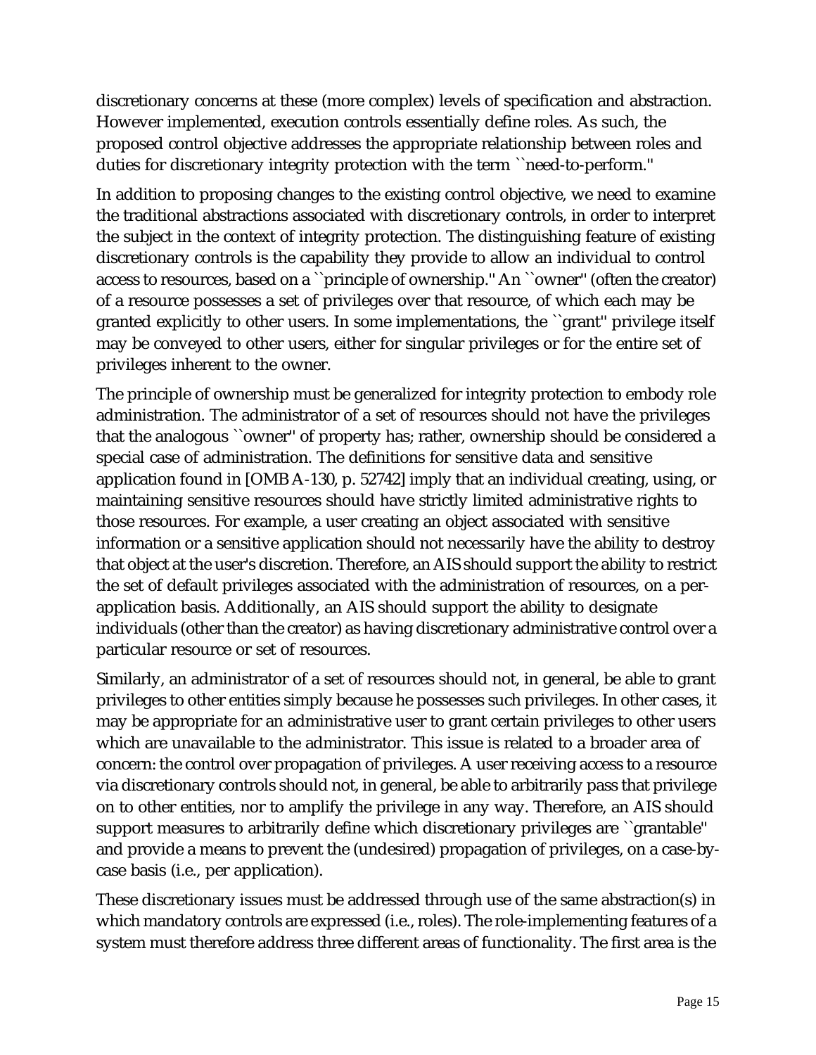discretionary concerns at these (more complex) levels of specification and abstraction. However implemented, execution controls essentially define roles. As such, the proposed control objective addresses the appropriate relationship between roles and duties for discretionary integrity protection with the term ``need-to-perform.''

In addition to proposing changes to the existing control objective, we need to examine the traditional abstractions associated with discretionary controls, in order to interpret the subject in the context of integrity protection. The distinguishing feature of existing discretionary controls is the capability they provide to allow an individual to control access to resources, based on a ``principle of ownership.'' An ``owner'' (often the creator) of a resource possesses a set of privileges over that resource, of which each may be granted explicitly to other users. In some implementations, the ``grant'' privilege itself may be conveyed to other users, either for singular privileges or for the entire set of privileges inherent to the owner.

The principle of ownership must be generalized for integrity protection to embody role administration. The administrator of a set of resources should not have the privileges that the analogous ``owner'' of property has; rather, ownership should be considered a special case of administration. The definitions for sensitive data and sensitive application found in [OMB A-130, p. 52742] imply that an individual creating, using, or maintaining sensitive resources should have strictly limited administrative rights to those resources. For example, a user creating an object associated with sensitive information or a sensitive application should not necessarily have the ability to destroy that object at the user's discretion. Therefore, an AIS should support the ability to restrict the set of default privileges associated with the administration of resources, on a per-application basis. Additionally, an AIS should support the ability to designate individuals (other than the creator) as having discretionary administrative control over a particular resource or set of resources.

Similarly, an administrator of a set of resources should not, in general, be able to grant privileges to other entities simply because he possesses such privileges. In other cases, it may be appropriate for an administrative user to grant certain privileges to other users which are unavailable to the administrator. This issue is related to a broader area of concern: the control over propagation of privileges. A user receiving access to a resource via discretionary controls should not, in general, be able to arbitrarily pass that privilege on to other entities, nor to amplify the privilege in any way. Therefore, an AIS should support measures to arbitrarily define which discretionary privileges are ``grantable'' and provide a means to prevent the (undesired) propagation of privileges, on a case-by-case basis (i.e., per application).

These discretionary issues must be addressed through use of the same abstraction(s) in which mandatory controls are expressed (i.e., roles). The role-implementing features of a system must therefore address three different areas of functionality. The first area is the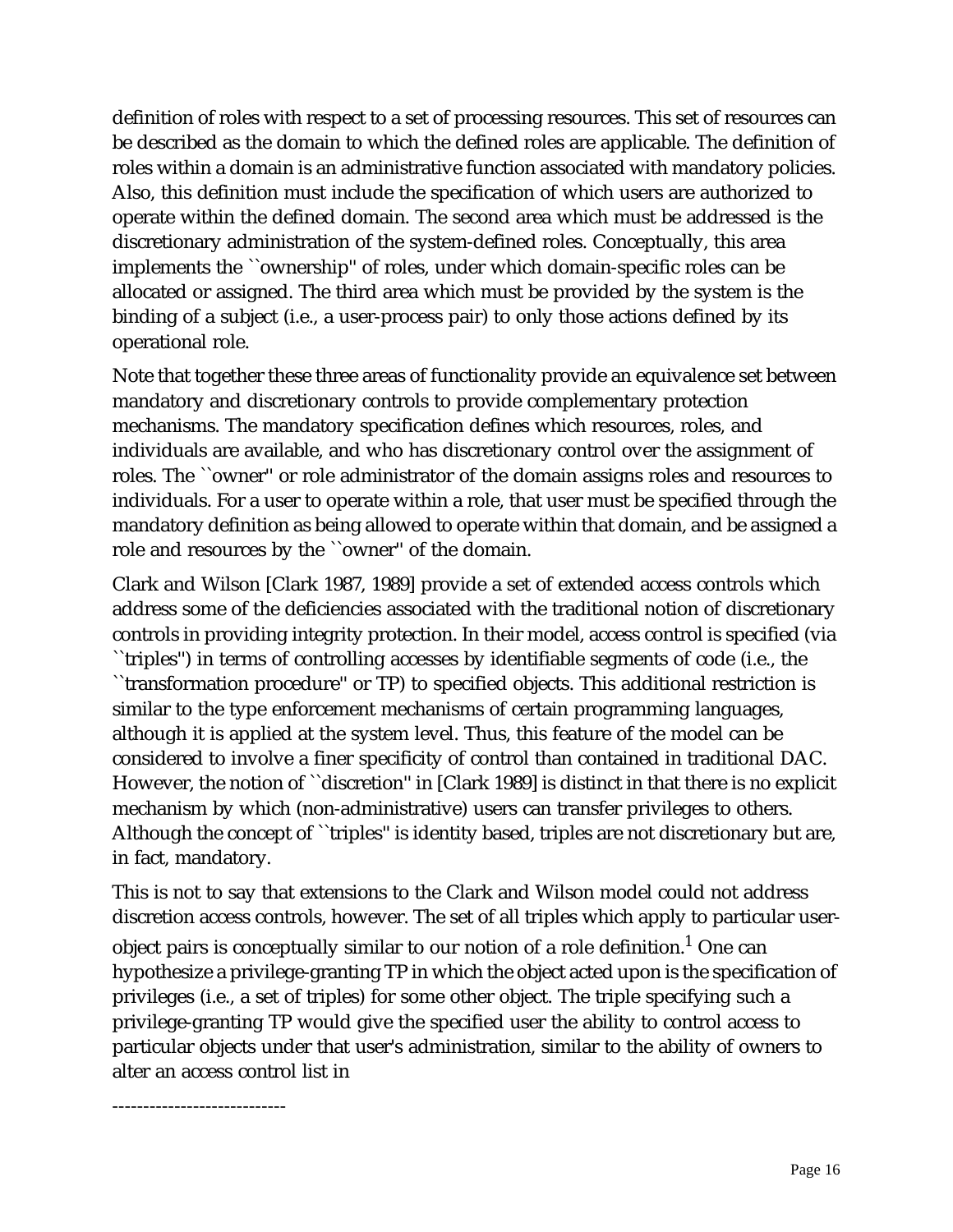definition of roles with respect to a set of processing resources. This set of resources can be described as the domain to which the defined roles are applicable. The definition of roles within a domain is an administrative function associated with mandatory policies. Also, this definition must include the specification of which users are authorized to operate within the defined domain. The second area which must be addressed is the discretionary administration of the system-defined roles. Conceptually, this area implements the ``ownership'' of roles, under which domain-specific roles can be allocated or assigned. The third area which must be provided by the system is the binding of a subject (i.e., a user-process pair) to only those actions defined by its operational role.

Note that together these three areas of functionality provide an equivalence set between mandatory and discretionary controls to provide complementary protection mechanisms. The mandatory specification defines which resources, roles, and individuals are available, and who has discretionary control over the assignment of roles. The ``owner'' or role administrator of the domain assigns roles and resources to individuals. For a user to operate within a role, that user must be specified through the mandatory definition as being allowed to operate within that domain, and be assigned a role and resources by the ``owner'' of the domain.

Clark and Wilson [Clark 1987, 1989] provide a set of extended access controls which address some of the deficiencies associated with the traditional notion of discretionary controls in providing integrity protection. In their model, access control is specified (via ``triples'') in terms of controlling accesses by identifiable segments of code (i.e., the ``transformation procedure'' or TP) to specified objects. This additional restriction is similar to the type enforcement mechanisms of certain programming languages, although it is applied at the system level. Thus, this feature of the model can be considered to involve a finer specificity of control than contained in traditional DAC. However, the notion of ``discretion'' in [Clark 1989] is distinct in that there is no explicit mechanism by which (non-administrative) users can transfer privileges to others. Although the concept of ``triples'' is identity based, triples are not discretionary but are, in fact, mandatory.

This is not to say that extensions to the Clark and Wilson model could not address discretion access controls, however. The set of all triples which apply to particular user-object pairs is conceptually similar to our notion of a role definition.[1] One can hypothesize a privilege-granting TP in which the object acted upon is the specification of privileges (i.e., a set of triples) for some other object. The triple specifying such a privilege-granting TP would give the specified user the ability to control access to particular objects under that user's administration, similar to the ability of owners to alter an access control list in

----------------------------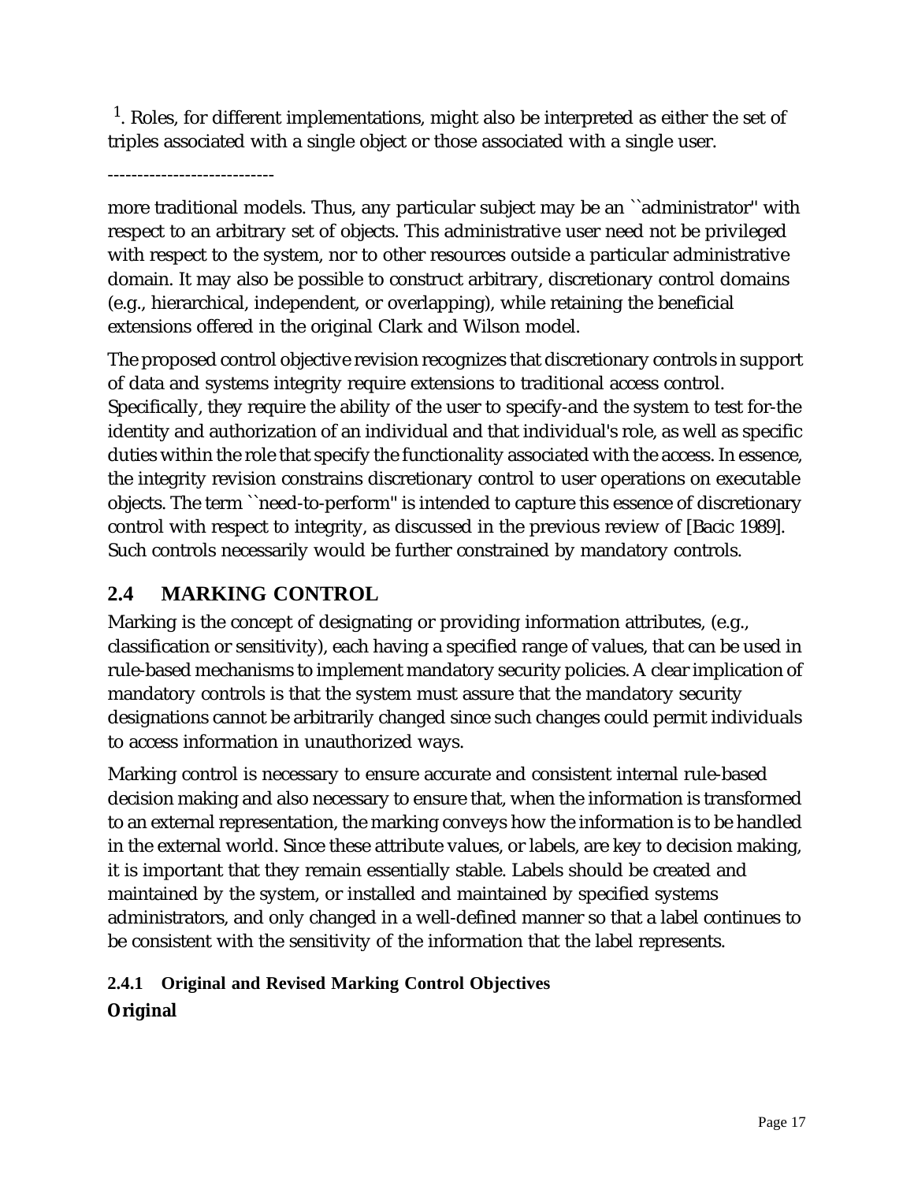[1]. Roles, for different implementations, might also be interpreted as either the set of triples associated with a single object or those associated with a single user.

----------------------------

more traditional models. Thus, any particular subject may be an ``administrator'' with respect to an arbitrary set of objects. This administrative user need not be privileged with respect to the system, nor to other resources outside a particular administrative domain. It may also be possible to construct arbitrary, discretionary control domains (e.g., hierarchical, independent, or overlapping), while retaining the beneficial extensions offered in the original Clark and Wilson model.

The proposed control objective revision recognizes that discretionary controls in support of data and systems integrity require extensions to traditional access control. Specifically, they require the ability of the user to specify-and the system to test for-the identity and authorization of an individual and that individual's role, as well as specific duties within the role that specify the functionality associated with the access. In essence, the integrity revision constrains discretionary control to user operations on executable objects. The term ``need-to-perform'' is intended to capture this essence of discretionary control with respect to integrity, as discussed in the previous review of [Bacic 1989]. Such controls necessarily would be further constrained by mandatory controls.

## 2.4 MARKING CONTROL

Marking is the concept of designating or providing information attributes, (e.g., classification or sensitivity), each having a specified range of values, that can be used in rule-based mechanisms to implement mandatory security policies. A clear implication of mandatory controls is that the system must assure that the mandatory security designations cannot be arbitrarily changed since such changes could permit individuals to access information in unauthorized ways.

Marking control is necessary to ensure accurate and consistent internal rule-based decision making and also necessary to ensure that, when the information is transformed to an external representation, the marking conveys how the information is to be handled in the external world. Since these attribute values, or labels, are key to decision making, it is important that they remain essentially stable. Labels should be created and maintained by the system, or installed and maintained by specified systems administrators, and only changed in a well-defined manner so that a label continues to be consistent with the sensitivity of the information that the label represents.

### 2.4.1 Original and Revised Marking Control Objectives

**Original**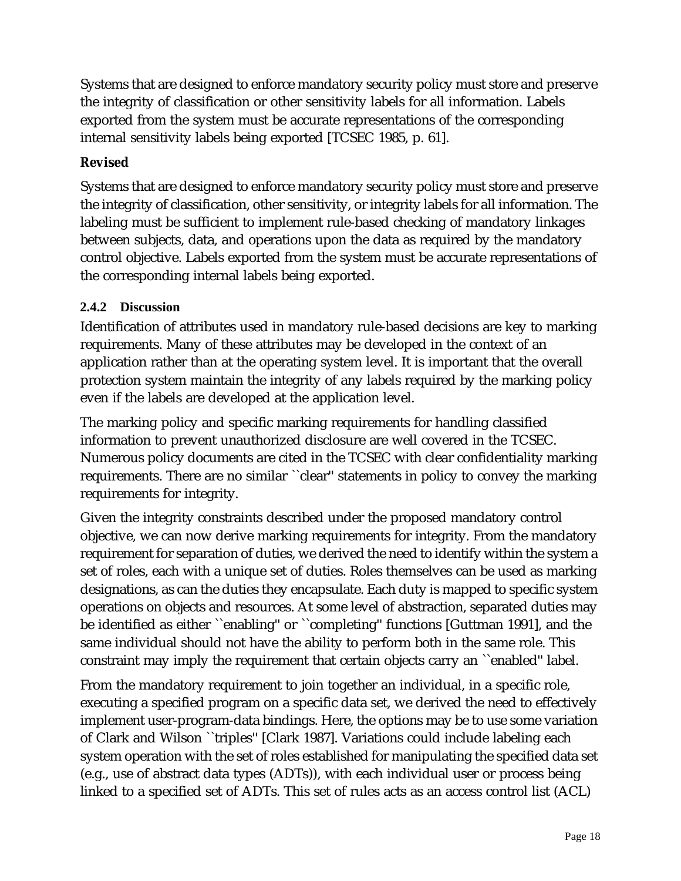Systems that are designed to enforce mandatory security policy must store and preserve the integrity of classification or other sensitivity labels for all information. Labels exported from the system must be accurate representations of the corresponding internal sensitivity labels being exported [TCSEC 1985, p. 61].

**Revised**

Systems that are designed to enforce mandatory security policy must store and preserve the integrity of classification, other sensitivity, or integrity labels for all information. The labeling must be sufficient to implement rule-based checking of mandatory linkages between subjects, data, and operations upon the data as required by the mandatory control objective. Labels exported from the system must be accurate representations of the corresponding internal labels being exported.

### 2.4.2 Discussion

Identification of attributes used in mandatory rule-based decisions are key to marking requirements. Many of these attributes may be developed in the context of an application rather than at the operating system level. It is important that the overall protection system maintain the integrity of any labels required by the marking policy even if the labels are developed at the application level.

The marking policy and specific marking requirements for handling classified information to prevent unauthorized disclosure are well covered in the TCSEC. Numerous policy documents are cited in the TCSEC with clear confidentiality marking requirements. There are no similar ``clear'' statements in policy to convey the marking requirements for integrity.

Given the integrity constraints described under the proposed mandatory control objective, we can now derive marking requirements for integrity. From the mandatory requirement for separation of duties, we derived the need to identify within the system a set of roles, each with a unique set of duties. Roles themselves can be used as marking designations, as can the duties they encapsulate. Each duty is mapped to specific system operations on objects and resources. At some level of abstraction, separated duties may be identified as either ``enabling'' or ``completing'' functions [Guttman 1991], and the same individual should not have the ability to perform both in the same role. This constraint may imply the requirement that certain objects carry an ``enabled'' label.

From the mandatory requirement to join together an individual, in a specific role, executing a specified program on a specific data set, we derived the need to effectively implement user-program-data bindings. Here, the options may be to use some variation of Clark and Wilson ``triples'' [Clark 1987]. Variations could include labeling each system operation with the set of roles established for manipulating the specified data set (e.g., use of abstract data types (ADTs)), with each individual user or process being linked to a specified set of ADTs. This set of rules acts as an access control list (ACL)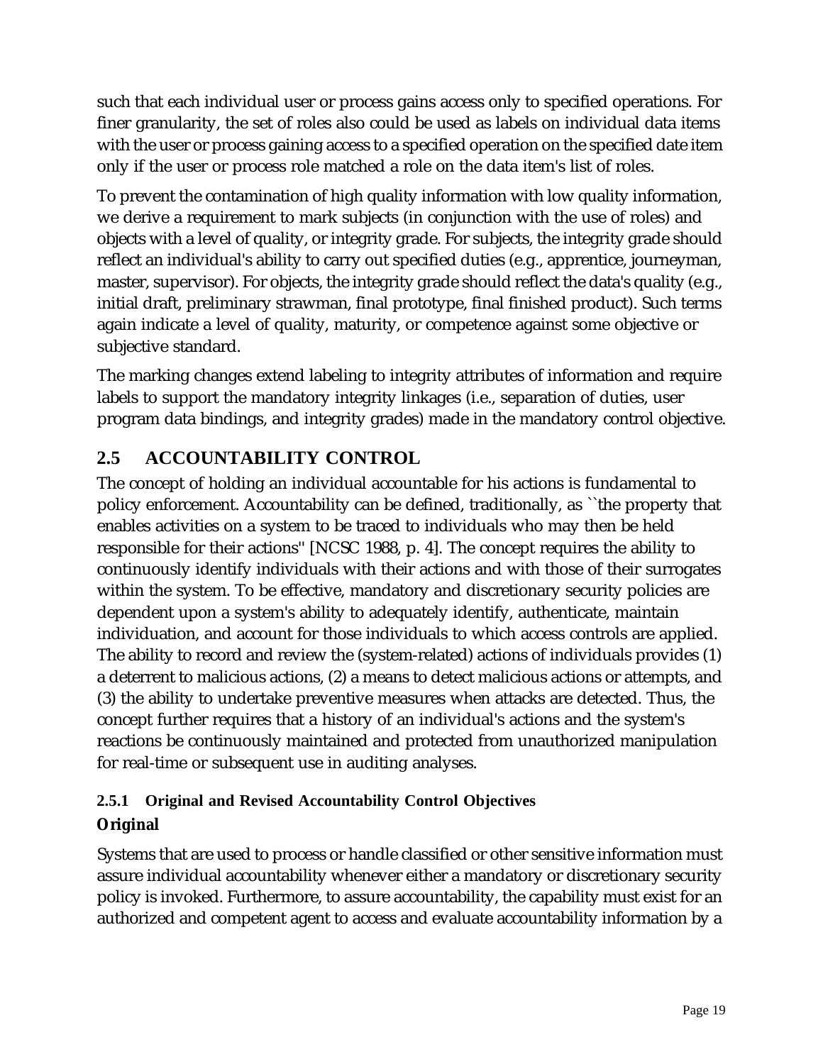such that each individual user or process gains access only to specified operations. For finer granularity, the set of roles also could be used as labels on individual data items with the user or process gaining access to a specified operation on the specified date item only if the user or process role matched a role on the data item's list of roles.

To prevent the contamination of high quality information with low quality information, we derive a requirement to mark subjects (in conjunction with the use of roles) and objects with a level of quality, or integrity grade. For subjects, the integrity grade should reflect an individual's ability to carry out specified duties (e.g., apprentice, journeyman, master, supervisor). For objects, the integrity grade should reflect the data's quality (e.g., initial draft, preliminary strawman, final prototype, final finished product). Such terms again indicate a level of quality, maturity, or competence against some objective or subjective standard.

The marking changes extend labeling to integrity attributes of information and require labels to support the mandatory integrity linkages (i.e., separation of duties, user program data bindings, and integrity grades) made in the mandatory control objective.

## 2.5 ACCOUNTABILITY CONTROL

The concept of holding an individual accountable for his actions is fundamental to policy enforcement. Accountability can be defined, traditionally, as ``the property that enables activities on a system to be traced to individuals who may then be held responsible for their actions'' [NCSC 1988, p. 4]. The concept requires the ability to continuously identify individuals with their actions and with those of their surrogates within the system. To be effective, mandatory and discretionary security policies are dependent upon a system's ability to adequately identify, authenticate, maintain individuation, and account for those individuals to which access controls are applied. The ability to record and review the (system-related) actions of individuals provides (1) a deterrent to malicious actions, (2) a means to detect malicious actions or attempts, and (3) the ability to undertake preventive measures when attacks are detected. Thus, the concept further requires that a history of an individual's actions and the system's reactions be continuously maintained and protected from unauthorized manipulation for real-time or subsequent use in auditing analyses.

### 2.5.1 Original and Revised Accountability Control Objectives

**Original**

Systems that are used to process or handle classified or other sensitive information must assure individual accountability whenever either a mandatory or discretionary security policy is invoked. Furthermore, to assure accountability, the capability must exist for an authorized and competent agent to access and evaluate accountability information by a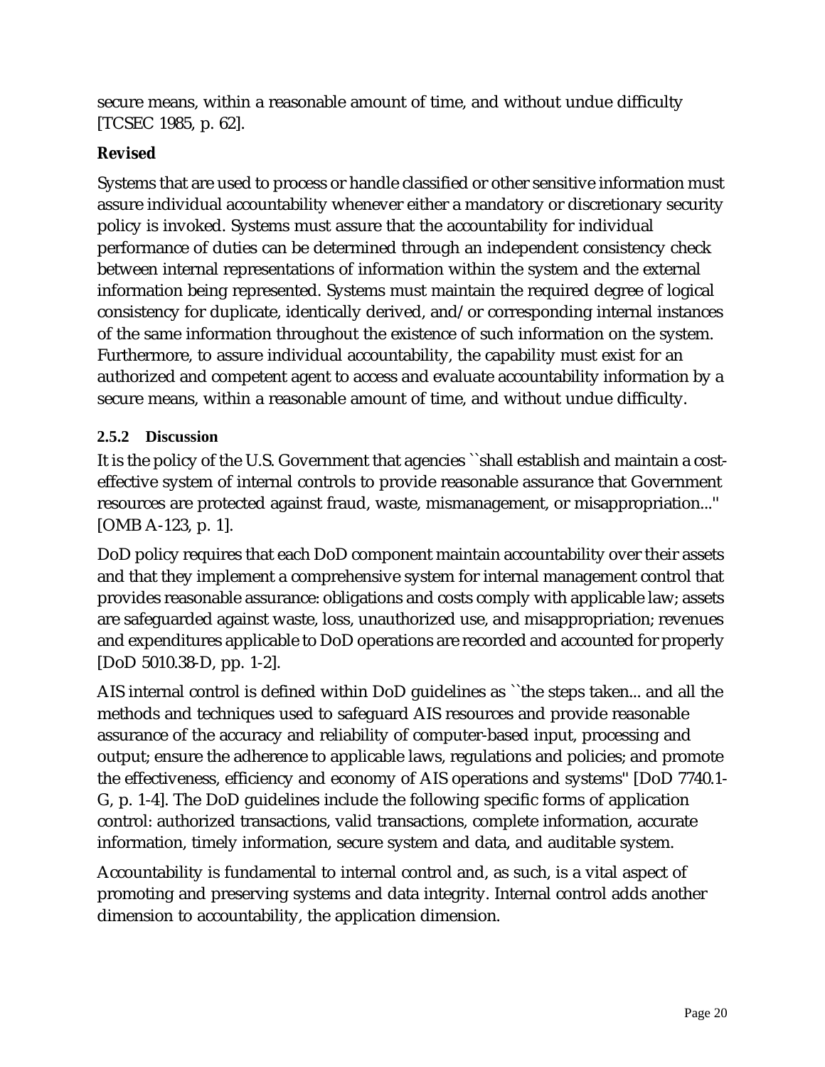secure means, within a reasonable amount of time, and without undue difficulty [TCSEC 1985, p. 62].

**Revised**

Systems that are used to process or handle classified or other sensitive information must assure individual accountability whenever either a mandatory or discretionary security policy is invoked. Systems must assure that the accountability for individual performance of duties can be determined through an independent consistency check between internal representations of information within the system and the external information being represented. Systems must maintain the required degree of logical consistency for duplicate, identically derived, and/or corresponding internal instances of the same information throughout the existence of such information on the system. Furthermore, to assure individual accountability, the capability must exist for an authorized and competent agent to access and evaluate accountability information by a secure means, within a reasonable amount of time, and without undue difficulty.

### 2.5.2 Discussion

It is the policy of the U.S. Government that agencies ``shall establish and maintain a cost-effective system of internal controls to provide reasonable assurance that Government resources are protected against fraud, waste, mismanagement, or misappropriation...'' [OMB A-123, p. 1].

DoD policy requires that each DoD component maintain accountability over their assets and that they implement a comprehensive system for internal management control that provides reasonable assurance: obligations and costs comply with applicable law; assets are safeguarded against waste, loss, unauthorized use, and misappropriation; revenues and expenditures applicable to DoD operations are recorded and accounted for properly [DoD 5010.38-D, pp. 1-2].

AIS internal control is defined within DoD guidelines as ``the steps taken... and all the methods and techniques used to safeguard AIS resources and provide reasonable assurance of the accuracy and reliability of computer-based input, processing and output; ensure the adherence to applicable laws, regulations and policies; and promote the effectiveness, efficiency and economy of AIS operations and systems'' [DoD 7740.1-G, p. 1-4]. The DoD guidelines include the following specific forms of application control: authorized transactions, valid transactions, complete information, accurate information, timely information, secure system and data, and auditable system.

Accountability is fundamental to internal control and, as such, is a vital aspect of promoting and preserving systems and data integrity. Internal control adds another dimension to accountability, the application dimension.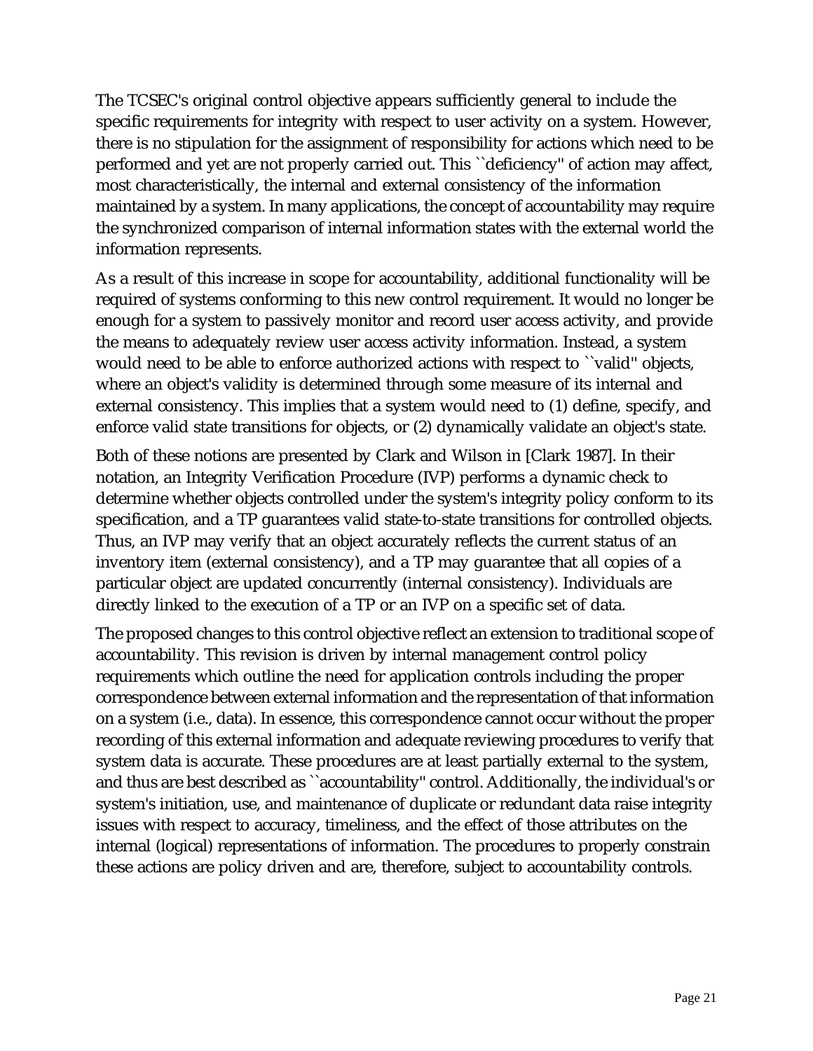The TCSEC's original control objective appears sufficiently general to include the specific requirements for integrity with respect to user activity on a system. However, there is no stipulation for the assignment of responsibility for actions which need to be performed and yet are not properly carried out. This ``deficiency'' of action may affect, most characteristically, the internal and external consistency of the information maintained by a system. In many applications, the concept of accountability may require the synchronized comparison of internal information states with the external world the information represents.

As a result of this increase in scope for accountability, additional functionality will be required of systems conforming to this new control requirement. It would no longer be enough for a system to passively monitor and record user access activity, and provide the means to adequately review user access activity information. Instead, a system would need to be able to enforce authorized actions with respect to ``valid'' objects, where an object's validity is determined through some measure of its internal and external consistency. This implies that a system would need to (1) define, specify, and enforce valid state transitions for objects, or (2) dynamically validate an object's state.

Both of these notions are presented by Clark and Wilson in [Clark 1987]. In their notation, an Integrity Verification Procedure (IVP) performs a dynamic check to determine whether objects controlled under the system's integrity policy conform to its specification, and a TP guarantees valid state-to-state transitions for controlled objects. Thus, an IVP may verify that an object accurately reflects the current status of an inventory item (external consistency), and a TP may guarantee that all copies of a particular object are updated concurrently (internal consistency). Individuals are directly linked to the execution of a TP or an IVP on a specific set of data.

The proposed changes to this control objective reflect an extension to traditional scope of accountability. This revision is driven by internal management control policy requirements which outline the need for application controls including the proper correspondence between external information and the representation of that information on a system (i.e., data). In essence, this correspondence cannot occur without the proper recording of this external information and adequate reviewing procedures to verify that system data is accurate. These procedures are at least partially external to the system, and thus are best described as ``accountability'' control. Additionally, the individual's or system's initiation, use, and maintenance of duplicate or redundant data raise integrity issues with respect to accuracy, timeliness, and the effect of those attributes on the internal (logical) representations of information. The procedures to properly constrain these actions are policy driven and are, therefore, subject to accountability controls.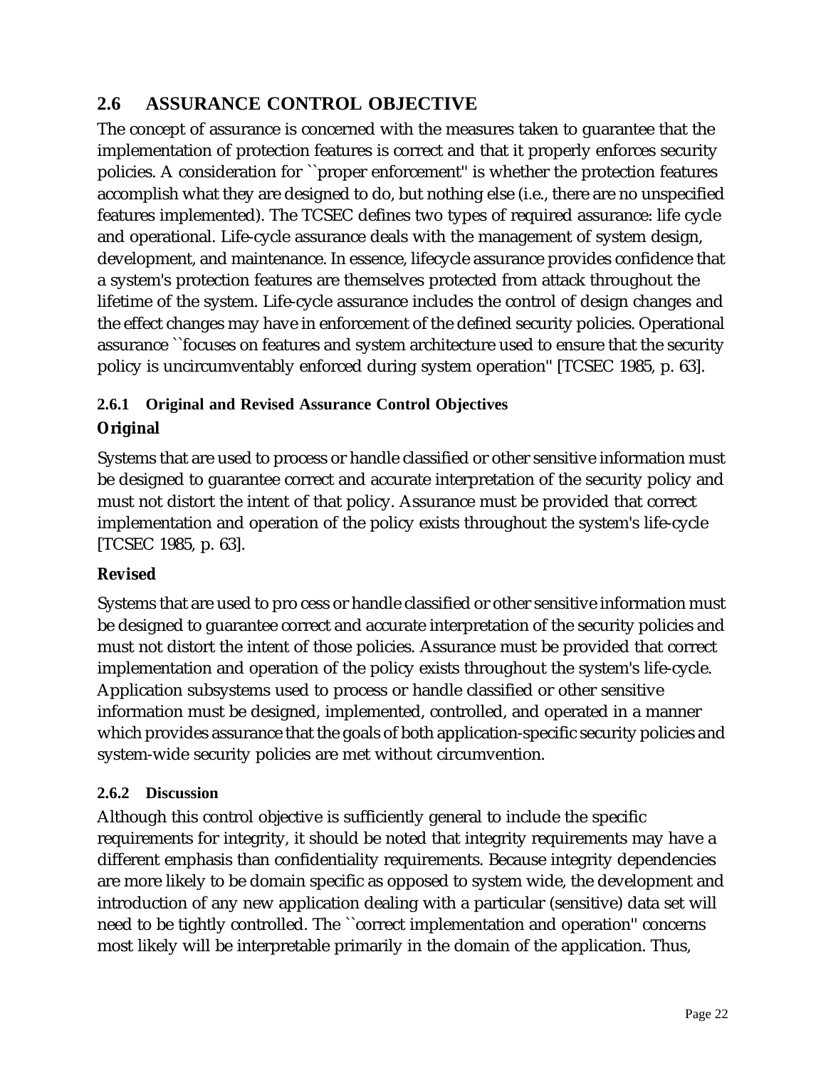## 2.6 ASSURANCE CONTROL OBJECTIVE

The concept of assurance is concerned with the measures taken to guarantee that the implementation of protection features is correct and that it properly enforces security policies. A consideration for ``proper enforcement'' is whether the protection features accomplish what they are designed to do, but nothing else (i.e., there are no unspecified features implemented). The TCSEC defines two types of required assurance: life cycle and operational. Life-cycle assurance deals with the management of system design, development, and maintenance. In essence, lifecycle assurance provides confidence that a system's protection features are themselves protected from attack throughout the lifetime of the system. Life-cycle assurance includes the control of design changes and the effect changes may have in enforcement of the defined security policies. Operational assurance ``focuses on features and system architecture used to ensure that the security policy is uncircumventably enforced during system operation'' [TCSEC 1985, p. 63].

### 2.6.1 Original and Revised Assurance Control Objectives

**Original**

Systems that are used to process or handle classified or other sensitive information must be designed to guarantee correct and accurate interpretation of the security policy and must not distort the intent of that policy. Assurance must be provided that correct implementation and operation of the policy exists throughout the system's life-cycle [TCSEC 1985, p. 63].

**Revised**

Systems that are used to pro cess or handle classified or other sensitive information must be designed to guarantee correct and accurate interpretation of the security policies and must not distort the intent of those policies. Assurance must be provided that correct implementation and operation of the policy exists throughout the system's life-cycle. Application subsystems used to process or handle classified or other sensitive information must be designed, implemented, controlled, and operated in a manner which provides assurance that the goals of both application-specific security policies and system-wide security policies are met without circumvention.

### 2.6.2 Discussion

Although this control objective is sufficiently general to include the specific requirements for integrity, it should be noted that integrity requirements may have a different emphasis than confidentiality requirements. Because integrity dependencies are more likely to be domain specific as opposed to system wide, the development and introduction of any new application dealing with a particular (sensitive) data set will need to be tightly controlled. The ``correct implementation and operation'' concerns most likely will be interpretable primarily in the domain of the application. Thus,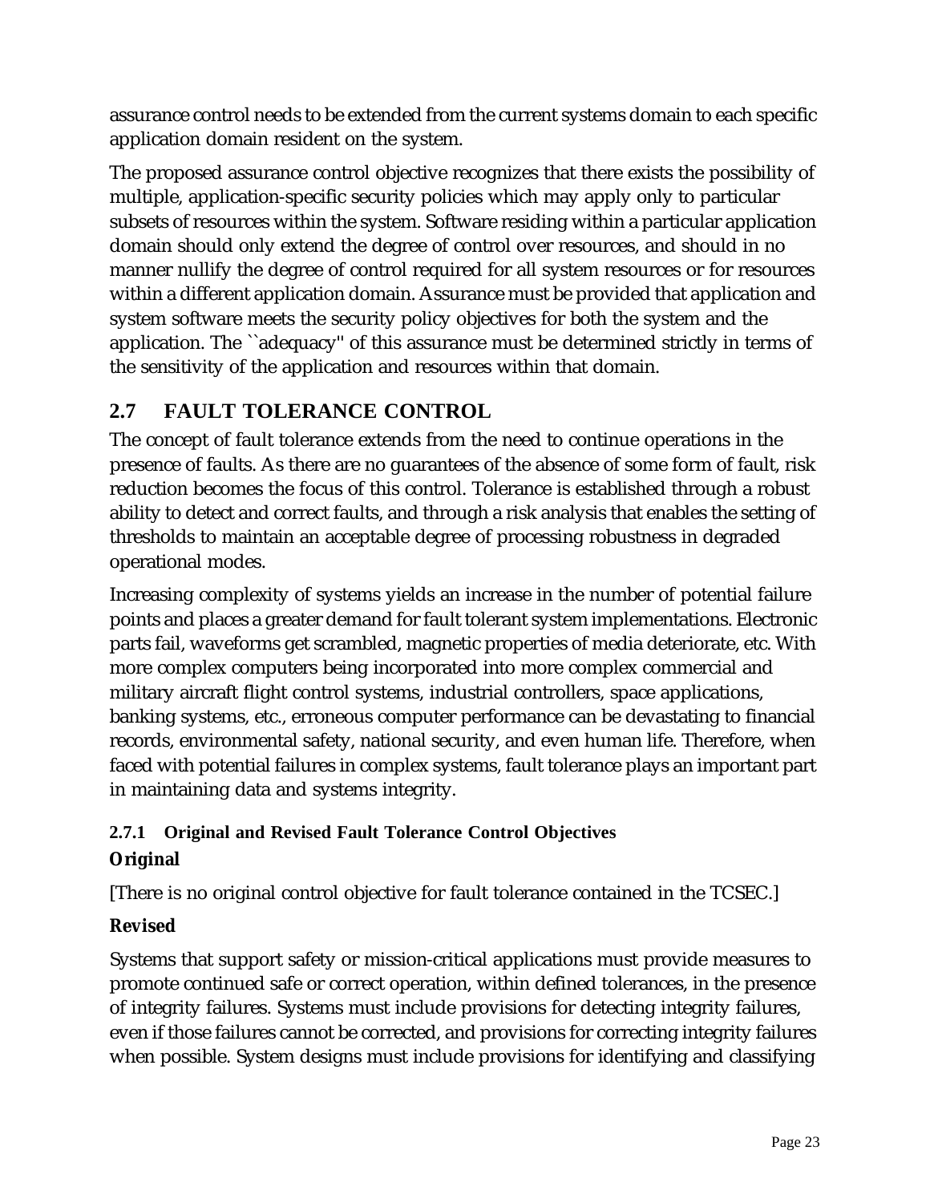assurance control needs to be extended from the current systems domain to each specific application domain resident on the system.

The proposed assurance control objective recognizes that there exists the possibility of multiple, application-specific security policies which may apply only to particular subsets of resources within the system. Software residing within a particular application domain should only extend the degree of control over resources, and should in no manner nullify the degree of control required for all system resources or for resources within a different application domain. Assurance must be provided that application and system software meets the security policy objectives for both the system and the application. The ``adequacy'' of this assurance must be determined strictly in terms of the sensitivity of the application and resources within that domain.

## 2.7 FAULT TOLERANCE CONTROL

The concept of fault tolerance extends from the need to continue operations in the presence of faults. As there are no guarantees of the absence of some form of fault, risk reduction becomes the focus of this control. Tolerance is established through a robust ability to detect and correct faults, and through a risk analysis that enables the setting of thresholds to maintain an acceptable degree of processing robustness in degraded operational modes.

Increasing complexity of systems yields an increase in the number of potential failure points and places a greater demand for fault tolerant system implementations. Electronic parts fail, waveforms get scrambled, magnetic properties of media deteriorate, etc. With more complex computers being incorporated into more complex commercial and military aircraft flight control systems, industrial controllers, space applications, banking systems, etc., erroneous computer performance can be devastating to financial records, environmental safety, national security, and even human life. Therefore, when faced with potential failures in complex systems, fault tolerance plays an important part in maintaining data and systems integrity.

### 2.7.1 Original and Revised Fault Tolerance Control Objectives

**Original**

[There is no original control objective for fault tolerance contained in the TCSEC.]

**Revised**

Systems that support safety or mission-critical applications must provide measures to promote continued safe or correct operation, within defined tolerances, in the presence of integrity failures. Systems must include provisions for detecting integrity failures, even if those failures cannot be corrected, and provisions for correcting integrity failures when possible. System designs must include provisions for identifying and classifying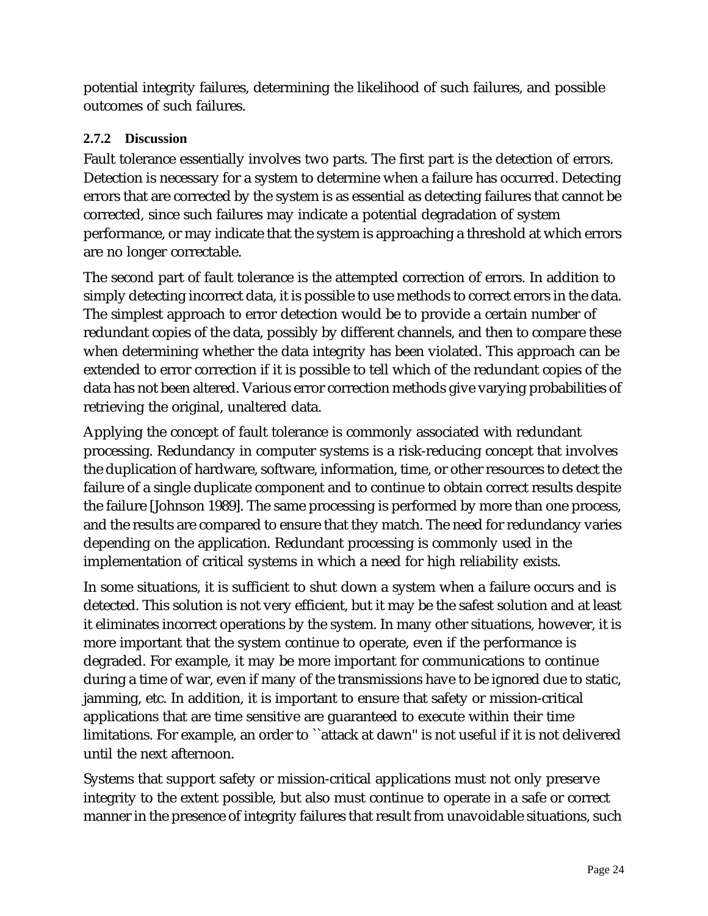potential integrity failures, determining the likelihood of such failures, and possible outcomes of such failures.

### 2.7.2 Discussion

Fault tolerance essentially involves two parts. The first part is the detection of errors. Detection is necessary for a system to determine when a failure has occurred. Detecting errors that are corrected by the system is as essential as detecting failures that cannot be corrected, since such failures may indicate a potential degradation of system performance, or may indicate that the system is approaching a threshold at which errors are no longer correctable.

The second part of fault tolerance is the attempted correction of errors. In addition to simply detecting incorrect data, it is possible to use methods to correct errors in the data. The simplest approach to error detection would be to provide a certain number of redundant copies of the data, possibly by different channels, and then to compare these when determining whether the data integrity has been violated. This approach can be extended to error correction if it is possible to tell which of the redundant copies of the data has not been altered. Various error correction methods give varying probabilities of retrieving the original, unaltered data.

Applying the concept of fault tolerance is commonly associated with redundant processing. Redundancy in computer systems is a risk-reducing concept that involves the duplication of hardware, software, information, time, or other resources to detect the failure of a single duplicate component and to continue to obtain correct results despite the failure [Johnson 1989]. The same processing is performed by more than one process, and the results are compared to ensure that they match. The need for redundancy varies depending on the application. Redundant processing is commonly used in the implementation of critical systems in which a need for high reliability exists.

In some situations, it is sufficient to shut down a system when a failure occurs and is detected. This solution is not very efficient, but it may be the safest solution and at least it eliminates incorrect operations by the system. In many other situations, however, it is more important that the system continue to operate, even if the performance is degraded. For example, it may be more important for communications to continue during a time of war, even if many of the transmissions have to be ignored due to static, jamming, etc. In addition, it is important to ensure that safety or mission-critical applications that are time sensitive are guaranteed to execute within their time limitations. For example, an order to ``attack at dawn'' is not useful if it is not delivered until the next afternoon.

Systems that support safety or mission-critical applications must not only preserve integrity to the extent possible, but also must continue to operate in a safe or correct manner in the presence of integrity failures that result from unavoidable situations, such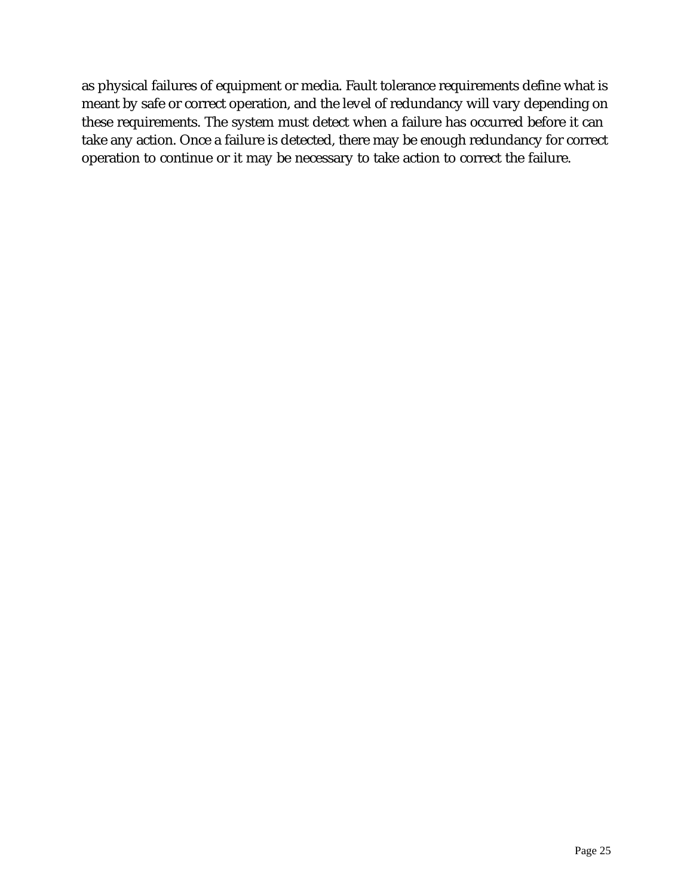as physical failures of equipment or media. Fault tolerance requirements define what is meant by safe or correct operation, and the level of redundancy will vary depending on these requirements. The system must detect when a failure has occurred before it can take any action. Once a failure is detected, there may be enough redundancy for correct operation to continue or it may be necessary to take action to correct the failure.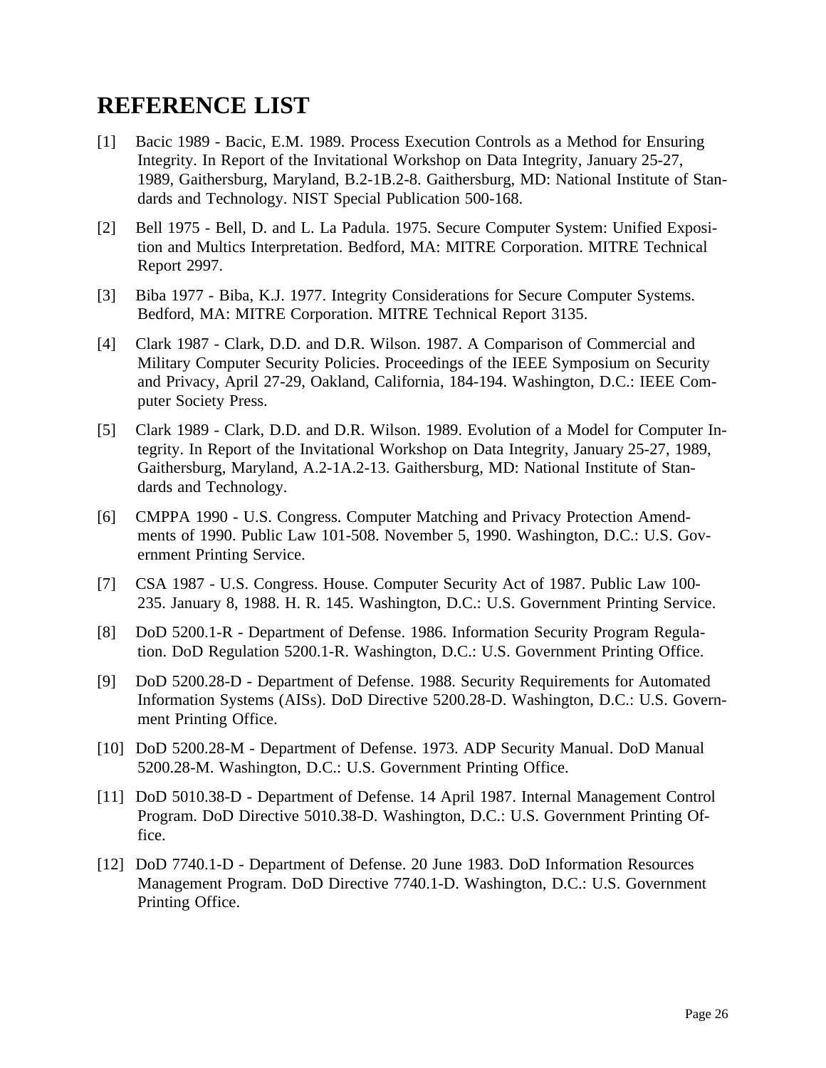# REFERENCE LIST

[1] Bacic 1989 - Bacic, E.M. 1989. Process Execution Controls as a Method for Ensuring Integrity. In Report of the Invitational Workshop on Data Integrity, January 25-27, 1989, Gaithersburg, Maryland, B.2-1B.2-8. Gaithersburg, MD: National Institute of Standards and Technology. NIST Special Publication 500-168.

[2] Bell 1975 - Bell, D. and L. La Padula. 1975. Secure Computer System: Unified Exposition and Multics Interpretation. Bedford, MA: MITRE Corporation. MITRE Technical Report 2997.

[3] Biba 1977 - Biba, K.J. 1977. Integrity Considerations for Secure Computer Systems. Bedford, MA: MITRE Corporation. MITRE Technical Report 3135.

[4] Clark 1987 - Clark, D.D. and D.R. Wilson. 1987. A Comparison of Commercial and Military Computer Security Policies. Proceedings of the IEEE Symposium on Security and Privacy, April 27-29, Oakland, California, 184-194. Washington, D.C.: IEEE Computer Society Press.

[5] Clark 1989 - Clark, D.D. and D.R. Wilson. 1989. Evolution of a Model for Computer Integrity. In Report of the Invitational Workshop on Data Integrity, January 25-27, 1989, Gaithersburg, Maryland, A.2-1A.2-13. Gaithersburg, MD: National Institute of Standards and Technology.

[6] CMPPA 1990 - U.S. Congress. Computer Matching and Privacy Protection Amendments of 1990. Public Law 101-508. November 5, 1990. Washington, D.C.: U.S. Government Printing Service.

[7] CSA 1987 - U.S. Congress. House. Computer Security Act of 1987. Public Law 100-235. January 8, 1988. H. R. 145. Washington, D.C.: U.S. Government Printing Service.

[8] DoD 5200.1-R - Department of Defense. 1986. Information Security Program Regulation. DoD Regulation 5200.1-R. Washington, D.C.: U.S. Government Printing Office.

[9] DoD 5200.28-D - Department of Defense. 1988. Security Requirements for Automated Information Systems (AISs). DoD Directive 5200.28-D. Washington, D.C.: U.S. Government Printing Office.

[10] DoD 5200.28-M - Department of Defense. 1973. ADP Security Manual. DoD Manual 5200.28-M. Washington, D.C.: U.S. Government Printing Office.

[11] DoD 5010.38-D - Department of Defense. 14 April 1987. Internal Management Control Program. DoD Directive 5010.38-D. Washington, D.C.: U.S. Government Printing Office.

[12] DoD 7740.1-D - Department of Defense. 20 June 1983. DoD Information Resources Management Program. DoD Directive 7740.1-D. Washington, D.C.: U.S. Government Printing Office.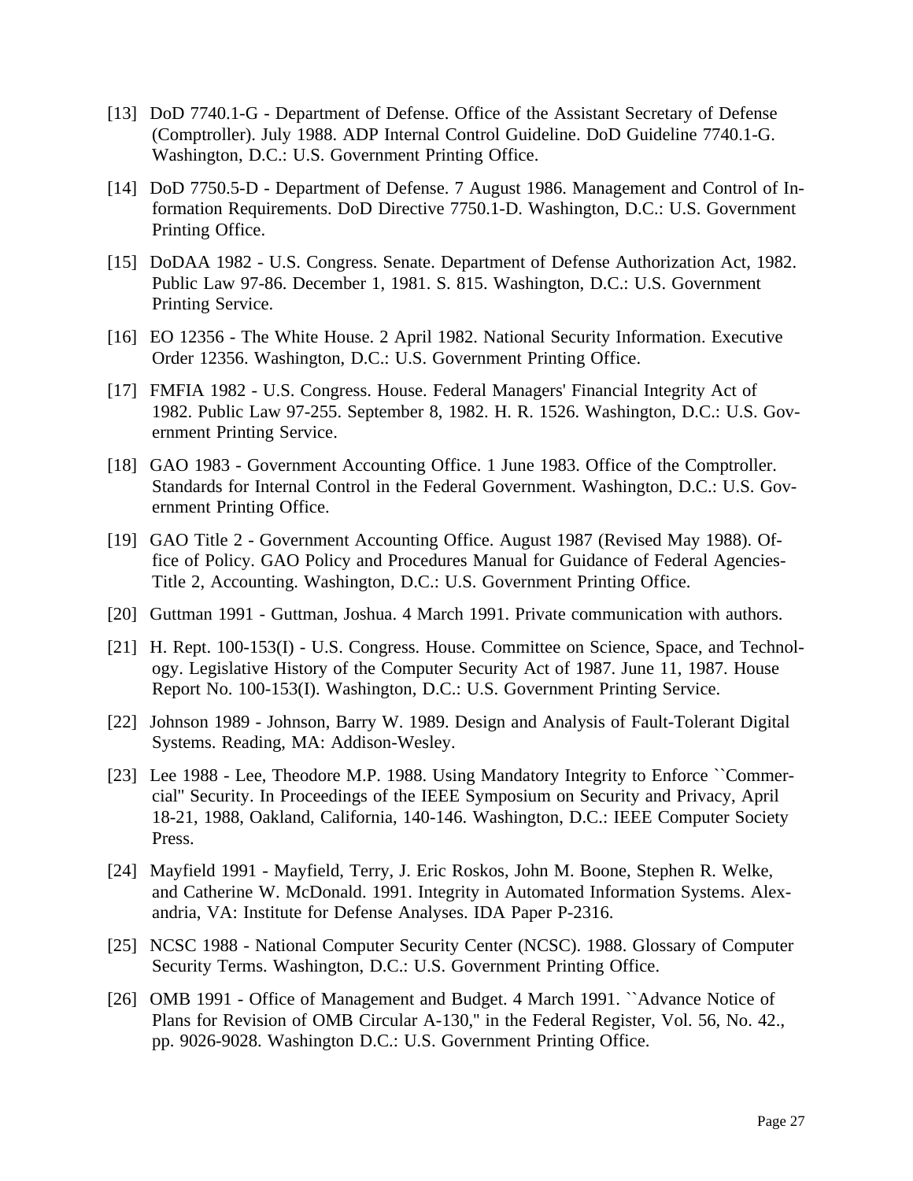[13] DoD 7740.1-G - Department of Defense. Office of the Assistant Secretary of Defense (Comptroller). July 1988. ADP Internal Control Guideline. DoD Guideline 7740.1-G. Washington, D.C.: U.S. Government Printing Office.

[14] DoD 7750.5-D - Department of Defense. 7 August 1986. Management and Control of Information Requirements. DoD Directive 7750.1-D. Washington, D.C.: U.S. Government Printing Office.

[15] DoDAA 1982 - U.S. Congress. Senate. Department of Defense Authorization Act, 1982. Public Law 97-86. December 1, 1981. S. 815. Washington, D.C.: U.S. Government Printing Service.

[16] EO 12356 - The White House. 2 April 1982. National Security Information. Executive Order 12356. Washington, D.C.: U.S. Government Printing Office.

[17] FMFIA 1982 - U.S. Congress. House. Federal Managers' Financial Integrity Act of 1982. Public Law 97-255. September 8, 1982. H. R. 1526. Washington, D.C.: U.S. Government Printing Service.

[18] GAO 1983 - Government Accounting Office. 1 June 1983. Office of the Comptroller. Standards for Internal Control in the Federal Government. Washington, D.C.: U.S. Government Printing Office.

[19] GAO Title 2 - Government Accounting Office. August 1987 (Revised May 1988). Office of Policy. GAO Policy and Procedures Manual for Guidance of Federal Agencies-Title 2, Accounting. Washington, D.C.: U.S. Government Printing Office.

[20] Guttman 1991 - Guttman, Joshua. 4 March 1991. Private communication with authors.

[21] H. Rept. 100-153(I) - U.S. Congress. House. Committee on Science, Space, and Technology. Legislative History of the Computer Security Act of 1987. June 11, 1987. House Report No. 100-153(I). Washington, D.C.: U.S. Government Printing Service.

[22] Johnson 1989 - Johnson, Barry W. 1989. Design and Analysis of Fault-Tolerant Digital Systems. Reading, MA: Addison-Wesley.

[23] Lee 1988 - Lee, Theodore M.P. 1988. Using Mandatory Integrity to Enforce ``Commercial'' Security. In Proceedings of the IEEE Symposium on Security and Privacy, April 18-21, 1988, Oakland, California, 140-146. Washington, D.C.: IEEE Computer Society Press.

[24] Mayfield 1991 - Mayfield, Terry, J. Eric Roskos, John M. Boone, Stephen R. Welke, and Catherine W. McDonald. 1991. Integrity in Automated Information Systems. Alexandria, VA: Institute for Defense Analyses. IDA Paper P-2316.

[25] NCSC 1988 - National Computer Security Center (NCSC). 1988. Glossary of Computer Security Terms. Washington, D.C.: U.S. Government Printing Office.

[26] OMB 1991 - Office of Management and Budget. 4 March 1991. ``Advance Notice of Plans for Revision of OMB Circular A-130,'' in the Federal Register, Vol. 56, No. 42., pp. 9026-9028. Washington D.C.: U.S. Government Printing Office.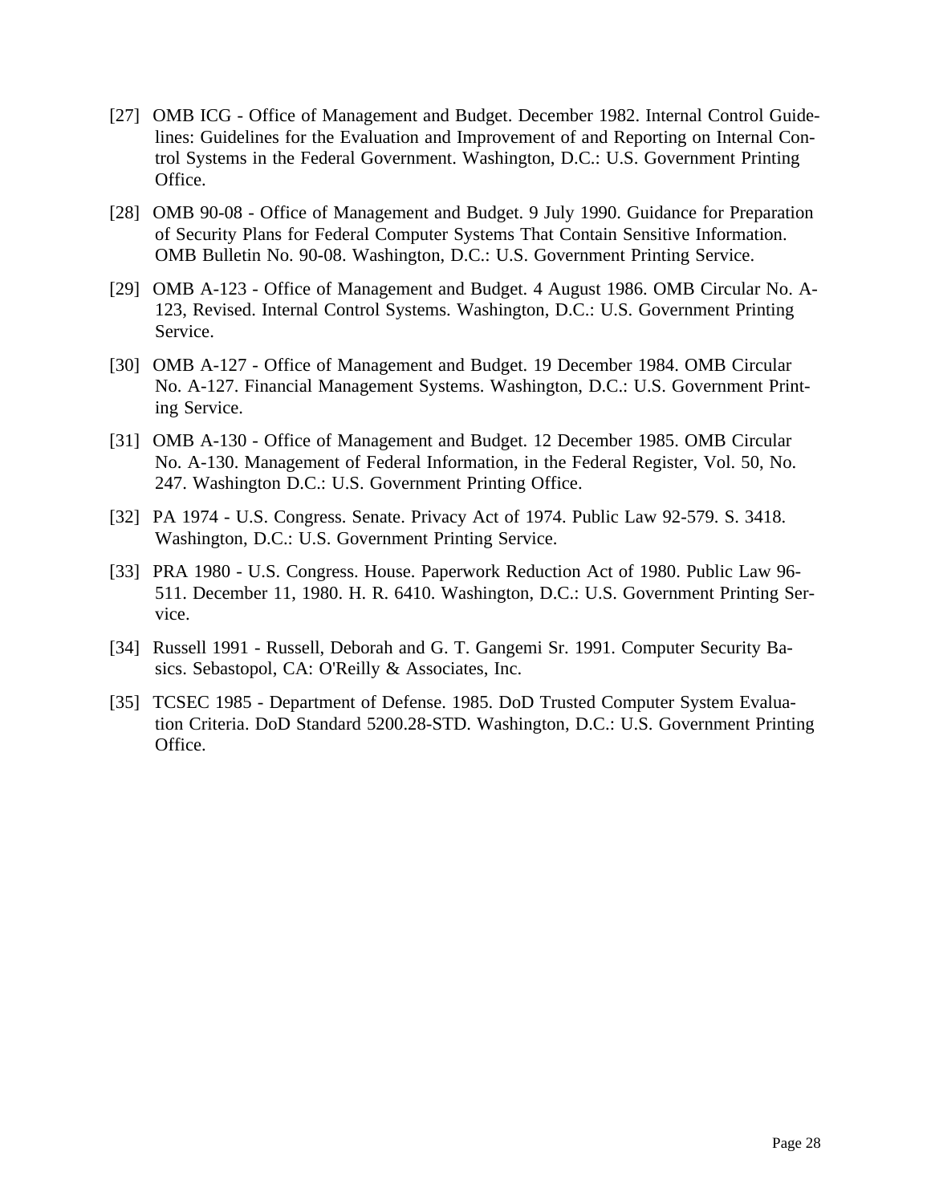[27] OMB ICG - Office of Management and Budget. December 1982. Internal Control Guidelines: Guidelines for the Evaluation and Improvement of and Reporting on Internal Control Systems in the Federal Government. Washington, D.C.: U.S. Government Printing Office.

[28] OMB 90-08 - Office of Management and Budget. 9 July 1990. Guidance for Preparation of Security Plans for Federal Computer Systems That Contain Sensitive Information. OMB Bulletin No. 90-08. Washington, D.C.: U.S. Government Printing Service.

[29] OMB A-123 - Office of Management and Budget. 4 August 1986. OMB Circular No. A-123, Revised. Internal Control Systems. Washington, D.C.: U.S. Government Printing Service.

[30] OMB A-127 - Office of Management and Budget. 19 December 1984. OMB Circular No. A-127. Financial Management Systems. Washington, D.C.: U.S. Government Printing Service.

[31] OMB A-130 - Office of Management and Budget. 12 December 1985. OMB Circular No. A-130. Management of Federal Information, in the Federal Register, Vol. 50, No. 247. Washington D.C.: U.S. Government Printing Office.

[32] PA 1974 - U.S. Congress. Senate. Privacy Act of 1974. Public Law 92-579. S. 3418. Washington, D.C.: U.S. Government Printing Service.

[33] PRA 1980 - U.S. Congress. House. Paperwork Reduction Act of 1980. Public Law 96-511. December 11, 1980. H. R. 6410. Washington, D.C.: U.S. Government Printing Service.

[34] Russell 1991 - Russell, Deborah and G. T. Gangemi Sr. 1991. Computer Security Basics. Sebastopol, CA: O'Reilly & Associates, Inc.

[35] TCSEC 1985 - Department of Defense. 1985. DoD Trusted Computer System Evaluation Criteria. DoD Standard 5200.28-STD. Washington, D.C.: U.S. Government Printing Office.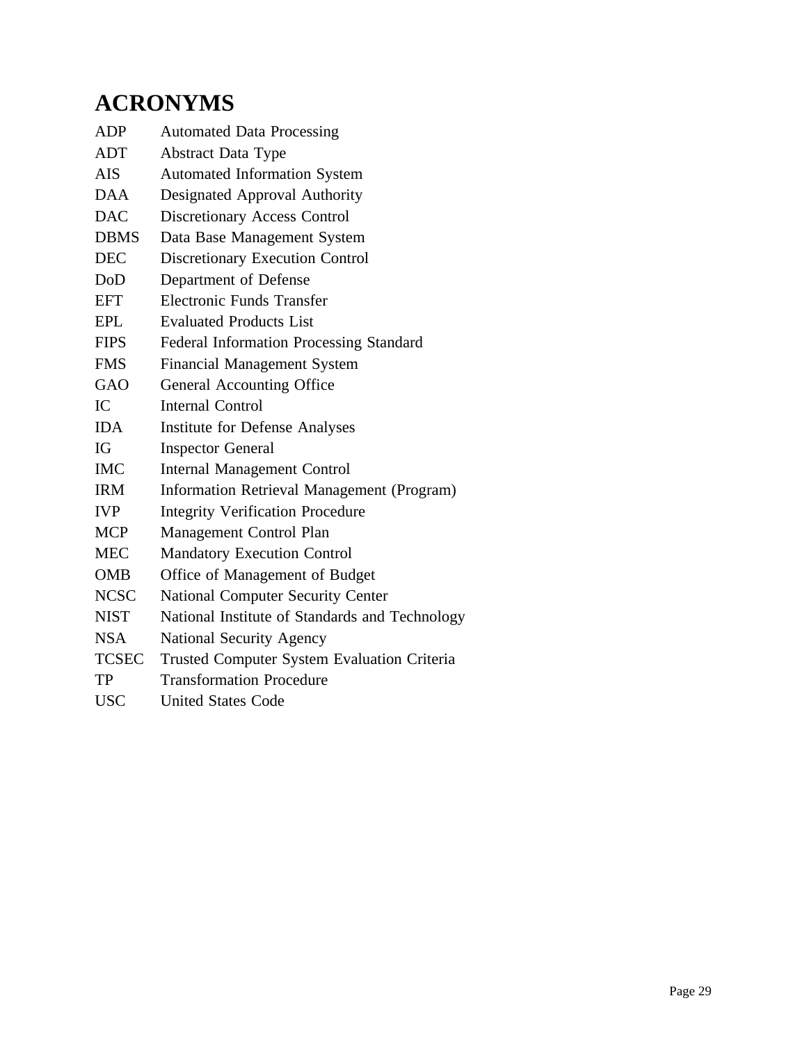# ACRONYMS

| | |
|---|---|
| ADP | Automated Data Processing |
| ADT | Abstract Data Type |
| AIS | Automated Information System |
| DAA | Designated Approval Authority |
| DAC | Discretionary Access Control |
| DBMS | Data Base Management System |
| DEC | Discretionary Execution Control |
| DoD | Department of Defense |
| EFT | Electronic Funds Transfer |
| EPL | Evaluated Products List |
| FIPS | Federal Information Processing Standard |
| FMS | Financial Management System |
| GAO | General Accounting Office |
| IC | Internal Control |
| IDA | Institute for Defense Analyses |
| IG | Inspector General |
| IMC | Internal Management Control |
| IRM | Information Retrieval Management (Program) |
| IVP | Integrity Verification Procedure |
| MCP | Management Control Plan |
| MEC | Mandatory Execution Control |
| OMB | Office of Management of Budget |
| NCSC | National Computer Security Center |
| NIST | National Institute of Standards and Technology |
| NSA | National Security Agency |
| TCSEC | Trusted Computer System Evaluation Criteria |
| TP | Transformation Procedure |
| USC | United States Code |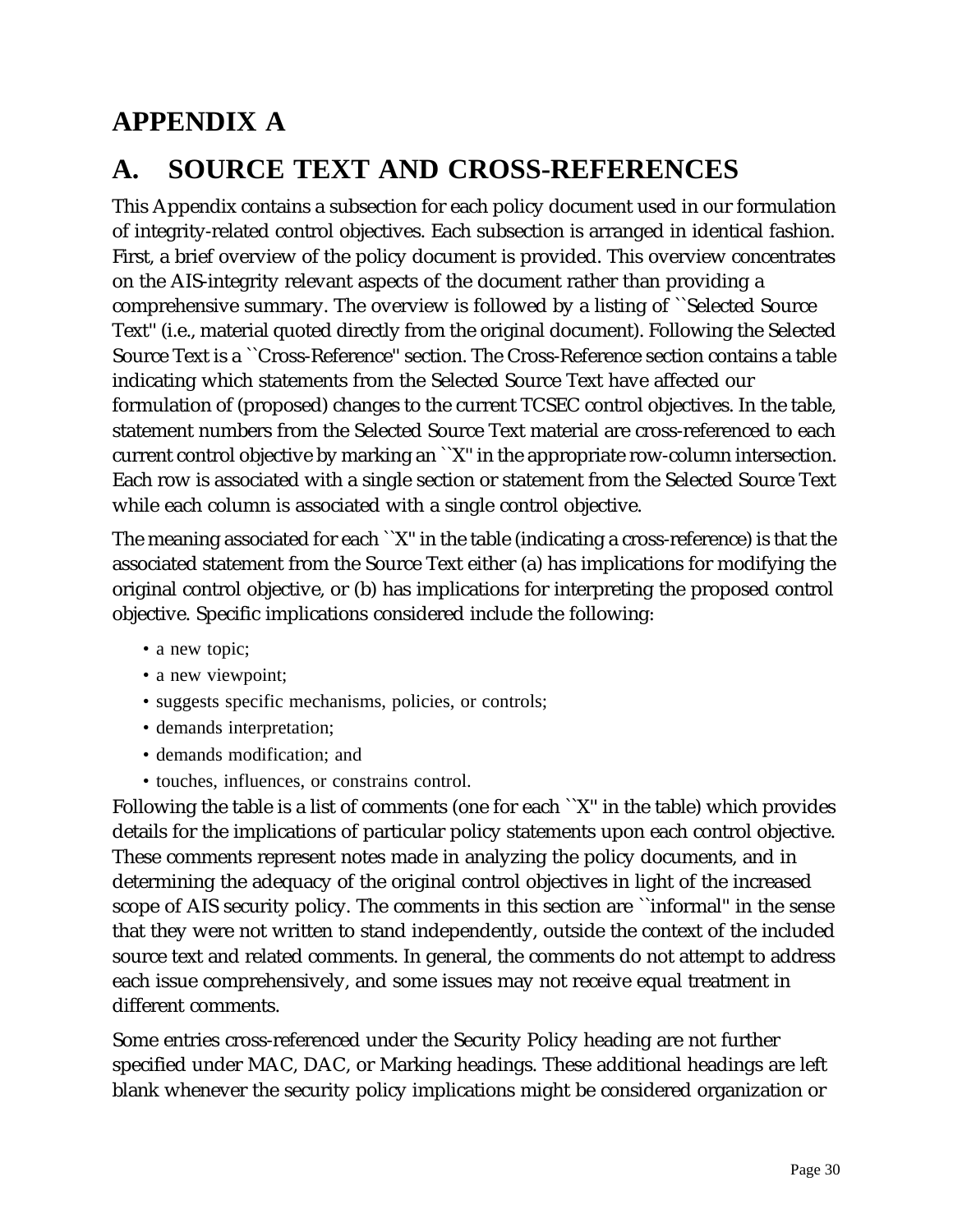# APPENDIX A

# A. SOURCE TEXT AND CROSS-REFERENCES

This Appendix contains a subsection for each policy document used in our formulation of integrity-related control objectives. Each subsection is arranged in identical fashion. First, a brief overview of the policy document is provided. This overview concentrates on the AIS-integrity relevant aspects of the document rather than providing a comprehensive summary. The overview is followed by a listing of ``Selected Source Text'' (i.e., material quoted directly from the original document). Following the Selected Source Text is a ``Cross-Reference'' section. The Cross-Reference section contains a table indicating which statements from the Selected Source Text have affected our formulation of (proposed) changes to the current TCSEC control objectives. In the table, statement numbers from the Selected Source Text material are cross-referenced to each current control objective by marking an ``X'' in the appropriate row-column intersection. Each row is associated with a single section or statement from the Selected Source Text while each column is associated with a single control objective.

The meaning associated for each ``X'' in the table (indicating a cross-reference) is that the associated statement from the Source Text either (a) has implications for modifying the original control objective, or (b) has implications for interpreting the proposed control objective. Specific implications considered include the following:

- a new topic;
- a new viewpoint;
- suggests specific mechanisms, policies, or controls;
- demands interpretation;
- demands modification; and
- touches, influences, or constrains control.

Following the table is a list of comments (one for each ``X'' in the table) which provides details for the implications of particular policy statements upon each control objective. These comments represent notes made in analyzing the policy documents, and in determining the adequacy of the original control objectives in light of the increased scope of AIS security policy. The comments in this section are ``informal'' in the sense that they were not written to stand independently, outside the context of the included source text and related comments. In general, the comments do not attempt to address each issue comprehensively, and some issues may not receive equal treatment in different comments.

Some entries cross-referenced under the Security Policy heading are not further specified under MAC, DAC, or Marking headings. These additional headings are left blank whenever the security policy implications might be considered organization or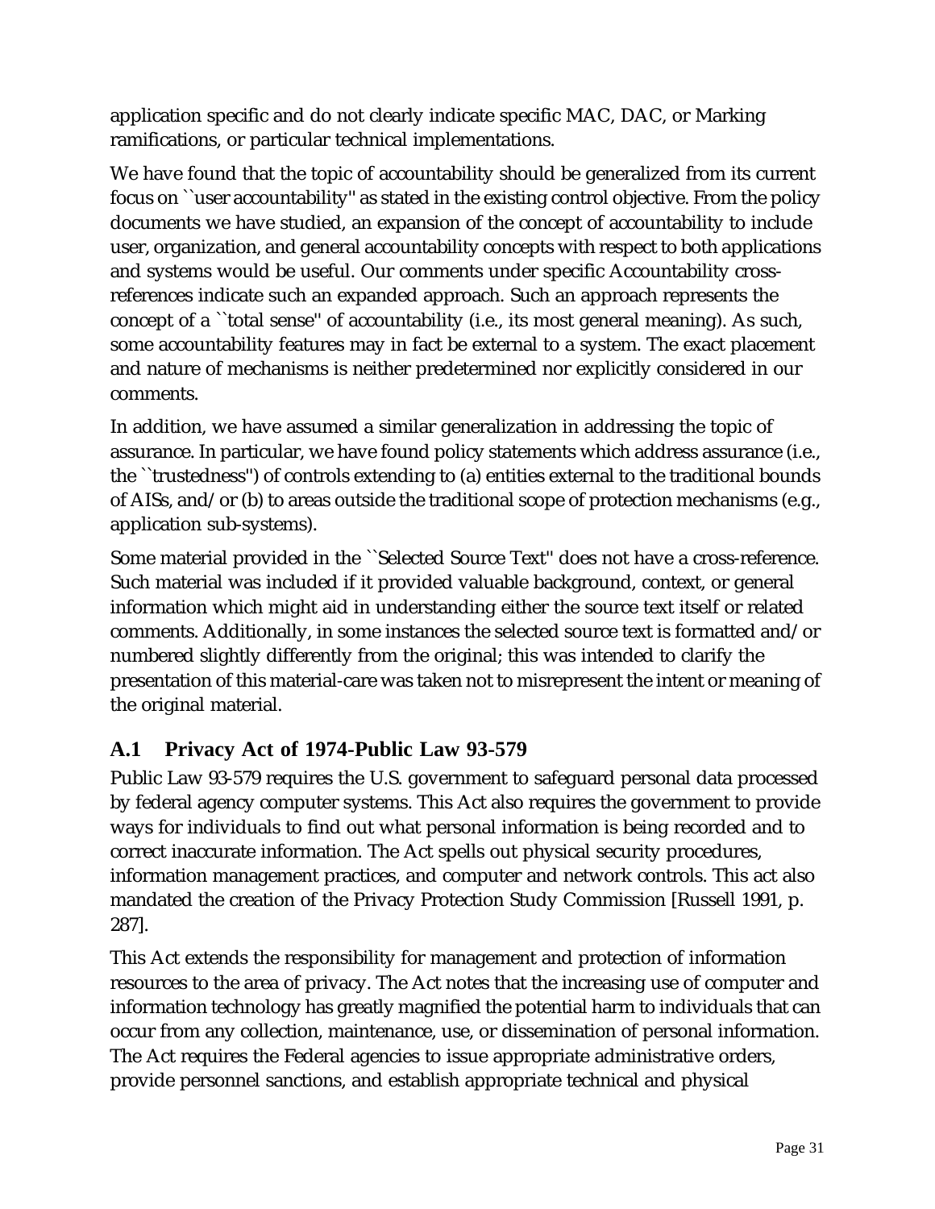application specific and do not clearly indicate specific MAC, DAC, or Marking ramifications, or particular technical implementations.

We have found that the topic of accountability should be generalized from its current focus on ``user accountability'' as stated in the existing control objective. From the policy documents we have studied, an expansion of the concept of accountability to include user, organization, and general accountability concepts with respect to both applications and systems would be useful. Our comments under specific Accountability cross-references indicate such an expanded approach. Such an approach represents the concept of a ``total sense'' of accountability (i.e., its most general meaning). As such, some accountability features may in fact be external to a system. The exact placement and nature of mechanisms is neither predetermined nor explicitly considered in our comments.

In addition, we have assumed a similar generalization in addressing the topic of assurance. In particular, we have found policy statements which address assurance (i.e., the ``trustedness'') of controls extending to (a) entities external to the traditional bounds of AISs, and/or (b) to areas outside the traditional scope of protection mechanisms (e.g., application sub-systems).

Some material provided in the ``Selected Source Text'' does not have a cross-reference. Such material was included if it provided valuable background, context, or general information which might aid in understanding either the source text itself or related comments. Additionally, in some instances the selected source text is formatted and/or numbered slightly differently from the original; this was intended to clarify the presentation of this material-care was taken not to misrepresent the intent or meaning of the original material.

## A.1 Privacy Act of 1974-Public Law 93-579

Public Law 93-579 requires the U.S. government to safeguard personal data processed by federal agency computer systems. This Act also requires the government to provide ways for individuals to find out what personal information is being recorded and to correct inaccurate information. The Act spells out physical security procedures, information management practices, and computer and network controls. This act also mandated the creation of the Privacy Protection Study Commission [Russell 1991, p. 287].

This Act extends the responsibility for management and protection of information resources to the area of privacy. The Act notes that the increasing use of computer and information technology has greatly magnified the potential harm to individuals that can occur from any collection, maintenance, use, or dissemination of personal information. The Act requires the Federal agencies to issue appropriate administrative orders, provide personnel sanctions, and establish appropriate technical and physical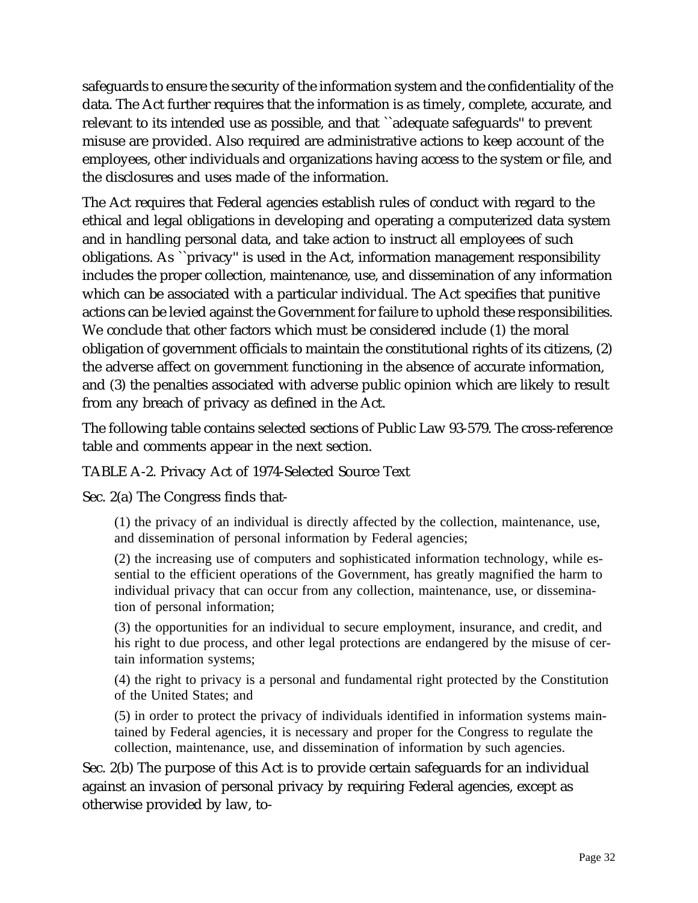safeguards to ensure the security of the information system and the confidentiality of the data. The Act further requires that the information is as timely, complete, accurate, and relevant to its intended use as possible, and that ``adequate safeguards'' to prevent misuse are provided. Also required are administrative actions to keep account of the employees, other individuals and organizations having access to the system or file, and the disclosures and uses made of the information.

The Act requires that Federal agencies establish rules of conduct with regard to the ethical and legal obligations in developing and operating a computerized data system and in handling personal data, and take action to instruct all employees of such obligations. As ``privacy'' is used in the Act, information management responsibility includes the proper collection, maintenance, use, and dissemination of any information which can be associated with a particular individual. The Act specifies that punitive actions can be levied against the Government for failure to uphold these responsibilities. We conclude that other factors which must be considered include (1) the moral obligation of government officials to maintain the constitutional rights of its citizens, (2) the adverse affect on government functioning in the absence of accurate information, and (3) the penalties associated with adverse public opinion which are likely to result from any breach of privacy as defined in the Act.

The following table contains selected sections of Public Law 93-579. The cross-reference table and comments appear in the next section.

TABLE A-2. Privacy Act of 1974-Selected Source Text

Sec. 2(a) The Congress finds that-

> (1) the privacy of an individual is directly affected by the collection, maintenance, use, and dissemination of personal information by Federal agencies;
>
> (2) the increasing use of computers and sophisticated information technology, while essential to the efficient operations of the Government, has greatly magnified the harm to individual privacy that can occur from any collection, maintenance, use, or dissemination of personal information;
>
> (3) the opportunities for an individual to secure employment, insurance, and credit, and his right to due process, and other legal protections are endangered by the misuse of certain information systems;
>
> (4) the right to privacy is a personal and fundamental right protected by the Constitution of the United States; and
>
> (5) in order to protect the privacy of individuals identified in information systems maintained by Federal agencies, it is necessary and proper for the Congress to regulate the collection, maintenance, use, and dissemination of information by such agencies.

Sec. 2(b) The purpose of this Act is to provide certain safeguards for an individual against an invasion of personal privacy by requiring Federal agencies, except as otherwise provided by law, to-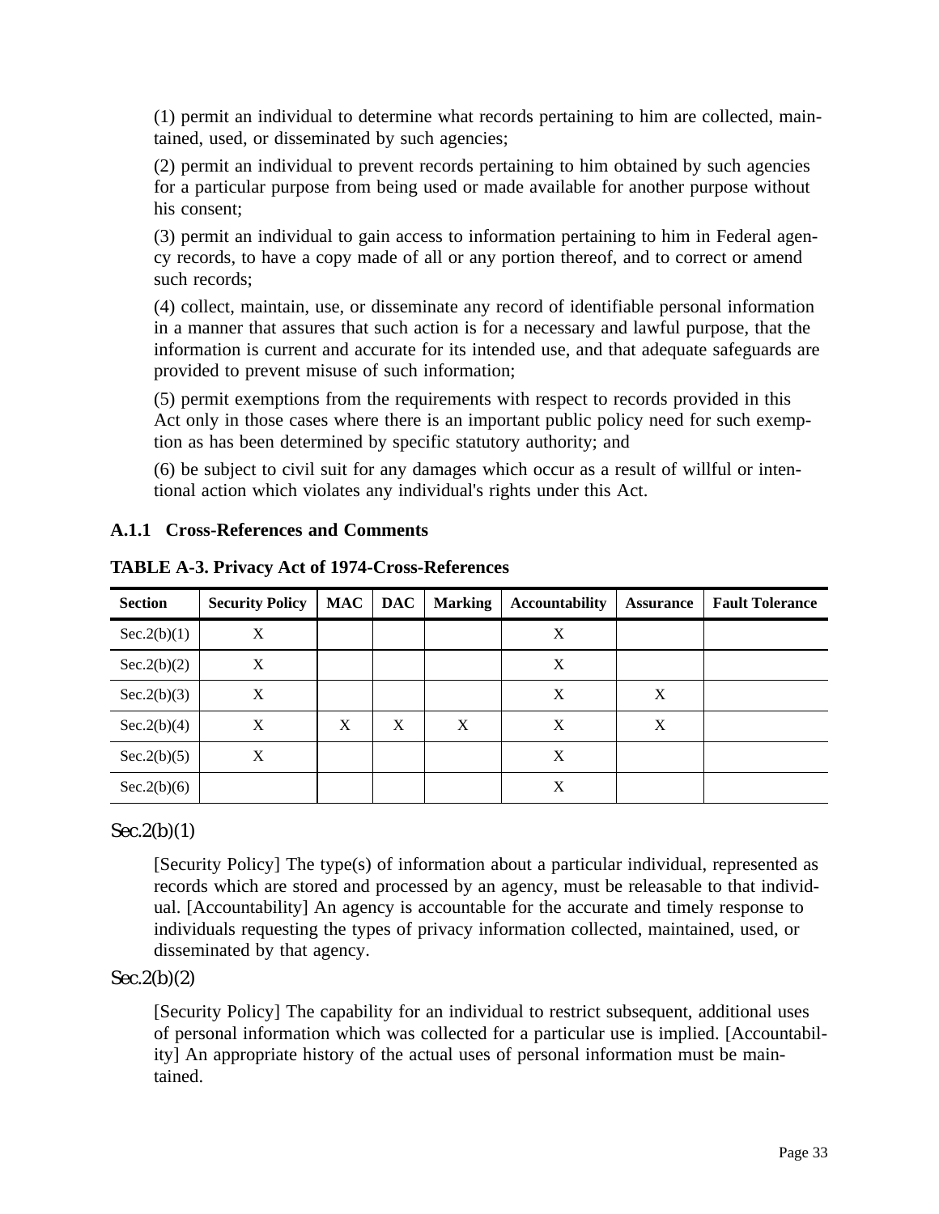(1) permit an individual to determine what records pertaining to him are collected, maintained, used, or disseminated by such agencies;

(2) permit an individual to prevent records pertaining to him obtained by such agencies for a particular purpose from being used or made available for another purpose without his consent;

(3) permit an individual to gain access to information pertaining to him in Federal agency records, to have a copy made of all or any portion thereof, and to correct or amend such records;

(4) collect, maintain, use, or disseminate any record of identifiable personal information in a manner that assures that such action is for a necessary and lawful purpose, that the information is current and accurate for its intended use, and that adequate safeguards are provided to prevent misuse of such information;

(5) permit exemptions from the requirements with respect to records provided in this Act only in those cases where there is an important public policy need for such exemption as has been determined by specific statutory authority; and

(6) be subject to civil suit for any damages which occur as a result of willful or intentional action which violates any individual's rights under this Act.

### A.1.1 Cross-References and Comments

**TABLE A-3. Privacy Act of 1974-Cross-References**

| Section | Security Policy | MAC | DAC | Marking | Accountability | Assurance | Fault Tolerance |
|---|---|---|---|---|---|---|---|
| Sec.2(b)(1) | X | | | | X | | |
| Sec.2(b)(2) | X | | | | X | | |
| Sec.2(b)(3) | X | | | | X | X | |
| Sec.2(b)(4) | X | X | X | X | X | X | |
| Sec.2(b)(5) | X | | | | X | | |
| Sec.2(b)(6) | | | | | X | | |

Sec.2(b)(1)

[Security Policy] The type(s) of information about a particular individual, represented as records which are stored and processed by an agency, must be releasable to that individual. [Accountability] An agency is accountable for the accurate and timely response to individuals requesting the types of privacy information collected, maintained, used, or disseminated by that agency.

Sec.2(b)(2)

[Security Policy] The capability for an individual to restrict subsequent, additional uses of personal information which was collected for a particular use is implied. [Accountability] An appropriate history of the actual uses of personal information must be maintained.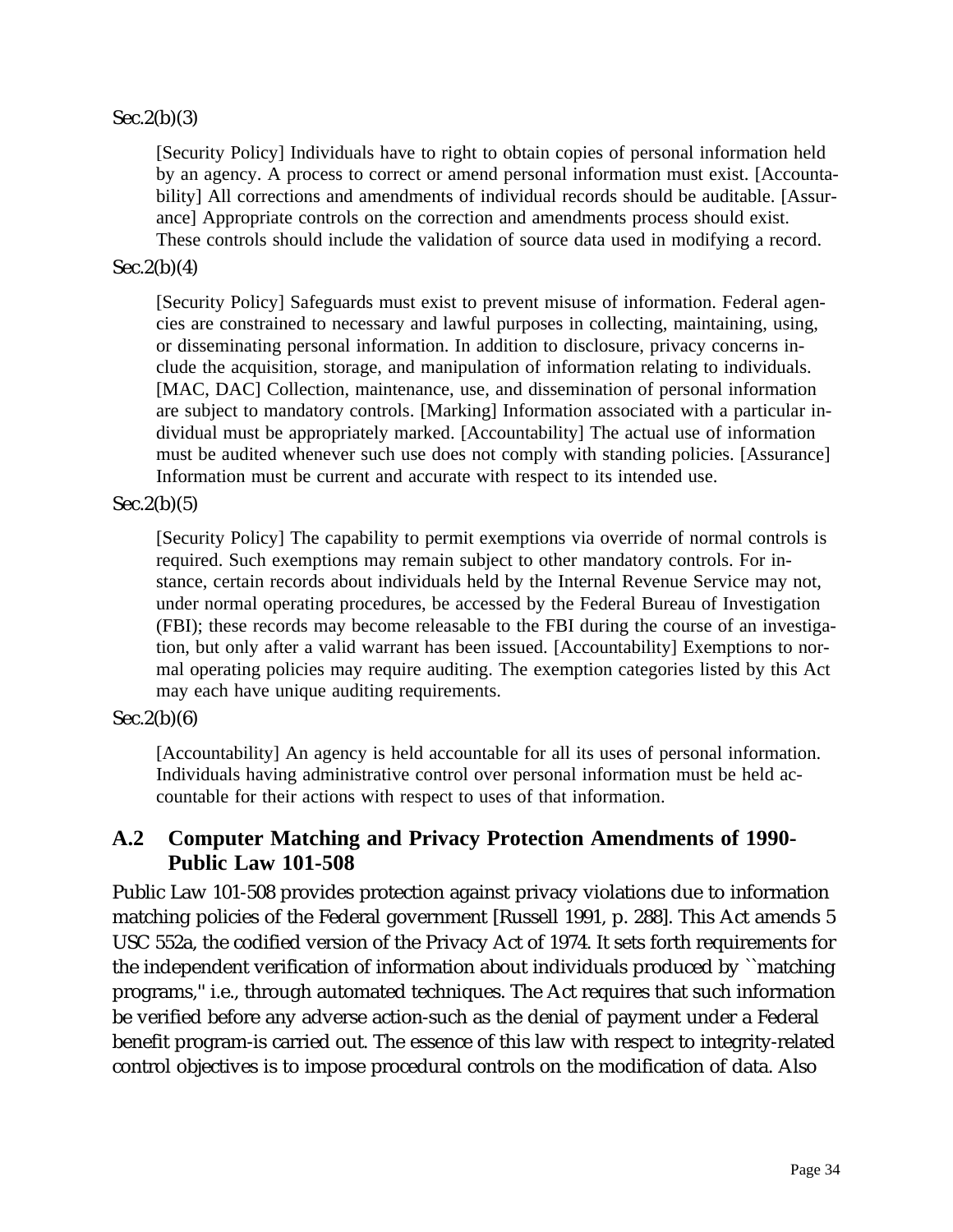Sec.2(b)(3)

[Security Policy] Individuals have to right to obtain copies of personal information held by an agency. A process to correct or amend personal information must exist. [Accountability] All corrections and amendments of individual records should be auditable. [Assurance] Appropriate controls on the correction and amendments process should exist. These controls should include the validation of source data used in modifying a record.

Sec.2(b)(4)

[Security Policy] Safeguards must exist to prevent misuse of information. Federal agencies are constrained to necessary and lawful purposes in collecting, maintaining, using, or disseminating personal information. In addition to disclosure, privacy concerns include the acquisition, storage, and manipulation of information relating to individuals. [MAC, DAC] Collection, maintenance, use, and dissemination of personal information are subject to mandatory controls. [Marking] Information associated with a particular individual must be appropriately marked. [Accountability] The actual use of information must be audited whenever such use does not comply with standing policies. [Assurance] Information must be current and accurate with respect to its intended use.

Sec.2(b)(5)

[Security Policy] The capability to permit exemptions via override of normal controls is required. Such exemptions may remain subject to other mandatory controls. For instance, certain records about individuals held by the Internal Revenue Service may not, under normal operating procedures, be accessed by the Federal Bureau of Investigation (FBI); these records may become releasable to the FBI during the course of an investigation, but only after a valid warrant has been issued. [Accountability] Exemptions to normal operating policies may require auditing. The exemption categories listed by this Act may each have unique auditing requirements.

Sec.2(b)(6)

[Accountability] An agency is held accountable for all its uses of personal information. Individuals having administrative control over personal information must be held accountable for their actions with respect to uses of that information.

## A.2 Computer Matching and Privacy Protection Amendments of 1990-Public Law 101-508

Public Law 101-508 provides protection against privacy violations due to information matching policies of the Federal government [Russell 1991, p. 288]. This Act amends 5 USC 552a, the codified version of the Privacy Act of 1974. It sets forth requirements for the independent verification of information about individuals produced by ``matching programs,'' i.e., through automated techniques. The Act requires that such information be verified before any adverse action-such as the denial of payment under a Federal benefit program-is carried out. The essence of this law with respect to integrity-related control objectives is to impose procedural controls on the modification of data. Also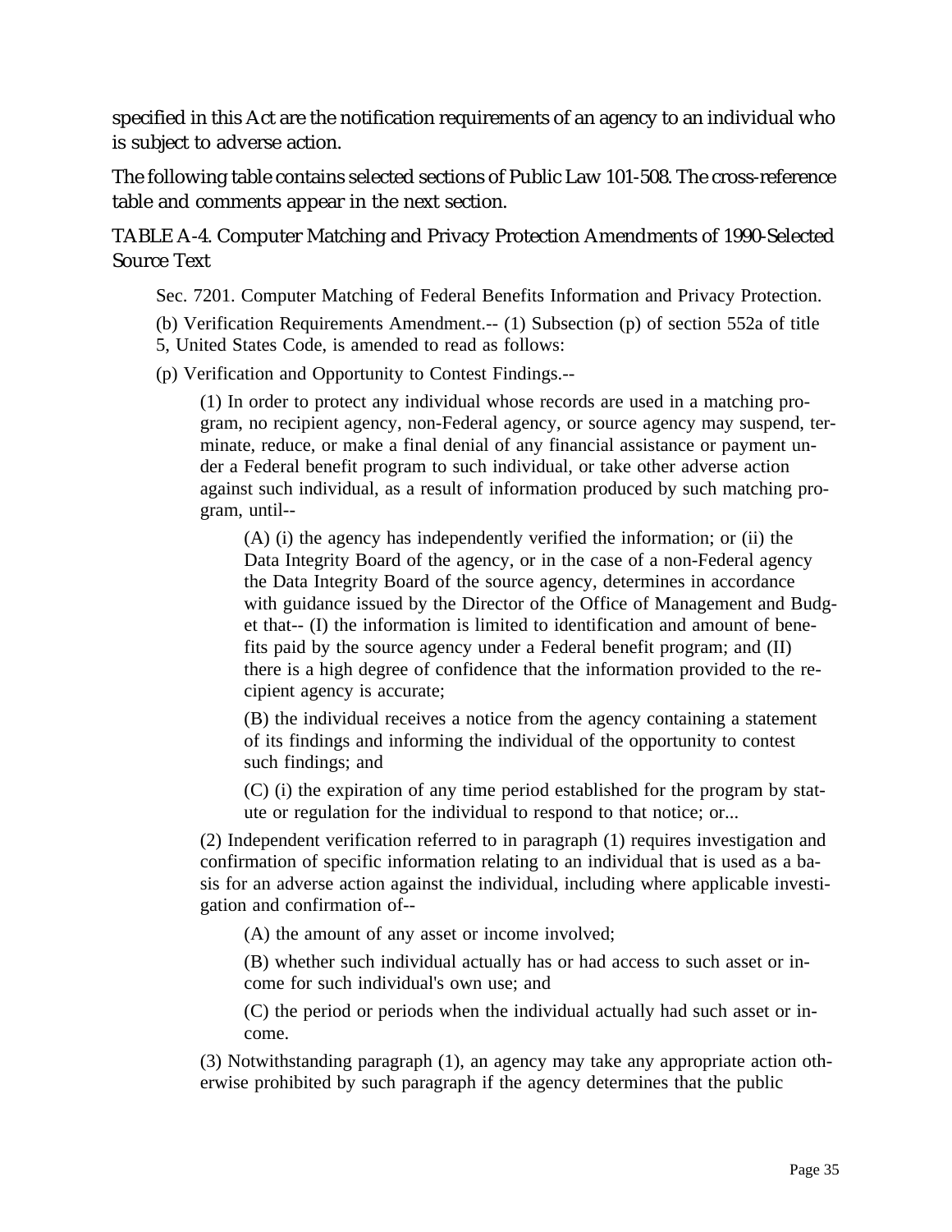specified in this Act are the notification requirements of an agency to an individual who is subject to adverse action.

The following table contains selected sections of Public Law 101-508. The cross-reference table and comments appear in the next section.

TABLE A-4. Computer Matching and Privacy Protection Amendments of 1990-Selected Source Text

> Sec. 7201. Computer Matching of Federal Benefits Information and Privacy Protection.
>
> (b) Verification Requirements Amendment.-- (1) Subsection (p) of section 552a of title 5, United States Code, is amended to read as follows:
>
> (p) Verification and Opportunity to Contest Findings.--
>
> > (1) In order to protect any individual whose records are used in a matching program, no recipient agency, non-Federal agency, or source agency may suspend, terminate, reduce, or make a final denial of any financial assistance or payment under a Federal benefit program to such individual, or take other adverse action against such individual, as a result of information produced by such matching program, until--
> >
> > > (A) (i) the agency has independently verified the information; or (ii) the Data Integrity Board of the agency, or in the case of a non-Federal agency the Data Integrity Board of the source agency, determines in accordance with guidance issued by the Director of the Office of Management and Budget that-- (I) the information is limited to identification and amount of benefits paid by the source agency under a Federal benefit program; and (II) there is a high degree of confidence that the information provided to the recipient agency is accurate;
> > >
> > > (B) the individual receives a notice from the agency containing a statement of its findings and informing the individual of the opportunity to contest such findings; and
> > >
> > > (C) (i) the expiration of any time period established for the program by statute or regulation for the individual to respond to that notice; or...
> >
> > (2) Independent verification referred to in paragraph (1) requires investigation and confirmation of specific information relating to an individual that is used as a basis for an adverse action against the individual, including where applicable investigation and confirmation of--
> >
> > > (A) the amount of any asset or income involved;
> > >
> > > (B) whether such individual actually has or had access to such asset or income for such individual's own use; and
> > >
> > > (C) the period or periods when the individual actually had such asset or income.
> >
> > (3) Notwithstanding paragraph (1), an agency may take any appropriate action otherwise prohibited by such paragraph if the agency determines that the public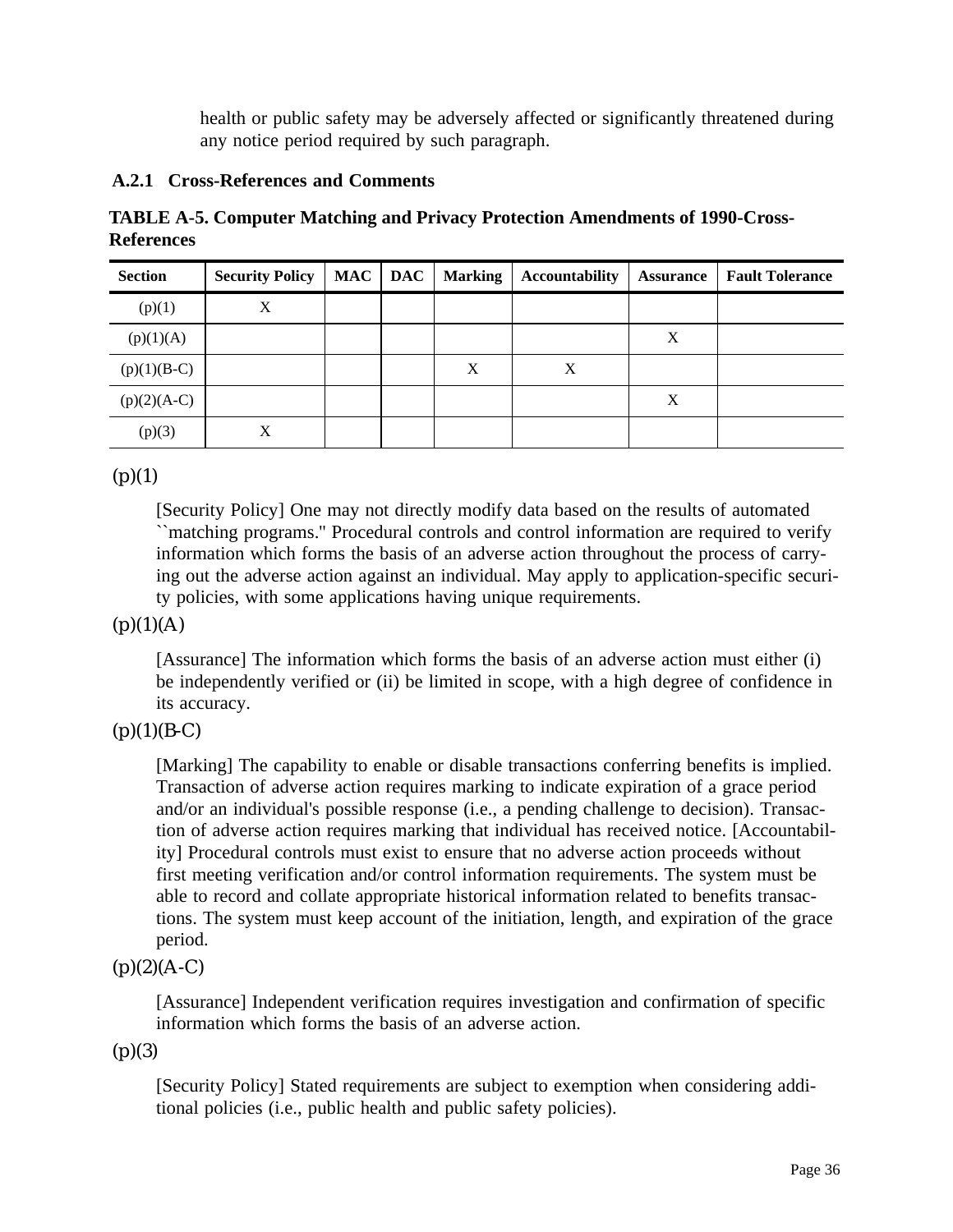health or public safety may be adversely affected or significantly threatened during any notice period required by such paragraph.

### A.2.1 Cross-References and Comments

**TABLE A-5. Computer Matching and Privacy Protection Amendments of 1990-Cross-References**

| Section | Security Policy | MAC | DAC | Marking | Accountability | Assurance | Fault Tolerance |
|---|---|---|---|---|---|---|---|
| (p)(1) | X | | | | | | |
| (p)(1)(A) | | | | | | X | |
| (p)(1)(B-C) | | | | X | X | | |
| (p)(2)(A-C) | | | | | | X | |
| (p)(3) | X | | | | | | |

(p)(1)

[Security Policy] One may not directly modify data based on the results of automated ``matching programs.'' Procedural controls and control information are required to verify information which forms the basis of an adverse action throughout the process of carrying out the adverse action against an individual. May apply to application-specific security policies, with some applications having unique requirements.

(p)(1)(A)

[Assurance] The information which forms the basis of an adverse action must either (i) be independently verified or (ii) be limited in scope, with a high degree of confidence in its accuracy.

(p)(1)(B-C)

[Marking] The capability to enable or disable transactions conferring benefits is implied. Transaction of adverse action requires marking to indicate expiration of a grace period and/or an individual's possible response (i.e., a pending challenge to decision). Transaction of adverse action requires marking that individual has received notice. [Accountability] Procedural controls must exist to ensure that no adverse action proceeds without first meeting verification and/or control information requirements. The system must be able to record and collate appropriate historical information related to benefits transactions. The system must keep account of the initiation, length, and expiration of the grace period.

(p)(2)(A-C)

[Assurance] Independent verification requires investigation and confirmation of specific information which forms the basis of an adverse action.

(p)(3)

[Security Policy] Stated requirements are subject to exemption when considering additional policies (i.e., public health and public safety policies).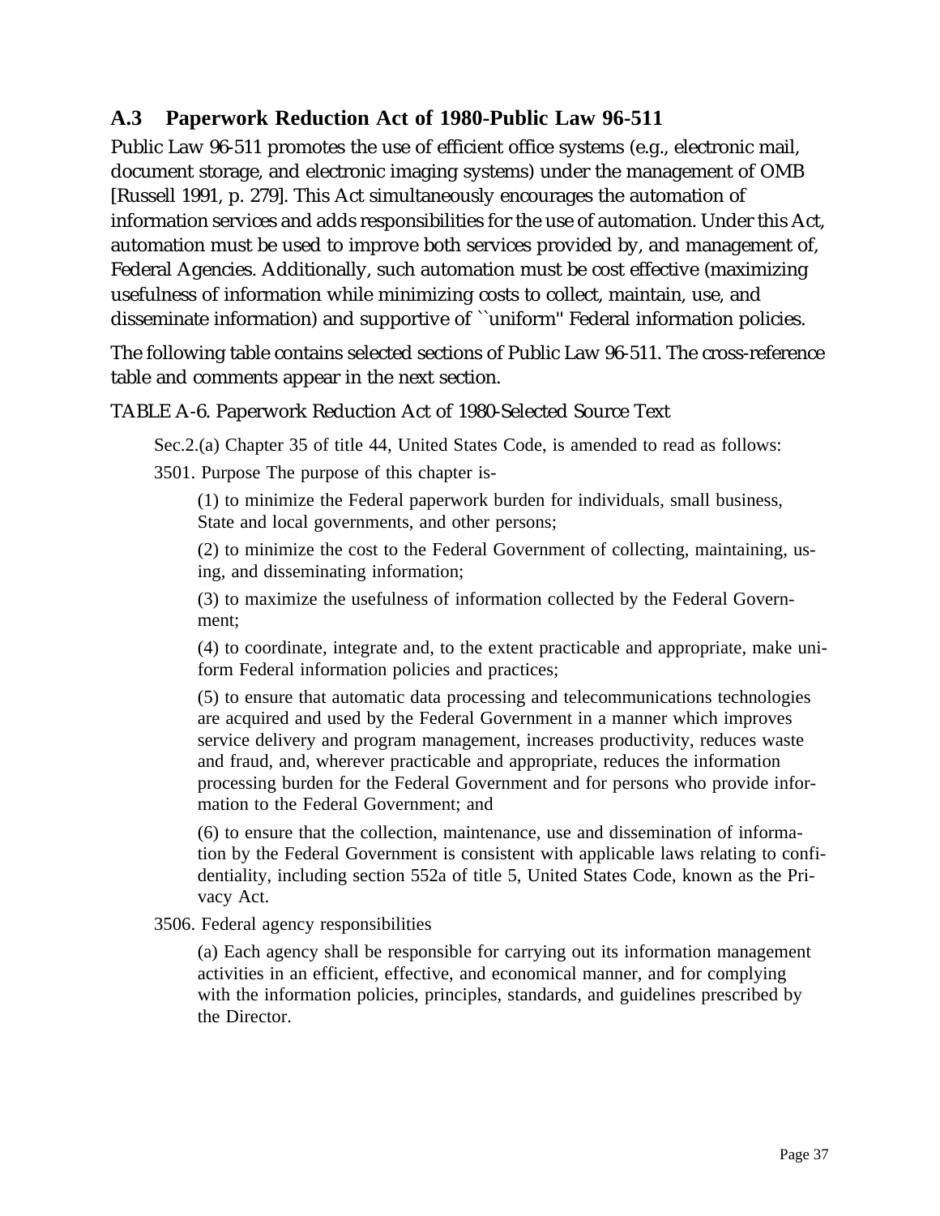## A.3 Paperwork Reduction Act of 1980-Public Law 96-511

Public Law 96-511 promotes the use of efficient office systems (e.g., electronic mail, document storage, and electronic imaging systems) under the management of OMB [Russell 1991, p. 279]. This Act simultaneously encourages the automation of information services and adds responsibilities for the use of automation. Under this Act, automation must be used to improve both services provided by, and management of, Federal Agencies. Additionally, such automation must be cost effective (maximizing usefulness of information while minimizing costs to collect, maintain, use, and disseminate information) and supportive of ``uniform'' Federal information policies.

The following table contains selected sections of Public Law 96-511. The cross-reference table and comments appear in the next section.

TABLE A-6. Paperwork Reduction Act of 1980-Selected Source Text

Sec.2.(a) Chapter 35 of title 44, United States Code, is amended to read as follows:

3501. Purpose The purpose of this chapter is-

(1) to minimize the Federal paperwork burden for individuals, small business, State and local governments, and other persons;

(2) to minimize the cost to the Federal Government of collecting, maintaining, using, and disseminating information;

(3) to maximize the usefulness of information collected by the Federal Government;

(4) to coordinate, integrate and, to the extent practicable and appropriate, make uniform Federal information policies and practices;

(5) to ensure that automatic data processing and telecommunications technologies are acquired and used by the Federal Government in a manner which improves service delivery and program management, increases productivity, reduces waste and fraud, and, wherever practicable and appropriate, reduces the information processing burden for the Federal Government and for persons who provide information to the Federal Government; and

(6) to ensure that the collection, maintenance, use and dissemination of information by the Federal Government is consistent with applicable laws relating to confidentiality, including section 552a of title 5, United States Code, known as the Privacy Act.

3506. Federal agency responsibilities

(a) Each agency shall be responsible for carrying out its information management activities in an efficient, effective, and economical manner, and for complying with the information policies, principles, standards, and guidelines prescribed by the Director.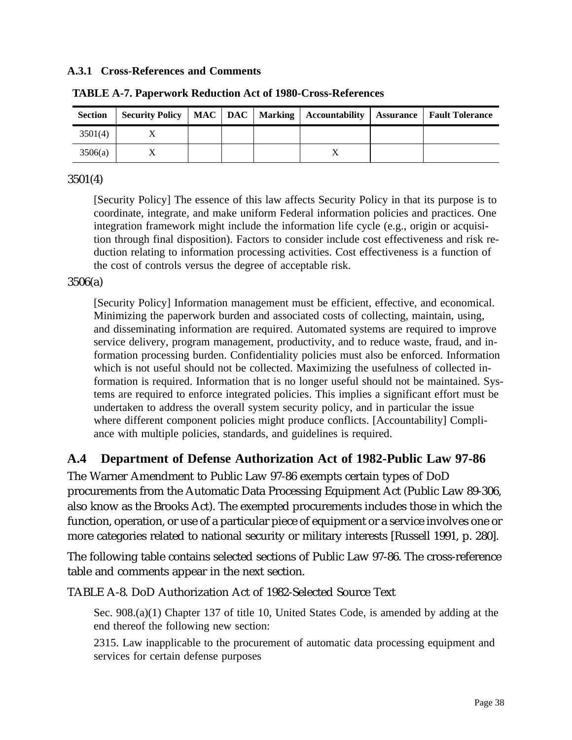### A.3.1 Cross-References and Comments

**TABLE A-7. Paperwork Reduction Act of 1980-Cross-References**

| Section | Security Policy | MAC | DAC | Marking | Accountability | Assurance | Fault Tolerance |
|---|---|---|---|---|---|---|---|
| 3501(4) | X | | | | | | |
| 3506(a) | X | | | | X | | |

3501(4)

> [Security Policy] The essence of this law affects Security Policy in that its purpose is to coordinate, integrate, and make uniform Federal information policies and practices. One integration framework might include the information life cycle (e.g., origin or acquisition through final disposition). Factors to consider include cost effectiveness and risk reduction relating to information processing activities. Cost effectiveness is a function of the cost of controls versus the degree of acceptable risk.

3506(a)

> [Security Policy] Information management must be efficient, effective, and economical. Minimizing the paperwork burden and associated costs of collecting, maintain, using, and disseminating information are required. Automated systems are required to improve service delivery, program management, productivity, and to reduce waste, fraud, and information processing burden. Confidentiality policies must also be enforced. Information which is not useful should not be collected. Maximizing the usefulness of collected information is required. Information that is no longer useful should not be maintained. Systems are required to enforce integrated policies. This implies a significant effort must be undertaken to address the overall system security policy, and in particular the issue where different component policies might produce conflicts. [Accountability] Compliance with multiple policies, standards, and guidelines is required.

## A.4 Department of Defense Authorization Act of 1982-Public Law 97-86

The Warner Amendment to Public Law 97-86 exempts certain types of DoD procurements from the Automatic Data Processing Equipment Act (Public Law 89-306, also know as the Brooks Act). The exempted procurements includes those in which the function, operation, or use of a particular piece of equipment or a service involves one or more categories related to national security or military interests [Russell 1991, p. 280].

The following table contains selected sections of Public Law 97-86. The cross-reference table and comments appear in the next section.

TABLE A-8. DoD Authorization Act of 1982-Selected Source Text

> Sec. 908.(a)(1) Chapter 137 of title 10, United States Code, is amended by adding at the end thereof the following new section:
>
> 2315. Law inapplicable to the procurement of automatic data processing equipment and services for certain defense purposes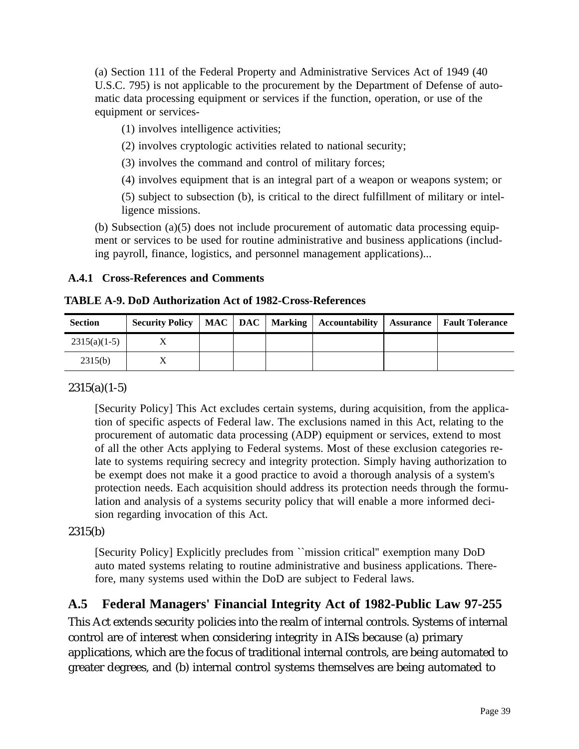(a) Section 111 of the Federal Property and Administrative Services Act of 1949 (40 U.S.C. 795) is not applicable to the procurement by the Department of Defense of automatic data processing equipment or services if the function, operation, or use of the equipment or services-

(1) involves intelligence activities;

(2) involves cryptologic activities related to national security;

(3) involves the command and control of military forces;

(4) involves equipment that is an integral part of a weapon or weapons system; or

(5) subject to subsection (b), is critical to the direct fulfillment of military or intelligence missions.

(b) Subsection (a)(5) does not include procurement of automatic data processing equipment or services to be used for routine administrative and business applications (including payroll, finance, logistics, and personnel management applications)...

### A.4.1 Cross-References and Comments

**TABLE A-9. DoD Authorization Act of 1982-Cross-References**

| Section | Security Policy | MAC | DAC | Marking | Accountability | Assurance | Fault Tolerance |
|---|---|---|---|---|---|---|---|
| 2315(a)(1-5) | X | | | | | | |
| 2315(b) | X | | | | | | |

2315(a)(1-5)

[Security Policy] This Act excludes certain systems, during acquisition, from the application of specific aspects of Federal law. The exclusions named in this Act, relating to the procurement of automatic data processing (ADP) equipment or services, extend to most of all the other Acts applying to Federal systems. Most of these exclusion categories relate to systems requiring secrecy and integrity protection. Simply having authorization to be exempt does not make it a good practice to avoid a thorough analysis of a system's protection needs. Each acquisition should address its protection needs through the formulation and analysis of a systems security policy that will enable a more informed decision regarding invocation of this Act.

2315(b)

[Security Policy] Explicitly precludes from ``mission critical'' exemption many DoD auto mated systems relating to routine administrative and business applications. Therefore, many systems used within the DoD are subject to Federal laws.

## A.5 Federal Managers' Financial Integrity Act of 1982-Public Law 97-255

This Act extends security policies into the realm of internal controls. Systems of internal control are of interest when considering integrity in AISs because (a) primary applications, which are the focus of traditional internal controls, are being automated to greater degrees, and (b) internal control systems themselves are being automated to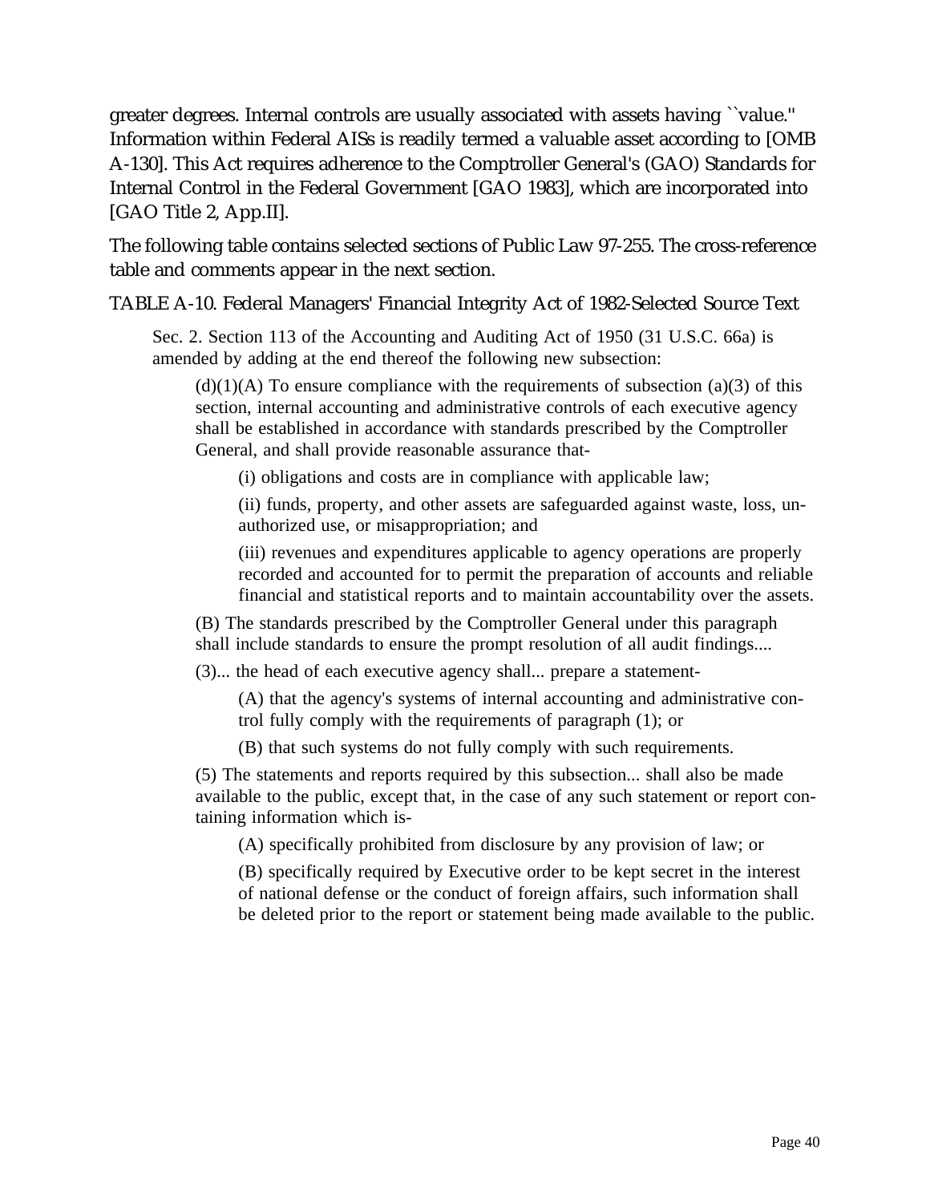greater degrees. Internal controls are usually associated with assets having ``value.'' Information within Federal AISs is readily termed a valuable asset according to [OMB A-130]. This Act requires adherence to the Comptroller General's (GAO) Standards for Internal Control in the Federal Government [GAO 1983], which are incorporated into [GAO Title 2, App.II].

The following table contains selected sections of Public Law 97-255. The cross-reference table and comments appear in the next section.

TABLE A-10. Federal Managers' Financial Integrity Act of 1982-Selected Source Text

> Sec. 2. Section 113 of the Accounting and Auditing Act of 1950 (31 U.S.C. 66a) is amended by adding at the end thereof the following new subsection:
>
> > (d)(1)(A) To ensure compliance with the requirements of subsection (a)(3) of this section, internal accounting and administrative controls of each executive agency shall be established in accordance with standards prescribed by the Comptroller General, and shall provide reasonable assurance that-
> >
> > > (i) obligations and costs are in compliance with applicable law;
> > >
> > > (ii) funds, property, and other assets are safeguarded against waste, loss, unauthorized use, or misappropriation; and
> > >
> > > (iii) revenues and expenditures applicable to agency operations are properly recorded and accounted for to permit the preparation of accounts and reliable financial and statistical reports and to maintain accountability over the assets.
> >
> > (B) The standards prescribed by the Comptroller General under this paragraph shall include standards to ensure the prompt resolution of all audit findings....
> >
> > (3)... the head of each executive agency shall... prepare a statement-
> >
> > > (A) that the agency's systems of internal accounting and administrative control fully comply with the requirements of paragraph (1); or
> > >
> > > (B) that such systems do not fully comply with such requirements.
> >
> > (5) The statements and reports required by this subsection... shall also be made available to the public, except that, in the case of any such statement or report containing information which is-
> >
> > > (A) specifically prohibited from disclosure by any provision of law; or
> > >
> > > (B) specifically required by Executive order to be kept secret in the interest of national defense or the conduct of foreign affairs, such information shall be deleted prior to the report or statement being made available to the public.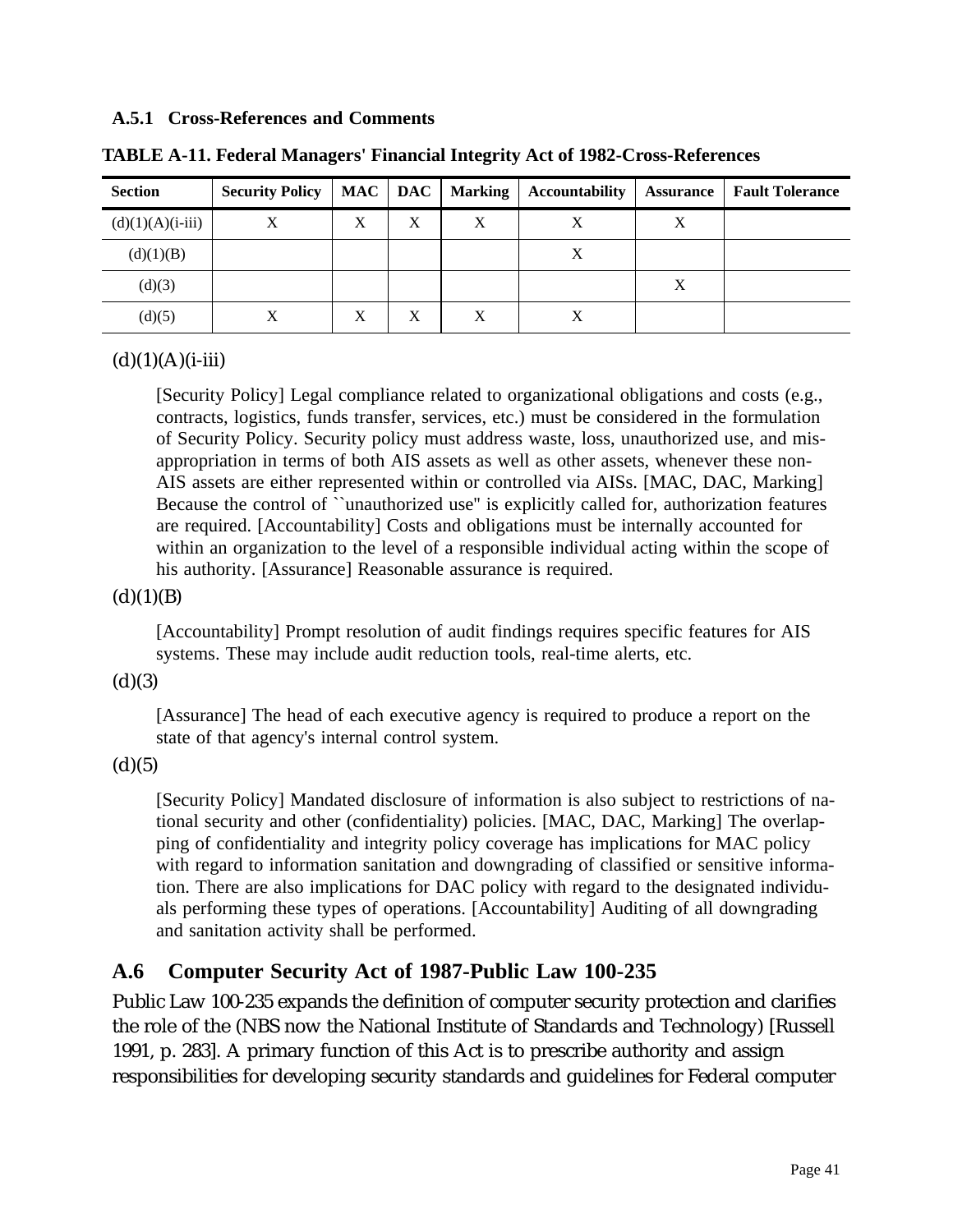### A.5.1 Cross-References and Comments

**TABLE A-11. Federal Managers' Financial Integrity Act of 1982-Cross-References**

| Section | Security Policy | MAC | DAC | Marking | Accountability | Assurance | Fault Tolerance |
|---|---|---|---|---|---|---|---|
| (d)(1)(A)(i-iii) | X | X | X | X | X | X | |
| (d)(1)(B) | | | | | X | | |
| (d)(3) | | | | | | X | |
| (d)(5) | X | X | X | X | X | | |

(d)(1)(A)(i-iii)

[Security Policy] Legal compliance related to organizational obligations and costs (e.g., contracts, logistics, funds transfer, services, etc.) must be considered in the formulation of Security Policy. Security policy must address waste, loss, unauthorized use, and misappropriation in terms of both AIS assets as well as other assets, whenever these non-AIS assets are either represented within or controlled via AISs. [MAC, DAC, Marking] Because the control of ``unauthorized use'' is explicitly called for, authorization features are required. [Accountability] Costs and obligations must be internally accounted for within an organization to the level of a responsible individual acting within the scope of his authority. [Assurance] Reasonable assurance is required.

(d)(1)(B)

[Accountability] Prompt resolution of audit findings requires specific features for AIS systems. These may include audit reduction tools, real-time alerts, etc.

(d)(3)

[Assurance] The head of each executive agency is required to produce a report on the state of that agency's internal control system.

(d)(5)

[Security Policy] Mandated disclosure of information is also subject to restrictions of national security and other (confidentiality) policies. [MAC, DAC, Marking] The overlapping of confidentiality and integrity policy coverage has implications for MAC policy with regard to information sanitation and downgrading of classified or sensitive information. There are also implications for DAC policy with regard to the designated individuals performing these types of operations. [Accountability] Auditing of all downgrading and sanitation activity shall be performed.

## A.6 Computer Security Act of 1987-Public Law 100-235

Public Law 100-235 expands the definition of computer security protection and clarifies the role of the (NBS now the National Institute of Standards and Technology) [Russell 1991, p. 283]. A primary function of this Act is to prescribe authority and assign responsibilities for developing security standards and guidelines for Federal computer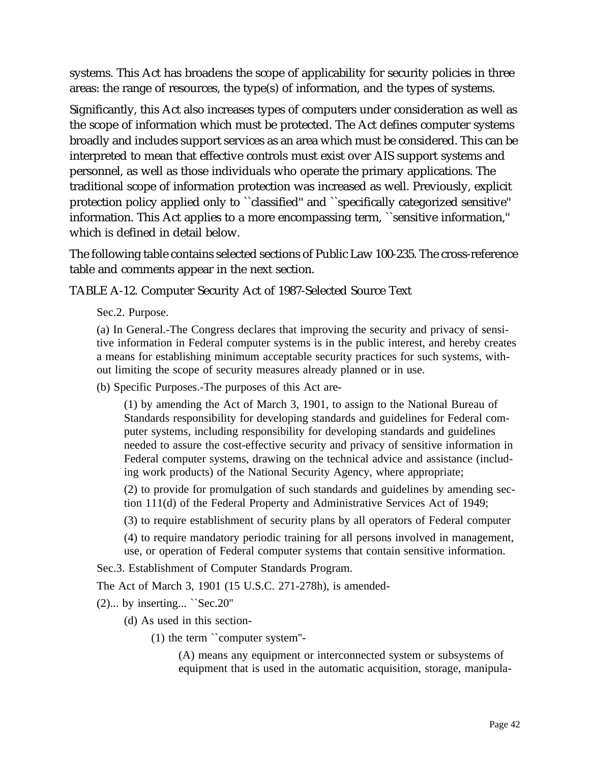systems. This Act has broadens the scope of applicability for security policies in three areas: the range of resources, the type(s) of information, and the types of systems.

Significantly, this Act also increases types of computers under consideration as well as the scope of information which must be protected. The Act defines computer systems broadly and includes support services as an area which must be considered. This can be interpreted to mean that effective controls must exist over AIS support systems and personnel, as well as those individuals who operate the primary applications. The traditional scope of information protection was increased as well. Previously, explicit protection policy applied only to ``classified'' and ``specifically categorized sensitive'' information. This Act applies to a more encompassing term, ``sensitive information,'' which is defined in detail below.

The following table contains selected sections of Public Law 100-235. The cross-reference table and comments appear in the next section.

TABLE A-12. Computer Security Act of 1987-Selected Source Text

> Sec.2. Purpose.
>
> (a) In General.-The Congress declares that improving the security and privacy of sensitive information in Federal computer systems is in the public interest, and hereby creates a means for establishing minimum acceptable security practices for such systems, without limiting the scope of security measures already planned or in use.
>
> (b) Specific Purposes.-The purposes of this Act are-
>
> > (1) by amending the Act of March 3, 1901, to assign to the National Bureau of Standards responsibility for developing standards and guidelines for Federal computer systems, including responsibility for developing standards and guidelines needed to assure the cost-effective security and privacy of sensitive information in Federal computer systems, drawing on the technical advice and assistance (including work products) of the National Security Agency, where appropriate;
> >
> > (2) to provide for promulgation of such standards and guidelines by amending section 111(d) of the Federal Property and Administrative Services Act of 1949;
> >
> > (3) to require establishment of security plans by all operators of Federal computer
> >
> > (4) to require mandatory periodic training for all persons involved in management, use, or operation of Federal computer systems that contain sensitive information.
>
> Sec.3. Establishment of Computer Standards Program.
>
> The Act of March 3, 1901 (15 U.S.C. 271-278h), is amended-
>
> (2)... by inserting... ``Sec.20''
>
> > (d) As used in this section-
> >
> > > (1) the term ``computer system''-
> > >
> > > > (A) means any equipment or interconnected system or subsystems of equipment that is used in the automatic acquisition, storage, manipula-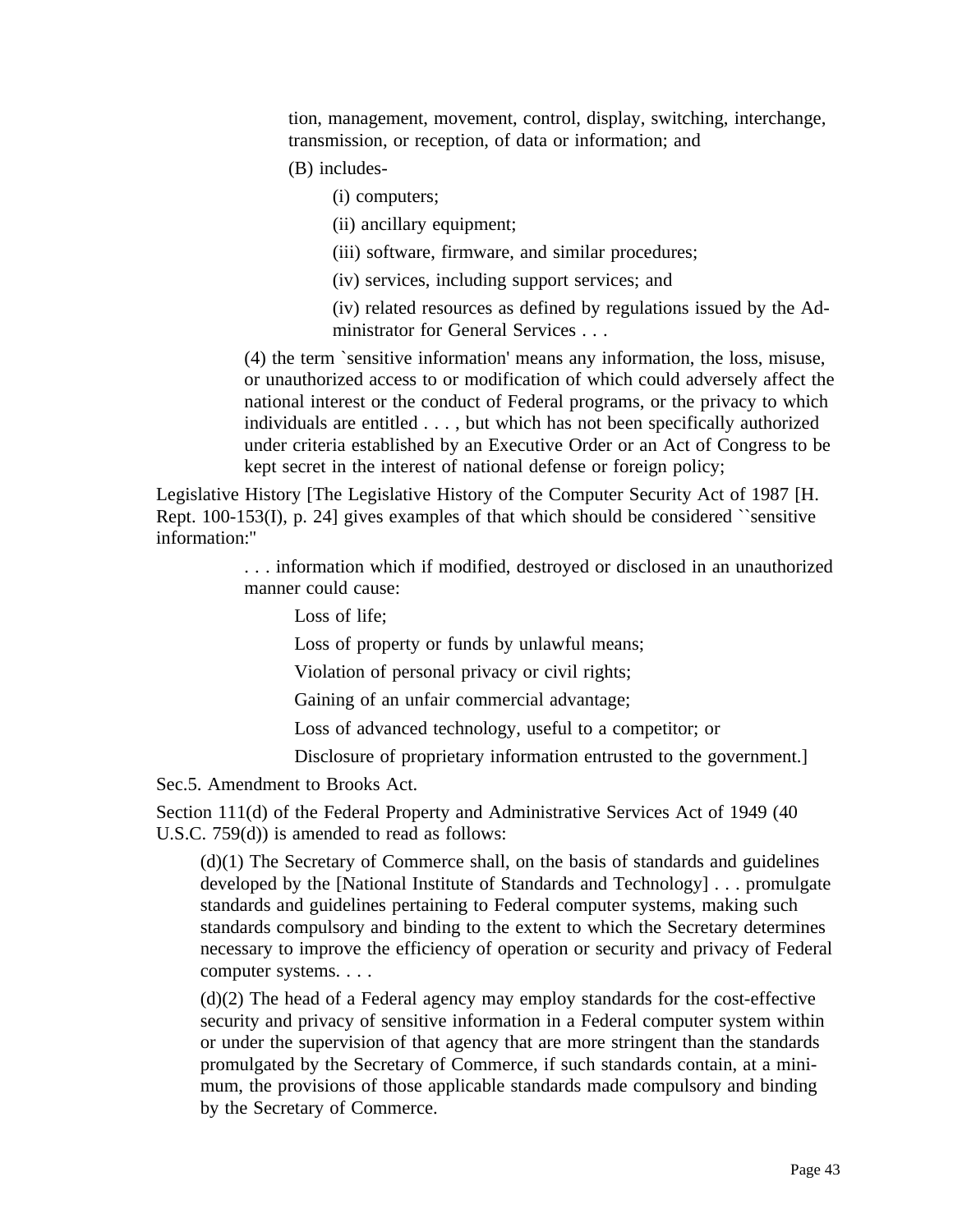tion, management, movement, control, display, switching, interchange, transmission, or reception, of data or information; and

(B) includes-

(i) computers;

(ii) ancillary equipment;

(iii) software, firmware, and similar procedures;

(iv) services, including support services; and

(iv) related resources as defined by regulations issued by the Administrator for General Services . . .

(4) the term `sensitive information' means any information, the loss, misuse, or unauthorized access to or modification of which could adversely affect the national interest or the conduct of Federal programs, or the privacy to which individuals are entitled . . . , but which has not been specifically authorized under criteria established by an Executive Order or an Act of Congress to be kept secret in the interest of national defense or foreign policy;

Legislative History [The Legislative History of the Computer Security Act of 1987 [H. Rept. 100-153(I), p. 24] gives examples of that which should be considered ``sensitive information:''

> . . . information which if modified, destroyed or disclosed in an unauthorized manner could cause:
>
> Loss of life;
>
> Loss of property or funds by unlawful means;
>
> Violation of personal privacy or civil rights;
>
> Gaining of an unfair commercial advantage;
>
> Loss of advanced technology, useful to a competitor; or
>
> Disclosure of proprietary information entrusted to the government.]

Sec.5. Amendment to Brooks Act.

Section 111(d) of the Federal Property and Administrative Services Act of 1949 (40 U.S.C. 759(d)) is amended to read as follows:

> (d)(1) The Secretary of Commerce shall, on the basis of standards and guidelines developed by the [National Institute of Standards and Technology] . . . promulgate standards and guidelines pertaining to Federal computer systems, making such standards compulsory and binding to the extent to which the Secretary determines necessary to improve the efficiency of operation or security and privacy of Federal computer systems. . . .
>
> (d)(2) The head of a Federal agency may employ standards for the cost-effective security and privacy of sensitive information in a Federal computer system within or under the supervision of that agency that are more stringent than the standards promulgated by the Secretary of Commerce, if such standards contain, at a minimum, the provisions of those applicable standards made compulsory and binding by the Secretary of Commerce.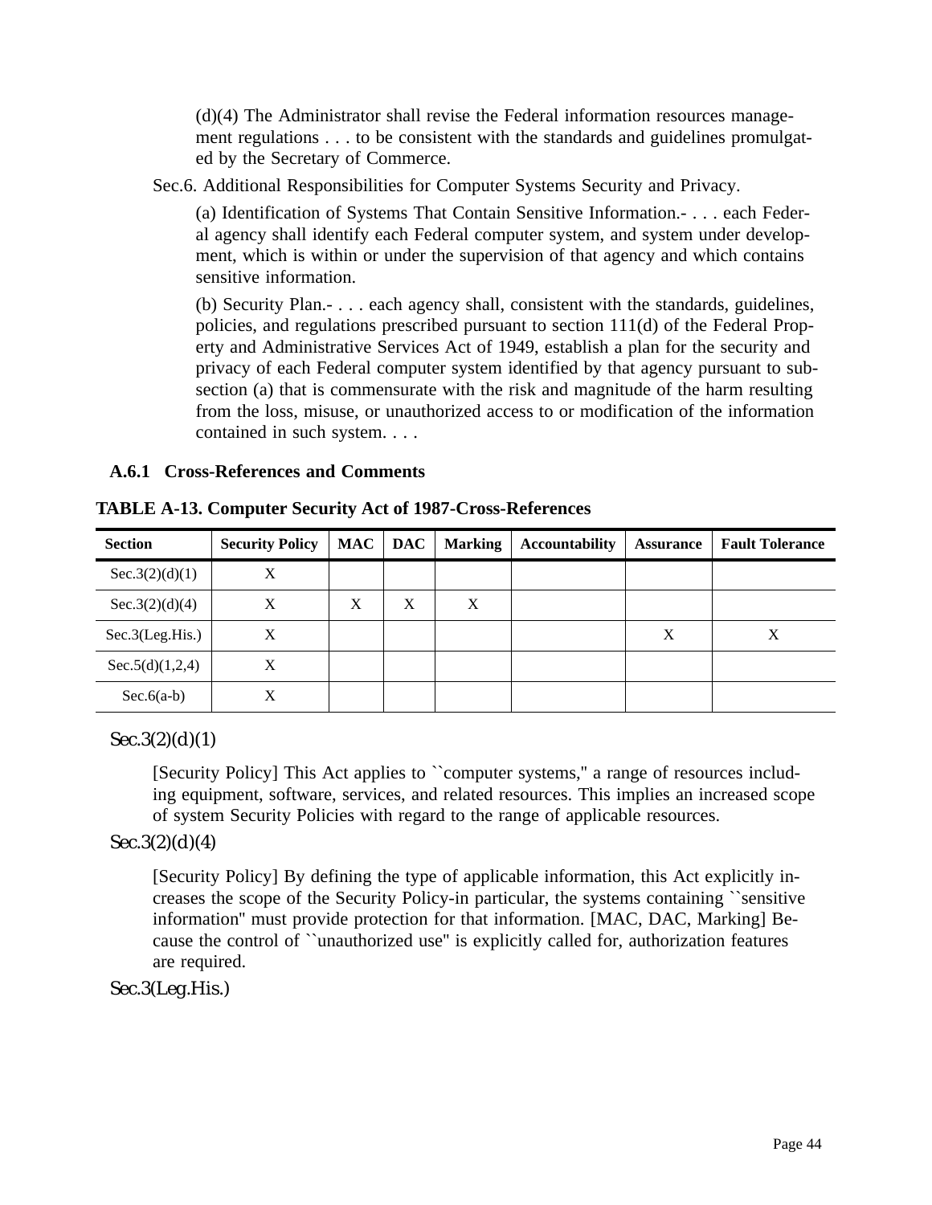(d)(4) The Administrator shall revise the Federal information resources management regulations . . . to be consistent with the standards and guidelines promulgated by the Secretary of Commerce.

Sec.6. Additional Responsibilities for Computer Systems Security and Privacy.

(a) Identification of Systems That Contain Sensitive Information.- . . . each Federal agency shall identify each Federal computer system, and system under development, which is within or under the supervision of that agency and which contains sensitive information.

(b) Security Plan.- . . . each agency shall, consistent with the standards, guidelines, policies, and regulations prescribed pursuant to section 111(d) of the Federal Property and Administrative Services Act of 1949, establish a plan for the security and privacy of each Federal computer system identified by that agency pursuant to subsection (a) that is commensurate with the risk and magnitude of the harm resulting from the loss, misuse, or unauthorized access to or modification of the information contained in such system. . . .

### A.6.1 Cross-References and Comments

**TABLE A-13. Computer Security Act of 1987-Cross-References**

| Section | Security Policy | MAC | DAC | Marking | Accountability | Assurance | Fault Tolerance |
|---|---|---|---|---|---|---|---|
| Sec.3(2)(d)(1) | X | | | | | | |
| Sec.3(2)(d)(4) | X | X | X | X | | | |
| Sec.3(Leg.His.) | X | | | | | X | X |
| Sec.5(d)(1,2,4) | X | | | | | | |
| Sec.6(a-b) | X | | | | | | |

Sec.3(2)(d)(1)

[Security Policy] This Act applies to ``computer systems,'' a range of resources including equipment, software, services, and related resources. This implies an increased scope of system Security Policies with regard to the range of applicable resources.

Sec.3(2)(d)(4)

[Security Policy] By defining the type of applicable information, this Act explicitly increases the scope of the Security Policy-in particular, the systems containing ``sensitive information'' must provide protection for that information. [MAC, DAC, Marking] Because the control of ``unauthorized use'' is explicitly called for, authorization features are required.

Sec.3(Leg.His.)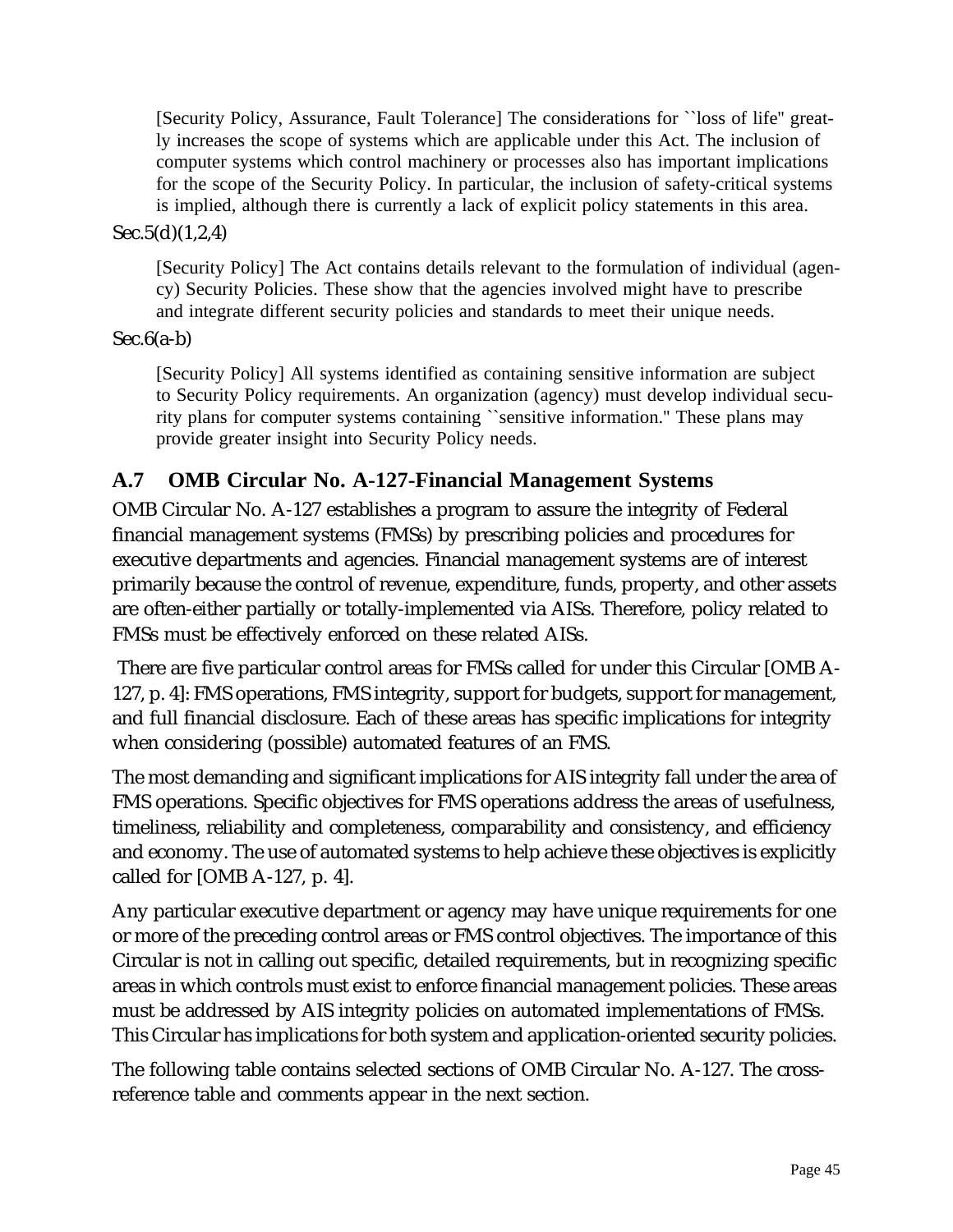[Security Policy, Assurance, Fault Tolerance] The considerations for ``loss of life'' greatly increases the scope of systems which are applicable under this Act. The inclusion of computer systems which control machinery or processes also has important implications for the scope of the Security Policy. In particular, the inclusion of safety-critical systems is implied, although there is currently a lack of explicit policy statements in this area.

Sec.5(d)(1,2,4)

[Security Policy] The Act contains details relevant to the formulation of individual (agency) Security Policies. These show that the agencies involved might have to prescribe and integrate different security policies and standards to meet their unique needs.

Sec.6(a-b)

[Security Policy] All systems identified as containing sensitive information are subject to Security Policy requirements. An organization (agency) must develop individual security plans for computer systems containing ``sensitive information.'' These plans may provide greater insight into Security Policy needs.

## A.7 OMB Circular No. A-127-Financial Management Systems

OMB Circular No. A-127 establishes a program to assure the integrity of Federal financial management systems (FMSs) by prescribing policies and procedures for executive departments and agencies. Financial management systems are of interest primarily because the control of revenue, expenditure, funds, property, and other assets are often-either partially or totally-implemented via AISs. Therefore, policy related to FMSs must be effectively enforced on these related AISs.

There are five particular control areas for FMSs called for under this Circular [OMB A-127, p. 4]: FMS operations, FMS integrity, support for budgets, support for management, and full financial disclosure. Each of these areas has specific implications for integrity when considering (possible) automated features of an FMS.

The most demanding and significant implications for AIS integrity fall under the area of FMS operations. Specific objectives for FMS operations address the areas of usefulness, timeliness, reliability and completeness, comparability and consistency, and efficiency and economy. The use of automated systems to help achieve these objectives is explicitly called for [OMB A-127, p. 4].

Any particular executive department or agency may have unique requirements for one or more of the preceding control areas or FMS control objectives. The importance of this Circular is not in calling out specific, detailed requirements, but in recognizing specific areas in which controls must exist to enforce financial management policies. These areas must be addressed by AIS integrity policies on automated implementations of FMSs. This Circular has implications for both system and application-oriented security policies.

The following table contains selected sections of OMB Circular No. A-127. The cross-reference table and comments appear in the next section.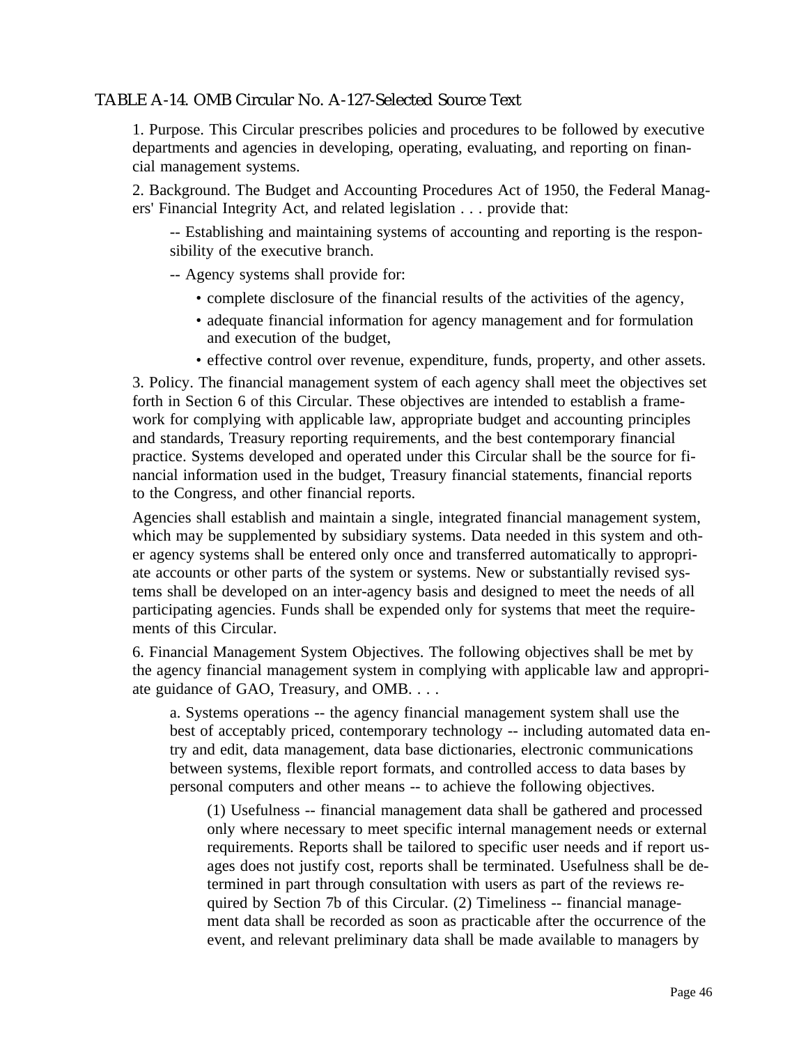## TABLE A-14. OMB Circular No. A-127-Selected Source Text

1. Purpose. This Circular prescribes policies and procedures to be followed by executive departments and agencies in developing, operating, evaluating, and reporting on financial management systems.

2. Background. The Budget and Accounting Procedures Act of 1950, the Federal Managers' Financial Integrity Act, and related legislation . . . provide that:

> -- Establishing and maintaining systems of accounting and reporting is the responsibility of the executive branch.
>
> -- Agency systems shall provide for:
>
> - complete disclosure of the financial results of the activities of the agency,
> - adequate financial information for agency management and for formulation and execution of the budget,
> - effective control over revenue, expenditure, funds, property, and other assets.

3. Policy. The financial management system of each agency shall meet the objectives set forth in Section 6 of this Circular. These objectives are intended to establish a framework for complying with applicable law, appropriate budget and accounting principles and standards, Treasury reporting requirements, and the best contemporary financial practice. Systems developed and operated under this Circular shall be the source for financial information used in the budget, Treasury financial statements, financial reports to the Congress, and other financial reports.

Agencies shall establish and maintain a single, integrated financial management system, which may be supplemented by subsidiary systems. Data needed in this system and other agency systems shall be entered only once and transferred automatically to appropriate accounts or other parts of the system or systems. New or substantially revised systems shall be developed on an inter-agency basis and designed to meet the needs of all participating agencies. Funds shall be expended only for systems that meet the requirements of this Circular.

6. Financial Management System Objectives. The following objectives shall be met by the agency financial management system in complying with applicable law and appropriate guidance of GAO, Treasury, and OMB. . . .

> a. Systems operations -- the agency financial management system shall use the best of acceptably priced, contemporary technology -- including automated data entry and edit, data management, data base dictionaries, electronic communications between systems, flexible report formats, and controlled access to data bases by personal computers and other means -- to achieve the following objectives.
>
> > (1) Usefulness -- financial management data shall be gathered and processed only where necessary to meet specific internal management needs or external requirements. Reports shall be tailored to specific user needs and if report usages does not justify cost, reports shall be terminated. Usefulness shall be determined in part through consultation with users as part of the reviews required by Section 7b of this Circular. (2) Timeliness -- financial management data shall be recorded as soon as practicable after the occurrence of the event, and relevant preliminary data shall be made available to managers by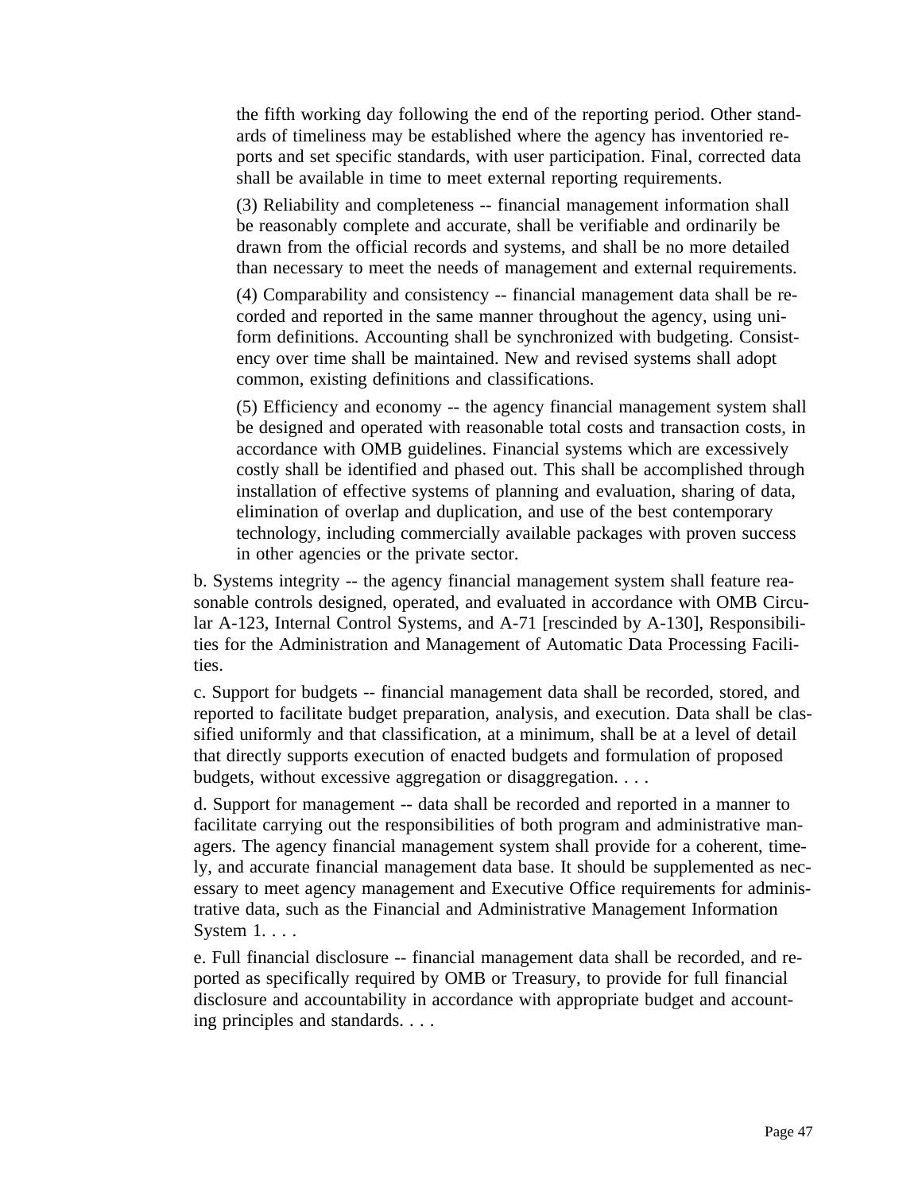the fifth working day following the end of the reporting period. Other standards of timeliness may be established where the agency has inventoried reports and set specific standards, with user participation. Final, corrected data shall be available in time to meet external reporting requirements.

(3) Reliability and completeness -- financial management information shall be reasonably complete and accurate, shall be verifiable and ordinarily be drawn from the official records and systems, and shall be no more detailed than necessary to meet the needs of management and external requirements.

(4) Comparability and consistency -- financial management data shall be recorded and reported in the same manner throughout the agency, using uniform definitions. Accounting shall be synchronized with budgeting. Consistency over time shall be maintained. New and revised systems shall adopt common, existing definitions and classifications.

(5) Efficiency and economy -- the agency financial management system shall be designed and operated with reasonable total costs and transaction costs, in accordance with OMB guidelines. Financial systems which are excessively costly shall be identified and phased out. This shall be accomplished through installation of effective systems of planning and evaluation, sharing of data, elimination of overlap and duplication, and use of the best contemporary technology, including commercially available packages with proven success in other agencies or the private sector.

b. Systems integrity -- the agency financial management system shall feature reasonable controls designed, operated, and evaluated in accordance with OMB Circular A-123, Internal Control Systems, and A-71 [rescinded by A-130], Responsibilities for the Administration and Management of Automatic Data Processing Facilities.

c. Support for budgets -- financial management data shall be recorded, stored, and reported to facilitate budget preparation, analysis, and execution. Data shall be classified uniformly and that classification, at a minimum, shall be at a level of detail that directly supports execution of enacted budgets and formulation of proposed budgets, without excessive aggregation or disaggregation. . . .

d. Support for management -- data shall be recorded and reported in a manner to facilitate carrying out the responsibilities of both program and administrative managers. The agency financial management system shall provide for a coherent, timely, and accurate financial management data base. It should be supplemented as necessary to meet agency management and Executive Office requirements for administrative data, such as the Financial and Administrative Management Information System 1. . . .

e. Full financial disclosure -- financial management data shall be recorded, and reported as specifically required by OMB or Treasury, to provide for full financial disclosure and accountability in accordance with appropriate budget and accounting principles and standards. . . .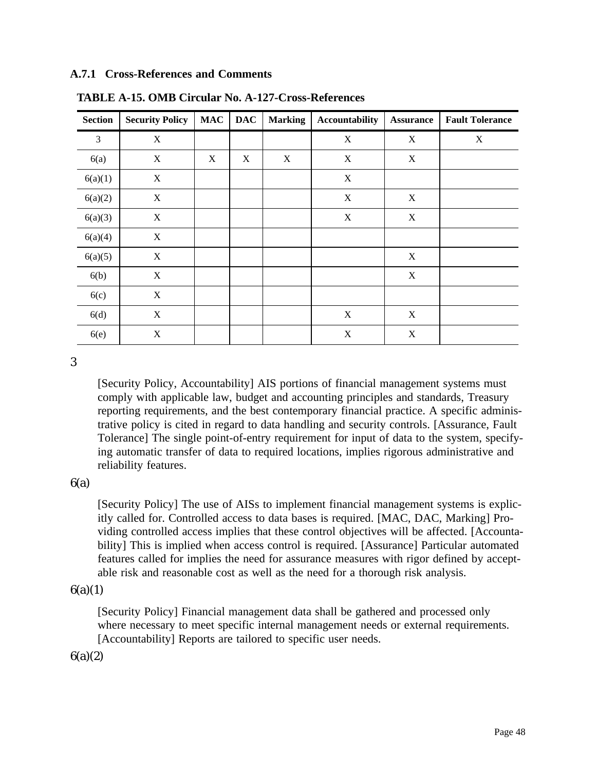### A.7.1 Cross-References and Comments

**TABLE A-15. OMB Circular No. A-127-Cross-References**

| Section | Security Policy | MAC | DAC | Marking | Accountability | Assurance | Fault Tolerance |
|---|---|---|---|---|---|---|---|
| 3 | X | | | | X | X | X |
| 6(a) | X | X | X | X | X | X | |
| 6(a)(1) | X | | | | X | | |
| 6(a)(2) | X | | | | X | X | |
| 6(a)(3) | X | | | | X | X | |
| 6(a)(4) | X | | | | | | |
| 6(a)(5) | X | | | | | X | |
| 6(b) | X | | | | | X | |
| 6(c) | X | | | | | | |
| 6(d) | X | | | | X | X | |
| 6(e) | X | | | | X | X | |

3

[Security Policy, Accountability] AIS portions of financial management systems must comply with applicable law, budget and accounting principles and standards, Treasury reporting requirements, and the best contemporary financial practice. A specific administrative policy is cited in regard to data handling and security controls. [Assurance, Fault Tolerance] The single point-of-entry requirement for input of data to the system, specifying automatic transfer of data to required locations, implies rigorous administrative and reliability features.

6(a)

[Security Policy] The use of AISs to implement financial management systems is explicitly called for. Controlled access to data bases is required. [MAC, DAC, Marking] Providing controlled access implies that these control objectives will be affected. [Accountability] This is implied when access control is required. [Assurance] Particular automated features called for implies the need for assurance measures with rigor defined by acceptable risk and reasonable cost as well as the need for a thorough risk analysis.

6(a)(1)

[Security Policy] Financial management data shall be gathered and processed only where necessary to meet specific internal management needs or external requirements. [Accountability] Reports are tailored to specific user needs.

6(a)(2)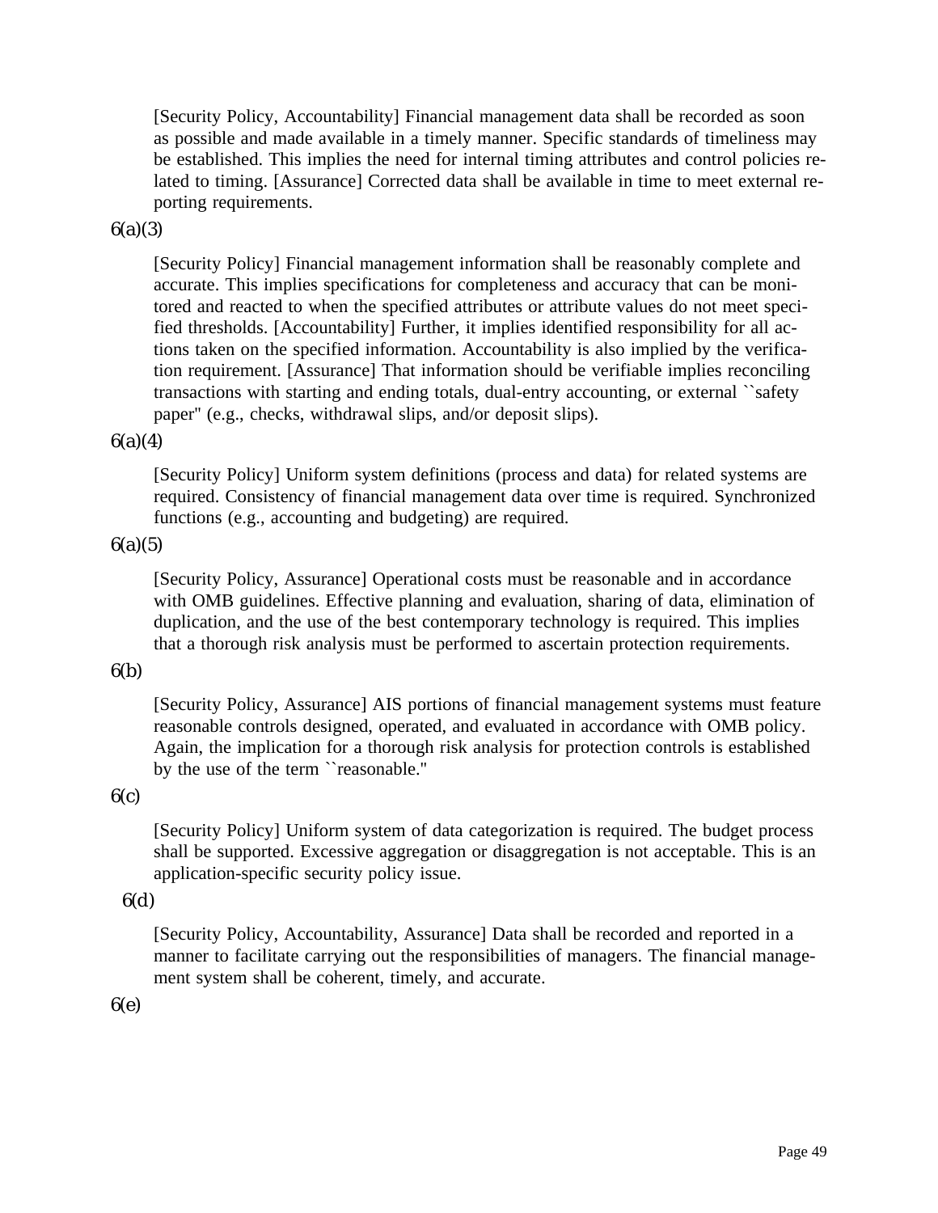[Security Policy, Accountability] Financial management data shall be recorded as soon as possible and made available in a timely manner. Specific standards of timeliness may be established. This implies the need for internal timing attributes and control policies related to timing. [Assurance] Corrected data shall be available in time to meet external reporting requirements.

6(a)(3)

[Security Policy] Financial management information shall be reasonably complete and accurate. This implies specifications for completeness and accuracy that can be monitored and reacted to when the specified attributes or attribute values do not meet specified thresholds. [Accountability] Further, it implies identified responsibility for all actions taken on the specified information. Accountability is also implied by the verification requirement. [Assurance] That information should be verifiable implies reconciling transactions with starting and ending totals, dual-entry accounting, or external ``safety paper'' (e.g., checks, withdrawal slips, and/or deposit slips).

6(a)(4)

[Security Policy] Uniform system definitions (process and data) for related systems are required. Consistency of financial management data over time is required. Synchronized functions (e.g., accounting and budgeting) are required.

6(a)(5)

[Security Policy, Assurance] Operational costs must be reasonable and in accordance with OMB guidelines. Effective planning and evaluation, sharing of data, elimination of duplication, and the use of the best contemporary technology is required. This implies that a thorough risk analysis must be performed to ascertain protection requirements.

6(b)

[Security Policy, Assurance] AIS portions of financial management systems must feature reasonable controls designed, operated, and evaluated in accordance with OMB policy. Again, the implication for a thorough risk analysis for protection controls is established by the use of the term ``reasonable.''

6(c)

[Security Policy] Uniform system of data categorization is required. The budget process shall be supported. Excessive aggregation or disaggregation is not acceptable. This is an application-specific security policy issue.

6(d)

[Security Policy, Accountability, Assurance] Data shall be recorded and reported in a manner to facilitate carrying out the responsibilities of managers. The financial management system shall be coherent, timely, and accurate.

6(e)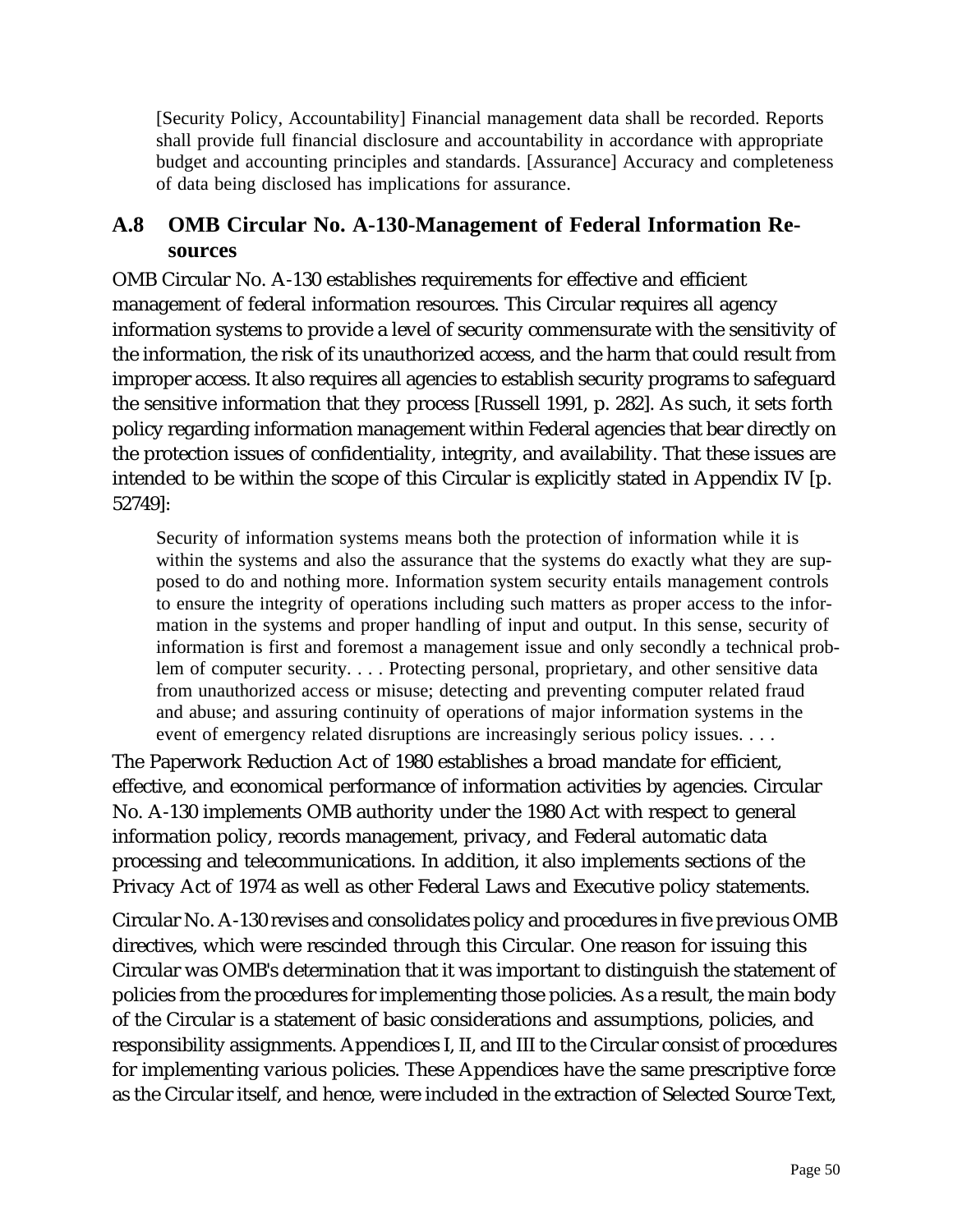> [Security Policy, Accountability] Financial management data shall be recorded. Reports shall provide full financial disclosure and accountability in accordance with appropriate budget and accounting principles and standards. [Assurance] Accuracy and completeness of data being disclosed has implications for assurance.

## A.8 OMB Circular No. A-130-Management of Federal Information Resources

OMB Circular No. A-130 establishes requirements for effective and efficient management of federal information resources. This Circular requires all agency information systems to provide a level of security commensurate with the sensitivity of the information, the risk of its unauthorized access, and the harm that could result from improper access. It also requires all agencies to establish security programs to safeguard the sensitive information that they process [Russell 1991, p. 282]. As such, it sets forth policy regarding information management within Federal agencies that bear directly on the protection issues of confidentiality, integrity, and availability. That these issues are intended to be within the scope of this Circular is explicitly stated in Appendix IV [p. 52749]:

> Security of information systems means both the protection of information while it is within the systems and also the assurance that the systems do exactly what they are supposed to do and nothing more. Information system security entails management controls to ensure the integrity of operations including such matters as proper access to the information in the systems and proper handling of input and output. In this sense, security of information is first and foremost a management issue and only secondly a technical problem of computer security. . . . Protecting personal, proprietary, and other sensitive data from unauthorized access or misuse; detecting and preventing computer related fraud and abuse; and assuring continuity of operations of major information systems in the event of emergency related disruptions are increasingly serious policy issues. . . .

The Paperwork Reduction Act of 1980 establishes a broad mandate for efficient, effective, and economical performance of information activities by agencies. Circular No. A-130 implements OMB authority under the 1980 Act with respect to general information policy, records management, privacy, and Federal automatic data processing and telecommunications. In addition, it also implements sections of the Privacy Act of 1974 as well as other Federal Laws and Executive policy statements.

Circular No. A-130 revises and consolidates policy and procedures in five previous OMB directives, which were rescinded through this Circular. One reason for issuing this Circular was OMB's determination that it was important to distinguish the statement of policies from the procedures for implementing those policies. As a result, the main body of the Circular is a statement of basic considerations and assumptions, policies, and responsibility assignments. Appendices I, II, and III to the Circular consist of procedures for implementing various policies. These Appendices have the same prescriptive force as the Circular itself, and hence, were included in the extraction of Selected Source Text,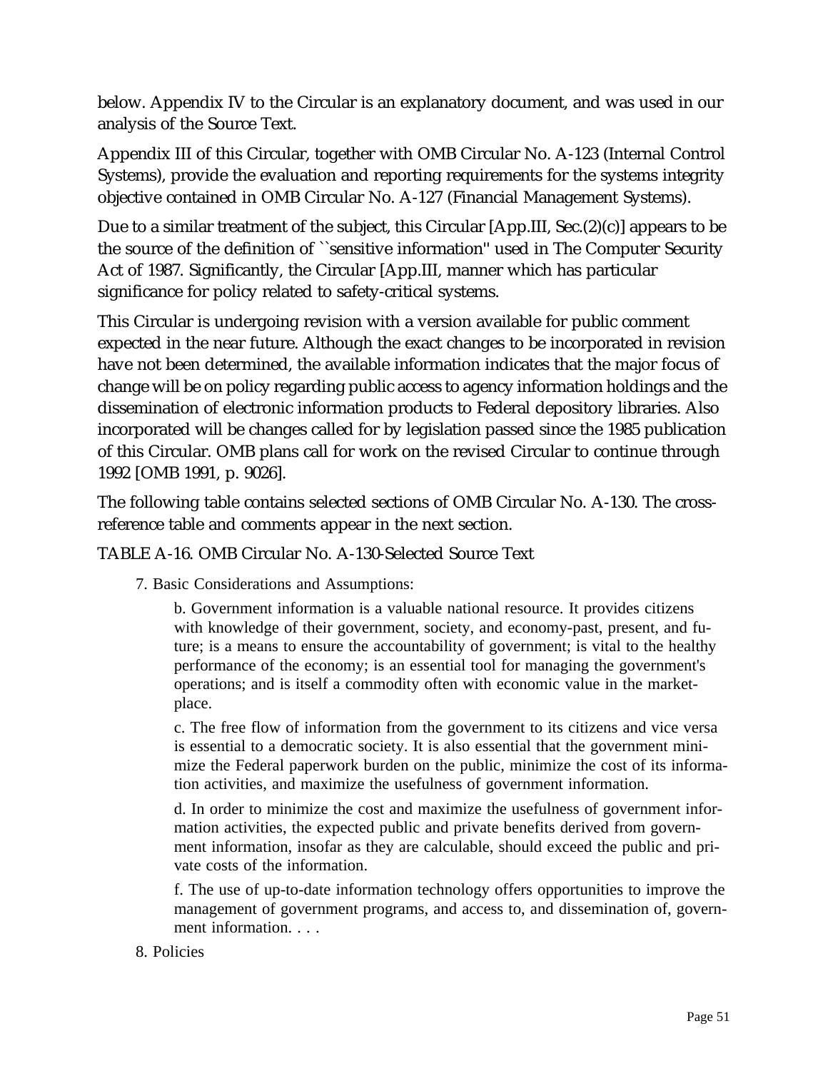below. Appendix IV to the Circular is an explanatory document, and was used in our analysis of the Source Text.

Appendix III of this Circular, together with OMB Circular No. A-123 (Internal Control Systems), provide the evaluation and reporting requirements for the systems integrity objective contained in OMB Circular No. A-127 (Financial Management Systems).

Due to a similar treatment of the subject, this Circular [App.III, Sec.(2)(c)] appears to be the source of the definition of ``sensitive information'' used in The Computer Security Act of 1987. Significantly, the Circular [App.III, manner which has particular significance for policy related to safety-critical systems.

This Circular is undergoing revision with a version available for public comment expected in the near future. Although the exact changes to be incorporated in revision have not been determined, the available information indicates that the major focus of change will be on policy regarding public access to agency information holdings and the dissemination of electronic information products to Federal depository libraries. Also incorporated will be changes called for by legislation passed since the 1985 publication of this Circular. OMB plans call for work on the revised Circular to continue through 1992 [OMB 1991, p. 9026].

The following table contains selected sections of OMB Circular No. A-130. The cross-reference table and comments appear in the next section.

TABLE A-16. OMB Circular No. A-130-Selected Source Text

7. Basic Considerations and Assumptions:

> b. Government information is a valuable national resource. It provides citizens with knowledge of their government, society, and economy-past, present, and future; is a means to ensure the accountability of government; is vital to the healthy performance of the economy; is an essential tool for managing the government's operations; and is itself a commodity often with economic value in the marketplace.
>
> c. The free flow of information from the government to its citizens and vice versa is essential to a democratic society. It is also essential that the government minimize the Federal paperwork burden on the public, minimize the cost of its information activities, and maximize the usefulness of government information.
>
> d. In order to minimize the cost and maximize the usefulness of government information activities, the expected public and private benefits derived from government information, insofar as they are calculable, should exceed the public and private costs of the information.
>
> f. The use of up-to-date information technology offers opportunities to improve the management of government programs, and access to, and dissemination of, government information. . . .

8. Policies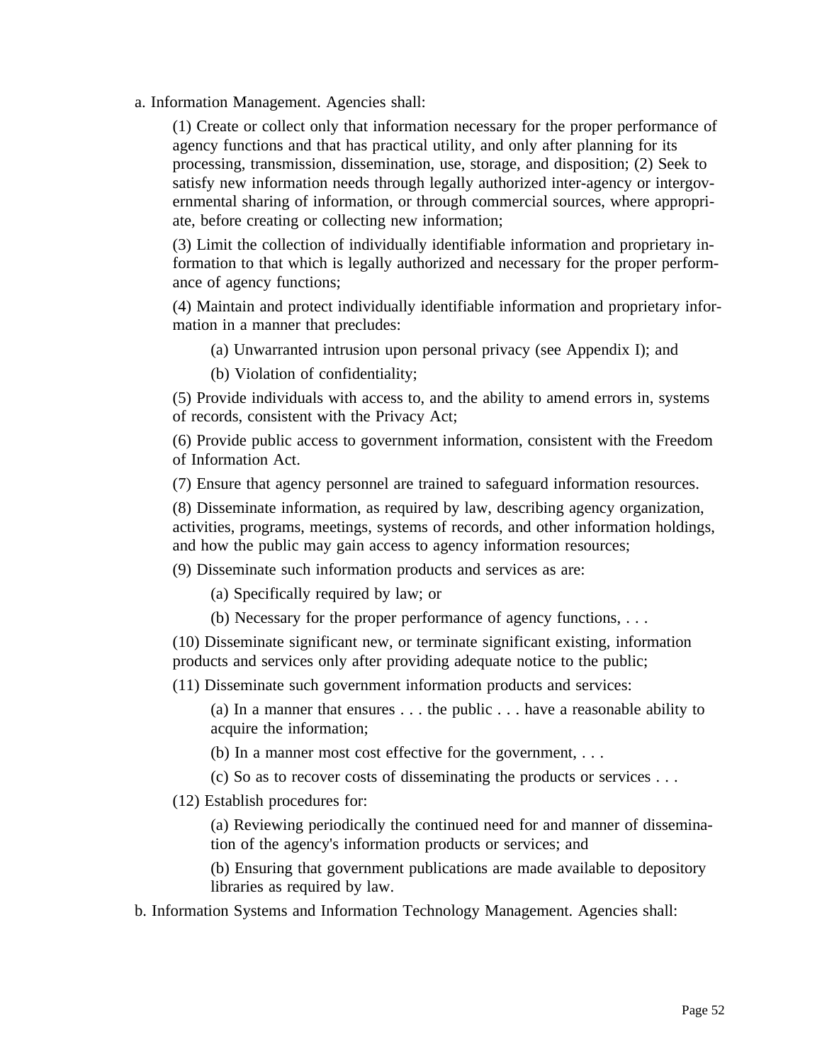a. Information Management. Agencies shall:

(1) Create or collect only that information necessary for the proper performance of agency functions and that has practical utility, and only after planning for its processing, transmission, dissemination, use, storage, and disposition; (2) Seek to satisfy new information needs through legally authorized inter-agency or intergovernmental sharing of information, or through commercial sources, where appropriate, before creating or collecting new information;

(3) Limit the collection of individually identifiable information and proprietary information to that which is legally authorized and necessary for the proper performance of agency functions;

(4) Maintain and protect individually identifiable information and proprietary information in a manner that precludes:

(a) Unwarranted intrusion upon personal privacy (see Appendix I); and

(b) Violation of confidentiality;

(5) Provide individuals with access to, and the ability to amend errors in, systems of records, consistent with the Privacy Act;

(6) Provide public access to government information, consistent with the Freedom of Information Act.

(7) Ensure that agency personnel are trained to safeguard information resources.

(8) Disseminate information, as required by law, describing agency organization, activities, programs, meetings, systems of records, and other information holdings, and how the public may gain access to agency information resources;

(9) Disseminate such information products and services as are:

(a) Specifically required by law; or

(b) Necessary for the proper performance of agency functions, . . .

(10) Disseminate significant new, or terminate significant existing, information products and services only after providing adequate notice to the public;

(11) Disseminate such government information products and services:

(a) In a manner that ensures . . . the public . . . have a reasonable ability to acquire the information;

(b) In a manner most cost effective for the government, . . .

(c) So as to recover costs of disseminating the products or services . . .

(12) Establish procedures for:

(a) Reviewing periodically the continued need for and manner of dissemination of the agency's information products or services; and

(b) Ensuring that government publications are made available to depository libraries as required by law.

b. Information Systems and Information Technology Management. Agencies shall: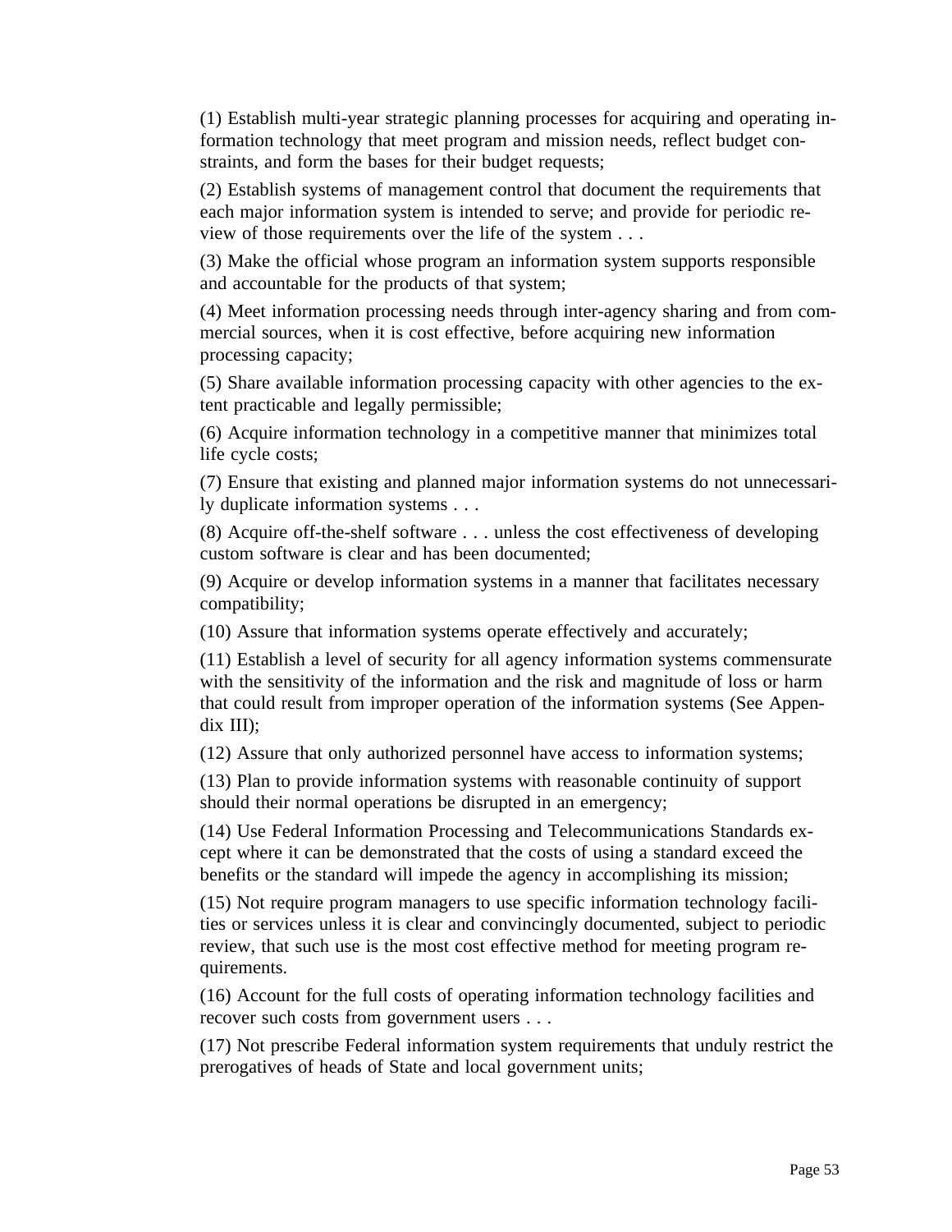(1) Establish multi-year strategic planning processes for acquiring and operating information technology that meet program and mission needs, reflect budget constraints, and form the bases for their budget requests;

(2) Establish systems of management control that document the requirements that each major information system is intended to serve; and provide for periodic review of those requirements over the life of the system . . .

(3) Make the official whose program an information system supports responsible and accountable for the products of that system;

(4) Meet information processing needs through inter-agency sharing and from commercial sources, when it is cost effective, before acquiring new information processing capacity;

(5) Share available information processing capacity with other agencies to the extent practicable and legally permissible;

(6) Acquire information technology in a competitive manner that minimizes total life cycle costs;

(7) Ensure that existing and planned major information systems do not unnecessarily duplicate information systems . . .

(8) Acquire off-the-shelf software . . . unless the cost effectiveness of developing custom software is clear and has been documented;

(9) Acquire or develop information systems in a manner that facilitates necessary compatibility;

(10) Assure that information systems operate effectively and accurately;

(11) Establish a level of security for all agency information systems commensurate with the sensitivity of the information and the risk and magnitude of loss or harm that could result from improper operation of the information systems (See Appendix III);

(12) Assure that only authorized personnel have access to information systems;

(13) Plan to provide information systems with reasonable continuity of support should their normal operations be disrupted in an emergency;

(14) Use Federal Information Processing and Telecommunications Standards except where it can be demonstrated that the costs of using a standard exceed the benefits or the standard will impede the agency in accomplishing its mission;

(15) Not require program managers to use specific information technology facilities or services unless it is clear and convincingly documented, subject to periodic review, that such use is the most cost effective method for meeting program requirements.

(16) Account for the full costs of operating information technology facilities and recover such costs from government users . . .

(17) Not prescribe Federal information system requirements that unduly restrict the prerogatives of heads of State and local government units;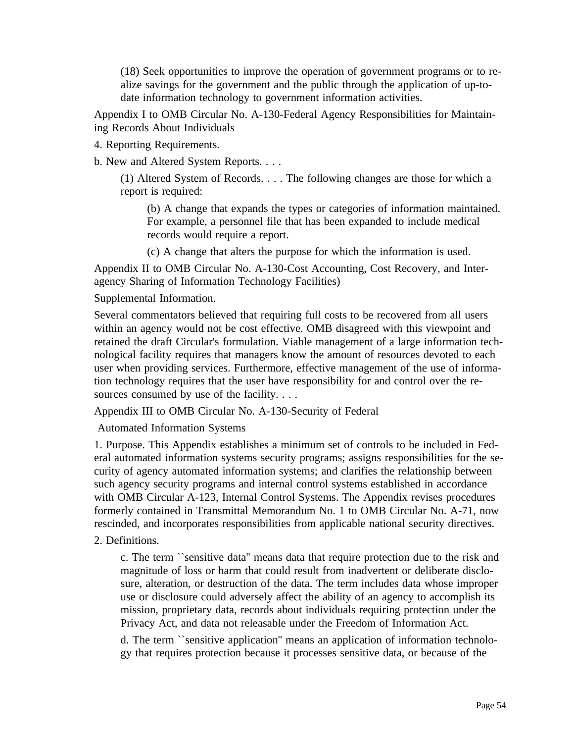(18) Seek opportunities to improve the operation of government programs or to realize savings for the government and the public through the application of up-to-date information technology to government information activities.

Appendix I to OMB Circular No. A-130-Federal Agency Responsibilities for Maintaining Records About Individuals

4. Reporting Requirements.

b. New and Altered System Reports. . . .

(1) Altered System of Records. . . . The following changes are those for which a report is required:

(b) A change that expands the types or categories of information maintained. For example, a personnel file that has been expanded to include medical records would require a report.

(c) A change that alters the purpose for which the information is used.

Appendix II to OMB Circular No. A-130-Cost Accounting, Cost Recovery, and Interagency Sharing of Information Technology Facilities)

Supplemental Information.

Several commentators believed that requiring full costs to be recovered from all users within an agency would not be cost effective. OMB disagreed with this viewpoint and retained the draft Circular's formulation. Viable management of a large information technological facility requires that managers know the amount of resources devoted to each user when providing services. Furthermore, effective management of the use of information technology requires that the user have responsibility for and control over the resources consumed by use of the facility. . . .

Appendix III to OMB Circular No. A-130-Security of Federal Automated Information Systems

1. Purpose. This Appendix establishes a minimum set of controls to be included in Federal automated information systems security programs; assigns responsibilities for the security of agency automated information systems; and clarifies the relationship between such agency security programs and internal control systems established in accordance with OMB Circular A-123, Internal Control Systems. The Appendix revises procedures formerly contained in Transmittal Memorandum No. 1 to OMB Circular No. A-71, now rescinded, and incorporates responsibilities from applicable national security directives.

2. Definitions.

c. The term ``sensitive data'' means data that require protection due to the risk and magnitude of loss or harm that could result from inadvertent or deliberate disclosure, alteration, or destruction of the data. The term includes data whose improper use or disclosure could adversely affect the ability of an agency to accomplish its mission, proprietary data, records about individuals requiring protection under the Privacy Act, and data not releasable under the Freedom of Information Act.

d. The term ``sensitive application'' means an application of information technology that requires protection because it processes sensitive data, or because of the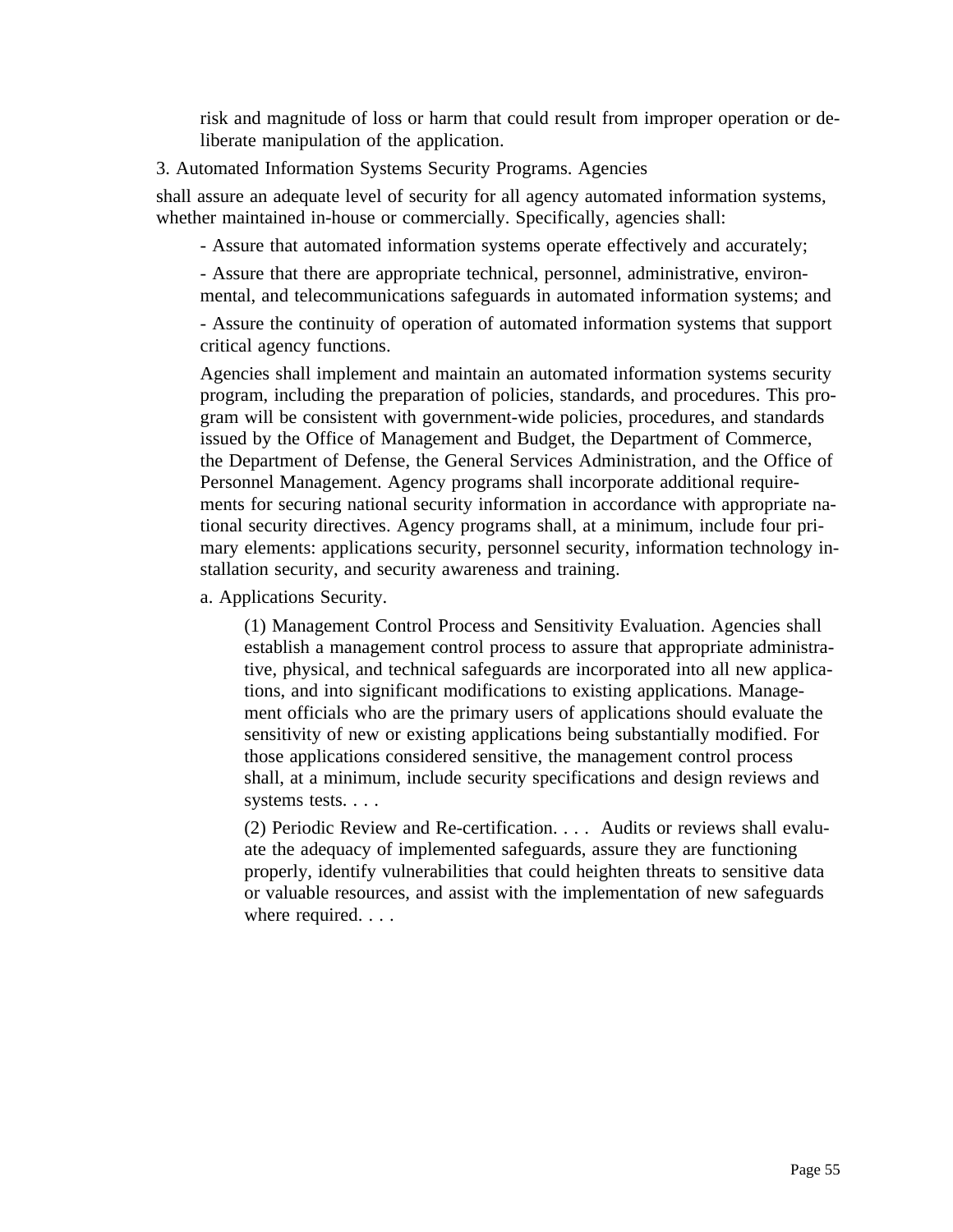risk and magnitude of loss or harm that could result from improper operation or deliberate manipulation of the application.

3. Automated Information Systems Security Programs. Agencies

shall assure an adequate level of security for all agency automated information systems, whether maintained in-house or commercially. Specifically, agencies shall:

- Assure that automated information systems operate effectively and accurately;
- Assure that there are appropriate technical, personnel, administrative, environmental, and telecommunications safeguards in automated information systems; and
- Assure the continuity of operation of automated information systems that support critical agency functions.

Agencies shall implement and maintain an automated information systems security program, including the preparation of policies, standards, and procedures. This program will be consistent with government-wide policies, procedures, and standards issued by the Office of Management and Budget, the Department of Commerce, the Department of Defense, the General Services Administration, and the Office of Personnel Management. Agency programs shall incorporate additional requirements for securing national security information in accordance with appropriate national security directives. Agency programs shall, at a minimum, include four primary elements: applications security, personnel security, information technology installation security, and security awareness and training.

a. Applications Security.

(1) Management Control Process and Sensitivity Evaluation. Agencies shall establish a management control process to assure that appropriate administrative, physical, and technical safeguards are incorporated into all new applications, and into significant modifications to existing applications. Management officials who are the primary users of applications should evaluate the sensitivity of new or existing applications being substantially modified. For those applications considered sensitive, the management control process shall, at a minimum, include security specifications and design reviews and systems tests. . . .

(2) Periodic Review and Re-certification. . . . Audits or reviews shall evaluate the adequacy of implemented safeguards, assure they are functioning properly, identify vulnerabilities that could heighten threats to sensitive data or valuable resources, and assist with the implementation of new safeguards where required. . . .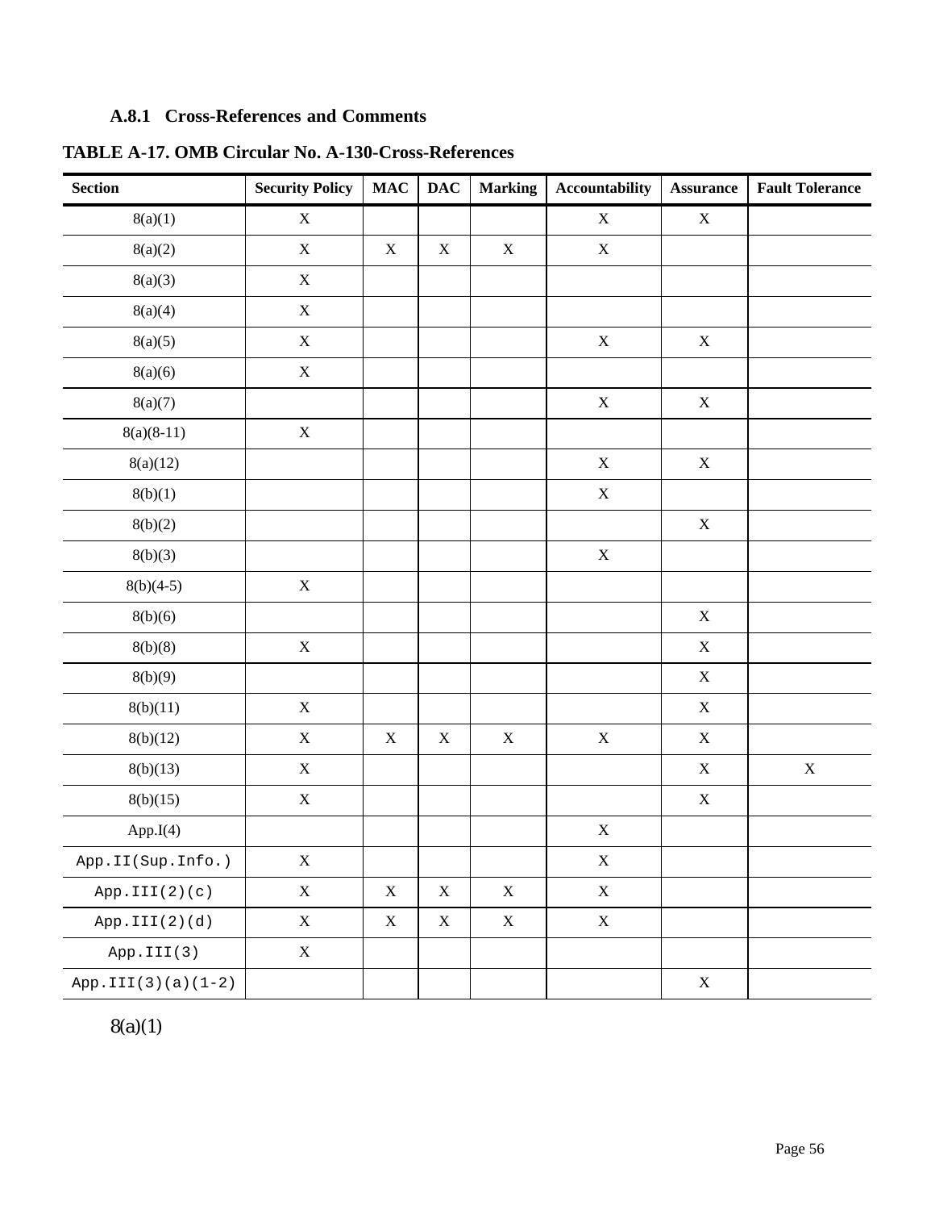### A.8.1 Cross-References and Comments

**TABLE A-17. OMB Circular No. A-130-Cross-References**

| Section | Security Policy | MAC | DAC | Marking | Accountability | Assurance | Fault Tolerance |
|---|---|---|---|---|---|---|---|
| 8(a)(1) | X | | | | X | X | |
| 8(a)(2) | X | X | X | X | X | | |
| 8(a)(3) | X | | | | | | |
| 8(a)(4) | X | | | | | | |
| 8(a)(5) | X | | | | X | X | |
| 8(a)(6) | X | | | | | | |
| 8(a)(7) | | | | | X | X | |
| 8(a)(8-11) | X | | | | | | |
| 8(a)(12) | | | | | X | X | |
| 8(b)(1) | | | | | X | | |
| 8(b)(2) | | | | | | X | |
| 8(b)(3) | | | | | X | | |
| 8(b)(4-5) | X | | | | | | |
| 8(b)(6) | | | | | | X | |
| 8(b)(8) | X | | | | | X | |
| 8(b)(9) | | | | | | X | |
| 8(b)(11) | X | | | | | X | |
| 8(b)(12) | X | X | X | X | X | X | |
| 8(b)(13) | X | | | | | X | X |
| 8(b)(15) | X | | | | | X | |
| App.I(4) | | | | | X | | |
| App.II(Sup.Info.) | X | | | | X | | |
| App.III(2)(c) | X | X | X | X | X | | |
| App.III(2)(d) | X | X | X | X | X | | |
| App.III(3) | X | | | | | | |
| App.III(3)(a)(1-2) | | | | | | X | |

8(a)(1)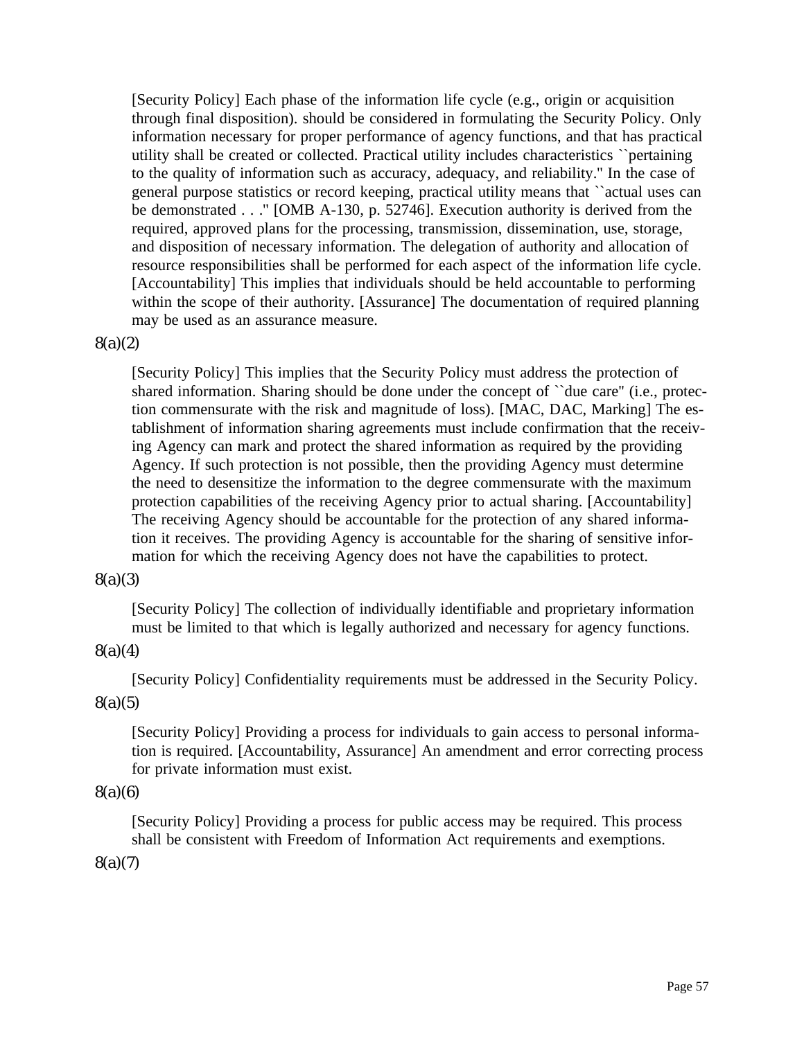[Security Policy] Each phase of the information life cycle (e.g., origin or acquisition through final disposition). should be considered in formulating the Security Policy. Only information necessary for proper performance of agency functions, and that has practical utility shall be created or collected. Practical utility includes characteristics ``pertaining to the quality of information such as accuracy, adequacy, and reliability.'' In the case of general purpose statistics or record keeping, practical utility means that ``actual uses can be demonstrated . . .'' [OMB A-130, p. 52746]. Execution authority is derived from the required, approved plans for the processing, transmission, dissemination, use, storage, and disposition of necessary information. The delegation of authority and allocation of resource responsibilities shall be performed for each aspect of the information life cycle. [Accountability] This implies that individuals should be held accountable to performing within the scope of their authority. [Assurance] The documentation of required planning may be used as an assurance measure.

8(a)(2)

[Security Policy] This implies that the Security Policy must address the protection of shared information. Sharing should be done under the concept of ``due care'' (i.e., protection commensurate with the risk and magnitude of loss). [MAC, DAC, Marking] The establishment of information sharing agreements must include confirmation that the receiving Agency can mark and protect the shared information as required by the providing Agency. If such protection is not possible, then the providing Agency must determine the need to desensitize the information to the degree commensurate with the maximum protection capabilities of the receiving Agency prior to actual sharing. [Accountability] The receiving Agency should be accountable for the protection of any shared information it receives. The providing Agency is accountable for the sharing of sensitive information for which the receiving Agency does not have the capabilities to protect.

8(a)(3)

[Security Policy] The collection of individually identifiable and proprietary information must be limited to that which is legally authorized and necessary for agency functions.

8(a)(4)

[Security Policy] Confidentiality requirements must be addressed in the Security Policy.

8(a)(5)

[Security Policy] Providing a process for individuals to gain access to personal information is required. [Accountability, Assurance] An amendment and error correcting process for private information must exist.

8(a)(6)

[Security Policy] Providing a process for public access may be required. This process shall be consistent with Freedom of Information Act requirements and exemptions.

8(a)(7)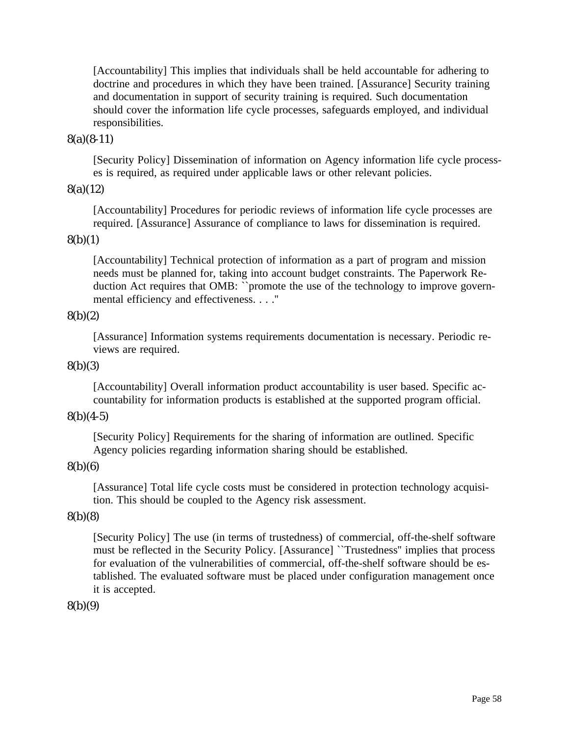[Accountability] This implies that individuals shall be held accountable for adhering to doctrine and procedures in which they have been trained. [Assurance] Security training and documentation in support of security training is required. Such documentation should cover the information life cycle processes, safeguards employed, and individual responsibilities.

8(a)(8-11)

[Security Policy] Dissemination of information on Agency information life cycle processes is required, as required under applicable laws or other relevant policies.

8(a)(12)

[Accountability] Procedures for periodic reviews of information life cycle processes are required. [Assurance] Assurance of compliance to laws for dissemination is required.

8(b)(1)

[Accountability] Technical protection of information as a part of program and mission needs must be planned for, taking into account budget constraints. The Paperwork Reduction Act requires that OMB: ``promote the use of the technology to improve governmental efficiency and effectiveness. . . .''

8(b)(2)

[Assurance] Information systems requirements documentation is necessary. Periodic reviews are required.

8(b)(3)

[Accountability] Overall information product accountability is user based. Specific accountability for information products is established at the supported program official.

8(b)(4-5)

[Security Policy] Requirements for the sharing of information are outlined. Specific Agency policies regarding information sharing should be established.

8(b)(6)

[Assurance] Total life cycle costs must be considered in protection technology acquisition. This should be coupled to the Agency risk assessment.

8(b)(8)

[Security Policy] The use (in terms of trustedness) of commercial, off-the-shelf software must be reflected in the Security Policy. [Assurance] ``Trustedness'' implies that process for evaluation of the vulnerabilities of commercial, off-the-shelf software should be established. The evaluated software must be placed under configuration management once it is accepted.

8(b)(9)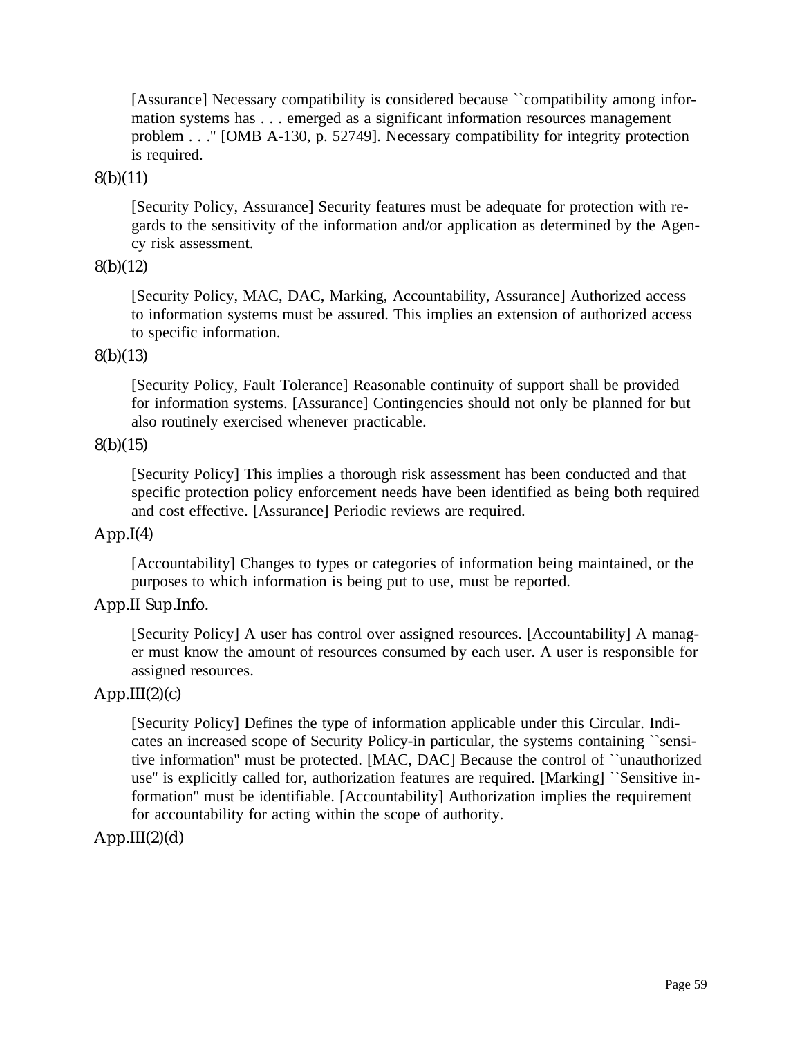[Assurance] Necessary compatibility is considered because ``compatibility among information systems has . . . emerged as a significant information resources management problem . . .'' [OMB A-130, p. 52749]. Necessary compatibility for integrity protection is required.

8(b)(11)

[Security Policy, Assurance] Security features must be adequate for protection with regards to the sensitivity of the information and/or application as determined by the Agency risk assessment.

8(b)(12)

[Security Policy, MAC, DAC, Marking, Accountability, Assurance] Authorized access to information systems must be assured. This implies an extension of authorized access to specific information.

8(b)(13)

[Security Policy, Fault Tolerance] Reasonable continuity of support shall be provided for information systems. [Assurance] Contingencies should not only be planned for but also routinely exercised whenever practicable.

8(b)(15)

[Security Policy] This implies a thorough risk assessment has been conducted and that specific protection policy enforcement needs have been identified as being both required and cost effective. [Assurance] Periodic reviews are required.

App.I(4)

[Accountability] Changes to types or categories of information being maintained, or the purposes to which information is being put to use, must be reported.

App.II Sup.Info.

[Security Policy] A user has control over assigned resources. [Accountability] A manager must know the amount of resources consumed by each user. A user is responsible for assigned resources.

App.III(2)(c)

[Security Policy] Defines the type of information applicable under this Circular. Indicates an increased scope of Security Policy-in particular, the systems containing ``sensitive information'' must be protected. [MAC, DAC] Because the control of ``unauthorized use'' is explicitly called for, authorization features are required. [Marking] ``Sensitive information'' must be identifiable. [Accountability] Authorization implies the requirement for accountability for acting within the scope of authority.

App.III(2)(d)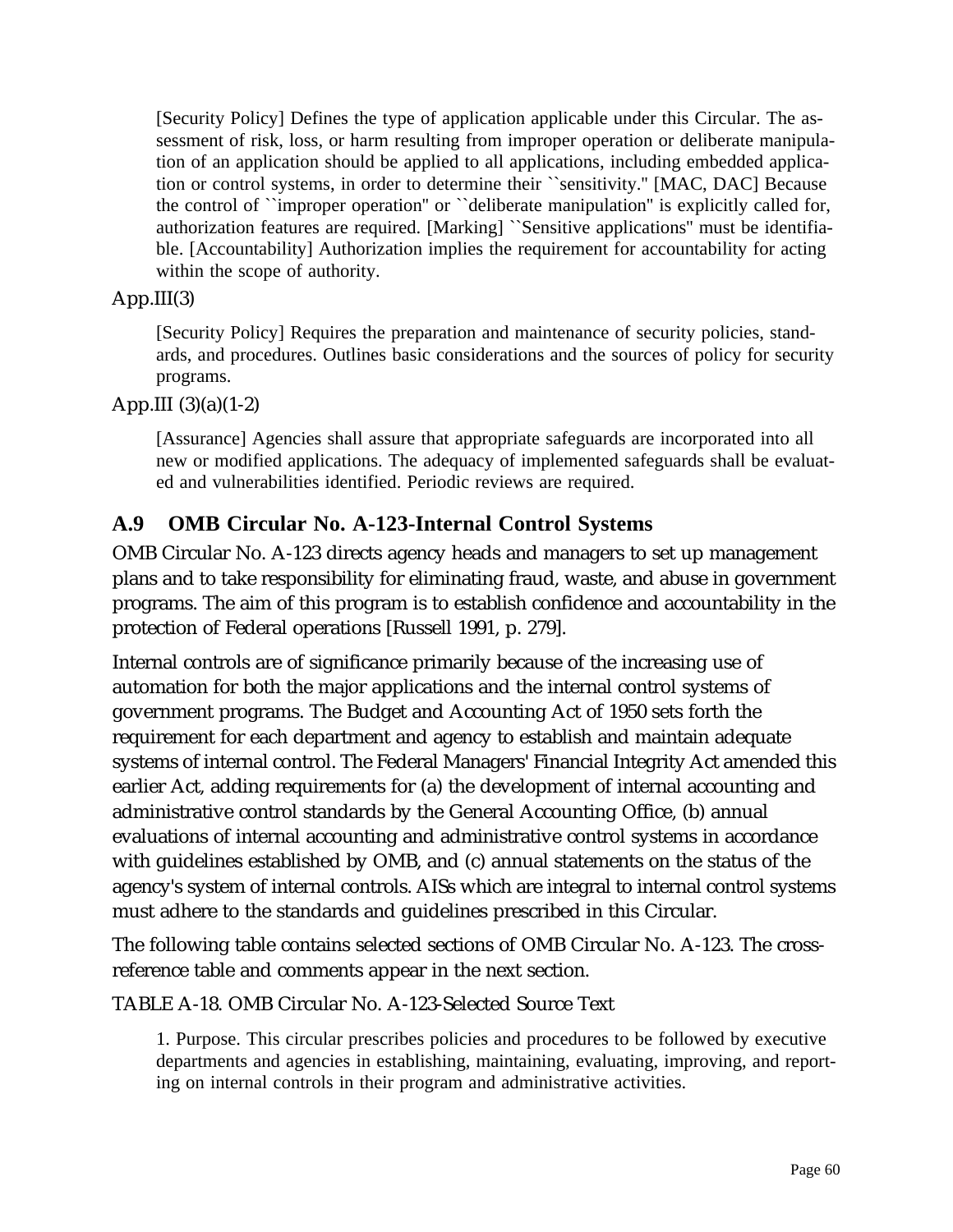[Security Policy] Defines the type of application applicable under this Circular. The assessment of risk, loss, or harm resulting from improper operation or deliberate manipulation of an application should be applied to all applications, including embedded application or control systems, in order to determine their ``sensitivity.'' [MAC, DAC] Because the control of ``improper operation'' or ``deliberate manipulation'' is explicitly called for, authorization features are required. [Marking] ``Sensitive applications'' must be identifiable. [Accountability] Authorization implies the requirement for accountability for acting within the scope of authority.

App.III(3)

[Security Policy] Requires the preparation and maintenance of security policies, standards, and procedures. Outlines basic considerations and the sources of policy for security programs.

App.III (3)(a)(1-2)

[Assurance] Agencies shall assure that appropriate safeguards are incorporated into all new or modified applications. The adequacy of implemented safeguards shall be evaluated and vulnerabilities identified. Periodic reviews are required.

## A.9 OMB Circular No. A-123-Internal Control Systems

OMB Circular No. A-123 directs agency heads and managers to set up management plans and to take responsibility for eliminating fraud, waste, and abuse in government programs. The aim of this program is to establish confidence and accountability in the protection of Federal operations [Russell 1991, p. 279].

Internal controls are of significance primarily because of the increasing use of automation for both the major applications and the internal control systems of government programs. The Budget and Accounting Act of 1950 sets forth the requirement for each department and agency to establish and maintain adequate systems of internal control. The Federal Managers' Financial Integrity Act amended this earlier Act, adding requirements for (a) the development of internal accounting and administrative control standards by the General Accounting Office, (b) annual evaluations of internal accounting and administrative control systems in accordance with guidelines established by OMB, and (c) annual statements on the status of the agency's system of internal controls. AISs which are integral to internal control systems must adhere to the standards and guidelines prescribed in this Circular.

The following table contains selected sections of OMB Circular No. A-123. The cross-reference table and comments appear in the next section.

TABLE A-18. OMB Circular No. A-123-Selected Source Text

1. Purpose. This circular prescribes policies and procedures to be followed by executive departments and agencies in establishing, maintaining, evaluating, improving, and reporting on internal controls in their program and administrative activities.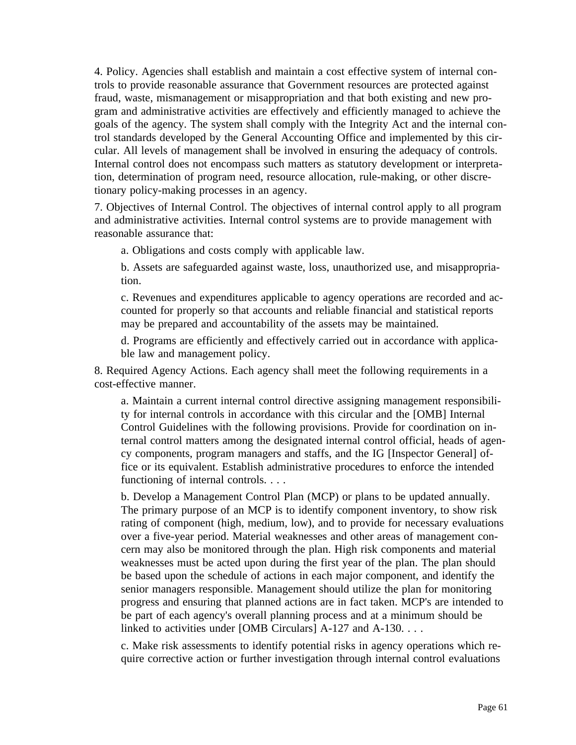4. Policy. Agencies shall establish and maintain a cost effective system of internal controls to provide reasonable assurance that Government resources are protected against fraud, waste, mismanagement or misappropriation and that both existing and new program and administrative activities are effectively and efficiently managed to achieve the goals of the agency. The system shall comply with the Integrity Act and the internal control standards developed by the General Accounting Office and implemented by this circular. All levels of management shall be involved in ensuring the adequacy of controls. Internal control does not encompass such matters as statutory development or interpretation, determination of program need, resource allocation, rule-making, or other discretionary policy-making processes in an agency.

7. Objectives of Internal Control. The objectives of internal control apply to all program and administrative activities. Internal control systems are to provide management with reasonable assurance that:

> a. Obligations and costs comply with applicable law.
>
> b. Assets are safeguarded against waste, loss, unauthorized use, and misappropriation.
>
> c. Revenues and expenditures applicable to agency operations are recorded and accounted for properly so that accounts and reliable financial and statistical reports may be prepared and accountability of the assets may be maintained.
>
> d. Programs are efficiently and effectively carried out in accordance with applicable law and management policy.

8. Required Agency Actions. Each agency shall meet the following requirements in a cost-effective manner.

> a. Maintain a current internal control directive assigning management responsibility for internal controls in accordance with this circular and the [OMB] Internal Control Guidelines with the following provisions. Provide for coordination on internal control matters among the designated internal control official, heads of agency components, program managers and staffs, and the IG [Inspector General] office or its equivalent. Establish administrative procedures to enforce the intended functioning of internal controls. . . .
>
> b. Develop a Management Control Plan (MCP) or plans to be updated annually. The primary purpose of an MCP is to identify component inventory, to show risk rating of component (high, medium, low), and to provide for necessary evaluations over a five-year period. Material weaknesses and other areas of management concern may also be monitored through the plan. High risk components and material weaknesses must be acted upon during the first year of the plan. The plan should be based upon the schedule of actions in each major component, and identify the senior managers responsible. Management should utilize the plan for monitoring progress and ensuring that planned actions are in fact taken. MCP's are intended to be part of each agency's overall planning process and at a minimum should be linked to activities under [OMB Circulars] A-127 and A-130. . . .
>
> c. Make risk assessments to identify potential risks in agency operations which require corrective action or further investigation through internal control evaluations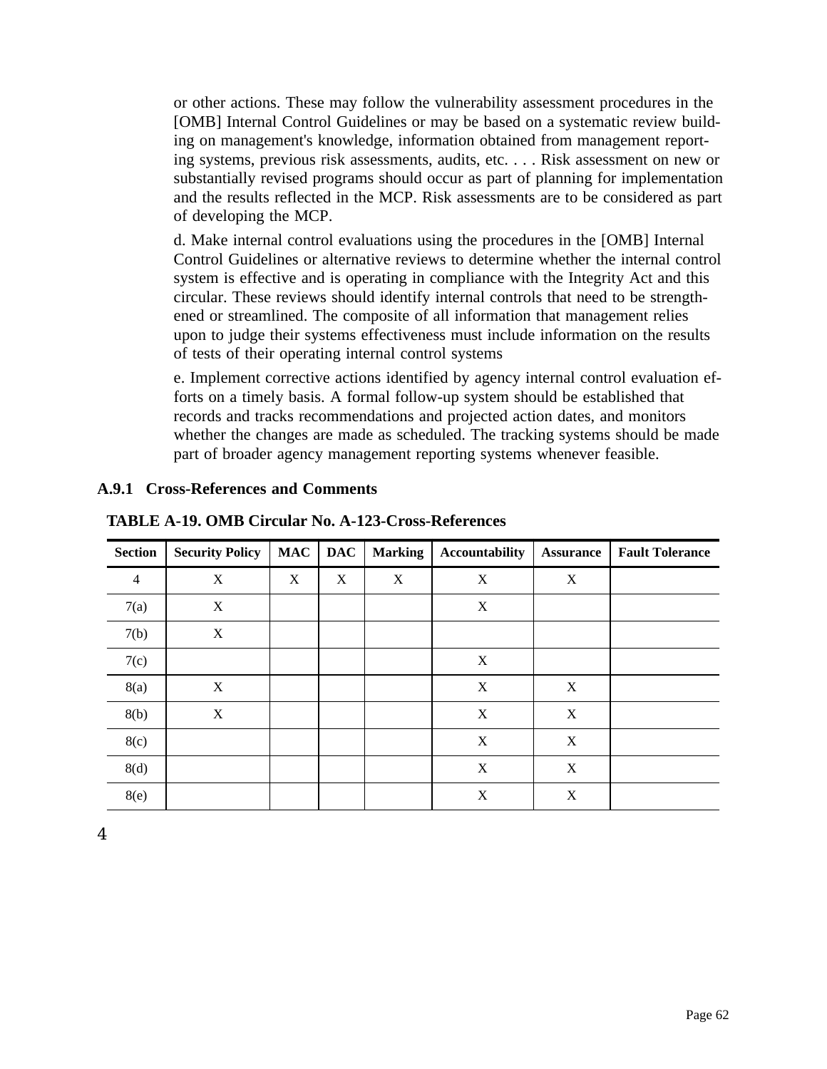or other actions. These may follow the vulnerability assessment procedures in the [OMB] Internal Control Guidelines or may be based on a systematic review building on management's knowledge, information obtained from management reporting systems, previous risk assessments, audits, etc. . . . Risk assessment on new or substantially revised programs should occur as part of planning for implementation and the results reflected in the MCP. Risk assessments are to be considered as part of developing the MCP.

d. Make internal control evaluations using the procedures in the [OMB] Internal Control Guidelines or alternative reviews to determine whether the internal control system is effective and is operating in compliance with the Integrity Act and this circular. These reviews should identify internal controls that need to be strengthened or streamlined. The composite of all information that management relies upon to judge their systems effectiveness must include information on the results of tests of their operating internal control systems

e. Implement corrective actions identified by agency internal control evaluation efforts on a timely basis. A formal follow-up system should be established that records and tracks recommendations and projected action dates, and monitors whether the changes are made as scheduled. The tracking systems should be made part of broader agency management reporting systems whenever feasible.

### A.9.1 Cross-References and Comments

**TABLE A-19. OMB Circular No. A-123-Cross-References**

| Section | Security Policy | MAC | DAC | Marking | Accountability | Assurance | Fault Tolerance |
|---|---|---|---|---|---|---|---|
| 4 | X | X | X | X | X | X | |
| 7(a) | X | | | | X | | |
| 7(b) | X | | | | | | |
| 7(c) | | | | | X | | |
| 8(a) | X | | | | X | X | |
| 8(b) | X | | | | X | X | |
| 8(c) | | | | | X | X | |
| 8(d) | | | | | X | X | |
| 8(e) | | | | | X | X | |

4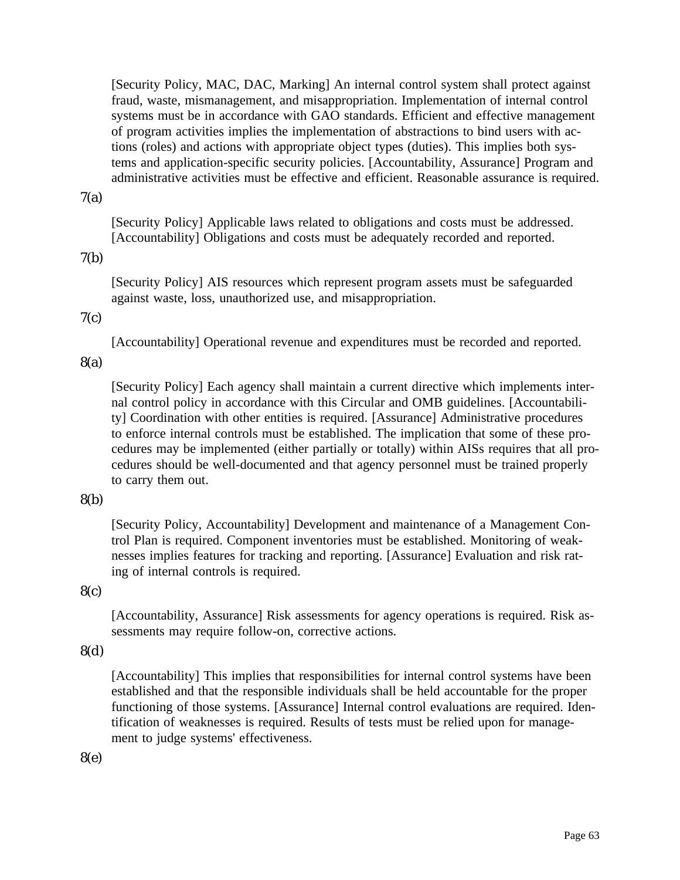[Security Policy, MAC, DAC, Marking] An internal control system shall protect against fraud, waste, mismanagement, and misappropriation. Implementation of internal control systems must be in accordance with GAO standards. Efficient and effective management of program activities implies the implementation of abstractions to bind users with actions (roles) and actions with appropriate object types (duties). This implies both systems and application-specific security policies. [Accountability, Assurance] Program and administrative activities must be effective and efficient. Reasonable assurance is required.

7(a)

[Security Policy] Applicable laws related to obligations and costs must be addressed. [Accountability] Obligations and costs must be adequately recorded and reported.

7(b)

[Security Policy] AIS resources which represent program assets must be safeguarded against waste, loss, unauthorized use, and misappropriation.

7(c)

[Accountability] Operational revenue and expenditures must be recorded and reported.

8(a)

[Security Policy] Each agency shall maintain a current directive which implements internal control policy in accordance with this Circular and OMB guidelines. [Accountability] Coordination with other entities is required. [Assurance] Administrative procedures to enforce internal controls must be established. The implication that some of these procedures may be implemented (either partially or totally) within AISs requires that all procedures should be well-documented and that agency personnel must be trained properly to carry them out.

8(b)

[Security Policy, Accountability] Development and maintenance of a Management Control Plan is required. Component inventories must be established. Monitoring of weaknesses implies features for tracking and reporting. [Assurance] Evaluation and risk rating of internal controls is required.

8(c)

[Accountability, Assurance] Risk assessments for agency operations is required. Risk assessments may require follow-on, corrective actions.

8(d)

[Accountability] This implies that responsibilities for internal control systems have been established and that the responsible individuals shall be held accountable for the proper functioning of those systems. [Assurance] Internal control evaluations are required. Identification of weaknesses is required. Results of tests must be relied upon for management to judge systems' effectiveness.

8(e)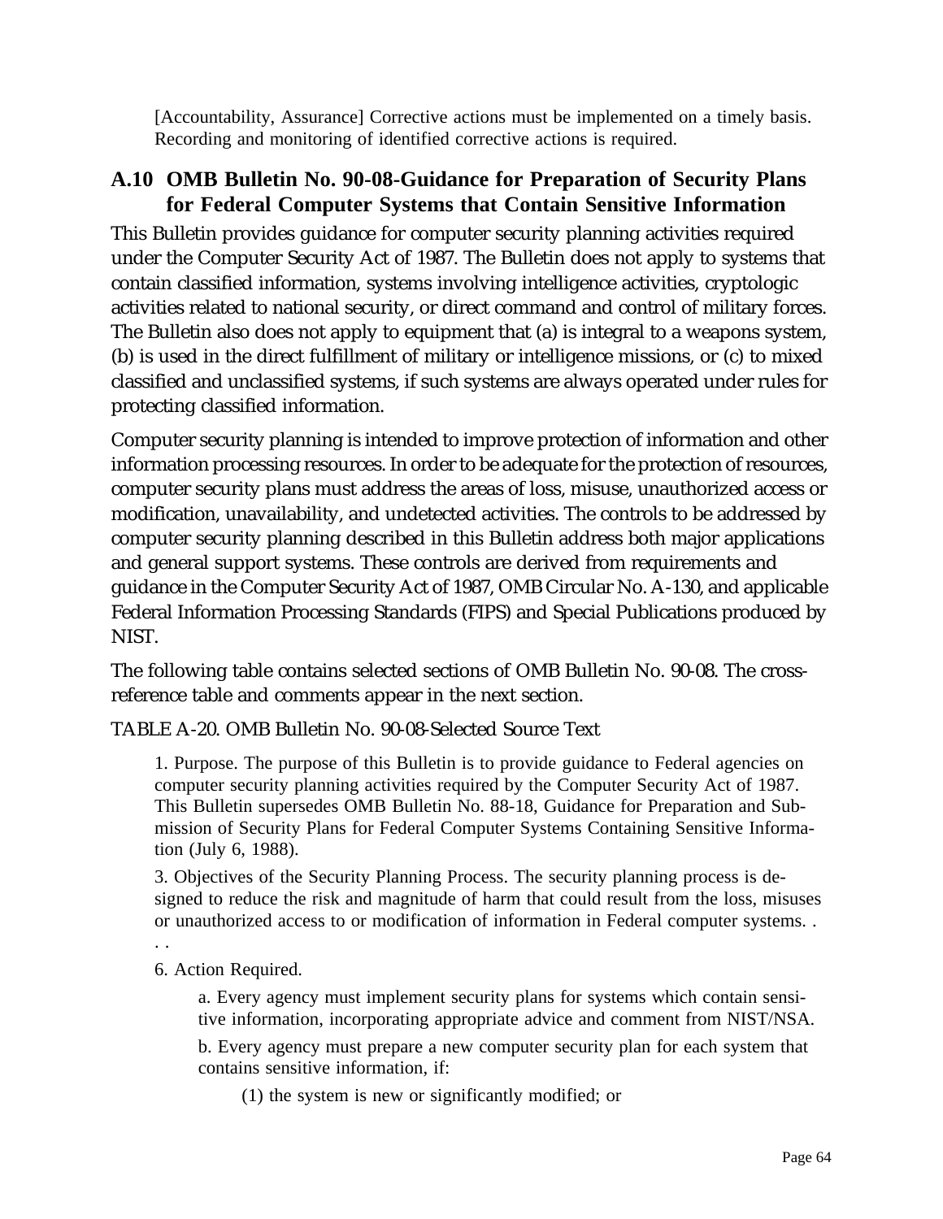[Accountability, Assurance] Corrective actions must be implemented on a timely basis. Recording and monitoring of identified corrective actions is required.

## A.10 OMB Bulletin No. 90-08-Guidance for Preparation of Security Plans for Federal Computer Systems that Contain Sensitive Information

This Bulletin provides guidance for computer security planning activities required under the Computer Security Act of 1987. The Bulletin does not apply to systems that contain classified information, systems involving intelligence activities, cryptologic activities related to national security, or direct command and control of military forces. The Bulletin also does not apply to equipment that (a) is integral to a weapons system, (b) is used in the direct fulfillment of military or intelligence missions, or (c) to mixed classified and unclassified systems, if such systems are always operated under rules for protecting classified information.

Computer security planning is intended to improve protection of information and other information processing resources. In order to be adequate for the protection of resources, computer security plans must address the areas of loss, misuse, unauthorized access or modification, unavailability, and undetected activities. The controls to be addressed by computer security planning described in this Bulletin address both major applications and general support systems. These controls are derived from requirements and guidance in the Computer Security Act of 1987, OMB Circular No. A-130, and applicable Federal Information Processing Standards (FIPS) and Special Publications produced by NIST.

The following table contains selected sections of OMB Bulletin No. 90-08. The cross-reference table and comments appear in the next section.

TABLE A-20. OMB Bulletin No. 90-08-Selected Source Text

1. Purpose. The purpose of this Bulletin is to provide guidance to Federal agencies on computer security planning activities required by the Computer Security Act of 1987. This Bulletin supersedes OMB Bulletin No. 88-18, Guidance for Preparation and Submission of Security Plans for Federal Computer Systems Containing Sensitive Information (July 6, 1988).

3. Objectives of the Security Planning Process. The security planning process is designed to reduce the risk and magnitude of harm that could result from the loss, misuses or unauthorized access to or modification of information in Federal computer systems. . . .

6. Action Required.

a. Every agency must implement security plans for systems which contain sensitive information, incorporating appropriate advice and comment from NIST/NSA.

b. Every agency must prepare a new computer security plan for each system that contains sensitive information, if:

(1) the system is new or significantly modified; or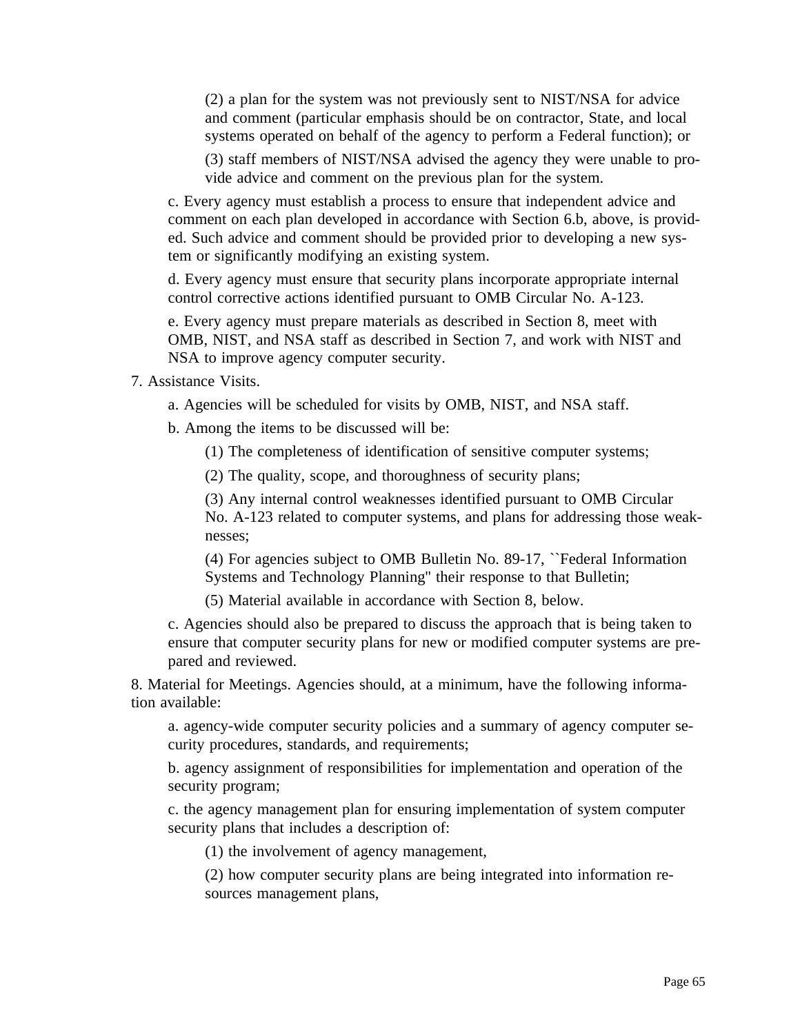(2) a plan for the system was not previously sent to NIST/NSA for advice and comment (particular emphasis should be on contractor, State, and local systems operated on behalf of the agency to perform a Federal function); or

(3) staff members of NIST/NSA advised the agency they were unable to provide advice and comment on the previous plan for the system.

c. Every agency must establish a process to ensure that independent advice and comment on each plan developed in accordance with Section 6.b, above, is provided. Such advice and comment should be provided prior to developing a new system or significantly modifying an existing system.

d. Every agency must ensure that security plans incorporate appropriate internal control corrective actions identified pursuant to OMB Circular No. A-123.

e. Every agency must prepare materials as described in Section 8, meet with OMB, NIST, and NSA staff as described in Section 7, and work with NIST and NSA to improve agency computer security.

7. Assistance Visits.

a. Agencies will be scheduled for visits by OMB, NIST, and NSA staff.

b. Among the items to be discussed will be:

(1) The completeness of identification of sensitive computer systems;

(2) The quality, scope, and thoroughness of security plans;

(3) Any internal control weaknesses identified pursuant to OMB Circular No. A-123 related to computer systems, and plans for addressing those weaknesses;

(4) For agencies subject to OMB Bulletin No. 89-17, ``Federal Information Systems and Technology Planning'' their response to that Bulletin;

(5) Material available in accordance with Section 8, below.

c. Agencies should also be prepared to discuss the approach that is being taken to ensure that computer security plans for new or modified computer systems are prepared and reviewed.

8. Material for Meetings. Agencies should, at a minimum, have the following information available:

a. agency-wide computer security policies and a summary of agency computer security procedures, standards, and requirements;

b. agency assignment of responsibilities for implementation and operation of the security program;

c. the agency management plan for ensuring implementation of system computer security plans that includes a description of:

(1) the involvement of agency management,

(2) how computer security plans are being integrated into information resources management plans,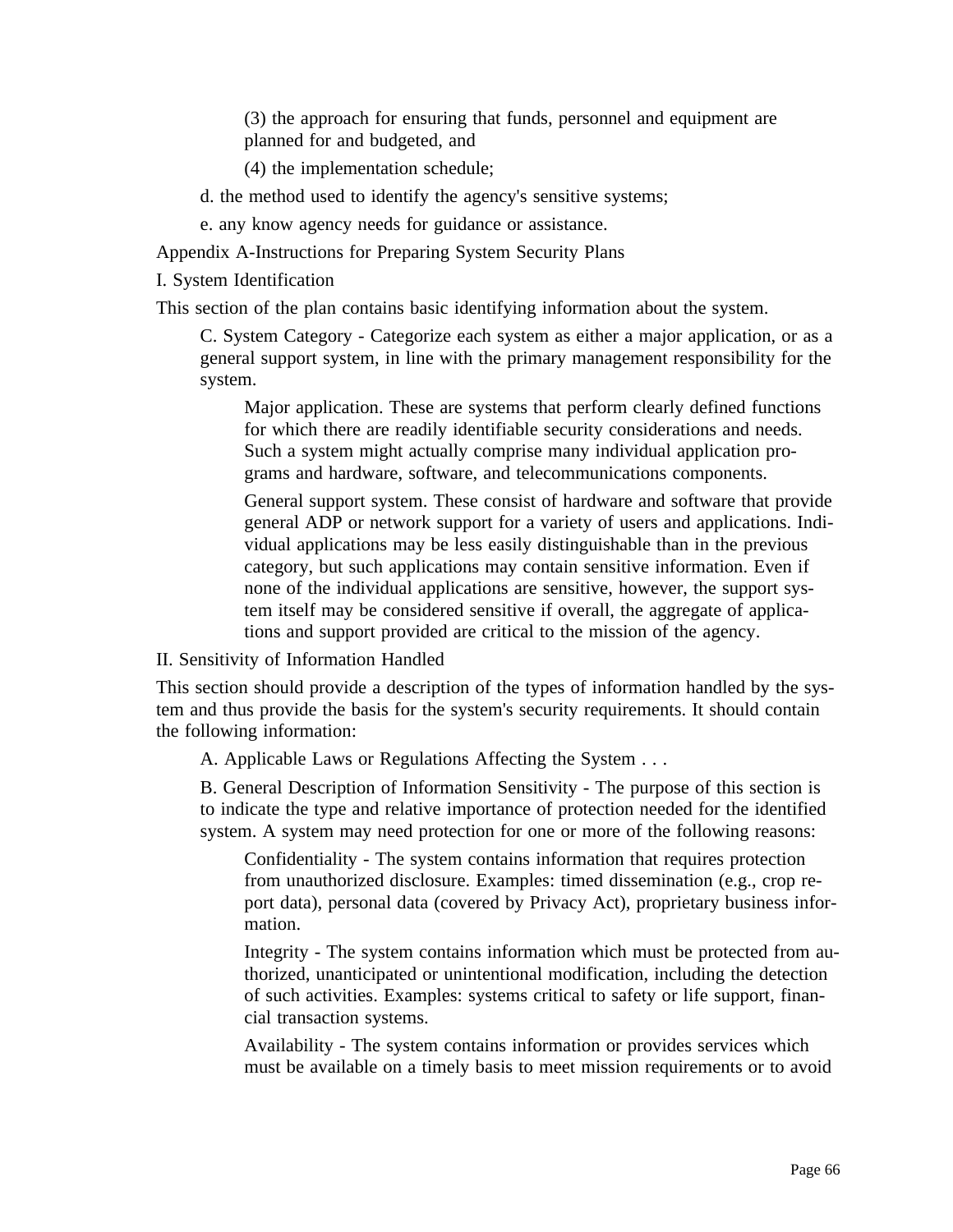(3) the approach for ensuring that funds, personnel and equipment are planned for and budgeted, and

(4) the implementation schedule;

d. the method used to identify the agency's sensitive systems;

e. any know agency needs for guidance or assistance.

Appendix A-Instructions for Preparing System Security Plans

I. System Identification

This section of the plan contains basic identifying information about the system.

C. System Category - Categorize each system as either a major application, or as a general support system, in line with the primary management responsibility for the system.

Major application. These are systems that perform clearly defined functions for which there are readily identifiable security considerations and needs. Such a system might actually comprise many individual application programs and hardware, software, and telecommunications components.

General support system. These consist of hardware and software that provide general ADP or network support for a variety of users and applications. Individual applications may be less easily distinguishable than in the previous category, but such applications may contain sensitive information. Even if none of the individual applications are sensitive, however, the support system itself may be considered sensitive if overall, the aggregate of applications and support provided are critical to the mission of the agency.

II. Sensitivity of Information Handled

This section should provide a description of the types of information handled by the system and thus provide the basis for the system's security requirements. It should contain the following information:

A. Applicable Laws or Regulations Affecting the System . . .

B. General Description of Information Sensitivity - The purpose of this section is to indicate the type and relative importance of protection needed for the identified system. A system may need protection for one or more of the following reasons:

Confidentiality - The system contains information that requires protection from unauthorized disclosure. Examples: timed dissemination (e.g., crop report data), personal data (covered by Privacy Act), proprietary business information.

Integrity - The system contains information which must be protected from authorized, unanticipated or unintentional modification, including the detection of such activities. Examples: systems critical to safety or life support, financial transaction systems.

Availability - The system contains information or provides services which must be available on a timely basis to meet mission requirements or to avoid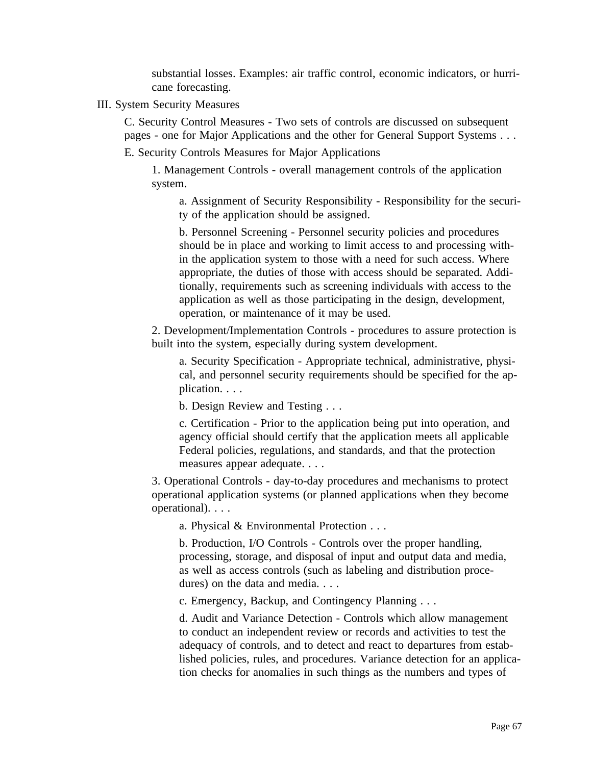substantial losses. Examples: air traffic control, economic indicators, or hurricane forecasting.

III. System Security Measures

C. Security Control Measures - Two sets of controls are discussed on subsequent pages - one for Major Applications and the other for General Support Systems . . .

E. Security Controls Measures for Major Applications

1. Management Controls - overall management controls of the application system.

a. Assignment of Security Responsibility - Responsibility for the security of the application should be assigned.

b. Personnel Screening - Personnel security policies and procedures should be in place and working to limit access to and processing within the application system to those with a need for such access. Where appropriate, the duties of those with access should be separated. Additionally, requirements such as screening individuals with access to the application as well as those participating in the design, development, operation, or maintenance of it may be used.

2. Development/Implementation Controls - procedures to assure protection is built into the system, especially during system development.

a. Security Specification - Appropriate technical, administrative, physical, and personnel security requirements should be specified for the application. . . .

b. Design Review and Testing . . .

c. Certification - Prior to the application being put into operation, and agency official should certify that the application meets all applicable Federal policies, regulations, and standards, and that the protection measures appear adequate. . . .

3. Operational Controls - day-to-day procedures and mechanisms to protect operational application systems (or planned applications when they become operational). . . .

a. Physical & Environmental Protection . . .

b. Production, I/O Controls - Controls over the proper handling, processing, storage, and disposal of input and output data and media, as well as access controls (such as labeling and distribution procedures) on the data and media. . . .

c. Emergency, Backup, and Contingency Planning . . .

d. Audit and Variance Detection - Controls which allow management to conduct an independent review or records and activities to test the adequacy of controls, and to detect and react to departures from established policies, rules, and procedures. Variance detection for an application checks for anomalies in such things as the numbers and types of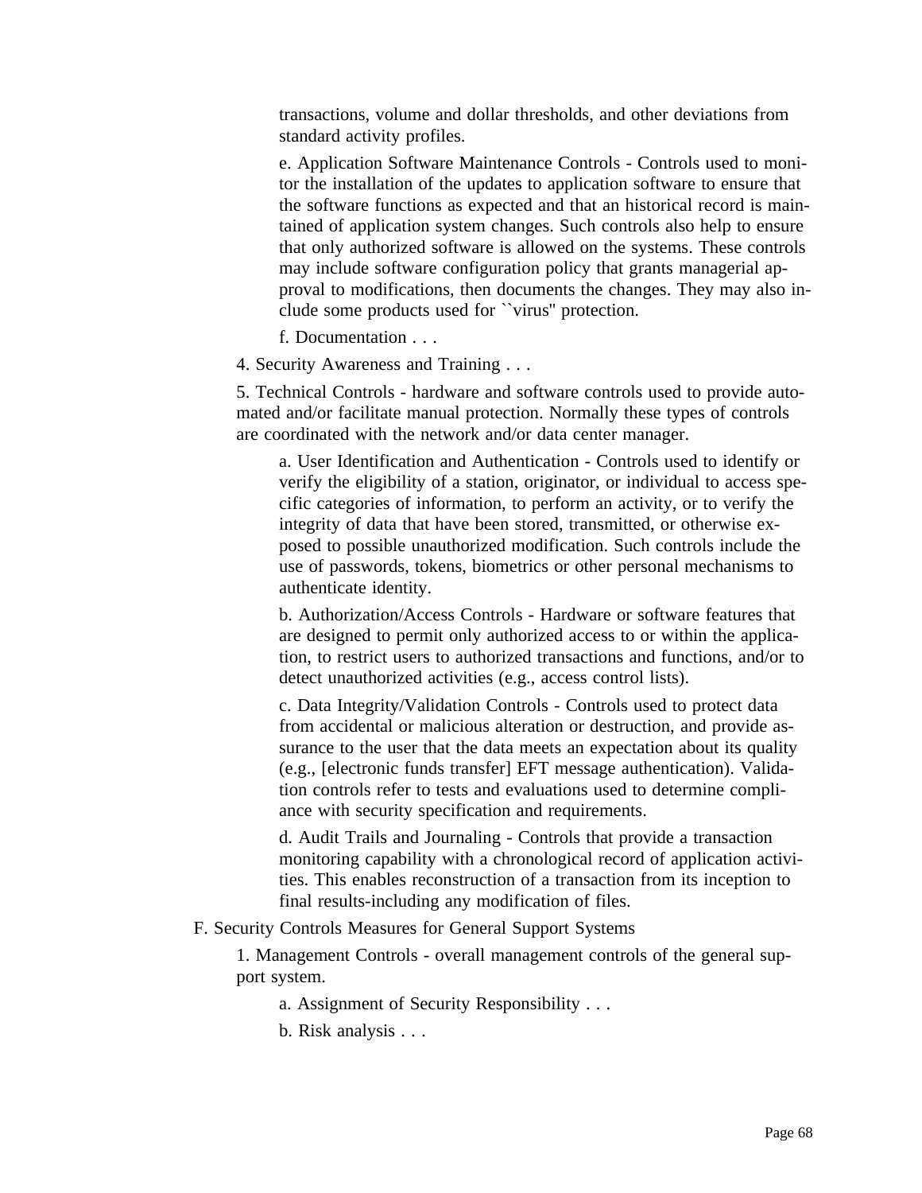transactions, volume and dollar thresholds, and other deviations from standard activity profiles.

e. Application Software Maintenance Controls - Controls used to monitor the installation of the updates to application software to ensure that the software functions as expected and that an historical record is maintained of application system changes. Such controls also help to ensure that only authorized software is allowed on the systems. These controls may include software configuration policy that grants managerial approval to modifications, then documents the changes. They may also include some products used for ``virus'' protection.

f. Documentation . . .

4. Security Awareness and Training . . .

5. Technical Controls - hardware and software controls used to provide automated and/or facilitate manual protection. Normally these types of controls are coordinated with the network and/or data center manager.

a. User Identification and Authentication - Controls used to identify or verify the eligibility of a station, originator, or individual to access specific categories of information, to perform an activity, or to verify the integrity of data that have been stored, transmitted, or otherwise exposed to possible unauthorized modification. Such controls include the use of passwords, tokens, biometrics or other personal mechanisms to authenticate identity.

b. Authorization/Access Controls - Hardware or software features that are designed to permit only authorized access to or within the application, to restrict users to authorized transactions and functions, and/or to detect unauthorized activities (e.g., access control lists).

c. Data Integrity/Validation Controls - Controls used to protect data from accidental or malicious alteration or destruction, and provide assurance to the user that the data meets an expectation about its quality (e.g., [electronic funds transfer] EFT message authentication). Validation controls refer to tests and evaluations used to determine compliance with security specification and requirements.

d. Audit Trails and Journaling - Controls that provide a transaction monitoring capability with a chronological record of application activities. This enables reconstruction of a transaction from its inception to final results-including any modification of files.

F. Security Controls Measures for General Support Systems

1. Management Controls - overall management controls of the general support system.

a. Assignment of Security Responsibility . . .

b. Risk analysis . . .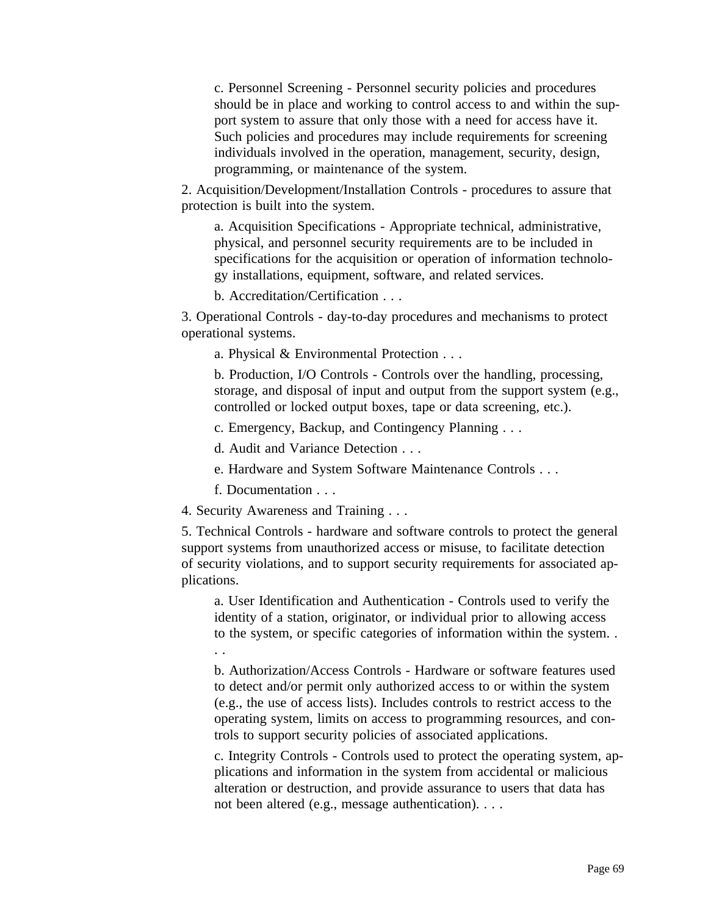c. Personnel Screening - Personnel security policies and procedures should be in place and working to control access to and within the support system to assure that only those with a need for access have it. Such policies and procedures may include requirements for screening individuals involved in the operation, management, security, design, programming, or maintenance of the system.

2. Acquisition/Development/Installation Controls - procedures to assure that protection is built into the system.

a. Acquisition Specifications - Appropriate technical, administrative, physical, and personnel security requirements are to be included in specifications for the acquisition or operation of information technology installations, equipment, software, and related services.

b. Accreditation/Certification . . .

3. Operational Controls - day-to-day procedures and mechanisms to protect operational systems.

a. Physical & Environmental Protection . . .

b. Production, I/O Controls - Controls over the handling, processing, storage, and disposal of input and output from the support system (e.g., controlled or locked output boxes, tape or data screening, etc.).

c. Emergency, Backup, and Contingency Planning . . .

d. Audit and Variance Detection . . .

e. Hardware and System Software Maintenance Controls . . .

f. Documentation . . .

4. Security Awareness and Training . . .

5. Technical Controls - hardware and software controls to protect the general support systems from unauthorized access or misuse, to facilitate detection of security violations, and to support security requirements for associated applications.

a. User Identification and Authentication - Controls used to verify the identity of a station, originator, or individual prior to allowing access to the system, or specific categories of information within the system. . . .

b. Authorization/Access Controls - Hardware or software features used to detect and/or permit only authorized access to or within the system (e.g., the use of access lists). Includes controls to restrict access to the operating system, limits on access to programming resources, and controls to support security policies of associated applications.

c. Integrity Controls - Controls used to protect the operating system, applications and information in the system from accidental or malicious alteration or destruction, and provide assurance to users that data has not been altered (e.g., message authentication). . . .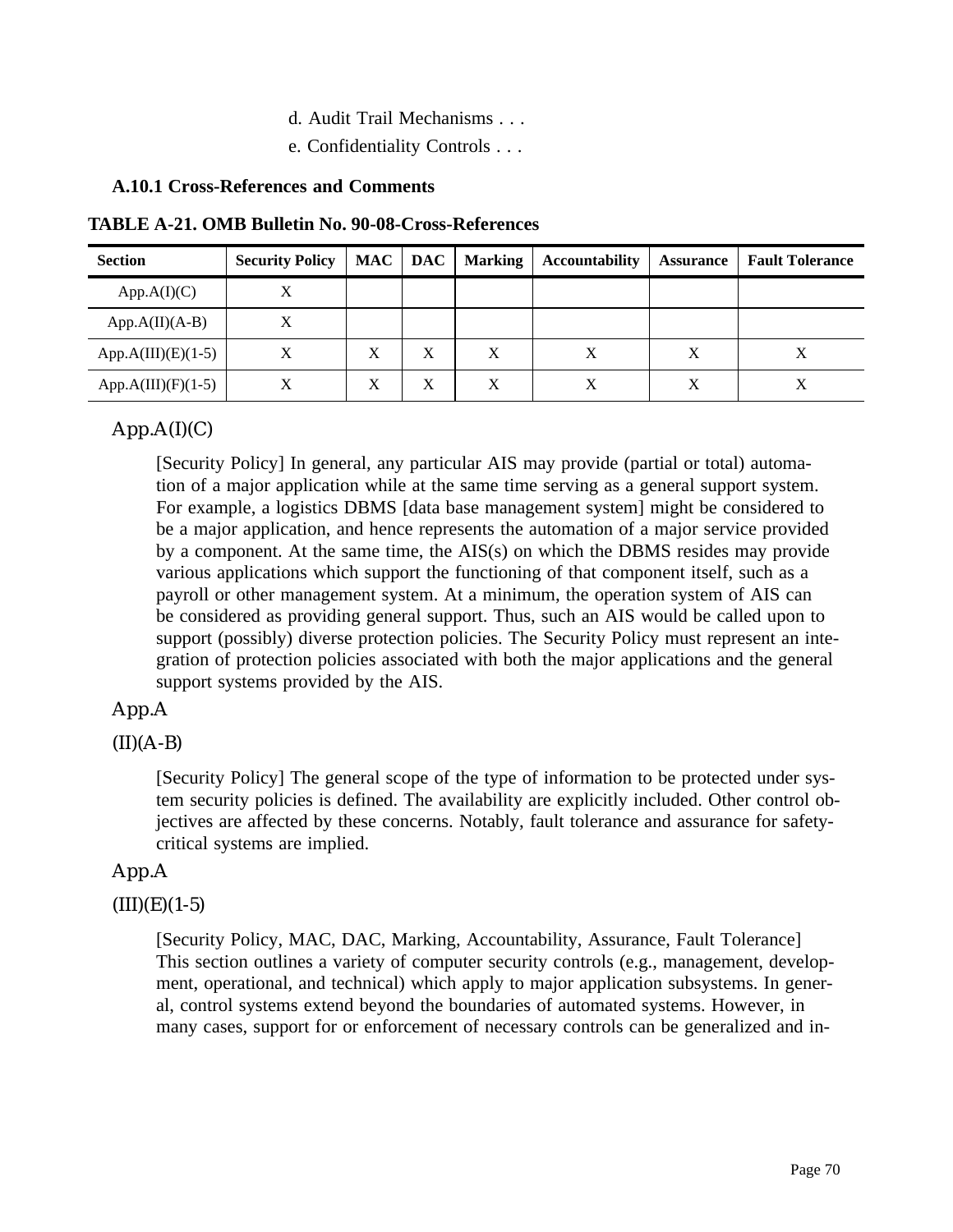d. Audit Trail Mechanisms . . .

e. Confidentiality Controls . . .

### A.10.1 Cross-References and Comments

**TABLE A-21. OMB Bulletin No. 90-08-Cross-References**

| Section | Security Policy | MAC | DAC | Marking | Accountability | Assurance | Fault Tolerance |
|---|---|---|---|---|---|---|---|
| App.A(I)(C) | X | | | | | | |
| App.A(II)(A-B) | X | | | | | | |
| App.A(III)(E)(1-5) | X | X | X | X | X | X | X |
| App.A(III)(F)(1-5) | X | X | X | X | X | X | X |

App.A(I)(C)

[Security Policy] In general, any particular AIS may provide (partial or total) automation of a major application while at the same time serving as a general support system. For example, a logistics DBMS [data base management system] might be considered to be a major application, and hence represents the automation of a major service provided by a component. At the same time, the AIS(s) on which the DBMS resides may provide various applications which support the functioning of that component itself, such as a payroll or other management system. At a minimum, the operation system of AIS can be considered as providing general support. Thus, such an AIS would be called upon to support (possibly) diverse protection policies. The Security Policy must represent an integration of protection policies associated with both the major applications and the general support systems provided by the AIS.

App.A

(II)(A-B)

[Security Policy] The general scope of the type of information to be protected under system security policies is defined. The availability are explicitly included. Other control objectives are affected by these concerns. Notably, fault tolerance and assurance for safety-critical systems are implied.

App.A

(III)(E)(1-5)

[Security Policy, MAC, DAC, Marking, Accountability, Assurance, Fault Tolerance] This section outlines a variety of computer security controls (e.g., management, development, operational, and technical) which apply to major application subsystems. In general, control systems extend beyond the boundaries of automated systems. However, in many cases, support for or enforcement of necessary controls can be generalized and in-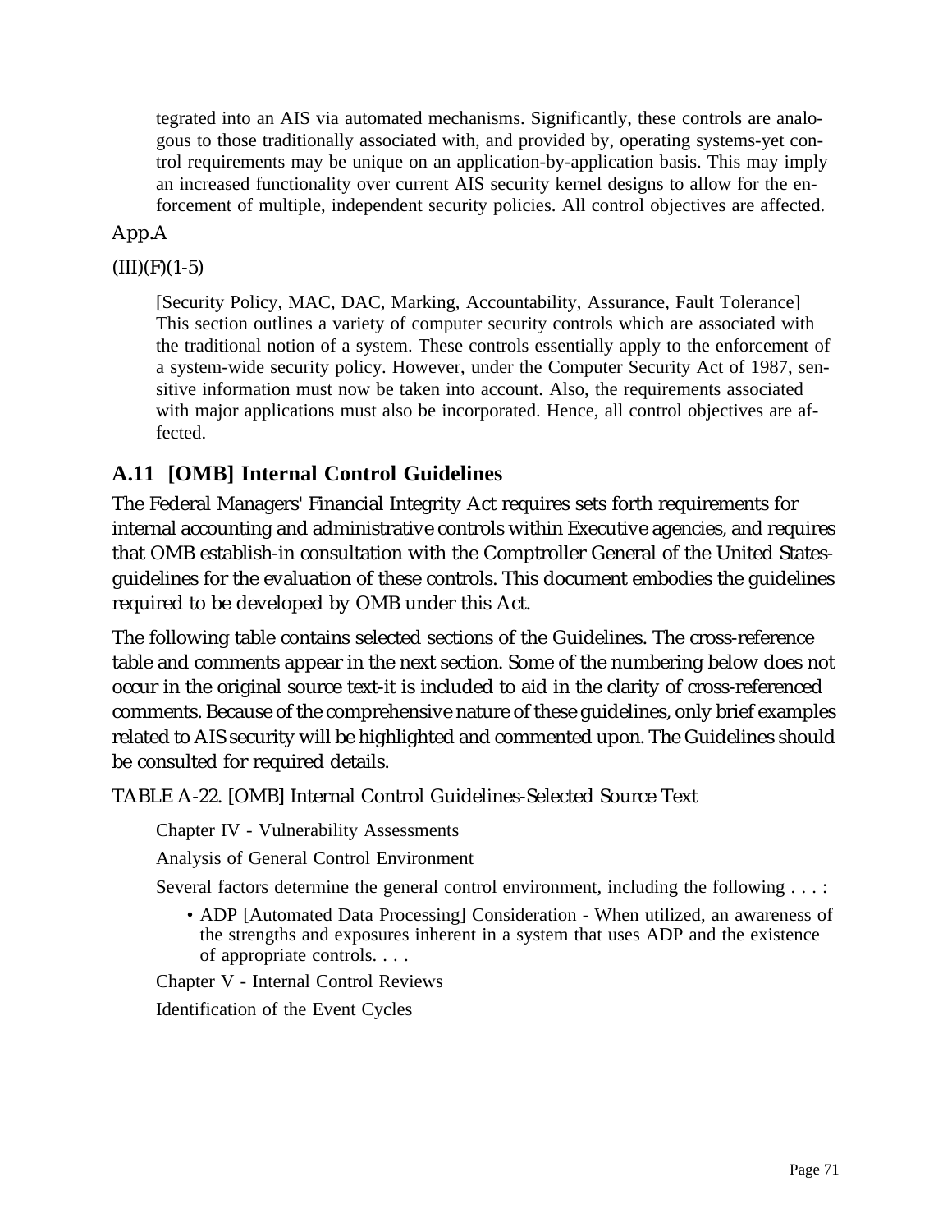tegrated into an AIS via automated mechanisms. Significantly, these controls are analogous to those traditionally associated with, and provided by, operating systems-yet control requirements may be unique on an application-by-application basis. This may imply an increased functionality over current AIS security kernel designs to allow for the enforcement of multiple, independent security policies. All control objectives are affected.

App.A

(III)(F)(1-5)

[Security Policy, MAC, DAC, Marking, Accountability, Assurance, Fault Tolerance] This section outlines a variety of computer security controls which are associated with the traditional notion of a system. These controls essentially apply to the enforcement of a system-wide security policy. However, under the Computer Security Act of 1987, sensitive information must now be taken into account. Also, the requirements associated with major applications must also be incorporated. Hence, all control objectives are affected.

## A.11 [OMB] Internal Control Guidelines

The Federal Managers' Financial Integrity Act requires sets forth requirements for internal accounting and administrative controls within Executive agencies, and requires that OMB establish-in consultation with the Comptroller General of the United States-guidelines for the evaluation of these controls. This document embodies the guidelines required to be developed by OMB under this Act.

The following table contains selected sections of the Guidelines. The cross-reference table and comments appear in the next section. Some of the numbering below does not occur in the original source text-it is included to aid in the clarity of cross-referenced comments. Because of the comprehensive nature of these guidelines, only brief examples related to AIS security will be highlighted and commented upon. The Guidelines should be consulted for required details.

TABLE A-22. [OMB] Internal Control Guidelines-Selected Source Text

Chapter IV - Vulnerability Assessments

Analysis of General Control Environment

Several factors determine the general control environment, including the following . . . :

- ADP [Automated Data Processing] Consideration - When utilized, an awareness of the strengths and exposures inherent in a system that uses ADP and the existence of appropriate controls. . . .

Chapter V - Internal Control Reviews

Identification of the Event Cycles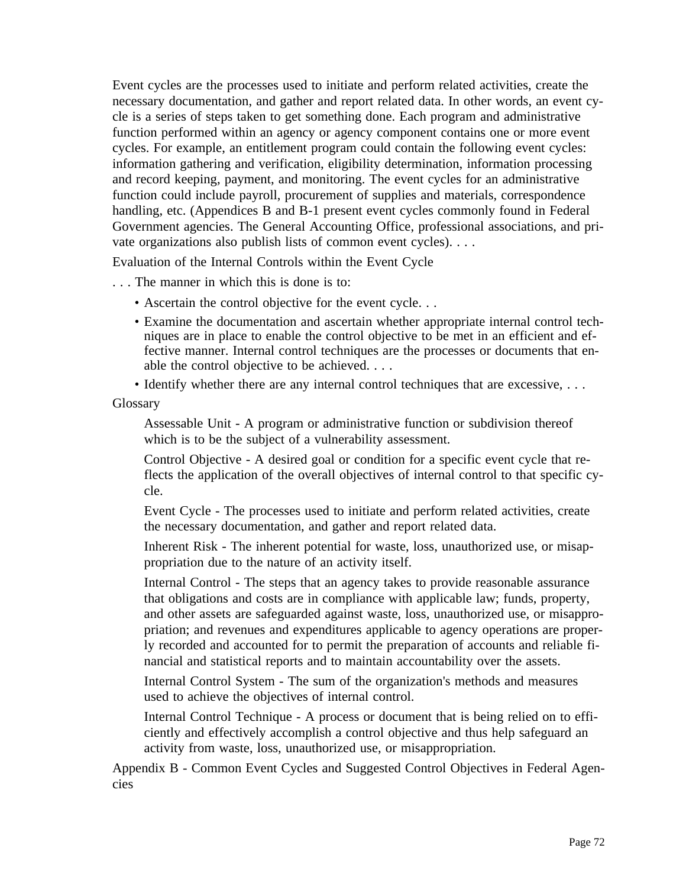Event cycles are the processes used to initiate and perform related activities, create the necessary documentation, and gather and report related data. In other words, an event cycle is a series of steps taken to get something done. Each program and administrative function performed within an agency or agency component contains one or more event cycles. For example, an entitlement program could contain the following event cycles: information gathering and verification, eligibility determination, information processing and record keeping, payment, and monitoring. The event cycles for an administrative function could include payroll, procurement of supplies and materials, correspondence handling, etc. (Appendices B and B-1 present event cycles commonly found in Federal Government agencies. The General Accounting Office, professional associations, and private organizations also publish lists of common event cycles). . . .

Evaluation of the Internal Controls within the Event Cycle

. . . The manner in which this is done is to:

- Ascertain the control objective for the event cycle. . .
- Examine the documentation and ascertain whether appropriate internal control techniques are in place to enable the control objective to be met in an efficient and effective manner. Internal control techniques are the processes or documents that enable the control objective to be achieved. . . .
- Identify whether there are any internal control techniques that are excessive, . . .

Glossary

> Assessable Unit - A program or administrative function or subdivision thereof which is to be the subject of a vulnerability assessment.
>
> Control Objective - A desired goal or condition for a specific event cycle that reflects the application of the overall objectives of internal control to that specific cycle.
>
> Event Cycle - The processes used to initiate and perform related activities, create the necessary documentation, and gather and report related data.
>
> Inherent Risk - The inherent potential for waste, loss, unauthorized use, or misappropriation due to the nature of an activity itself.
>
> Internal Control - The steps that an agency takes to provide reasonable assurance that obligations and costs are in compliance with applicable law; funds, property, and other assets are safeguarded against waste, loss, unauthorized use, or misappropriation; and revenues and expenditures applicable to agency operations are properly recorded and accounted for to permit the preparation of accounts and reliable financial and statistical reports and to maintain accountability over the assets.
>
> Internal Control System - The sum of the organization's methods and measures used to achieve the objectives of internal control.
>
> Internal Control Technique - A process or document that is being relied on to efficiently and effectively accomplish a control objective and thus help safeguard an activity from waste, loss, unauthorized use, or misappropriation.

Appendix B - Common Event Cycles and Suggested Control Objectives in Federal Agencies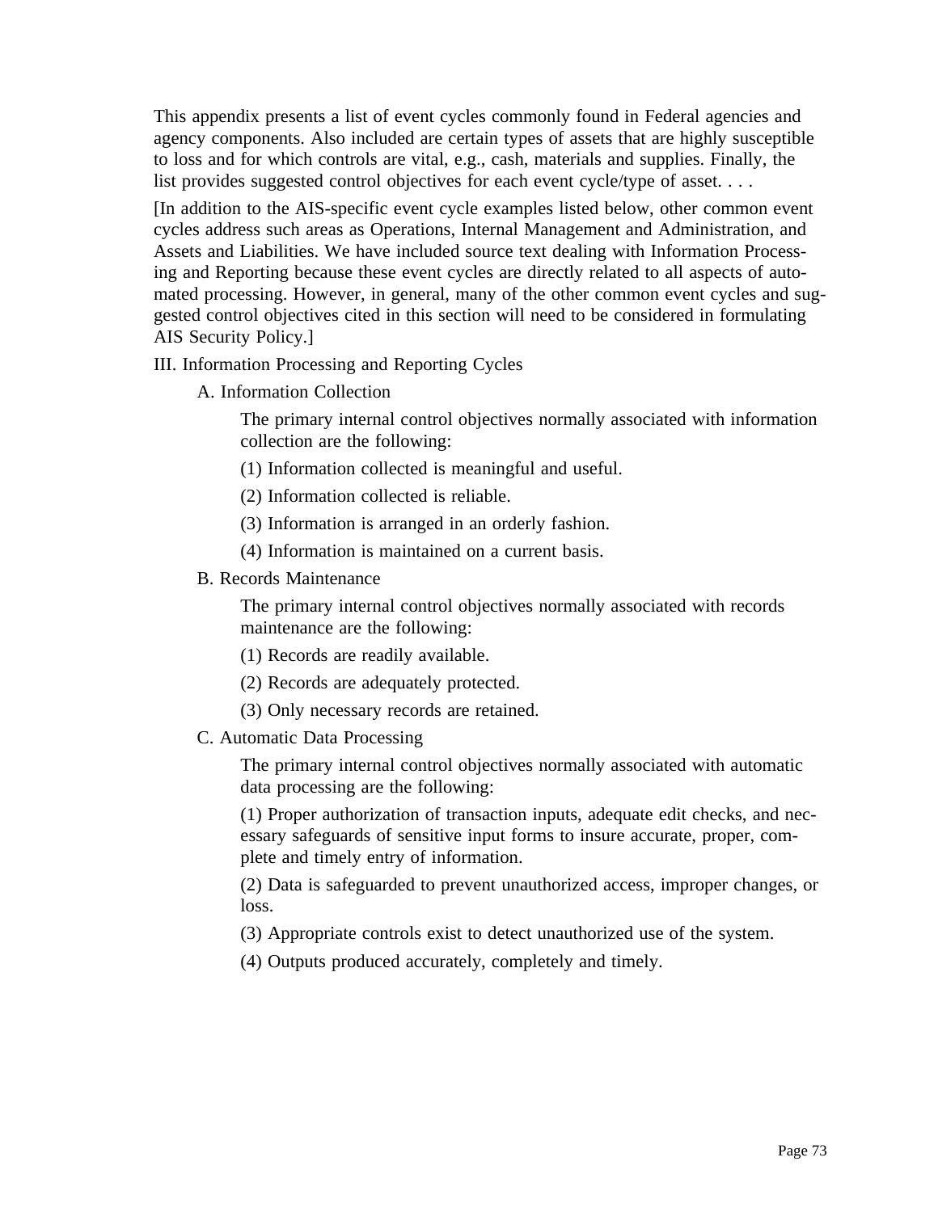This appendix presents a list of event cycles commonly found in Federal agencies and agency components. Also included are certain types of assets that are highly susceptible to loss and for which controls are vital, e.g., cash, materials and supplies. Finally, the list provides suggested control objectives for each event cycle/type of asset. . . .

[In addition to the AIS-specific event cycle examples listed below, other common event cycles address such areas as Operations, Internal Management and Administration, and Assets and Liabilities. We have included source text dealing with Information Processing and Reporting because these event cycles are directly related to all aspects of automated processing. However, in general, many of the other common event cycles and suggested control objectives cited in this section will need to be considered in formulating AIS Security Policy.]

III. Information Processing and Reporting Cycles

A. Information Collection

The primary internal control objectives normally associated with information collection are the following:

(1) Information collected is meaningful and useful.

(2) Information collected is reliable.

(3) Information is arranged in an orderly fashion.

(4) Information is maintained on a current basis.

B. Records Maintenance

The primary internal control objectives normally associated with records maintenance are the following:

(1) Records are readily available.

(2) Records are adequately protected.

(3) Only necessary records are retained.

C. Automatic Data Processing

The primary internal control objectives normally associated with automatic data processing are the following:

(1) Proper authorization of transaction inputs, adequate edit checks, and necessary safeguards of sensitive input forms to insure accurate, proper, complete and timely entry of information.

(2) Data is safeguarded to prevent unauthorized access, improper changes, or loss.

(3) Appropriate controls exist to detect unauthorized use of the system.

(4) Outputs produced accurately, completely and timely.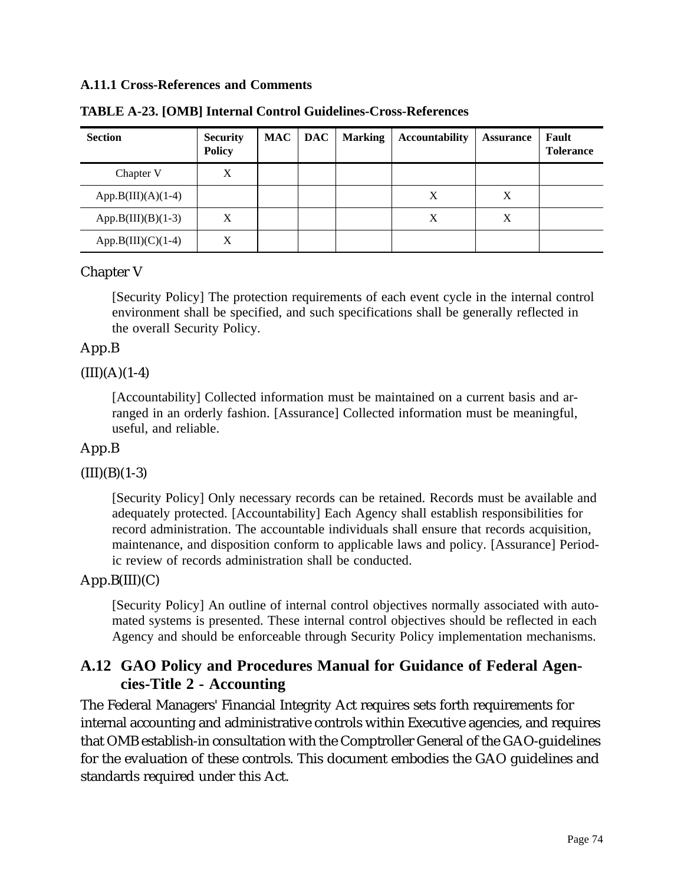### A.11.1 Cross-References and Comments

**TABLE A-23. [OMB] Internal Control Guidelines-Cross-References**

| Section | Security Policy | MAC | DAC | Marking | Accountability | Assurance | Fault Tolerance |
|---|---|---|---|---|---|---|---|
| Chapter V | X | | | | | | |
| App.B(III)(A)(1-4) | | | | | X | X | |
| App.B(III)(B)(1-3) | X | | | | X | X | |
| App.B(III)(C)(1-4) | X | | | | | | |

Chapter V

> [Security Policy] The protection requirements of each event cycle in the internal control environment shall be specified, and such specifications shall be generally reflected in the overall Security Policy.

App.B

(III)(A)(1-4)

> [Accountability] Collected information must be maintained on a current basis and arranged in an orderly fashion. [Assurance] Collected information must be meaningful, useful, and reliable.

App.B

(III)(B)(1-3)

> [Security Policy] Only necessary records can be retained. Records must be available and adequately protected. [Accountability] Each Agency shall establish responsibilities for record administration. The accountable individuals shall ensure that records acquisition, maintenance, and disposition conform to applicable laws and policy. [Assurance] Periodic review of records administration shall be conducted.

App.B(III)(C)

> [Security Policy] An outline of internal control objectives normally associated with automated systems is presented. These internal control objectives should be reflected in each Agency and should be enforceable through Security Policy implementation mechanisms.

## A.12 GAO Policy and Procedures Manual for Guidance of Federal Agencies-Title 2 - Accounting

The Federal Managers' Financial Integrity Act requires sets forth requirements for internal accounting and administrative controls within Executive agencies, and requires that OMB establish-in consultation with the Comptroller General of the GAO-guidelines for the evaluation of these controls. This document embodies the GAO guidelines and standards required under this Act.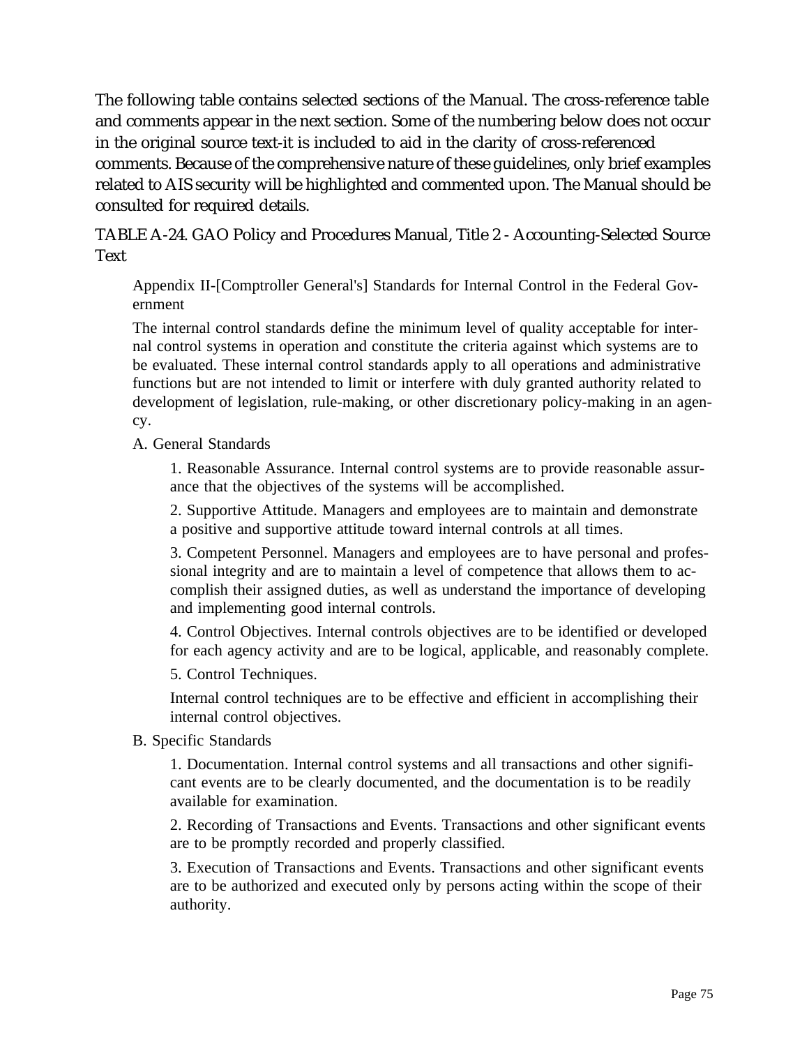The following table contains selected sections of the Manual. The cross-reference table and comments appear in the next section. Some of the numbering below does not occur in the original source text-it is included to aid in the clarity of cross-referenced comments. Because of the comprehensive nature of these guidelines, only brief examples related to AIS security will be highlighted and commented upon. The Manual should be consulted for required details.

TABLE A-24. GAO Policy and Procedures Manual, Title 2 - Accounting-Selected Source Text

> Appendix II-[Comptroller General's] Standards for Internal Control in the Federal Government
>
> The internal control standards define the minimum level of quality acceptable for internal control systems in operation and constitute the criteria against which systems are to be evaluated. These internal control standards apply to all operations and administrative functions but are not intended to limit or interfere with duly granted authority related to development of legislation, rule-making, or other discretionary policy-making in an agency.
>
> A. General Standards
>
> > 1. Reasonable Assurance. Internal control systems are to provide reasonable assurance that the objectives of the systems will be accomplished.
> >
> > 2. Supportive Attitude. Managers and employees are to maintain and demonstrate a positive and supportive attitude toward internal controls at all times.
> >
> > 3. Competent Personnel. Managers and employees are to have personal and professional integrity and are to maintain a level of competence that allows them to accomplish their assigned duties, as well as understand the importance of developing and implementing good internal controls.
> >
> > 4. Control Objectives. Internal controls objectives are to be identified or developed for each agency activity and are to be logical, applicable, and reasonably complete.
> >
> > 5. Control Techniques.
> >
> > Internal control techniques are to be effective and efficient in accomplishing their internal control objectives.
>
> B. Specific Standards
>
> > 1. Documentation. Internal control systems and all transactions and other significant events are to be clearly documented, and the documentation is to be readily available for examination.
> >
> > 2. Recording of Transactions and Events. Transactions and other significant events are to be promptly recorded and properly classified.
> >
> > 3. Execution of Transactions and Events. Transactions and other significant events are to be authorized and executed only by persons acting within the scope of their authority.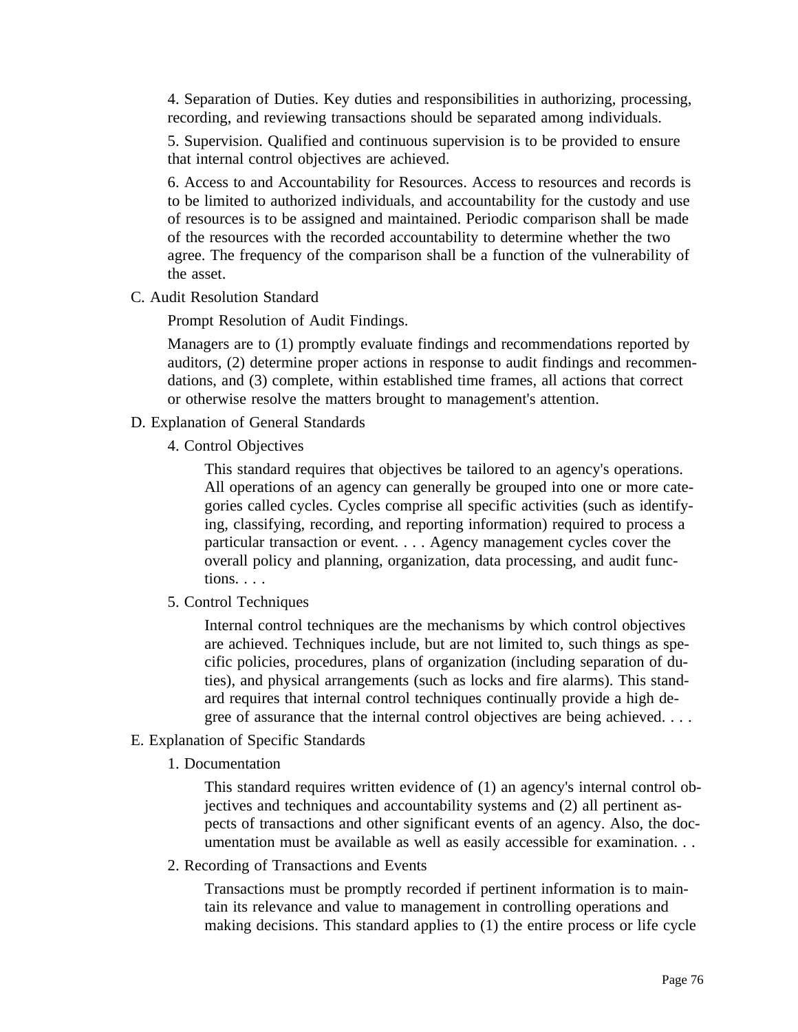4. Separation of Duties. Key duties and responsibilities in authorizing, processing, recording, and reviewing transactions should be separated among individuals.

5. Supervision. Qualified and continuous supervision is to be provided to ensure that internal control objectives are achieved.

6. Access to and Accountability for Resources. Access to resources and records is to be limited to authorized individuals, and accountability for the custody and use of resources is to be assigned and maintained. Periodic comparison shall be made of the resources with the recorded accountability to determine whether the two agree. The frequency of the comparison shall be a function of the vulnerability of the asset.

C. Audit Resolution Standard

Prompt Resolution of Audit Findings.

Managers are to (1) promptly evaluate findings and recommendations reported by auditors, (2) determine proper actions in response to audit findings and recommendations, and (3) complete, within established time frames, all actions that correct or otherwise resolve the matters brought to management's attention.

D. Explanation of General Standards

4. Control Objectives

This standard requires that objectives be tailored to an agency's operations. All operations of an agency can generally be grouped into one or more categories called cycles. Cycles comprise all specific activities (such as identifying, classifying, recording, and reporting information) required to process a particular transaction or event. . . . Agency management cycles cover the overall policy and planning, organization, data processing, and audit functions. . . .

5. Control Techniques

Internal control techniques are the mechanisms by which control objectives are achieved. Techniques include, but are not limited to, such things as specific policies, procedures, plans of organization (including separation of duties), and physical arrangements (such as locks and fire alarms). This standard requires that internal control techniques continually provide a high degree of assurance that the internal control objectives are being achieved. . . .

E. Explanation of Specific Standards

1. Documentation

This standard requires written evidence of (1) an agency's internal control objectives and techniques and accountability systems and (2) all pertinent aspects of transactions and other significant events of an agency. Also, the documentation must be available as well as easily accessible for examination. . .

2. Recording of Transactions and Events

Transactions must be promptly recorded if pertinent information is to maintain its relevance and value to management in controlling operations and making decisions. This standard applies to (1) the entire process or life cycle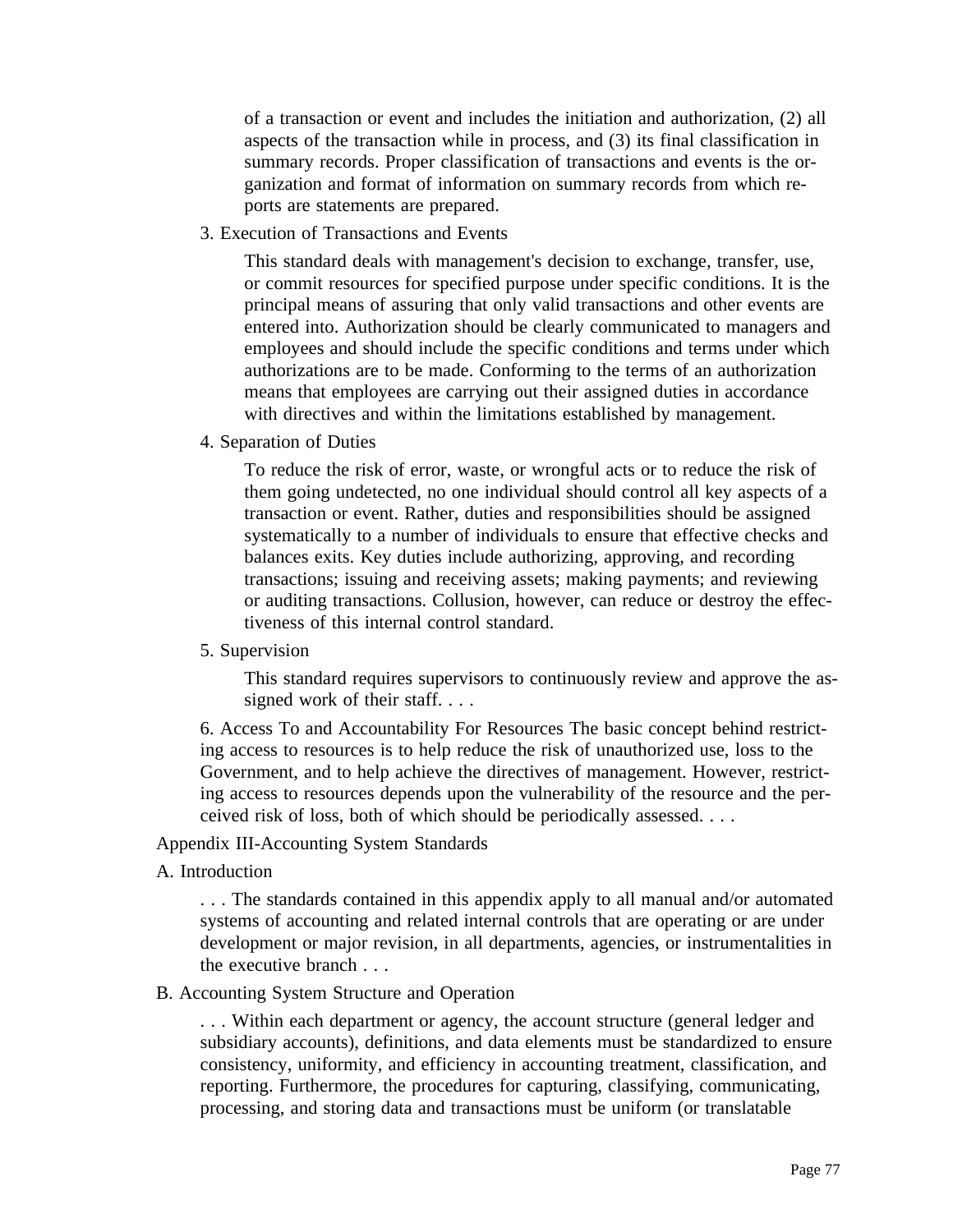of a transaction or event and includes the initiation and authorization, (2) all aspects of the transaction while in process, and (3) its final classification in summary records. Proper classification of transactions and events is the organization and format of information on summary records from which reports are statements are prepared.

3. Execution of Transactions and Events

   This standard deals with management's decision to exchange, transfer, use, or commit resources for specified purpose under specific conditions. It is the principal means of assuring that only valid transactions and other events are entered into. Authorization should be clearly communicated to managers and employees and should include the specific conditions and terms under which authorizations are to be made. Conforming to the terms of an authorization means that employees are carrying out their assigned duties in accordance with directives and within the limitations established by management.

4. Separation of Duties

   To reduce the risk of error, waste, or wrongful acts or to reduce the risk of them going undetected, no one individual should control all key aspects of a transaction or event. Rather, duties and responsibilities should be assigned systematically to a number of individuals to ensure that effective checks and balances exits. Key duties include authorizing, approving, and recording transactions; issuing and receiving assets; making payments; and reviewing or auditing transactions. Collusion, however, can reduce or destroy the effectiveness of this internal control standard.

5. Supervision

   This standard requires supervisors to continuously review and approve the assigned work of their staff. . . .

6. Access To and Accountability For Resources The basic concept behind restricting access to resources is to help reduce the risk of unauthorized use, loss to the Government, and to help achieve the directives of management. However, restricting access to resources depends upon the vulnerability of the resource and the perceived risk of loss, both of which should be periodically assessed. . . .

Appendix III-Accounting System Standards

A. Introduction

. . . The standards contained in this appendix apply to all manual and/or automated systems of accounting and related internal controls that are operating or are under development or major revision, in all departments, agencies, or instrumentalities in the executive branch . . .

B. Accounting System Structure and Operation

. . . Within each department or agency, the account structure (general ledger and subsidiary accounts), definitions, and data elements must be standardized to ensure consistency, uniformity, and efficiency in accounting treatment, classification, and reporting. Furthermore, the procedures for capturing, classifying, communicating, processing, and storing data and transactions must be uniform (or translatable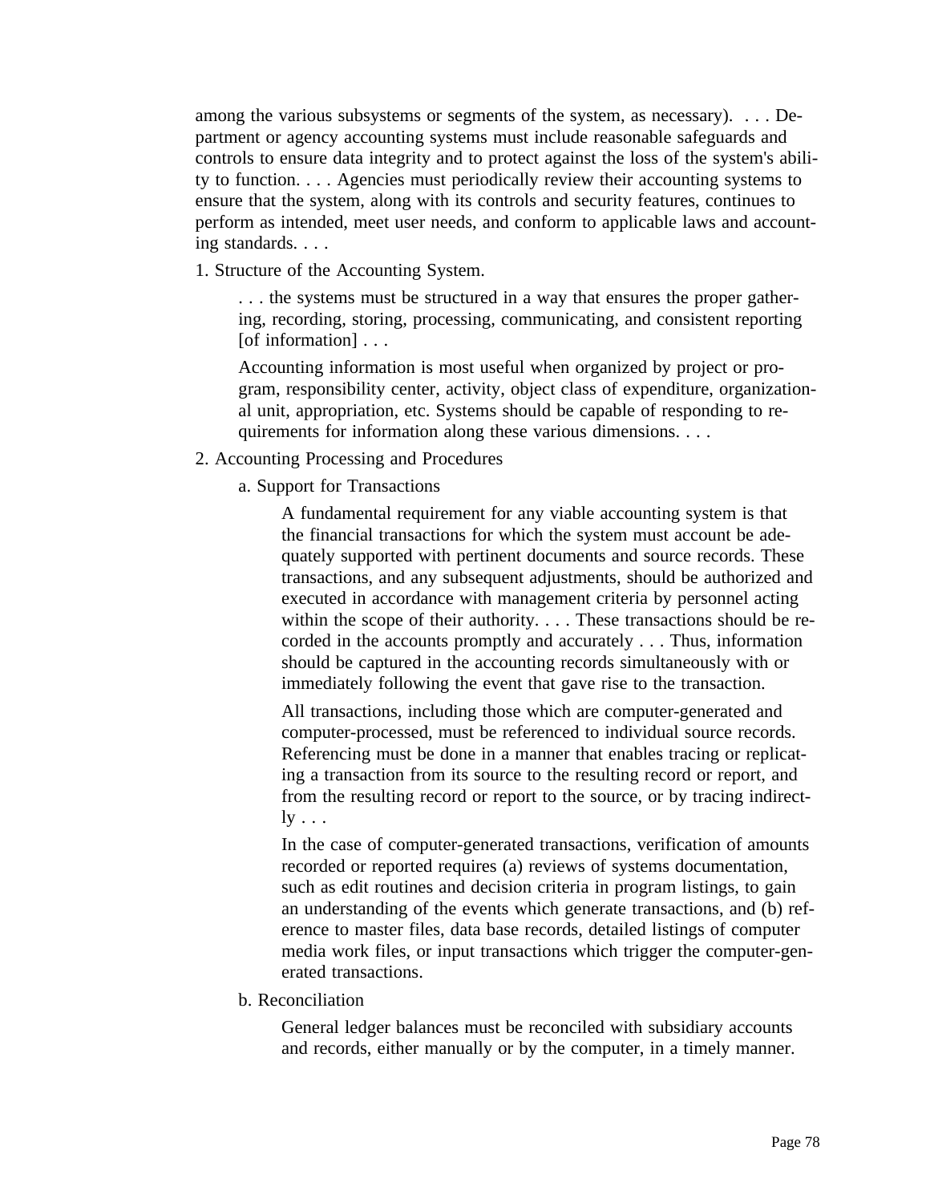among the various subsystems or segments of the system, as necessary). . . . Department or agency accounting systems must include reasonable safeguards and controls to ensure data integrity and to protect against the loss of the system's ability to function. . . . Agencies must periodically review their accounting systems to ensure that the system, along with its controls and security features, continues to perform as intended, meet user needs, and conform to applicable laws and accounting standards. . . .

1. Structure of the Accounting System.

   . . . the systems must be structured in a way that ensures the proper gathering, recording, storing, processing, communicating, and consistent reporting [of information] . . .

   Accounting information is most useful when organized by project or program, responsibility center, activity, object class of expenditure, organizational unit, appropriation, etc. Systems should be capable of responding to requirements for information along these various dimensions. . . .

2. Accounting Processing and Procedures

   a. Support for Transactions

      A fundamental requirement for any viable accounting system is that the financial transactions for which the system must account be adequately supported with pertinent documents and source records. These transactions, and any subsequent adjustments, should be authorized and executed in accordance with management criteria by personnel acting within the scope of their authority. . . . These transactions should be recorded in the accounts promptly and accurately . . . Thus, information should be captured in the accounting records simultaneously with or immediately following the event that gave rise to the transaction.

      All transactions, including those which are computer-generated and computer-processed, must be referenced to individual source records. Referencing must be done in a manner that enables tracing or replicating a transaction from its source to the resulting record or report, and from the resulting record or report to the source, or by tracing indirectly . . .

      In the case of computer-generated transactions, verification of amounts recorded or reported requires (a) reviews of systems documentation, such as edit routines and decision criteria in program listings, to gain an understanding of the events which generate transactions, and (b) reference to master files, data base records, detailed listings of computer media work files, or input transactions which trigger the computer-generated transactions.

   b. Reconciliation

      General ledger balances must be reconciled with subsidiary accounts and records, either manually or by the computer, in a timely manner.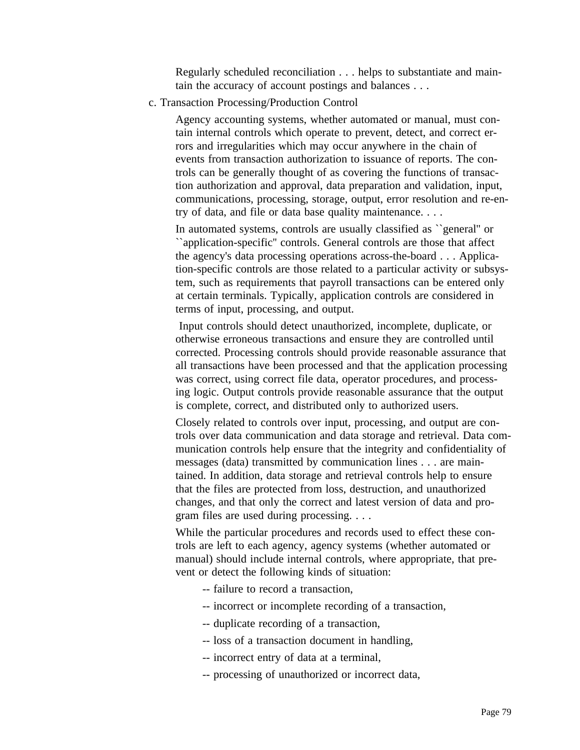Regularly scheduled reconciliation . . . helps to substantiate and maintain the accuracy of account postings and balances . . .

c. Transaction Processing/Production Control

Agency accounting systems, whether automated or manual, must contain internal controls which operate to prevent, detect, and correct errors and irregularities which may occur anywhere in the chain of events from transaction authorization to issuance of reports. The controls can be generally thought of as covering the functions of transaction authorization and approval, data preparation and validation, input, communications, processing, storage, output, error resolution and re-entry of data, and file or data base quality maintenance. . . .

In automated systems, controls are usually classified as ``general'' or ``application-specific'' controls. General controls are those that affect the agency's data processing operations across-the-board . . . Application-specific controls are those related to a particular activity or subsystem, such as requirements that payroll transactions can be entered only at certain terminals. Typically, application controls are considered in terms of input, processing, and output.

Input controls should detect unauthorized, incomplete, duplicate, or otherwise erroneous transactions and ensure they are controlled until corrected. Processing controls should provide reasonable assurance that all transactions have been processed and that the application processing was correct, using correct file data, operator procedures, and processing logic. Output controls provide reasonable assurance that the output is complete, correct, and distributed only to authorized users.

Closely related to controls over input, processing, and output are controls over data communication and data storage and retrieval. Data communication controls help ensure that the integrity and confidentiality of messages (data) transmitted by communication lines . . . are maintained. In addition, data storage and retrieval controls help to ensure that the files are protected from loss, destruction, and unauthorized changes, and that only the correct and latest version of data and program files are used during processing. . . .

While the particular procedures and records used to effect these controls are left to each agency, agency systems (whether automated or manual) should include internal controls, where appropriate, that prevent or detect the following kinds of situation:

-- failure to record a transaction,

-- incorrect or incomplete recording of a transaction,

-- duplicate recording of a transaction,

-- loss of a transaction document in handling,

-- incorrect entry of data at a terminal,

-- processing of unauthorized or incorrect data,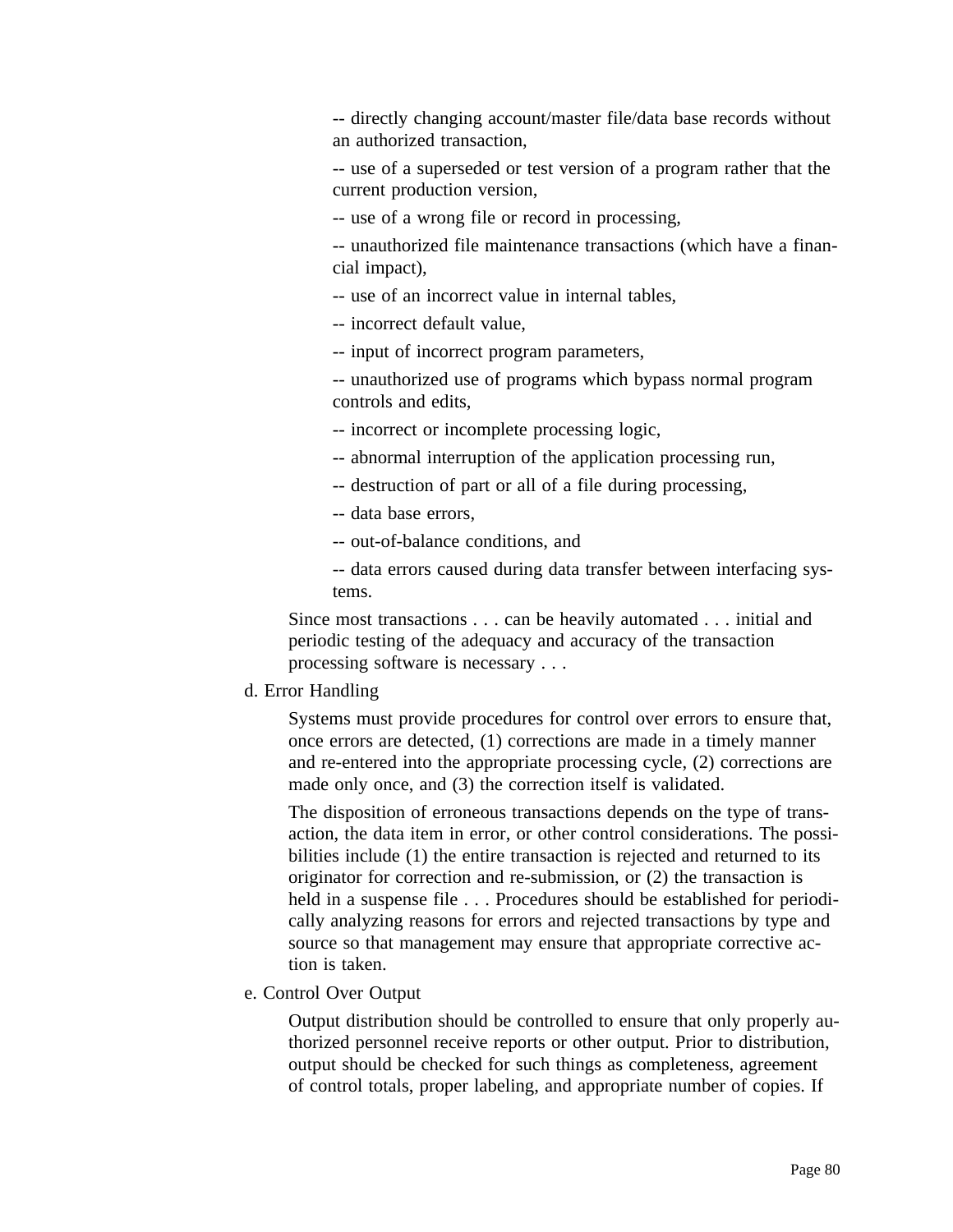-- directly changing account/master file/data base records without an authorized transaction,

-- use of a superseded or test version of a program rather that the current production version,

-- use of a wrong file or record in processing,

-- unauthorized file maintenance transactions (which have a financial impact),

-- use of an incorrect value in internal tables,

-- incorrect default value,

-- input of incorrect program parameters,

-- unauthorized use of programs which bypass normal program controls and edits,

-- incorrect or incomplete processing logic,

-- abnormal interruption of the application processing run,

-- destruction of part or all of a file during processing,

-- data base errors,

-- out-of-balance conditions, and

-- data errors caused during data transfer between interfacing systems.

Since most transactions . . . can be heavily automated . . . initial and periodic testing of the adequacy and accuracy of the transaction processing software is necessary . . .

d. Error Handling

Systems must provide procedures for control over errors to ensure that, once errors are detected, (1) corrections are made in a timely manner and re-entered into the appropriate processing cycle, (2) corrections are made only once, and (3) the correction itself is validated.

The disposition of erroneous transactions depends on the type of transaction, the data item in error, or other control considerations. The possibilities include (1) the entire transaction is rejected and returned to its originator for correction and re-submission, or (2) the transaction is held in a suspense file . . . Procedures should be established for periodically analyzing reasons for errors and rejected transactions by type and source so that management may ensure that appropriate corrective action is taken.

e. Control Over Output

Output distribution should be controlled to ensure that only properly authorized personnel receive reports or other output. Prior to distribution, output should be checked for such things as completeness, agreement of control totals, proper labeling, and appropriate number of copies. If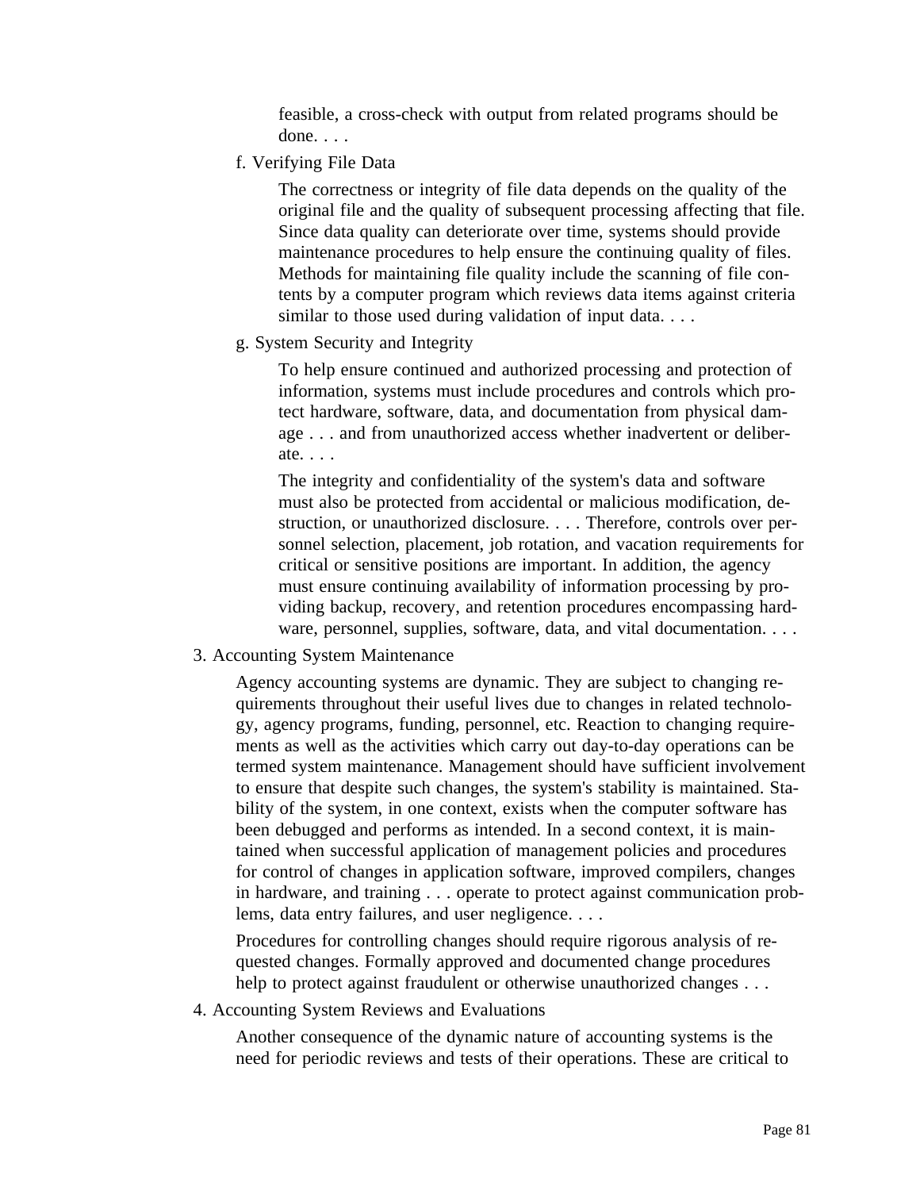feasible, a cross-check with output from related programs should be done. . . .

f. Verifying File Data

The correctness or integrity of file data depends on the quality of the original file and the quality of subsequent processing affecting that file. Since data quality can deteriorate over time, systems should provide maintenance procedures to help ensure the continuing quality of files. Methods for maintaining file quality include the scanning of file contents by a computer program which reviews data items against criteria similar to those used during validation of input data. . . .

g. System Security and Integrity

To help ensure continued and authorized processing and protection of information, systems must include procedures and controls which protect hardware, software, data, and documentation from physical damage . . . and from unauthorized access whether inadvertent or deliberate. . . .

The integrity and confidentiality of the system's data and software must also be protected from accidental or malicious modification, destruction, or unauthorized disclosure. . . . Therefore, controls over personnel selection, placement, job rotation, and vacation requirements for critical or sensitive positions are important. In addition, the agency must ensure continuing availability of information processing by providing backup, recovery, and retention procedures encompassing hardware, personnel, supplies, software, data, and vital documentation. . . .

3. Accounting System Maintenance

Agency accounting systems are dynamic. They are subject to changing requirements throughout their useful lives due to changes in related technology, agency programs, funding, personnel, etc. Reaction to changing requirements as well as the activities which carry out day-to-day operations can be termed system maintenance. Management should have sufficient involvement to ensure that despite such changes, the system's stability is maintained. Stability of the system, in one context, exists when the computer software has been debugged and performs as intended. In a second context, it is maintained when successful application of management policies and procedures for control of changes in application software, improved compilers, changes in hardware, and training . . . operate to protect against communication problems, data entry failures, and user negligence. . . .

Procedures for controlling changes should require rigorous analysis of requested changes. Formally approved and documented change procedures help to protect against fraudulent or otherwise unauthorized changes . . .

4. Accounting System Reviews and Evaluations

Another consequence of the dynamic nature of accounting systems is the need for periodic reviews and tests of their operations. These are critical to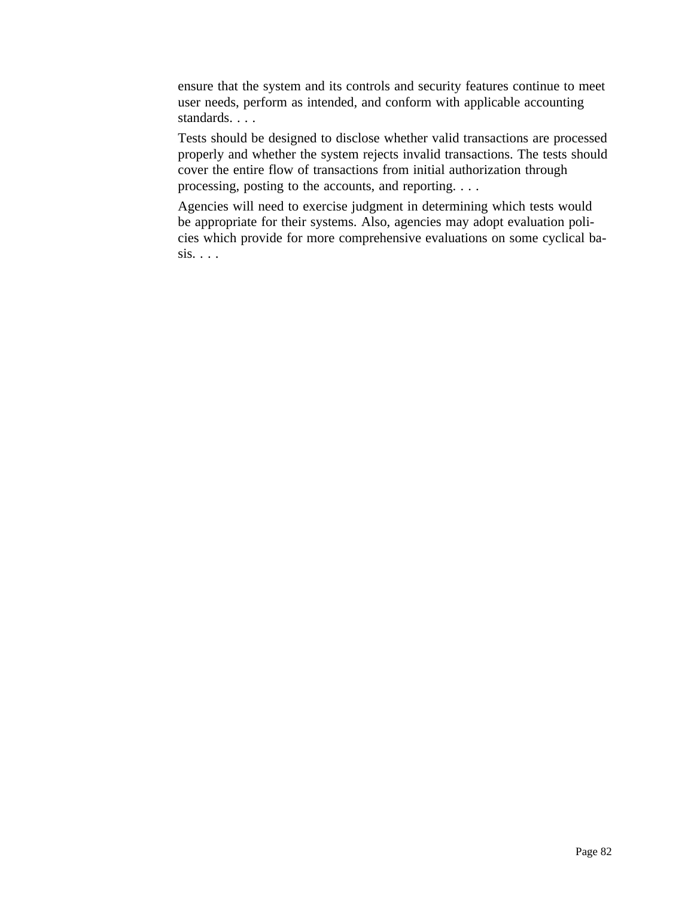ensure that the system and its controls and security features continue to meet user needs, perform as intended, and conform with applicable accounting standards. . . .

Tests should be designed to disclose whether valid transactions are processed properly and whether the system rejects invalid transactions. The tests should cover the entire flow of transactions from initial authorization through processing, posting to the accounts, and reporting. . . .

Agencies will need to exercise judgment in determining which tests would be appropriate for their systems. Also, agencies may adopt evaluation policies which provide for more comprehensive evaluations on some cyclical basis. . . .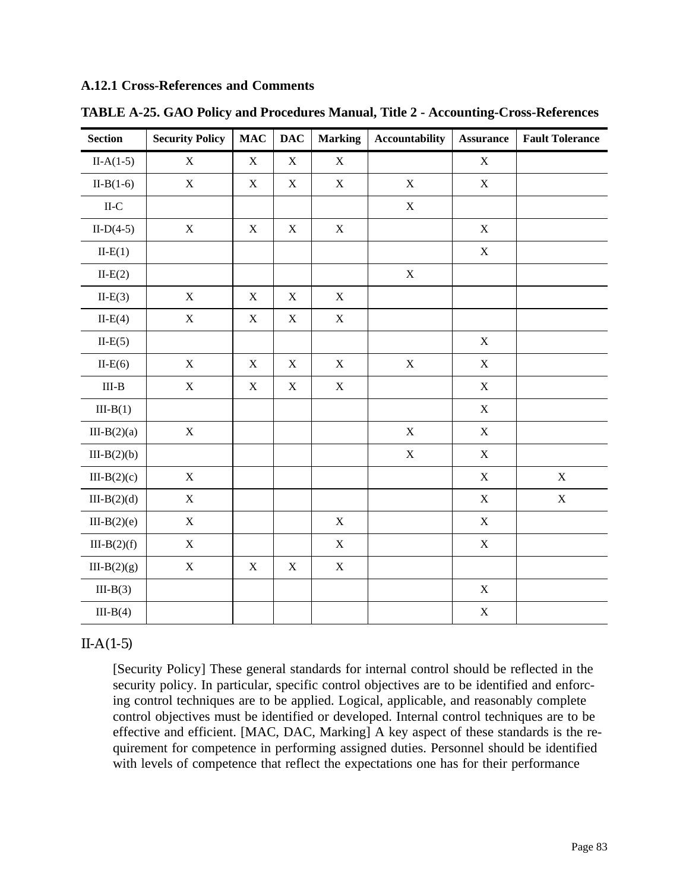### A.12.1 Cross-References and Comments

**TABLE A-25. GAO Policy and Procedures Manual, Title 2 - Accounting-Cross-References**

| Section | Security Policy | MAC | DAC | Marking | Accountability | Assurance | Fault Tolerance |
|---|---|---|---|---|---|---|---|
| II-A(1-5) | X | X | X | X | | X | |
| II-B(1-6) | X | X | X | X | X | X | |
| II-C | | | | | X | | |
| II-D(4-5) | X | X | X | X | | X | |
| II-E(1) | | | | | | X | |
| II-E(2) | | | | | X | | |
| II-E(3) | X | X | X | X | | | |
| II-E(4) | X | X | X | X | | | |
| II-E(5) | | | | | | X | |
| II-E(6) | X | X | X | X | X | X | |
| III-B | X | X | X | X | | X | |
| III-B(1) | | | | | | X | |
| III-B(2)(a) | X | | | | X | X | |
| III-B(2)(b) | | | | | X | X | |
| III-B(2)(c) | X | | | | | X | X |
| III-B(2)(d) | X | | | | | X | X |
| III-B(2)(e) | X | | | X | | X | |
| III-B(2)(f) | X | | | X | | X | |
| III-B(2)(g) | X | X | X | X | | | |
| III-B(3) | | | | | | X | |
| III-B(4) | | | | | | X | |

II-A(1-5)

[Security Policy] These general standards for internal control should be reflected in the security policy. In particular, specific control objectives are to be identified and enforcing control techniques are to be applied. Logical, applicable, and reasonably complete control objectives must be identified or developed. Internal control techniques are to be effective and efficient. [MAC, DAC, Marking] A key aspect of these standards is the requirement for competence in performing assigned duties. Personnel should be identified with levels of competence that reflect the expectations one has for their performance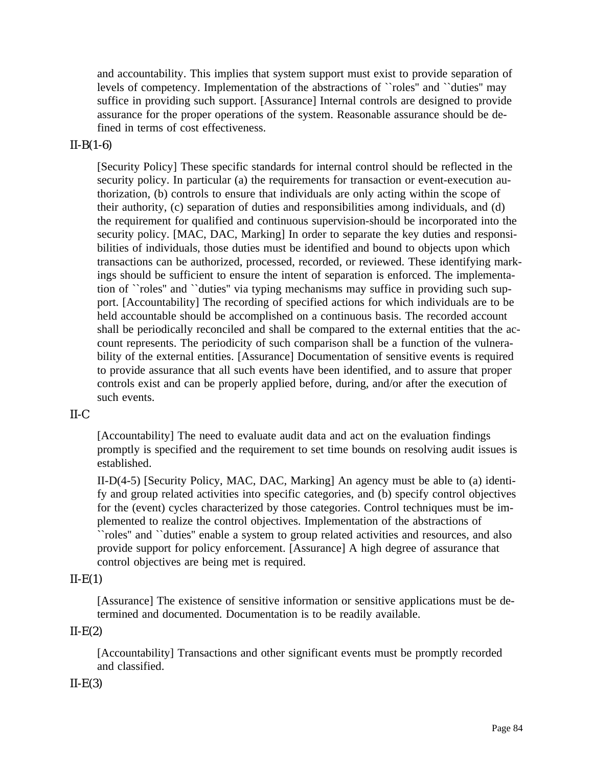and accountability. This implies that system support must exist to provide separation of levels of competency. Implementation of the abstractions of ``roles'' and ``duties'' may suffice in providing such support. [Assurance] Internal controls are designed to provide assurance for the proper operations of the system. Reasonable assurance should be defined in terms of cost effectiveness.

II-B(1-6)

[Security Policy] These specific standards for internal control should be reflected in the security policy. In particular (a) the requirements for transaction or event-execution authorization, (b) controls to ensure that individuals are only acting within the scope of their authority, (c) separation of duties and responsibilities among individuals, and (d) the requirement for qualified and continuous supervision-should be incorporated into the security policy. [MAC, DAC, Marking] In order to separate the key duties and responsibilities of individuals, those duties must be identified and bound to objects upon which transactions can be authorized, processed, recorded, or reviewed. These identifying markings should be sufficient to ensure the intent of separation is enforced. The implementation of ``roles'' and ``duties'' via typing mechanisms may suffice in providing such support. [Accountability] The recording of specified actions for which individuals are to be held accountable should be accomplished on a continuous basis. The recorded account shall be periodically reconciled and shall be compared to the external entities that the account represents. The periodicity of such comparison shall be a function of the vulnerability of the external entities. [Assurance] Documentation of sensitive events is required to provide assurance that all such events have been identified, and to assure that proper controls exist and can be properly applied before, during, and/or after the execution of such events.

II-C

[Accountability] The need to evaluate audit data and act on the evaluation findings promptly is specified and the requirement to set time bounds on resolving audit issues is established.

II-D(4-5) [Security Policy, MAC, DAC, Marking] An agency must be able to (a) identify and group related activities into specific categories, and (b) specify control objectives for the (event) cycles characterized by those categories. Control techniques must be implemented to realize the control objectives. Implementation of the abstractions of ``roles'' and ``duties'' enable a system to group related activities and resources, and also provide support for policy enforcement. [Assurance] A high degree of assurance that control objectives are being met is required.

II-E(1)

[Assurance] The existence of sensitive information or sensitive applications must be determined and documented. Documentation is to be readily available.

II-E(2)

[Accountability] Transactions and other significant events must be promptly recorded and classified.

II-E(3)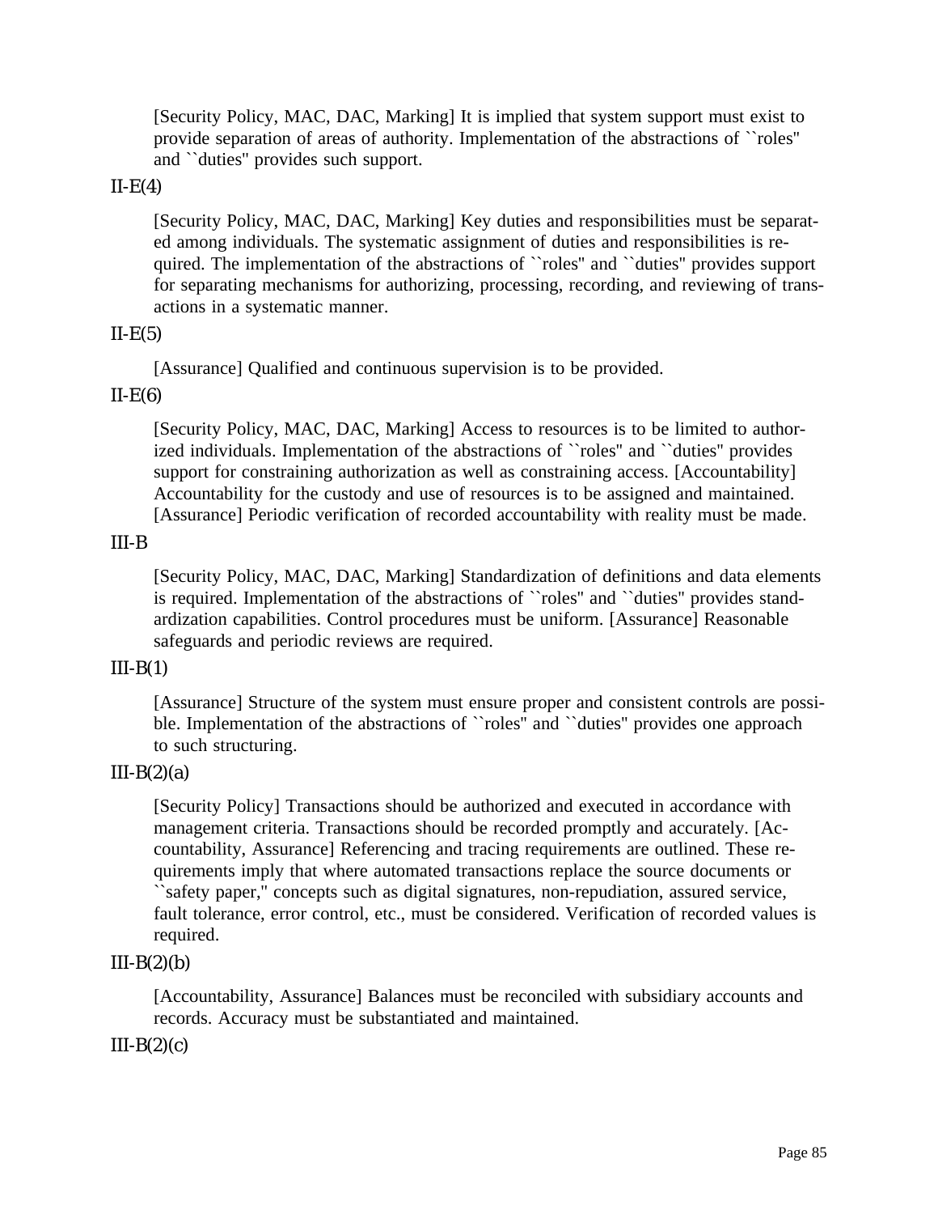[Security Policy, MAC, DAC, Marking] It is implied that system support must exist to provide separation of areas of authority. Implementation of the abstractions of ``roles'' and ``duties'' provides such support.

II-E(4)

[Security Policy, MAC, DAC, Marking] Key duties and responsibilities must be separated among individuals. The systematic assignment of duties and responsibilities is required. The implementation of the abstractions of ``roles'' and ``duties'' provides support for separating mechanisms for authorizing, processing, recording, and reviewing of transactions in a systematic manner.

II-E(5)

[Assurance] Qualified and continuous supervision is to be provided.

II-E(6)

[Security Policy, MAC, DAC, Marking] Access to resources is to be limited to authorized individuals. Implementation of the abstractions of ``roles'' and ``duties'' provides support for constraining authorization as well as constraining access. [Accountability] Accountability for the custody and use of resources is to be assigned and maintained. [Assurance] Periodic verification of recorded accountability with reality must be made.

III-B

[Security Policy, MAC, DAC, Marking] Standardization of definitions and data elements is required. Implementation of the abstractions of ``roles'' and ``duties'' provides standardization capabilities. Control procedures must be uniform. [Assurance] Reasonable safeguards and periodic reviews are required.

III-B(1)

[Assurance] Structure of the system must ensure proper and consistent controls are possible. Implementation of the abstractions of ``roles'' and ``duties'' provides one approach to such structuring.

III-B(2)(a)

[Security Policy] Transactions should be authorized and executed in accordance with management criteria. Transactions should be recorded promptly and accurately. [Accountability, Assurance] Referencing and tracing requirements are outlined. These requirements imply that where automated transactions replace the source documents or ``safety paper,'' concepts such as digital signatures, non-repudiation, assured service, fault tolerance, error control, etc., must be considered. Verification of recorded values is required.

III-B(2)(b)

[Accountability, Assurance] Balances must be reconciled with subsidiary accounts and records. Accuracy must be substantiated and maintained.

III-B(2)(c)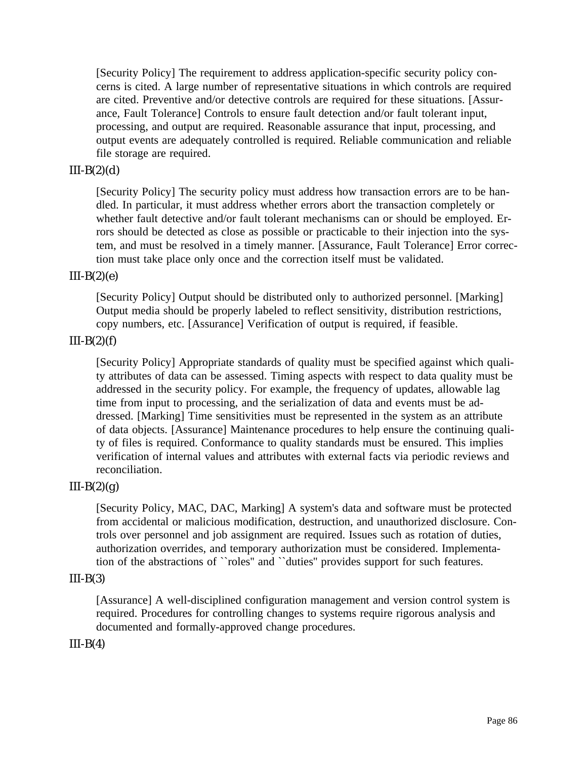[Security Policy] The requirement to address application-specific security policy concerns is cited. A large number of representative situations in which controls are required are cited. Preventive and/or detective controls are required for these situations. [Assurance, Fault Tolerance] Controls to ensure fault detection and/or fault tolerant input, processing, and output are required. Reasonable assurance that input, processing, and output events are adequately controlled is required. Reliable communication and reliable file storage are required.

III-B(2)(d)

[Security Policy] The security policy must address how transaction errors are to be handled. In particular, it must address whether errors abort the transaction completely or whether fault detective and/or fault tolerant mechanisms can or should be employed. Errors should be detected as close as possible or practicable to their injection into the system, and must be resolved in a timely manner. [Assurance, Fault Tolerance] Error correction must take place only once and the correction itself must be validated.

III-B(2)(e)

[Security Policy] Output should be distributed only to authorized personnel. [Marking] Output media should be properly labeled to reflect sensitivity, distribution restrictions, copy numbers, etc. [Assurance] Verification of output is required, if feasible.

III-B(2)(f)

[Security Policy] Appropriate standards of quality must be specified against which quality attributes of data can be assessed. Timing aspects with respect to data quality must be addressed in the security policy. For example, the frequency of updates, allowable lag time from input to processing, and the serialization of data and events must be addressed. [Marking] Time sensitivities must be represented in the system as an attribute of data objects. [Assurance] Maintenance procedures to help ensure the continuing quality of files is required. Conformance to quality standards must be ensured. This implies verification of internal values and attributes with external facts via periodic reviews and reconciliation.

III-B(2)(g)

[Security Policy, MAC, DAC, Marking] A system's data and software must be protected from accidental or malicious modification, destruction, and unauthorized disclosure. Controls over personnel and job assignment are required. Issues such as rotation of duties, authorization overrides, and temporary authorization must be considered. Implementation of the abstractions of ``roles'' and ``duties'' provides support for such features.

III-B(3)

[Assurance] A well-disciplined configuration management and version control system is required. Procedures for controlling changes to systems require rigorous analysis and documented and formally-approved change procedures.

III-B(4)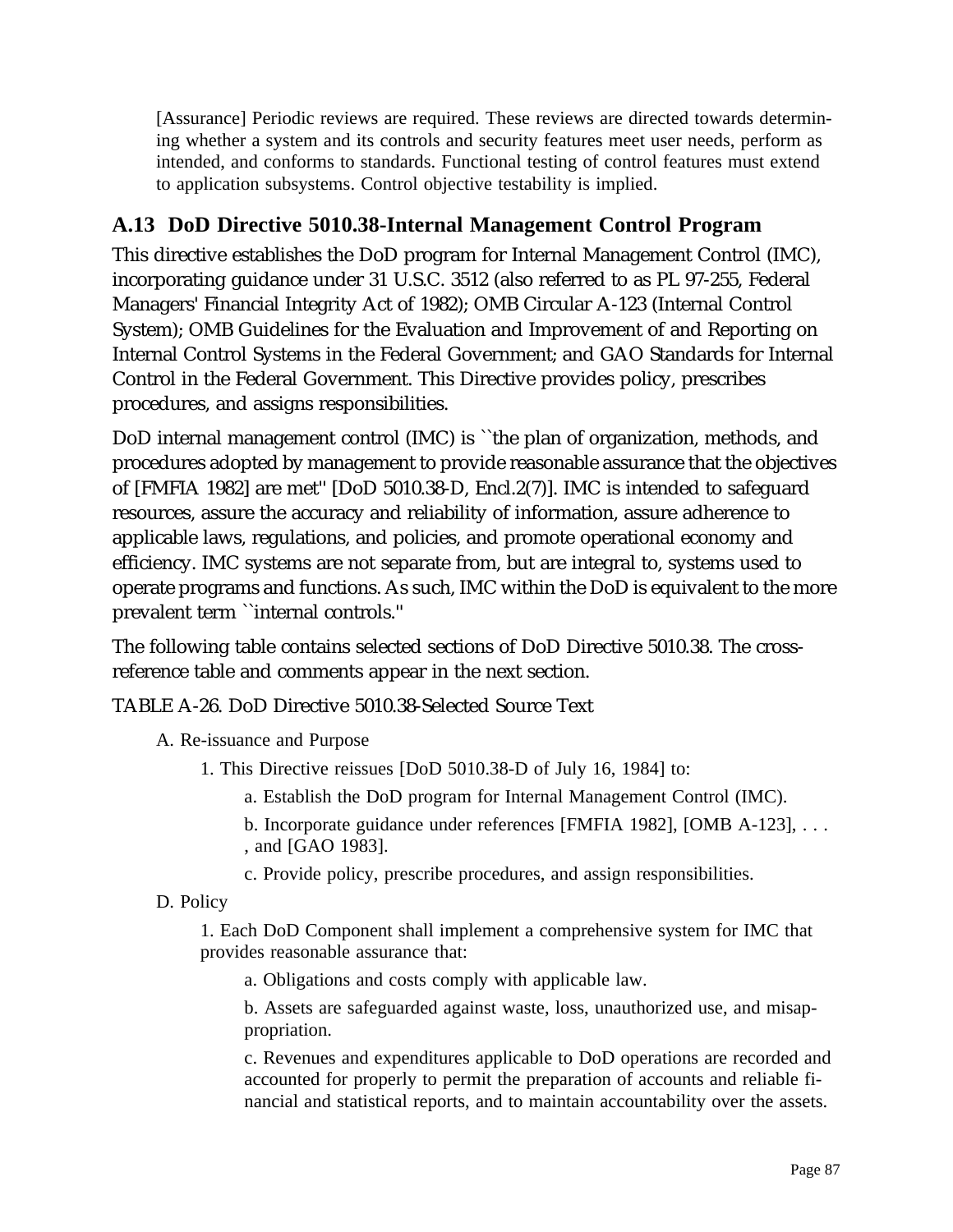[Assurance] Periodic reviews are required. These reviews are directed towards determining whether a system and its controls and security features meet user needs, perform as intended, and conforms to standards. Functional testing of control features must extend to application subsystems. Control objective testability is implied.

## A.13 DoD Directive 5010.38-Internal Management Control Program

This directive establishes the DoD program for Internal Management Control (IMC), incorporating guidance under 31 U.S.C. 3512 (also referred to as PL 97-255, Federal Managers' Financial Integrity Act of 1982); OMB Circular A-123 (Internal Control System); OMB Guidelines for the Evaluation and Improvement of and Reporting on Internal Control Systems in the Federal Government; and GAO Standards for Internal Control in the Federal Government. This Directive provides policy, prescribes procedures, and assigns responsibilities.

DoD internal management control (IMC) is ``the plan of organization, methods, and procedures adopted by management to provide reasonable assurance that the objectives of [FMFIA 1982] are met'' [DoD 5010.38-D, Encl.2(7)]. IMC is intended to safeguard resources, assure the accuracy and reliability of information, assure adherence to applicable laws, regulations, and policies, and promote operational economy and efficiency. IMC systems are not separate from, but are integral to, systems used to operate programs and functions. As such, IMC within the DoD is equivalent to the more prevalent term ``internal controls.''

The following table contains selected sections of DoD Directive 5010.38. The cross-reference table and comments appear in the next section.

TABLE A-26. DoD Directive 5010.38-Selected Source Text

A. Re-issuance and Purpose

1. This Directive reissues [DoD 5010.38-D of July 16, 1984] to:

a. Establish the DoD program for Internal Management Control (IMC).

b. Incorporate guidance under references [FMFIA 1982], [OMB A-123], . . . , and [GAO 1983].

c. Provide policy, prescribe procedures, and assign responsibilities.

D. Policy

1. Each DoD Component shall implement a comprehensive system for IMC that provides reasonable assurance that:

a. Obligations and costs comply with applicable law.

b. Assets are safeguarded against waste, loss, unauthorized use, and misappropriation.

c. Revenues and expenditures applicable to DoD operations are recorded and accounted for properly to permit the preparation of accounts and reliable financial and statistical reports, and to maintain accountability over the assets.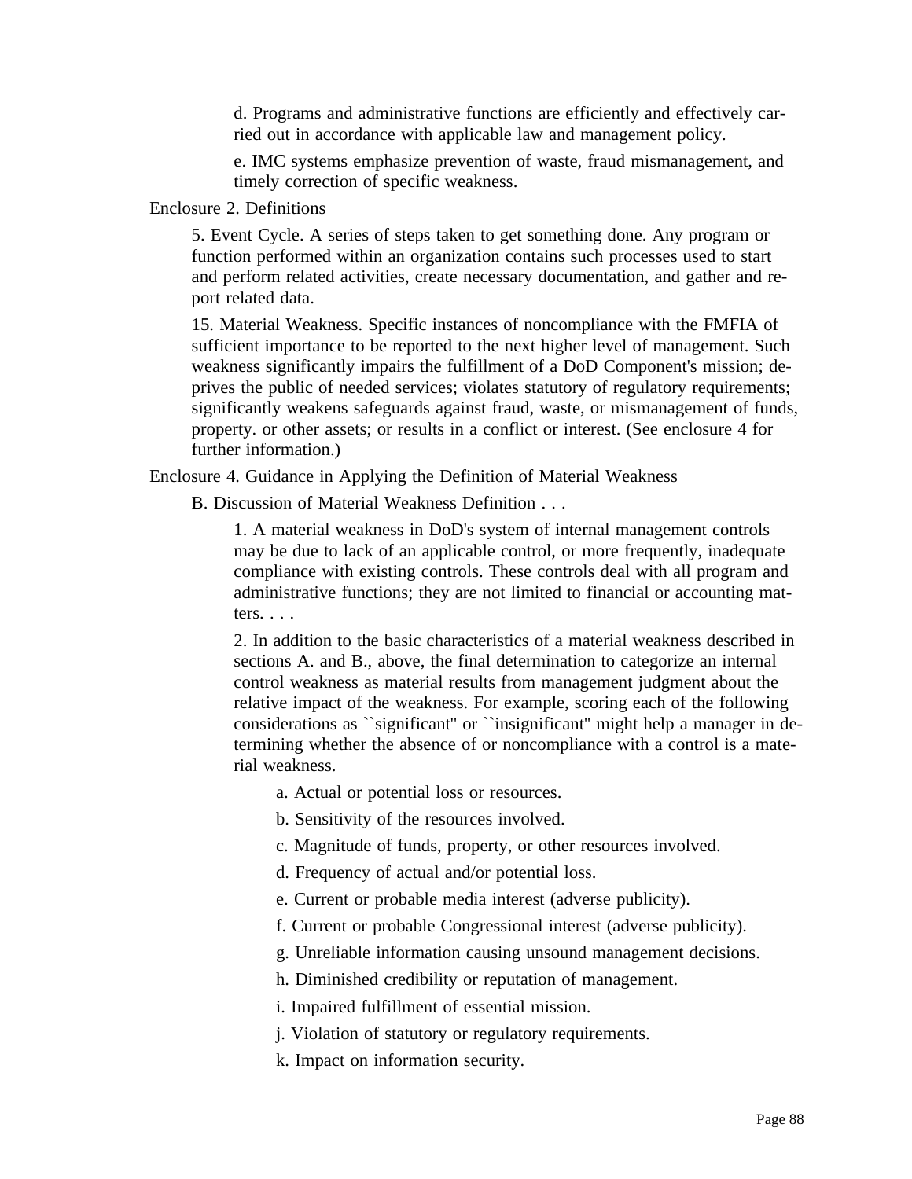d. Programs and administrative functions are efficiently and effectively carried out in accordance with applicable law and management policy.

e. IMC systems emphasize prevention of waste, fraud mismanagement, and timely correction of specific weakness.

Enclosure 2. Definitions

5. Event Cycle. A series of steps taken to get something done. Any program or function performed within an organization contains such processes used to start and perform related activities, create necessary documentation, and gather and report related data.

15. Material Weakness. Specific instances of noncompliance with the FMFIA of sufficient importance to be reported to the next higher level of management. Such weakness significantly impairs the fulfillment of a DoD Component's mission; deprives the public of needed services; violates statutory of regulatory requirements; significantly weakens safeguards against fraud, waste, or mismanagement of funds, property. or other assets; or results in a conflict or interest. (See enclosure 4 for further information.)

Enclosure 4. Guidance in Applying the Definition of Material Weakness

B. Discussion of Material Weakness Definition . . .

1. A material weakness in DoD's system of internal management controls may be due to lack of an applicable control, or more frequently, inadequate compliance with existing controls. These controls deal with all program and administrative functions; they are not limited to financial or accounting matters. . . .

2. In addition to the basic characteristics of a material weakness described in sections A. and B., above, the final determination to categorize an internal control weakness as material results from management judgment about the relative impact of the weakness. For example, scoring each of the following considerations as ``significant'' or ``insignificant'' might help a manager in determining whether the absence of or noncompliance with a control is a material weakness.

a. Actual or potential loss or resources.

b. Sensitivity of the resources involved.

c. Magnitude of funds, property, or other resources involved.

d. Frequency of actual and/or potential loss.

e. Current or probable media interest (adverse publicity).

f. Current or probable Congressional interest (adverse publicity).

g. Unreliable information causing unsound management decisions.

h. Diminished credibility or reputation of management.

i. Impaired fulfillment of essential mission.

j. Violation of statutory or regulatory requirements.

k. Impact on information security.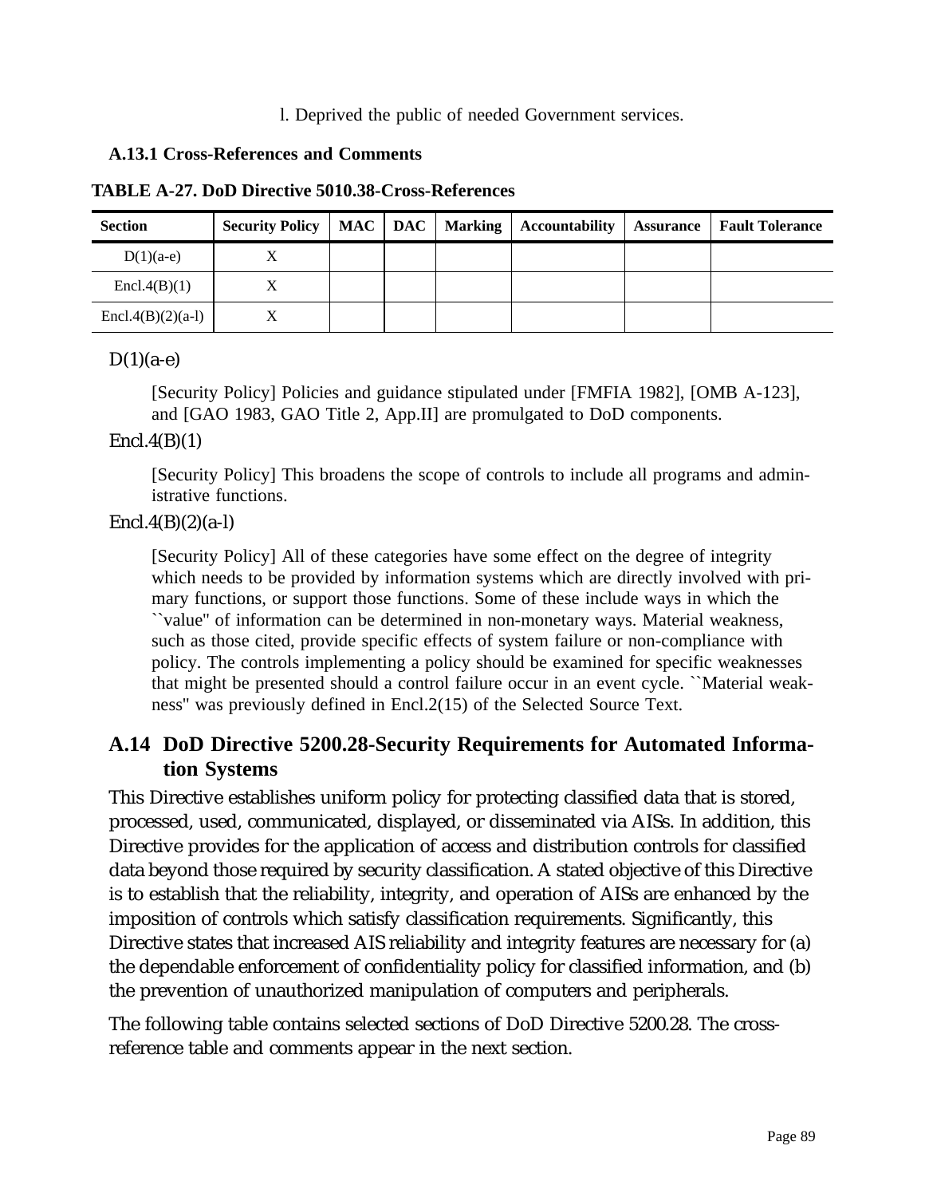l. Deprived the public of needed Government services.

### A.13.1 Cross-References and Comments

**TABLE A-27. DoD Directive 5010.38-Cross-References**

| Section | Security Policy | MAC | DAC | Marking | Accountability | Assurance | Fault Tolerance |
|---|---|---|---|---|---|---|---|
| D(1)(a-e) | X | | | | | | |
| Encl.4(B)(1) | X | | | | | | |
| Encl.4(B)(2)(a-l) | X | | | | | | |

D(1)(a-e)

[Security Policy] Policies and guidance stipulated under [FMFIA 1982], [OMB A-123], and [GAO 1983, GAO Title 2, App.II] are promulgated to DoD components.

Encl.4(B)(1)

[Security Policy] This broadens the scope of controls to include all programs and administrative functions.

Encl.4(B)(2)(a-l)

[Security Policy] All of these categories have some effect on the degree of integrity which needs to be provided by information systems which are directly involved with primary functions, or support those functions. Some of these include ways in which the ``value'' of information can be determined in non-monetary ways. Material weakness, such as those cited, provide specific effects of system failure or non-compliance with policy. The controls implementing a policy should be examined for specific weaknesses that might be presented should a control failure occur in an event cycle. ``Material weakness'' was previously defined in Encl.2(15) of the Selected Source Text.

## A.14 DoD Directive 5200.28-Security Requirements for Automated Information Systems

This Directive establishes uniform policy for protecting classified data that is stored, processed, used, communicated, displayed, or disseminated via AISs. In addition, this Directive provides for the application of access and distribution controls for classified data beyond those required by security classification. A stated objective of this Directive is to establish that the reliability, integrity, and operation of AISs are enhanced by the imposition of controls which satisfy classification requirements. Significantly, this Directive states that increased AIS reliability and integrity features are necessary for (a) the dependable enforcement of confidentiality policy for classified information, and (b) the prevention of unauthorized manipulation of computers and peripherals.

The following table contains selected sections of DoD Directive 5200.28. The cross-reference table and comments appear in the next section.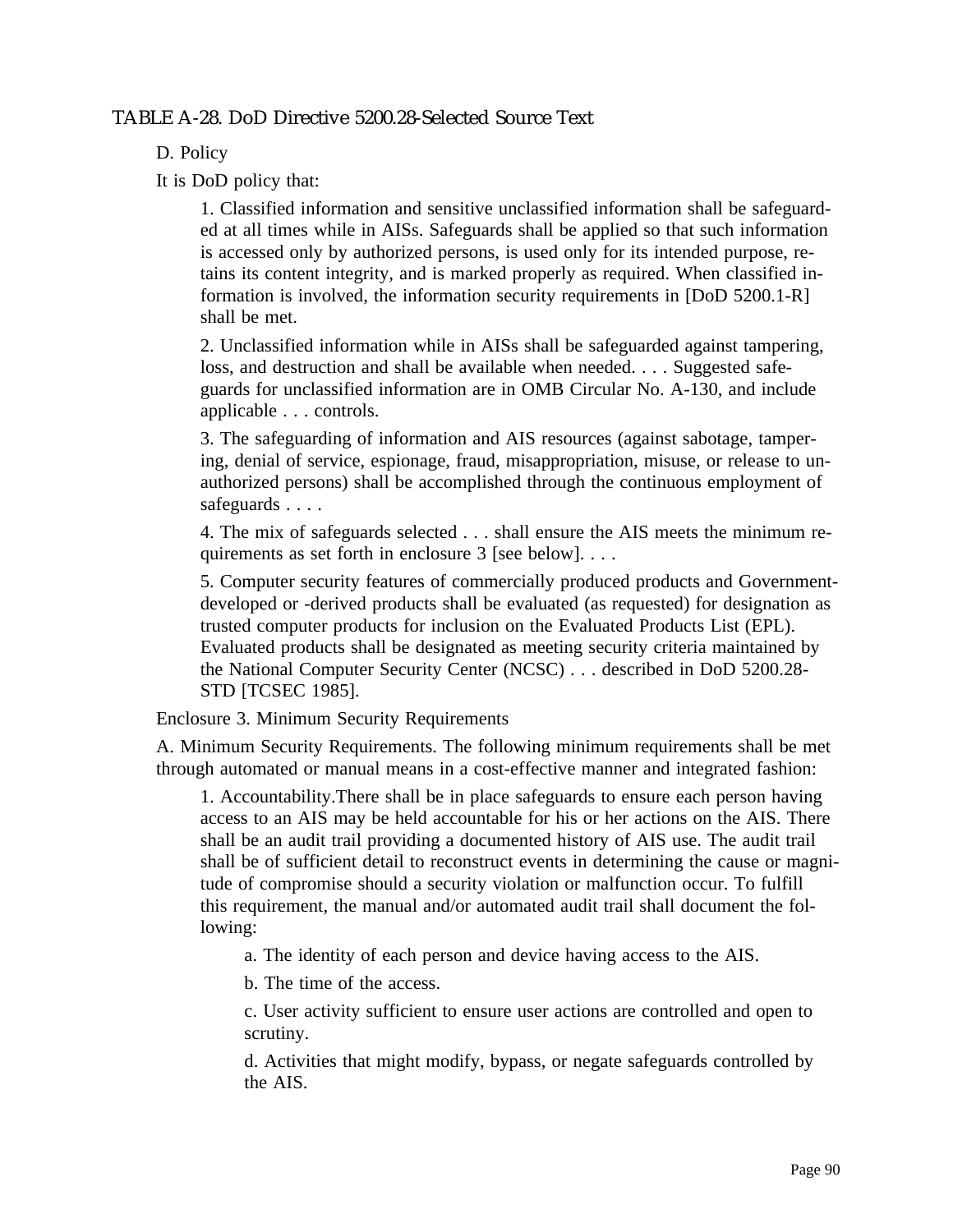*TABLE A-28. DoD Directive 5200.28-Selected Source Text*

D. Policy

It is DoD policy that:

1. Classified information and sensitive unclassified information shall be safeguarded at all times while in AISs. Safeguards shall be applied so that such information is accessed only by authorized persons, is used only for its intended purpose, retains its content integrity, and is marked properly as required. When classified information is involved, the information security requirements in [DoD 5200.1-R] shall be met.

2. Unclassified information while in AISs shall be safeguarded against tampering, loss, and destruction and shall be available when needed. . . . Suggested safeguards for unclassified information are in OMB Circular No. A-130, and include applicable . . . controls.

3. The safeguarding of information and AIS resources (against sabotage, tampering, denial of service, espionage, fraud, misappropriation, misuse, or release to unauthorized persons) shall be accomplished through the continuous employment of safeguards . . . .

4. The mix of safeguards selected . . . shall ensure the AIS meets the minimum requirements as set forth in enclosure 3 [see below]. . . .

5. Computer security features of commercially produced products and Government-developed or -derived products shall be evaluated (as requested) for designation as trusted computer products for inclusion on the Evaluated Products List (EPL). Evaluated products shall be designated as meeting security criteria maintained by the National Computer Security Center (NCSC) . . . described in DoD 5200.28-STD [TCSEC 1985].

Enclosure 3. Minimum Security Requirements

A. Minimum Security Requirements. The following minimum requirements shall be met through automated or manual means in a cost-effective manner and integrated fashion:

1. Accountability.There shall be in place safeguards to ensure each person having access to an AIS may be held accountable for his or her actions on the AIS. There shall be an audit trail providing a documented history of AIS use. The audit trail shall be of sufficient detail to reconstruct events in determining the cause or magnitude of compromise should a security violation or malfunction occur. To fulfill this requirement, the manual and/or automated audit trail shall document the following:

   a. The identity of each person and device having access to the AIS.

   b. The time of the access.

   c. User activity sufficient to ensure user actions are controlled and open to scrutiny.

   d. Activities that might modify, bypass, or negate safeguards controlled by the AIS.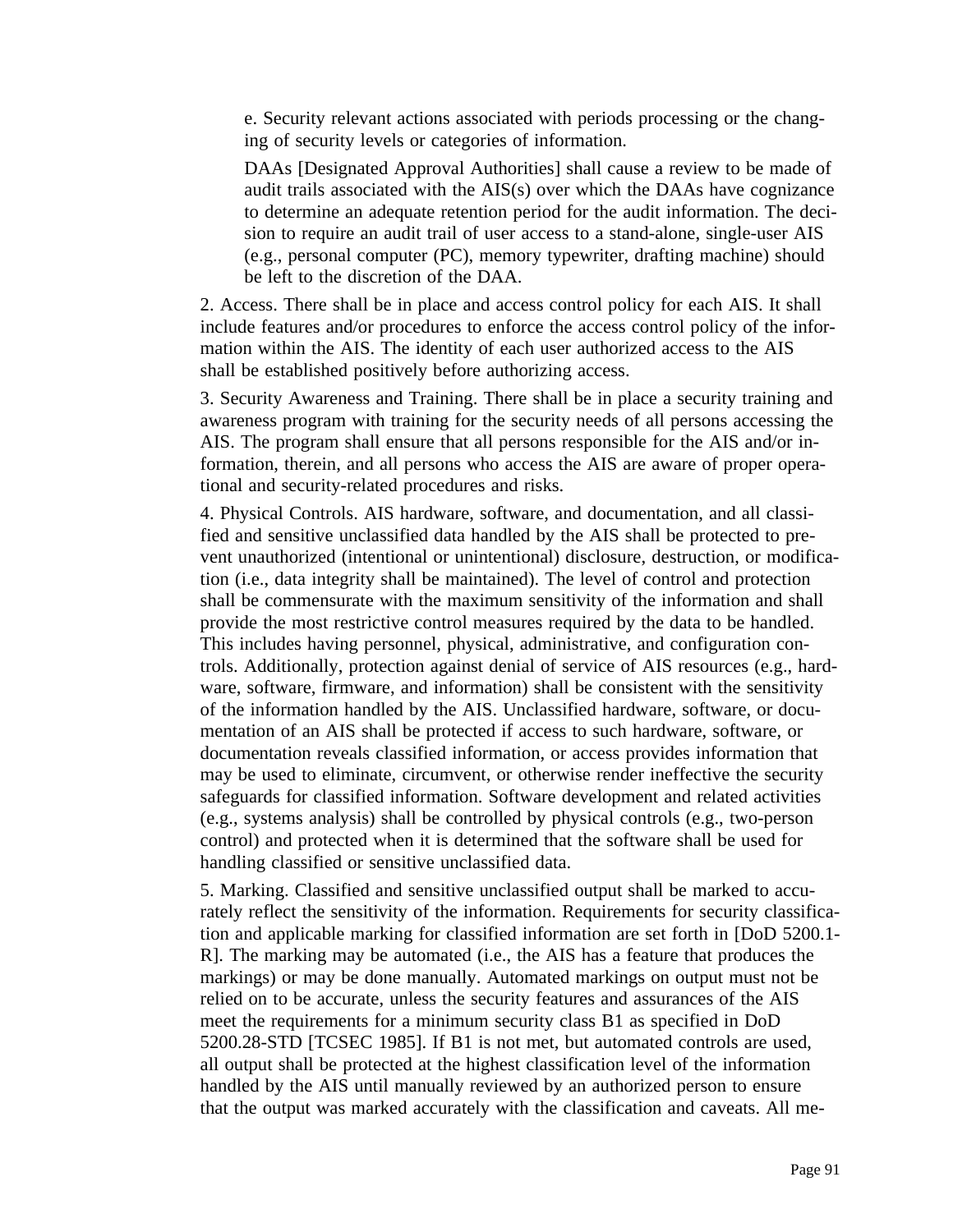e. Security relevant actions associated with periods processing or the changing of security levels or categories of information.

DAAs [Designated Approval Authorities] shall cause a review to be made of audit trails associated with the AIS(s) over which the DAAs have cognizance to determine an adequate retention period for the audit information. The decision to require an audit trail of user access to a stand-alone, single-user AIS (e.g., personal computer (PC), memory typewriter, drafting machine) should be left to the discretion of the DAA.

2. Access. There shall be in place and access control policy for each AIS. It shall include features and/or procedures to enforce the access control policy of the information within the AIS. The identity of each user authorized access to the AIS shall be established positively before authorizing access.

3. Security Awareness and Training. There shall be in place a security training and awareness program with training for the security needs of all persons accessing the AIS. The program shall ensure that all persons responsible for the AIS and/or information, therein, and all persons who access the AIS are aware of proper operational and security-related procedures and risks.

4. Physical Controls. AIS hardware, software, and documentation, and all classified and sensitive unclassified data handled by the AIS shall be protected to prevent unauthorized (intentional or unintentional) disclosure, destruction, or modification (i.e., data integrity shall be maintained). The level of control and protection shall be commensurate with the maximum sensitivity of the information and shall provide the most restrictive control measures required by the data to be handled. This includes having personnel, physical, administrative, and configuration controls. Additionally, protection against denial of service of AIS resources (e.g., hardware, software, firmware, and information) shall be consistent with the sensitivity of the information handled by the AIS. Unclassified hardware, software, or documentation of an AIS shall be protected if access to such hardware, software, or documentation reveals classified information, or access provides information that may be used to eliminate, circumvent, or otherwise render ineffective the security safeguards for classified information. Software development and related activities (e.g., systems analysis) shall be controlled by physical controls (e.g., two-person control) and protected when it is determined that the software shall be used for handling classified or sensitive unclassified data.

5. Marking. Classified and sensitive unclassified output shall be marked to accurately reflect the sensitivity of the information. Requirements for security classification and applicable marking for classified information are set forth in [DoD 5200.1-R]. The marking may be automated (i.e., the AIS has a feature that produces the markings) or may be done manually. Automated markings on output must not be relied on to be accurate, unless the security features and assurances of the AIS meet the requirements for a minimum security class B1 as specified in DoD 5200.28-STD [TCSEC 1985]. If B1 is not met, but automated controls are used, all output shall be protected at the highest classification level of the information handled by the AIS until manually reviewed by an authorized person to ensure that the output was marked accurately with the classification and caveats. All me-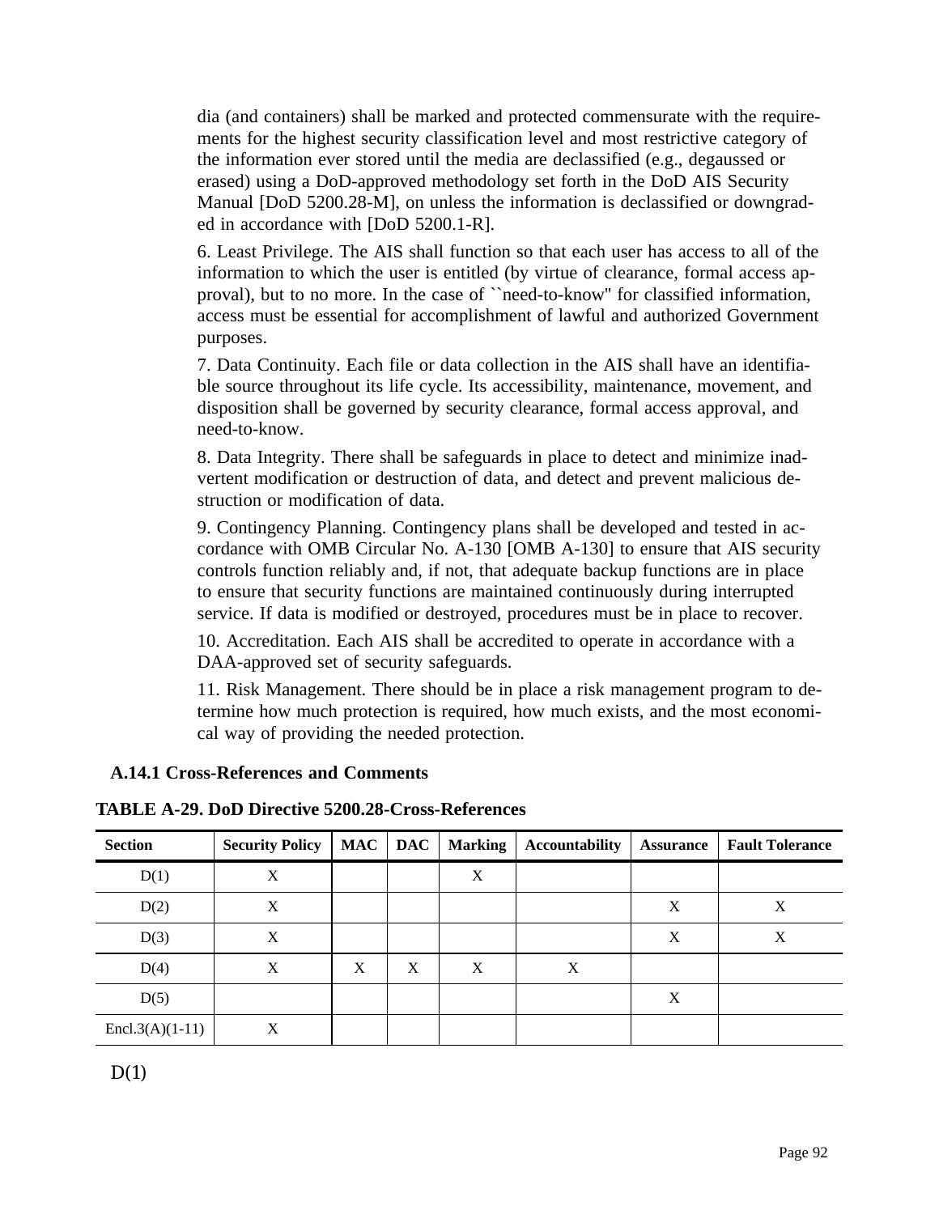dia (and containers) shall be marked and protected commensurate with the requirements for the highest security classification level and most restrictive category of the information ever stored until the media are declassified (e.g., degaussed or erased) using a DoD-approved methodology set forth in the DoD AIS Security Manual [DoD 5200.28-M], on unless the information is declassified or downgraded in accordance with [DoD 5200.1-R].

6. Least Privilege. The AIS shall function so that each user has access to all of the information to which the user is entitled (by virtue of clearance, formal access approval), but to no more. In the case of ``need-to-know'' for classified information, access must be essential for accomplishment of lawful and authorized Government purposes.

7. Data Continuity. Each file or data collection in the AIS shall have an identifiable source throughout its life cycle. Its accessibility, maintenance, movement, and disposition shall be governed by security clearance, formal access approval, and need-to-know.

8. Data Integrity. There shall be safeguards in place to detect and minimize inadvertent modification or destruction of data, and detect and prevent malicious destruction or modification of data.

9. Contingency Planning. Contingency plans shall be developed and tested in accordance with OMB Circular No. A-130 [OMB A-130] to ensure that AIS security controls function reliably and, if not, that adequate backup functions are in place to ensure that security functions are maintained continuously during interrupted service. If data is modified or destroyed, procedures must be in place to recover.

10. Accreditation. Each AIS shall be accredited to operate in accordance with a DAA-approved set of security safeguards.

11. Risk Management. There should be in place a risk management program to determine how much protection is required, how much exists, and the most economical way of providing the needed protection.

### A.14.1 Cross-References and Comments

**TABLE A-29. DoD Directive 5200.28-Cross-References**

| Section | Security Policy | MAC | DAC | Marking | Accountability | Assurance | Fault Tolerance |
|---|---|---|---|---|---|---|---|
| D(1) | X | | | X | | | |
| D(2) | X | | | | | X | X |
| D(3) | X | | | | | X | X |
| D(4) | X | X | X | X | X | | |
| D(5) | | | | | | X | |
| Encl.3(A)(1-11) | X | | | | | | |

D(1)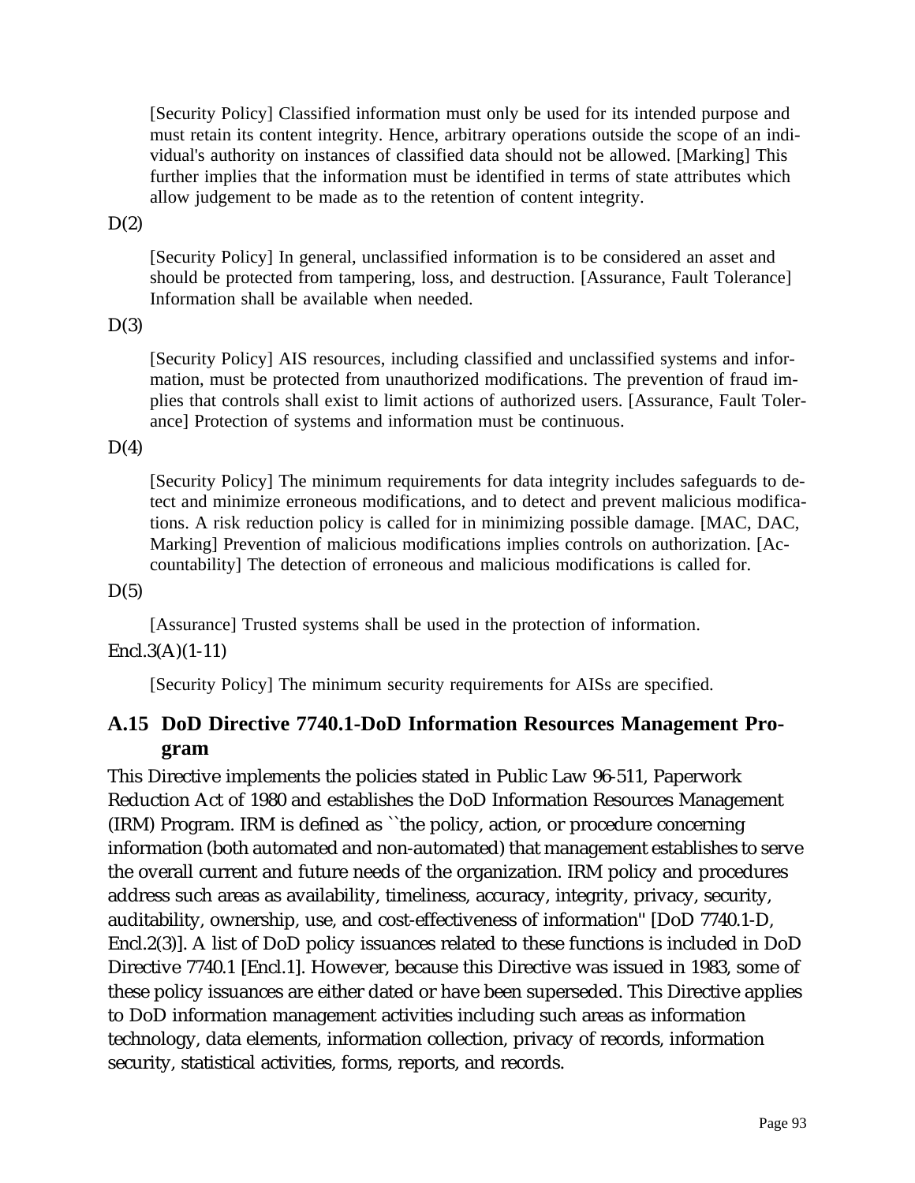[Security Policy] Classified information must only be used for its intended purpose and must retain its content integrity. Hence, arbitrary operations outside the scope of an individual's authority on instances of classified data should not be allowed. [Marking] This further implies that the information must be identified in terms of state attributes which allow judgement to be made as to the retention of content integrity.

D(2)

[Security Policy] In general, unclassified information is to be considered an asset and should be protected from tampering, loss, and destruction. [Assurance, Fault Tolerance] Information shall be available when needed.

D(3)

[Security Policy] AIS resources, including classified and unclassified systems and information, must be protected from unauthorized modifications. The prevention of fraud implies that controls shall exist to limit actions of authorized users. [Assurance, Fault Tolerance] Protection of systems and information must be continuous.

D(4)

[Security Policy] The minimum requirements for data integrity includes safeguards to detect and minimize erroneous modifications, and to detect and prevent malicious modifications. A risk reduction policy is called for in minimizing possible damage. [MAC, DAC, Marking] Prevention of malicious modifications implies controls on authorization. [Accountability] The detection of erroneous and malicious modifications is called for.

D(5)

[Assurance] Trusted systems shall be used in the protection of information.

Encl.3(A)(1-11)

[Security Policy] The minimum security requirements for AISs are specified.

## A.15 DoD Directive 7740.1-DoD Information Resources Management Program

This Directive implements the policies stated in Public Law 96-511, Paperwork Reduction Act of 1980 and establishes the DoD Information Resources Management (IRM) Program. IRM is defined as ``the policy, action, or procedure concerning information (both automated and non-automated) that management establishes to serve the overall current and future needs of the organization. IRM policy and procedures address such areas as availability, timeliness, accuracy, integrity, privacy, security, auditability, ownership, use, and cost-effectiveness of information'' [DoD 7740.1-D, Encl.2(3)]. A list of DoD policy issuances related to these functions is included in DoD Directive 7740.1 [Encl.1]. However, because this Directive was issued in 1983, some of these policy issuances are either dated or have been superseded. This Directive applies to DoD information management activities including such areas as information technology, data elements, information collection, privacy of records, information security, statistical activities, forms, reports, and records.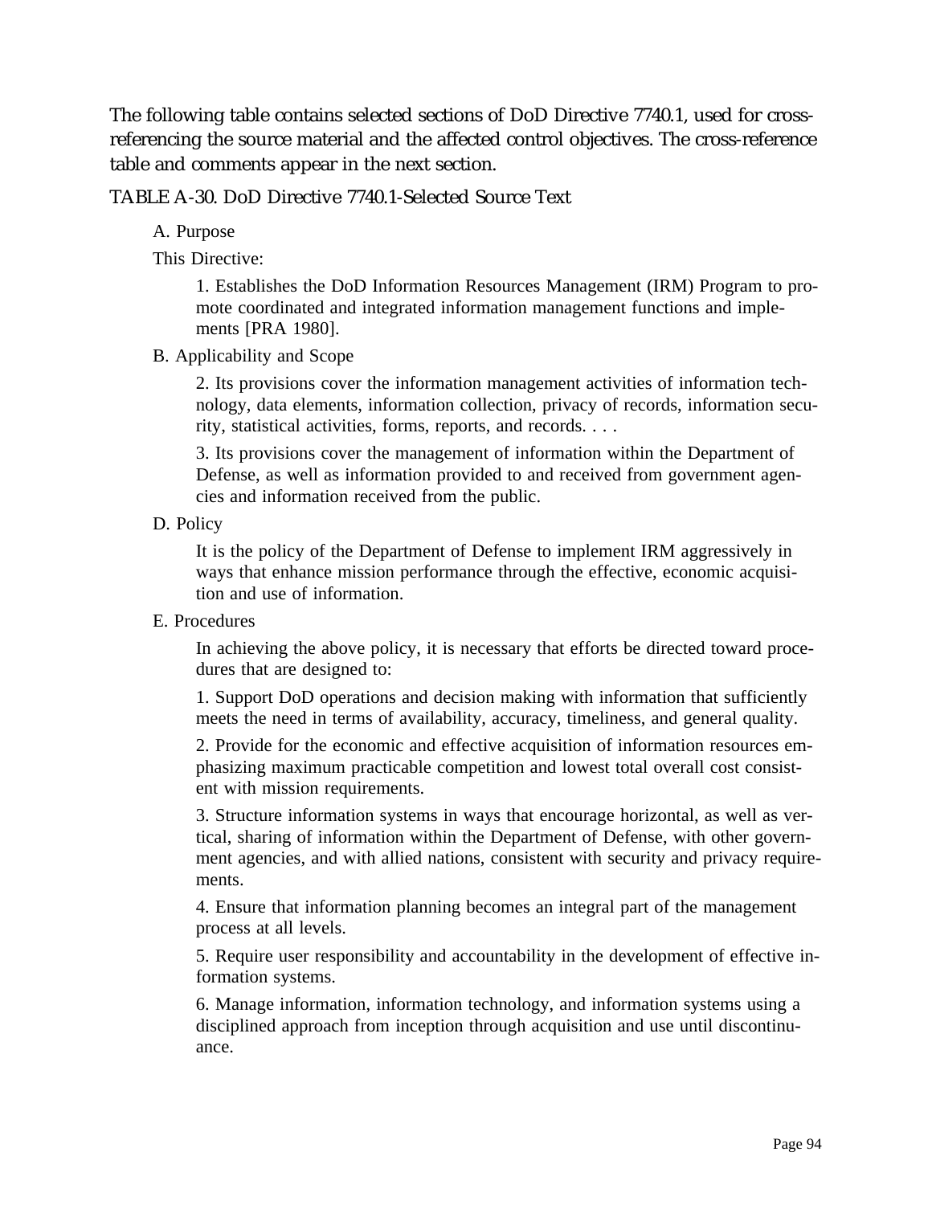The following table contains selected sections of DoD Directive 7740.1, used for cross-referencing the source material and the affected control objectives. The cross-reference table and comments appear in the next section.

TABLE A-30. DoD Directive 7740.1-Selected Source Text

A. Purpose

This Directive:

1. Establishes the DoD Information Resources Management (IRM) Program to promote coordinated and integrated information management functions and implements [PRA 1980].

B. Applicability and Scope

2. Its provisions cover the information management activities of information technology, data elements, information collection, privacy of records, information security, statistical activities, forms, reports, and records. . . .

3. Its provisions cover the management of information within the Department of Defense, as well as information provided to and received from government agencies and information received from the public.

D. Policy

It is the policy of the Department of Defense to implement IRM aggressively in ways that enhance mission performance through the effective, economic acquisition and use of information.

E. Procedures

In achieving the above policy, it is necessary that efforts be directed toward procedures that are designed to:

1. Support DoD operations and decision making with information that sufficiently meets the need in terms of availability, accuracy, timeliness, and general quality.

2. Provide for the economic and effective acquisition of information resources emphasizing maximum practicable competition and lowest total overall cost consistent with mission requirements.

3. Structure information systems in ways that encourage horizontal, as well as vertical, sharing of information within the Department of Defense, with other government agencies, and with allied nations, consistent with security and privacy requirements.

4. Ensure that information planning becomes an integral part of the management process at all levels.

5. Require user responsibility and accountability in the development of effective information systems.

6. Manage information, information technology, and information systems using a disciplined approach from inception through acquisition and use until discontinuance.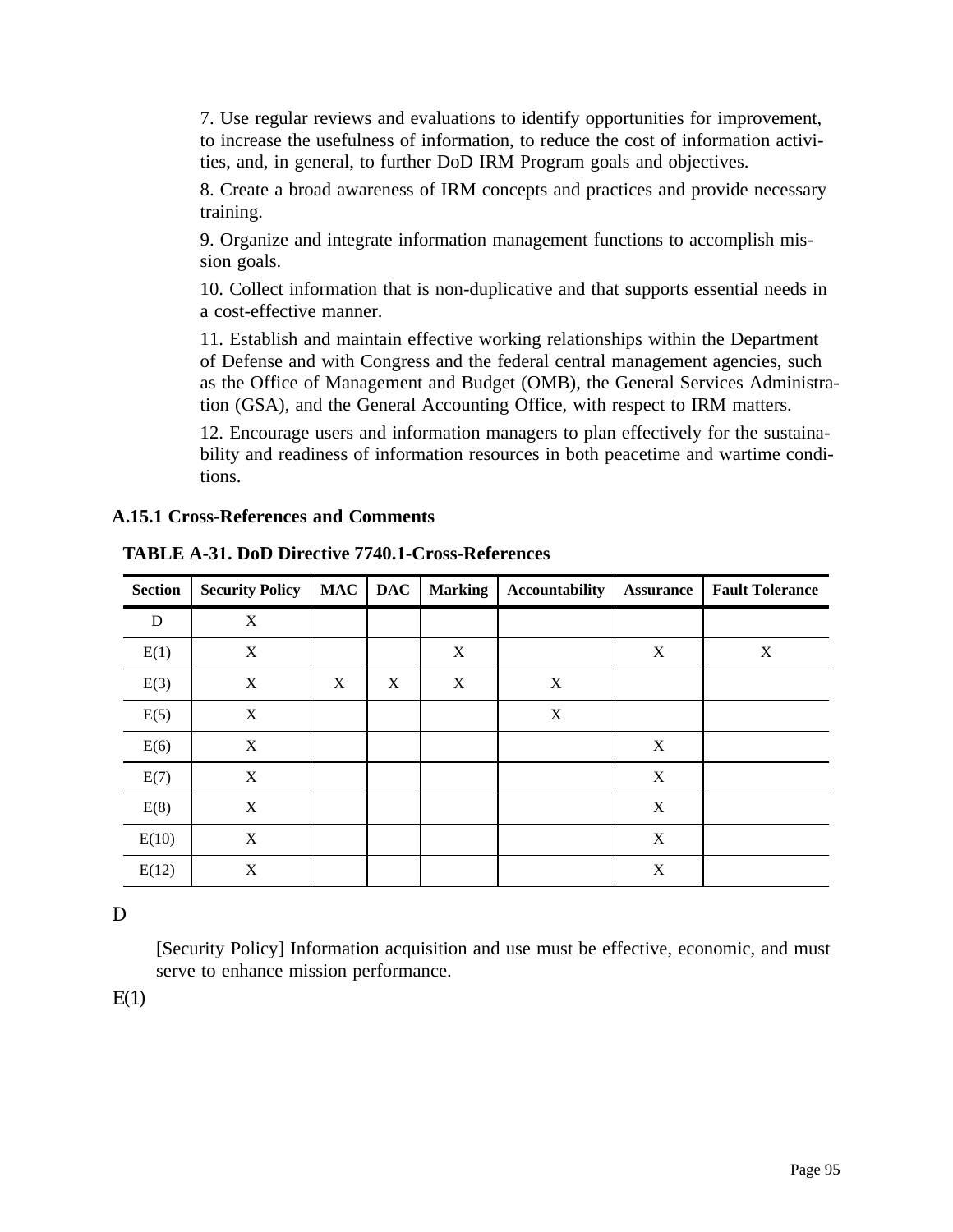7. Use regular reviews and evaluations to identify opportunities for improvement, to increase the usefulness of information, to reduce the cost of information activities, and, in general, to further DoD IRM Program goals and objectives.

8. Create a broad awareness of IRM concepts and practices and provide necessary training.

9. Organize and integrate information management functions to accomplish mission goals.

10. Collect information that is non-duplicative and that supports essential needs in a cost-effective manner.

11. Establish and maintain effective working relationships within the Department of Defense and with Congress and the federal central management agencies, such as the Office of Management and Budget (OMB), the General Services Administration (GSA), and the General Accounting Office, with respect to IRM matters.

12. Encourage users and information managers to plan effectively for the sustainability and readiness of information resources in both peacetime and wartime conditions.

### A.15.1 Cross-References and Comments

**TABLE A-31. DoD Directive 7740.1-Cross-References**

| Section | Security Policy | MAC | DAC | Marking | Accountability | Assurance | Fault Tolerance |
|---|---|---|---|---|---|---|---|
| D | X | | | | | | |
| E(1) | X | | | X | | X | X |
| E(3) | X | X | X | X | X | | |
| E(5) | X | | | | X | | |
| E(6) | X | | | | | X | |
| E(7) | X | | | | | X | |
| E(8) | X | | | | | X | |
| E(10) | X | | | | | X | |
| E(12) | X | | | | | X | |

D

[Security Policy] Information acquisition and use must be effective, economic, and must serve to enhance mission performance.

E(1)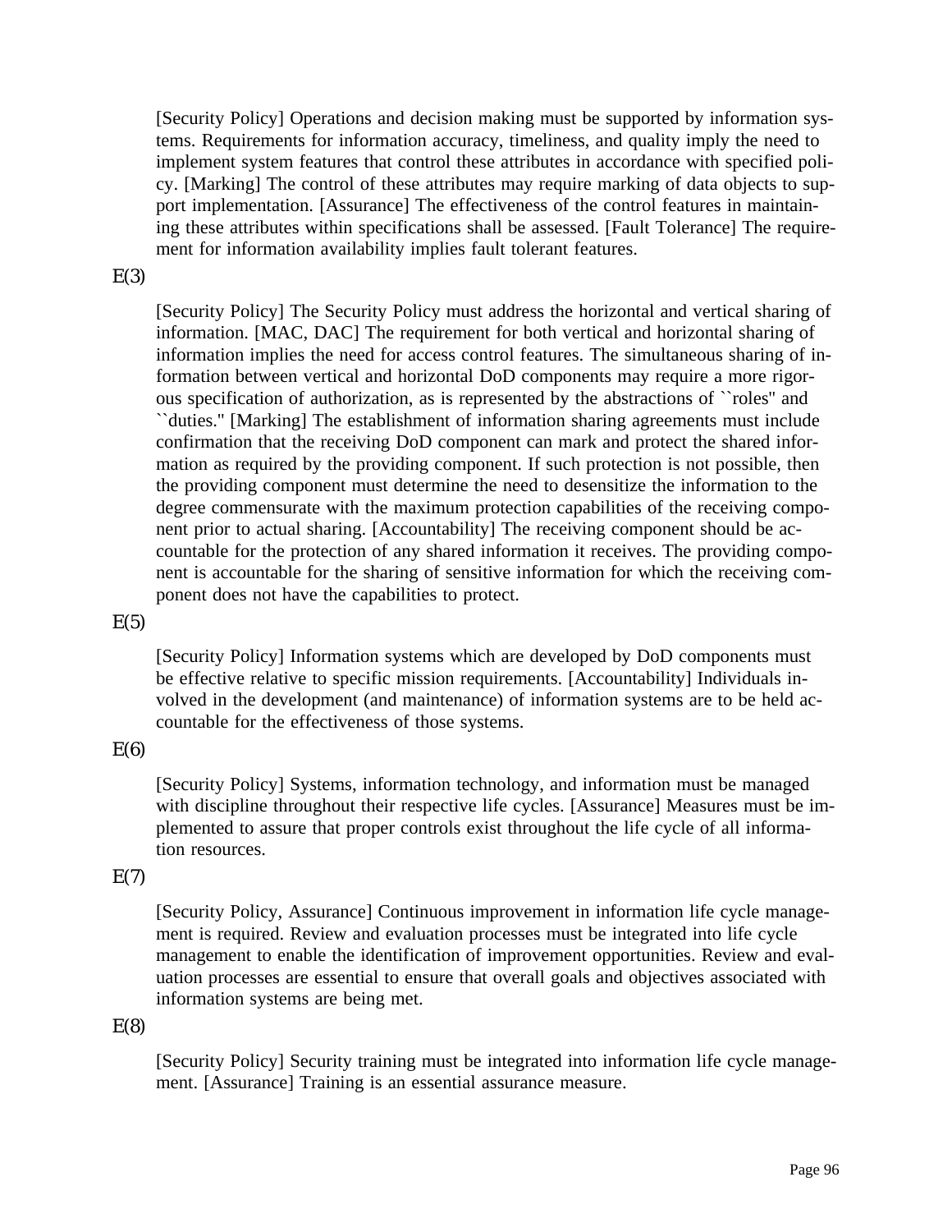[Security Policy] Operations and decision making must be supported by information systems. Requirements for information accuracy, timeliness, and quality imply the need to implement system features that control these attributes in accordance with specified policy. [Marking] The control of these attributes may require marking of data objects to support implementation. [Assurance] The effectiveness of the control features in maintaining these attributes within specifications shall be assessed. [Fault Tolerance] The requirement for information availability implies fault tolerant features.

E(3)

[Security Policy] The Security Policy must address the horizontal and vertical sharing of information. [MAC, DAC] The requirement for both vertical and horizontal sharing of information implies the need for access control features. The simultaneous sharing of information between vertical and horizontal DoD components may require a more rigorous specification of authorization, as is represented by the abstractions of ``roles'' and ``duties.'' [Marking] The establishment of information sharing agreements must include confirmation that the receiving DoD component can mark and protect the shared information as required by the providing component. If such protection is not possible, then the providing component must determine the need to desensitize the information to the degree commensurate with the maximum protection capabilities of the receiving component prior to actual sharing. [Accountability] The receiving component should be accountable for the protection of any shared information it receives. The providing component is accountable for the sharing of sensitive information for which the receiving component does not have the capabilities to protect.

E(5)

[Security Policy] Information systems which are developed by DoD components must be effective relative to specific mission requirements. [Accountability] Individuals involved in the development (and maintenance) of information systems are to be held accountable for the effectiveness of those systems.

E(6)

[Security Policy] Systems, information technology, and information must be managed with discipline throughout their respective life cycles. [Assurance] Measures must be implemented to assure that proper controls exist throughout the life cycle of all information resources.

E(7)

[Security Policy, Assurance] Continuous improvement in information life cycle management is required. Review and evaluation processes must be integrated into life cycle management to enable the identification of improvement opportunities. Review and evaluation processes are essential to ensure that overall goals and objectives associated with information systems are being met.

E(8)

[Security Policy] Security training must be integrated into information life cycle management. [Assurance] Training is an essential assurance measure.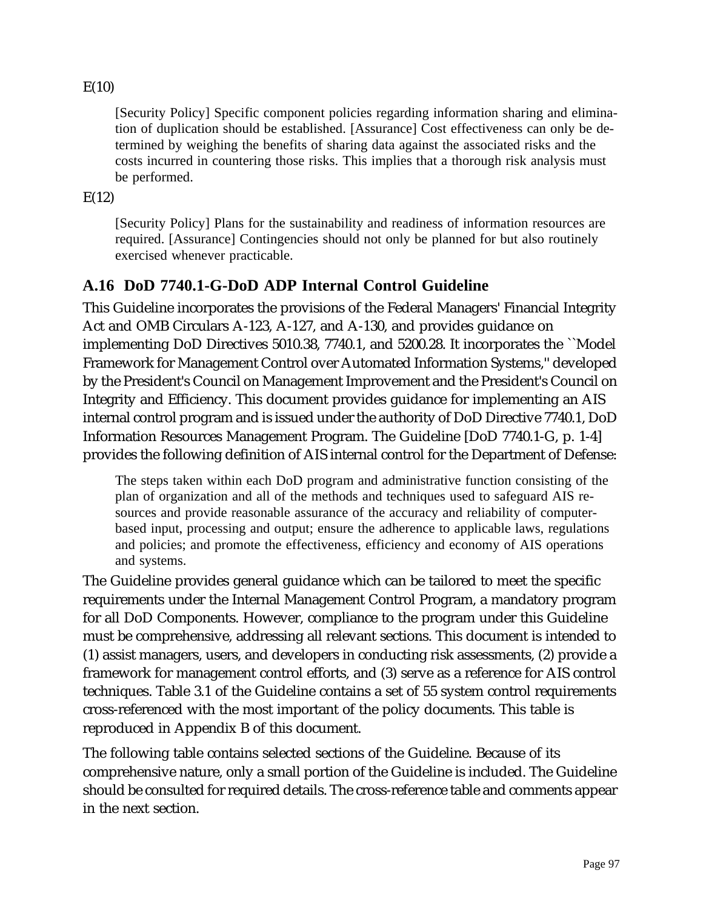E(10)

> [Security Policy] Specific component policies regarding information sharing and elimination of duplication should be established. [Assurance] Cost effectiveness can only be determined by weighing the benefits of sharing data against the associated risks and the costs incurred in countering those risks. This implies that a thorough risk analysis must be performed.

E(12)

> [Security Policy] Plans for the sustainability and readiness of information resources are required. [Assurance] Contingencies should not only be planned for but also routinely exercised whenever practicable.

## A.16 DoD 7740.1-G-DoD ADP Internal Control Guideline

This Guideline incorporates the provisions of the Federal Managers' Financial Integrity Act and OMB Circulars A-123, A-127, and A-130, and provides guidance on implementing DoD Directives 5010.38, 7740.1, and 5200.28. It incorporates the ``Model Framework for Management Control over Automated Information Systems,'' developed by the President's Council on Management Improvement and the President's Council on Integrity and Efficiency. This document provides guidance for implementing an AIS internal control program and is issued under the authority of DoD Directive 7740.1, DoD Information Resources Management Program. The Guideline [DoD 7740.1-G, p. 1-4] provides the following definition of AIS internal control for the Department of Defense:

> The steps taken within each DoD program and administrative function consisting of the plan of organization and all of the methods and techniques used to safeguard AIS resources and provide reasonable assurance of the accuracy and reliability of computer-based input, processing and output; ensure the adherence to applicable laws, regulations and policies; and promote the effectiveness, efficiency and economy of AIS operations and systems.

The Guideline provides general guidance which can be tailored to meet the specific requirements under the Internal Management Control Program, a mandatory program for all DoD Components. However, compliance to the program under this Guideline must be comprehensive, addressing all relevant sections. This document is intended to (1) assist managers, users, and developers in conducting risk assessments, (2) provide a framework for management control efforts, and (3) serve as a reference for AIS control techniques. Table 3.1 of the Guideline contains a set of 55 system control requirements cross-referenced with the most important of the policy documents. This table is reproduced in Appendix B of this document.

The following table contains selected sections of the Guideline. Because of its comprehensive nature, only a small portion of the Guideline is included. The Guideline should be consulted for required details. The cross-reference table and comments appear in the next section.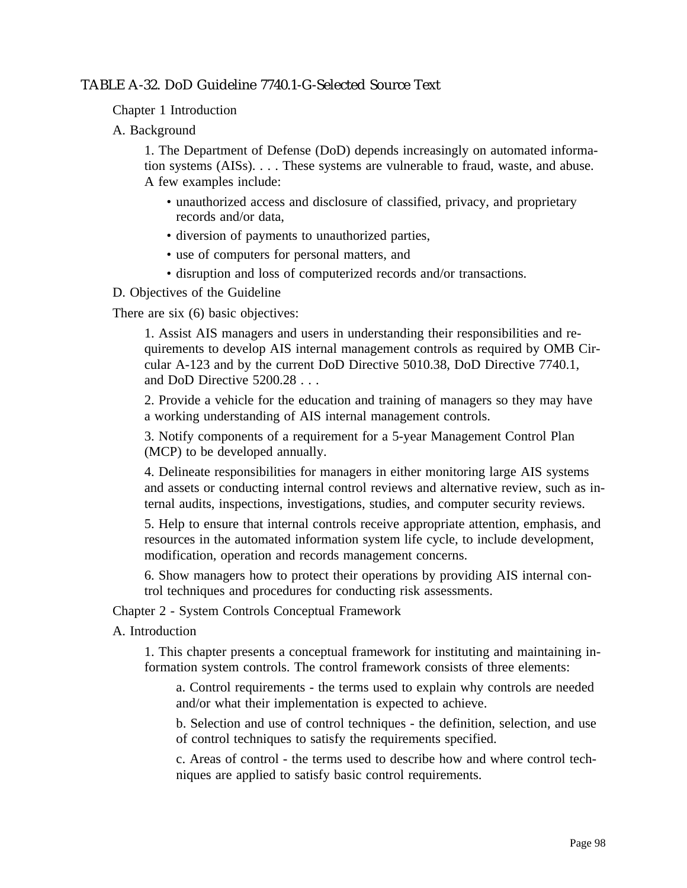TABLE A-32. DoD Guideline 7740.1-G-Selected Source Text

Chapter 1 Introduction

A. Background

1. The Department of Defense (DoD) depends increasingly on automated information systems (AISs). . . . These systems are vulnerable to fraud, waste, and abuse. A few examples include:

- unauthorized access and disclosure of classified, privacy, and proprietary records and/or data,
- diversion of payments to unauthorized parties,
- use of computers for personal matters, and
- disruption and loss of computerized records and/or transactions.

D. Objectives of the Guideline

There are six (6) basic objectives:

1. Assist AIS managers and users in understanding their responsibilities and requirements to develop AIS internal management controls as required by OMB Circular A-123 and by the current DoD Directive 5010.38, DoD Directive 7740.1, and DoD Directive 5200.28 . . .

2. Provide a vehicle for the education and training of managers so they may have a working understanding of AIS internal management controls.

3. Notify components of a requirement for a 5-year Management Control Plan (MCP) to be developed annually.

4. Delineate responsibilities for managers in either monitoring large AIS systems and assets or conducting internal control reviews and alternative review, such as internal audits, inspections, investigations, studies, and computer security reviews.

5. Help to ensure that internal controls receive appropriate attention, emphasis, and resources in the automated information system life cycle, to include development, modification, operation and records management concerns.

6. Show managers how to protect their operations by providing AIS internal control techniques and procedures for conducting risk assessments.

Chapter 2 - System Controls Conceptual Framework

A. Introduction

1. This chapter presents a conceptual framework for instituting and maintaining information system controls. The control framework consists of three elements:

a. Control requirements - the terms used to explain why controls are needed and/or what their implementation is expected to achieve.

b. Selection and use of control techniques - the definition, selection, and use of control techniques to satisfy the requirements specified.

c. Areas of control - the terms used to describe how and where control techniques are applied to satisfy basic control requirements.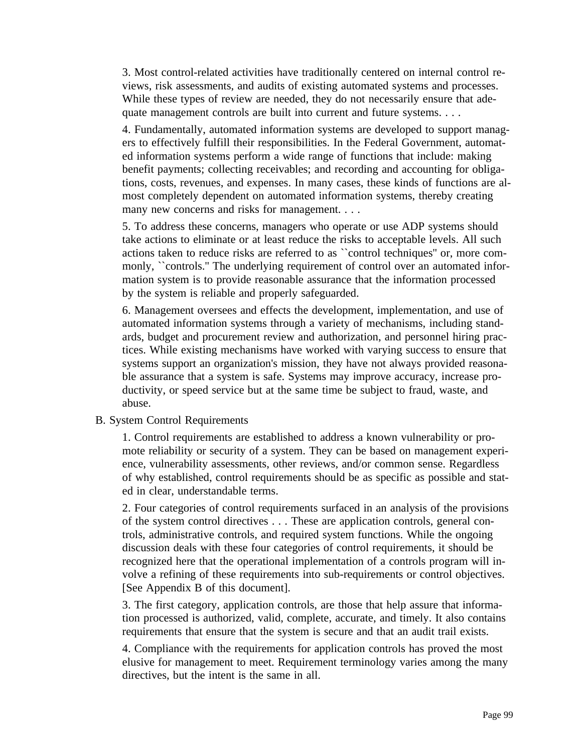3. Most control-related activities have traditionally centered on internal control reviews, risk assessments, and audits of existing automated systems and processes. While these types of review are needed, they do not necessarily ensure that adequate management controls are built into current and future systems. . . .

4. Fundamentally, automated information systems are developed to support managers to effectively fulfill their responsibilities. In the Federal Government, automated information systems perform a wide range of functions that include: making benefit payments; collecting receivables; and recording and accounting for obligations, costs, revenues, and expenses. In many cases, these kinds of functions are almost completely dependent on automated information systems, thereby creating many new concerns and risks for management. . . .

5. To address these concerns, managers who operate or use ADP systems should take actions to eliminate or at least reduce the risks to acceptable levels. All such actions taken to reduce risks are referred to as ``control techniques'' or, more commonly, ``controls.'' The underlying requirement of control over an automated information system is to provide reasonable assurance that the information processed by the system is reliable and properly safeguarded.

6. Management oversees and effects the development, implementation, and use of automated information systems through a variety of mechanisms, including standards, budget and procurement review and authorization, and personnel hiring practices. While existing mechanisms have worked with varying success to ensure that systems support an organization's mission, they have not always provided reasonable assurance that a system is safe. Systems may improve accuracy, increase productivity, or speed service but at the same time be subject to fraud, waste, and abuse.

B. System Control Requirements

1. Control requirements are established to address a known vulnerability or promote reliability or security of a system. They can be based on management experience, vulnerability assessments, other reviews, and/or common sense. Regardless of why established, control requirements should be as specific as possible and stated in clear, understandable terms.

2. Four categories of control requirements surfaced in an analysis of the provisions of the system control directives . . . These are application controls, general controls, administrative controls, and required system functions. While the ongoing discussion deals with these four categories of control requirements, it should be recognized here that the operational implementation of a controls program will involve a refining of these requirements into sub-requirements or control objectives. [See Appendix B of this document].

3. The first category, application controls, are those that help assure that information processed is authorized, valid, complete, accurate, and timely. It also contains requirements that ensure that the system is secure and that an audit trail exists.

4. Compliance with the requirements for application controls has proved the most elusive for management to meet. Requirement terminology varies among the many directives, but the intent is the same in all.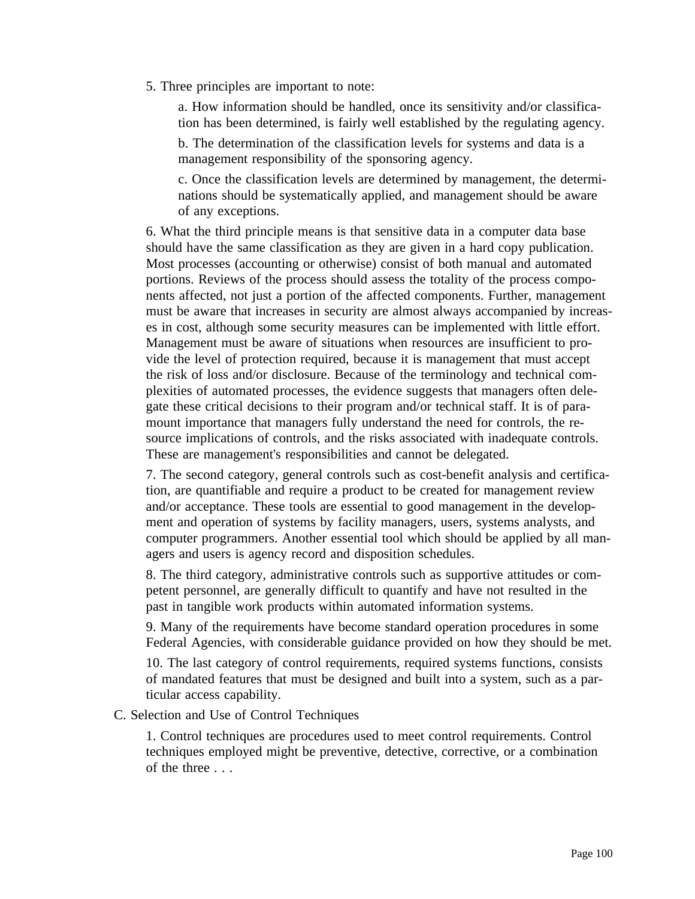5. Three principles are important to note:

   a. How information should be handled, once its sensitivity and/or classification has been determined, is fairly well established by the regulating agency.

   b. The determination of the classification levels for systems and data is a management responsibility of the sponsoring agency.

   c. Once the classification levels are determined by management, the determinations should be systematically applied, and management should be aware of any exceptions.

6. What the third principle means is that sensitive data in a computer data base should have the same classification as they are given in a hard copy publication. Most processes (accounting or otherwise) consist of both manual and automated portions. Reviews of the process should assess the totality of the process components affected, not just a portion of the affected components. Further, management must be aware that increases in security are almost always accompanied by increases in cost, although some security measures can be implemented with little effort. Management must be aware of situations when resources are insufficient to provide the level of protection required, because it is management that must accept the risk of loss and/or disclosure. Because of the terminology and technical complexities of automated processes, the evidence suggests that managers often delegate these critical decisions to their program and/or technical staff. It is of paramount importance that managers fully understand the need for controls, the resource implications of controls, and the risks associated with inadequate controls. These are management's responsibilities and cannot be delegated.

7. The second category, general controls such as cost-benefit analysis and certification, are quantifiable and require a product to be created for management review and/or acceptance. These tools are essential to good management in the development and operation of systems by facility managers, users, systems analysts, and computer programmers. Another essential tool which should be applied by all managers and users is agency record and disposition schedules.

8. The third category, administrative controls such as supportive attitudes or competent personnel, are generally difficult to quantify and have not resulted in the past in tangible work products within automated information systems.

9. Many of the requirements have become standard operation procedures in some Federal Agencies, with considerable guidance provided on how they should be met.

10. The last category of control requirements, required systems functions, consists of mandated features that must be designed and built into a system, such as a particular access capability.

C. Selection and Use of Control Techniques

1. Control techniques are procedures used to meet control requirements. Control techniques employed might be preventive, detective, corrective, or a combination of the three . . .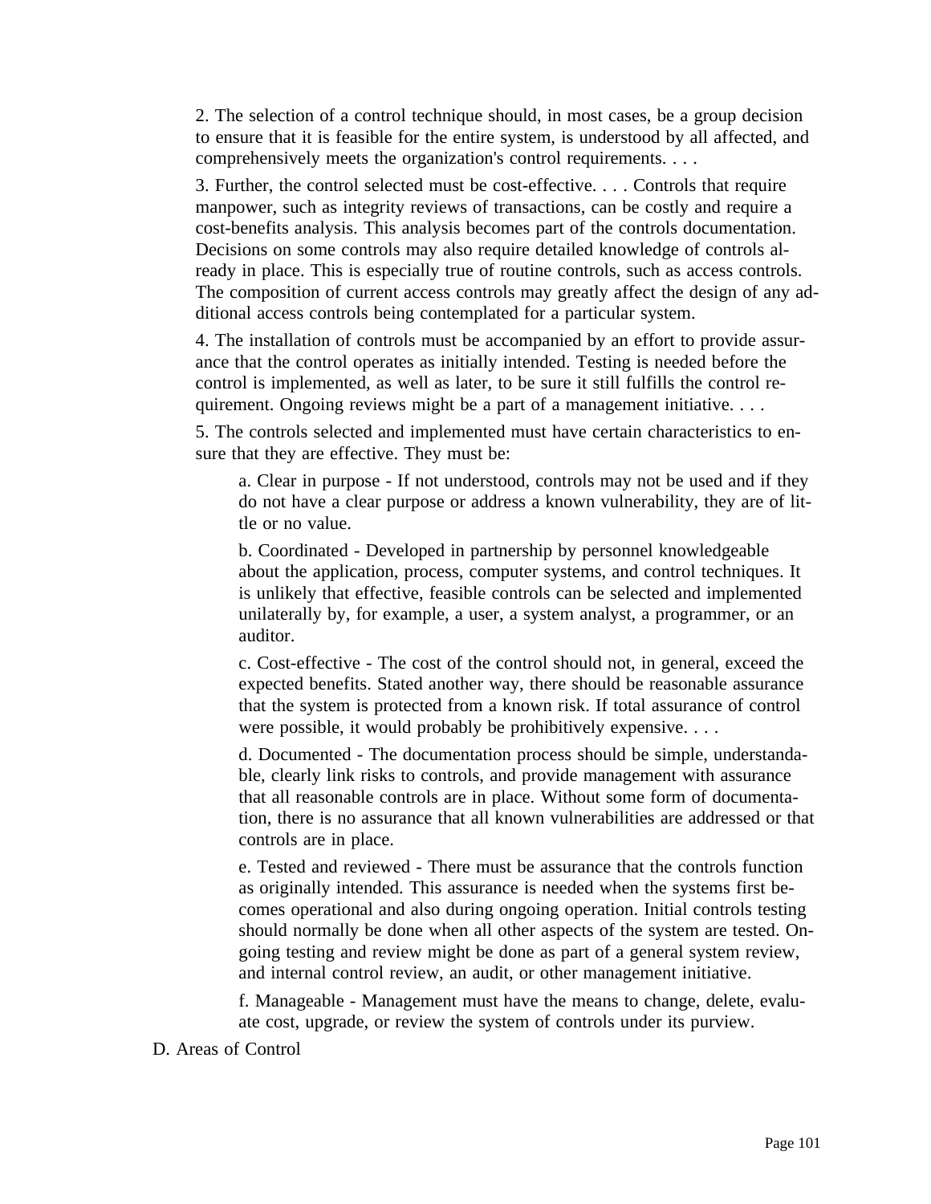2. The selection of a control technique should, in most cases, be a group decision to ensure that it is feasible for the entire system, is understood by all affected, and comprehensively meets the organization's control requirements. . . .

3. Further, the control selected must be cost-effective. . . . Controls that require manpower, such as integrity reviews of transactions, can be costly and require a cost-benefits analysis. This analysis becomes part of the controls documentation. Decisions on some controls may also require detailed knowledge of controls already in place. This is especially true of routine controls, such as access controls. The composition of current access controls may greatly affect the design of any additional access controls being contemplated for a particular system.

4. The installation of controls must be accompanied by an effort to provide assurance that the control operates as initially intended. Testing is needed before the control is implemented, as well as later, to be sure it still fulfills the control requirement. Ongoing reviews might be a part of a management initiative. . . .

5. The controls selected and implemented must have certain characteristics to ensure that they are effective. They must be:

> a. Clear in purpose - If not understood, controls may not be used and if they do not have a clear purpose or address a known vulnerability, they are of little or no value.
>
> b. Coordinated - Developed in partnership by personnel knowledgeable about the application, process, computer systems, and control techniques. It is unlikely that effective, feasible controls can be selected and implemented unilaterally by, for example, a user, a system analyst, a programmer, or an auditor.
>
> c. Cost-effective - The cost of the control should not, in general, exceed the expected benefits. Stated another way, there should be reasonable assurance that the system is protected from a known risk. If total assurance of control were possible, it would probably be prohibitively expensive. . . .
>
> d. Documented - The documentation process should be simple, understandable, clearly link risks to controls, and provide management with assurance that all reasonable controls are in place. Without some form of documentation, there is no assurance that all known vulnerabilities are addressed or that controls are in place.
>
> e. Tested and reviewed - There must be assurance that the controls function as originally intended. This assurance is needed when the systems first becomes operational and also during ongoing operation. Initial controls testing should normally be done when all other aspects of the system are tested. Ongoing testing and review might be done as part of a general system review, and internal control review, an audit, or other management initiative.
>
> f. Manageable - Management must have the means to change, delete, evaluate cost, upgrade, or review the system of controls under its purview.

D. Areas of Control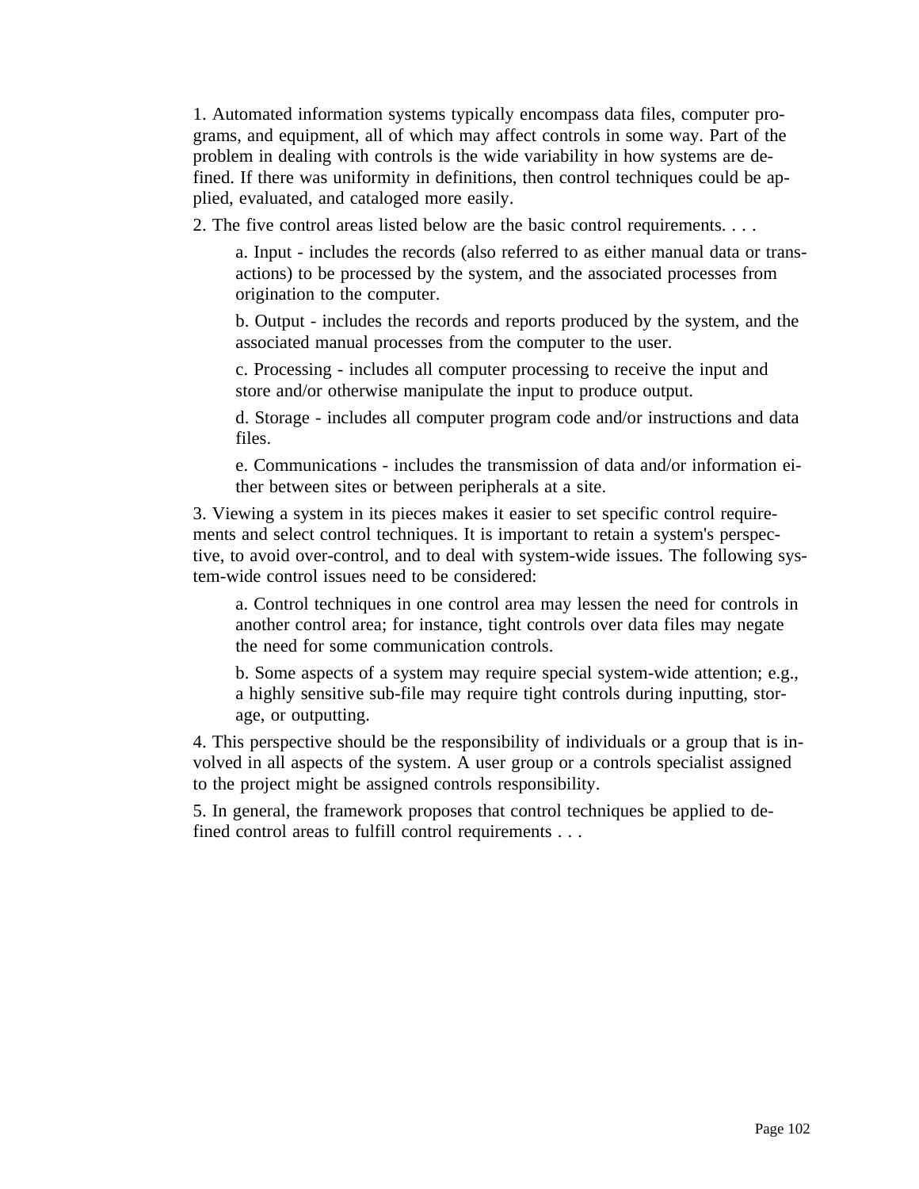1. Automated information systems typically encompass data files, computer programs, and equipment, all of which may affect controls in some way. Part of the problem in dealing with controls is the wide variability in how systems are defined. If there was uniformity in definitions, then control techniques could be applied, evaluated, and cataloged more easily.

2. The five control areas listed below are the basic control requirements. . . .

   a. Input - includes the records (also referred to as either manual data or transactions) to be processed by the system, and the associated processes from origination to the computer.

   b. Output - includes the records and reports produced by the system, and the associated manual processes from the computer to the user.

   c. Processing - includes all computer processing to receive the input and store and/or otherwise manipulate the input to produce output.

   d. Storage - includes all computer program code and/or instructions and data files.

   e. Communications - includes the transmission of data and/or information either between sites or between peripherals at a site.

3. Viewing a system in its pieces makes it easier to set specific control requirements and select control techniques. It is important to retain a system's perspective, to avoid over-control, and to deal with system-wide issues. The following system-wide control issues need to be considered:

   a. Control techniques in one control area may lessen the need for controls in another control area; for instance, tight controls over data files may negate the need for some communication controls.

   b. Some aspects of a system may require special system-wide attention; e.g., a highly sensitive sub-file may require tight controls during inputting, storage, or outputting.

4. This perspective should be the responsibility of individuals or a group that is involved in all aspects of the system. A user group or a controls specialist assigned to the project might be assigned controls responsibility.

5. In general, the framework proposes that control techniques be applied to defined control areas to fulfill control requirements . . .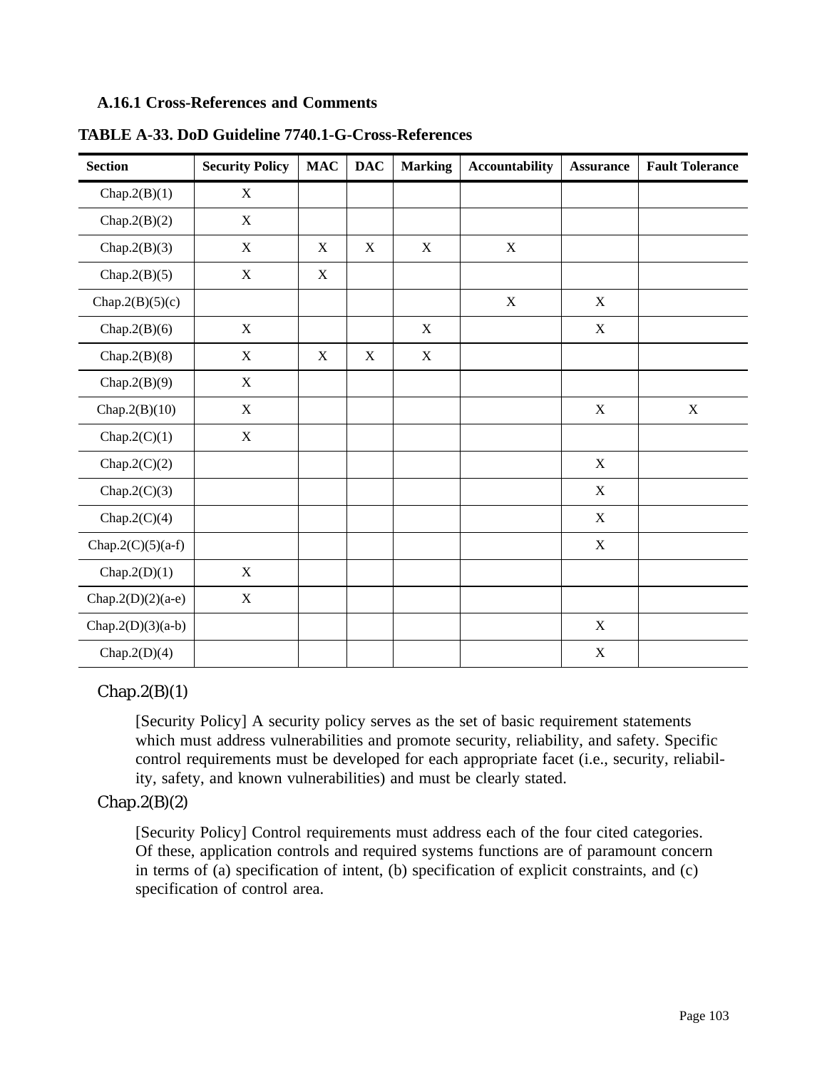### A.16.1 Cross-References and Comments

**TABLE A-33. DoD Guideline 7740.1-G-Cross-References**

| Section | Security Policy | MAC | DAC | Marking | Accountability | Assurance | Fault Tolerance |
|---|---|---|---|---|---|---|---|
| Chap.2(B)(1) | X | | | | | | |
| Chap.2(B)(2) | X | | | | | | |
| Chap.2(B)(3) | X | X | X | X | X | | |
| Chap.2(B)(5) | X | X | | | | | |
| Chap.2(B)(5)(c) | | | | | X | X | |
| Chap.2(B)(6) | X | | | X | | X | |
| Chap.2(B)(8) | X | X | X | X | | | |
| Chap.2(B)(9) | X | | | | | | |
| Chap.2(B)(10) | X | | | | | X | X |
| Chap.2(C)(1) | X | | | | | | |
| Chap.2(C)(2) | | | | | | X | |
| Chap.2(C)(3) | | | | | | X | |
| Chap.2(C)(4) | | | | | | X | |
| Chap.2(C)(5)(a-f) | | | | | | X | |
| Chap.2(D)(1) | X | | | | | | |
| Chap.2(D)(2)(a-e) | X | | | | | | |
| Chap.2(D)(3)(a-b) | | | | | | X | |
| Chap.2(D)(4) | | | | | | X | |

Chap.2(B)(1)

[Security Policy] A security policy serves as the set of basic requirement statements which must address vulnerabilities and promote security, reliability, and safety. Specific control requirements must be developed for each appropriate facet (i.e., security, reliability, safety, and known vulnerabilities) and must be clearly stated.

Chap.2(B)(2)

[Security Policy] Control requirements must address each of the four cited categories. Of these, application controls and required systems functions are of paramount concern in terms of (a) specification of intent, (b) specification of explicit constraints, and (c) specification of control area.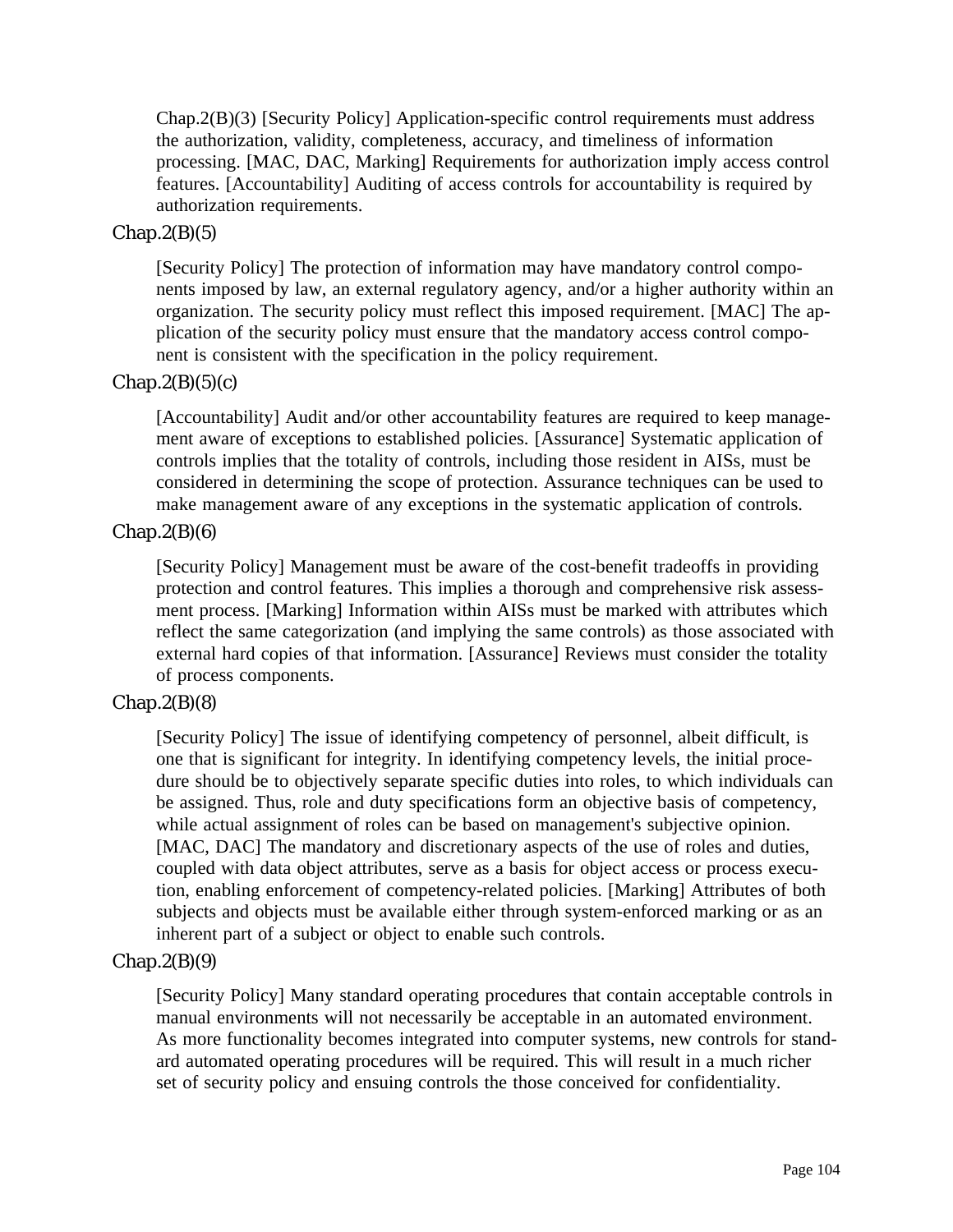Chap.2(B)(3) [Security Policy] Application-specific control requirements must address the authorization, validity, completeness, accuracy, and timeliness of information processing. [MAC, DAC, Marking] Requirements for authorization imply access control features. [Accountability] Auditing of access controls for accountability is required by authorization requirements.

Chap.2(B)(5)

[Security Policy] The protection of information may have mandatory control components imposed by law, an external regulatory agency, and/or a higher authority within an organization. The security policy must reflect this imposed requirement. [MAC] The application of the security policy must ensure that the mandatory access control component is consistent with the specification in the policy requirement.

Chap.2(B)(5)(c)

[Accountability] Audit and/or other accountability features are required to keep management aware of exceptions to established policies. [Assurance] Systematic application of controls implies that the totality of controls, including those resident in AISs, must be considered in determining the scope of protection. Assurance techniques can be used to make management aware of any exceptions in the systematic application of controls.

Chap.2(B)(6)

[Security Policy] Management must be aware of the cost-benefit tradeoffs in providing protection and control features. This implies a thorough and comprehensive risk assessment process. [Marking] Information within AISs must be marked with attributes which reflect the same categorization (and implying the same controls) as those associated with external hard copies of that information. [Assurance] Reviews must consider the totality of process components.

Chap.2(B)(8)

[Security Policy] The issue of identifying competency of personnel, albeit difficult, is one that is significant for integrity. In identifying competency levels, the initial procedure should be to objectively separate specific duties into roles, to which individuals can be assigned. Thus, role and duty specifications form an objective basis of competency, while actual assignment of roles can be based on management's subjective opinion. [MAC, DAC] The mandatory and discretionary aspects of the use of roles and duties, coupled with data object attributes, serve as a basis for object access or process execution, enabling enforcement of competency-related policies. [Marking] Attributes of both subjects and objects must be available either through system-enforced marking or as an inherent part of a subject or object to enable such controls.

Chap.2(B)(9)

[Security Policy] Many standard operating procedures that contain acceptable controls in manual environments will not necessarily be acceptable in an automated environment. As more functionality becomes integrated into computer systems, new controls for standard automated operating procedures will be required. This will result in a much richer set of security policy and ensuing controls the those conceived for confidentiality.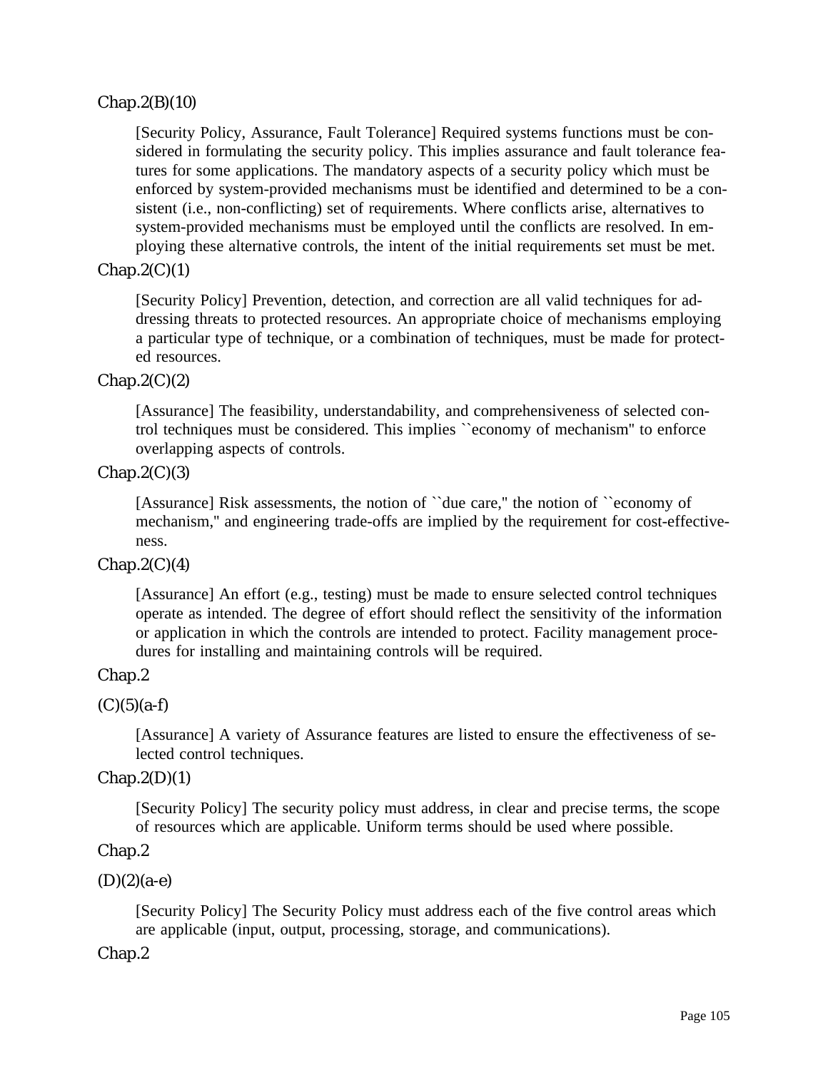Chap.2(B)(10)

[Security Policy, Assurance, Fault Tolerance] Required systems functions must be considered in formulating the security policy. This implies assurance and fault tolerance features for some applications. The mandatory aspects of a security policy which must be enforced by system-provided mechanisms must be identified and determined to be a consistent (i.e., non-conflicting) set of requirements. Where conflicts arise, alternatives to system-provided mechanisms must be employed until the conflicts are resolved. In employing these alternative controls, the intent of the initial requirements set must be met.

Chap.2(C)(1)

[Security Policy] Prevention, detection, and correction are all valid techniques for addressing threats to protected resources. An appropriate choice of mechanisms employing a particular type of technique, or a combination of techniques, must be made for protected resources.

Chap.2(C)(2)

[Assurance] The feasibility, understandability, and comprehensiveness of selected control techniques must be considered. This implies ``economy of mechanism'' to enforce overlapping aspects of controls.

Chap.2(C)(3)

[Assurance] Risk assessments, the notion of ``due care,'' the notion of ``economy of mechanism,'' and engineering trade-offs are implied by the requirement for cost-effectiveness.

Chap.2(C)(4)

[Assurance] An effort (e.g., testing) must be made to ensure selected control techniques operate as intended. The degree of effort should reflect the sensitivity of the information or application in which the controls are intended to protect. Facility management procedures for installing and maintaining controls will be required.

Chap.2

(C)(5)(a-f)

[Assurance] A variety of Assurance features are listed to ensure the effectiveness of selected control techniques.

Chap.2(D)(1)

[Security Policy] The security policy must address, in clear and precise terms, the scope of resources which are applicable. Uniform terms should be used where possible.

Chap.2

(D)(2)(a-e)

[Security Policy] The Security Policy must address each of the five control areas which are applicable (input, output, processing, storage, and communications).

Chap.2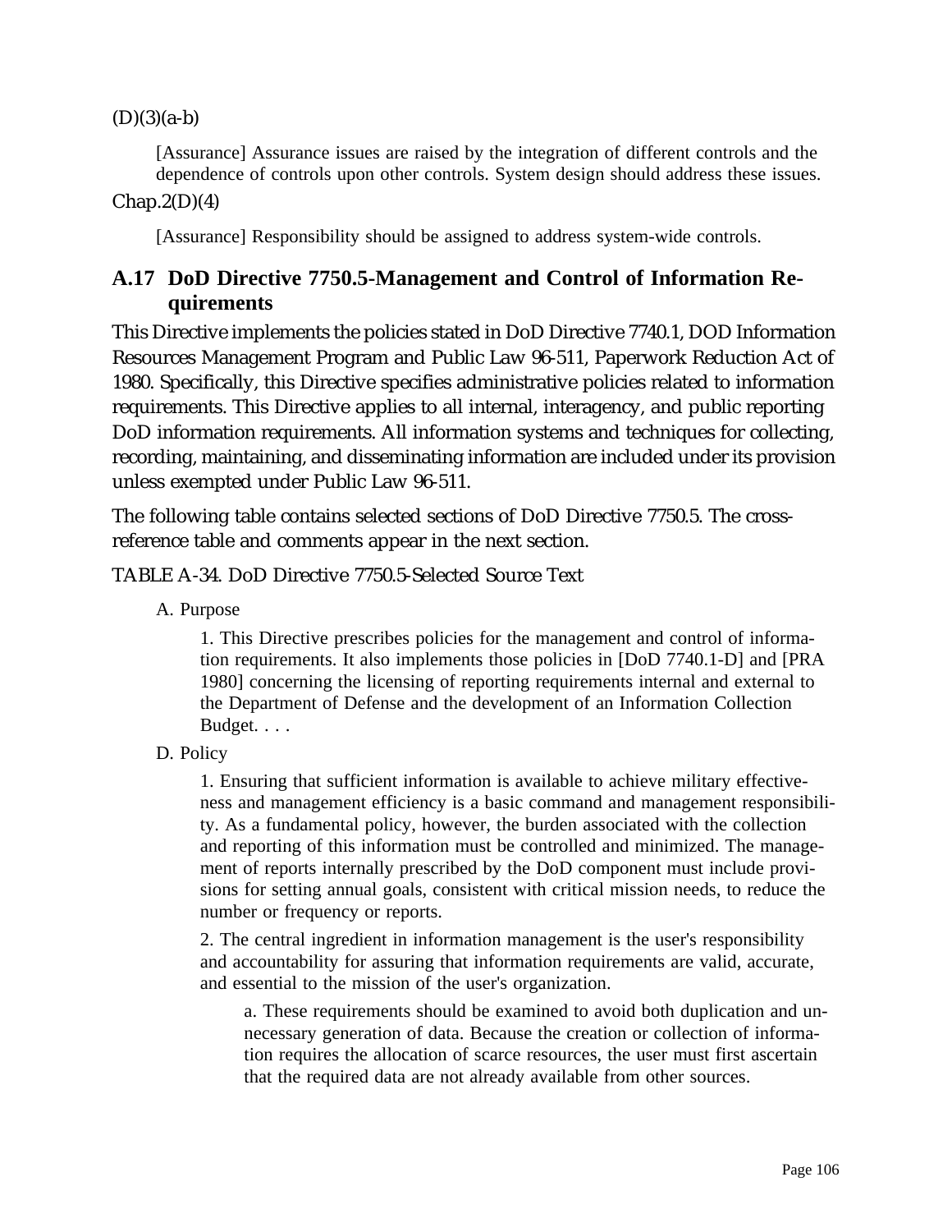(D)(3)(a-b)

> [Assurance] Assurance issues are raised by the integration of different controls and the dependence of controls upon other controls. System design should address these issues.

Chap.2(D)(4)

> [Assurance] Responsibility should be assigned to address system-wide controls.

## A.17 DoD Directive 7750.5-Management and Control of Information Requirements

This Directive implements the policies stated in DoD Directive 7740.1, DOD Information Resources Management Program and Public Law 96-511, Paperwork Reduction Act of 1980. Specifically, this Directive specifies administrative policies related to information requirements. This Directive applies to all internal, interagency, and public reporting DoD information requirements. All information systems and techniques for collecting, recording, maintaining, and disseminating information are included under its provision unless exempted under Public Law 96-511.

The following table contains selected sections of DoD Directive 7750.5. The cross-reference table and comments appear in the next section.

TABLE A-34. DoD Directive 7750.5-Selected Source Text

A. Purpose

> 1. This Directive prescribes policies for the management and control of information requirements. It also implements those policies in [DoD 7740.1-D] and [PRA 1980] concerning the licensing of reporting requirements internal and external to the Department of Defense and the development of an Information Collection Budget. . . .

D. Policy

> 1. Ensuring that sufficient information is available to achieve military effectiveness and management efficiency is a basic command and management responsibility. As a fundamental policy, however, the burden associated with the collection and reporting of this information must be controlled and minimized. The management of reports internally prescribed by the DoD component must include provisions for setting annual goals, consistent with critical mission needs, to reduce the number or frequency or reports.
>
> 2. The central ingredient in information management is the user's responsibility and accountability for assuring that information requirements are valid, accurate, and essential to the mission of the user's organization.
>
> > a. These requirements should be examined to avoid both duplication and unnecessary generation of data. Because the creation or collection of information requires the allocation of scarce resources, the user must first ascertain that the required data are not already available from other sources.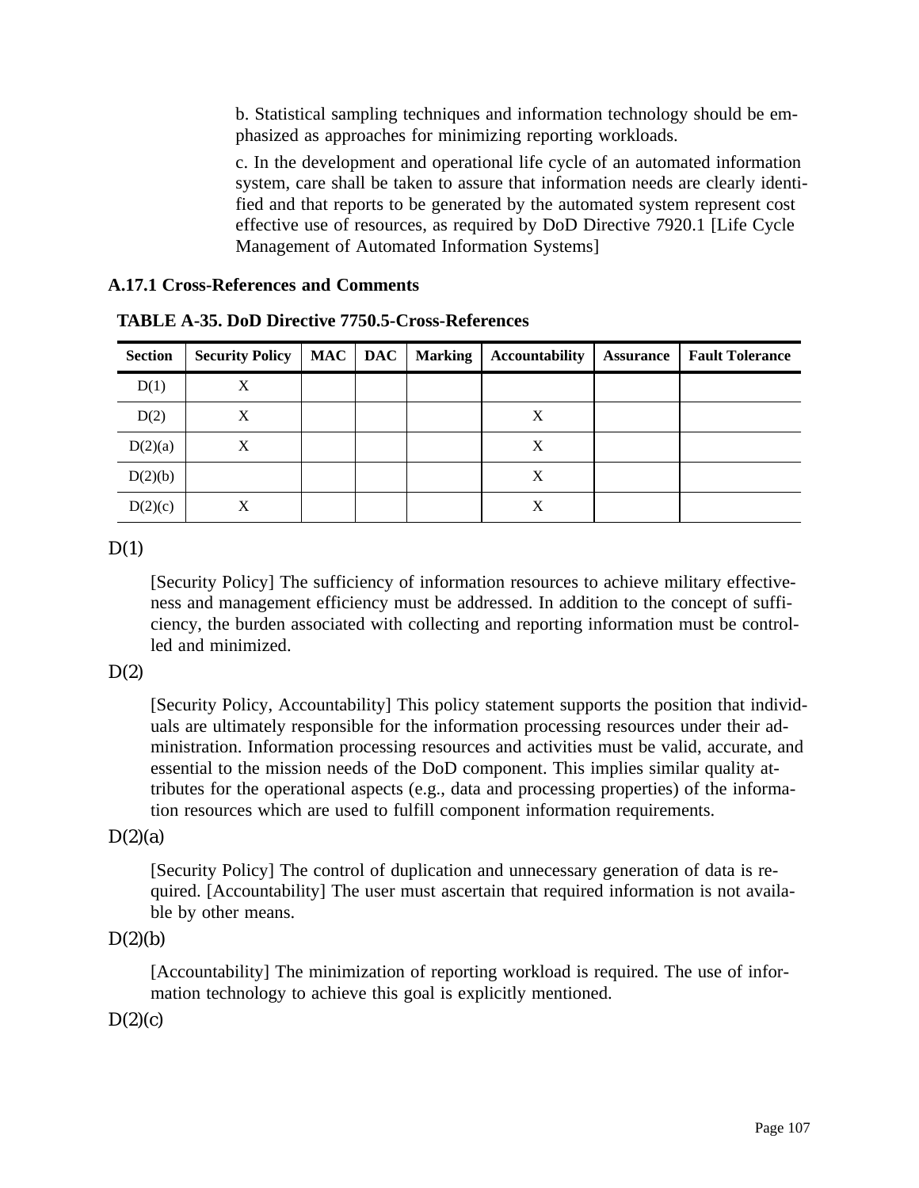b. Statistical sampling techniques and information technology should be emphasized as approaches for minimizing reporting workloads.

c. In the development and operational life cycle of an automated information system, care shall be taken to assure that information needs are clearly identified and that reports to be generated by the automated system represent cost effective use of resources, as required by DoD Directive 7920.1 [Life Cycle Management of Automated Information Systems]

### A.17.1 Cross-References and Comments

**TABLE A-35. DoD Directive 7750.5-Cross-References**

| Section | Security Policy | MAC | DAC | Marking | Accountability | Assurance | Fault Tolerance |
|---|---|---|---|---|---|---|---|
| D(1) | X | | | | | | |
| D(2) | X | | | | X | | |
| D(2)(a) | X | | | | X | | |
| D(2)(b) | | | | | X | | |
| D(2)(c) | X | | | | X | | |

D(1)

[Security Policy] The sufficiency of information resources to achieve military effectiveness and management efficiency must be addressed. In addition to the concept of sufficiency, the burden associated with collecting and reporting information must be controlled and minimized.

D(2)

[Security Policy, Accountability] This policy statement supports the position that individuals are ultimately responsible for the information processing resources under their administration. Information processing resources and activities must be valid, accurate, and essential to the mission needs of the DoD component. This implies similar quality attributes for the operational aspects (e.g., data and processing properties) of the information resources which are used to fulfill component information requirements.

D(2)(a)

[Security Policy] The control of duplication and unnecessary generation of data is required. [Accountability] The user must ascertain that required information is not available by other means.

D(2)(b)

[Accountability] The minimization of reporting workload is required. The use of information technology to achieve this goal is explicitly mentioned.

D(2)(c)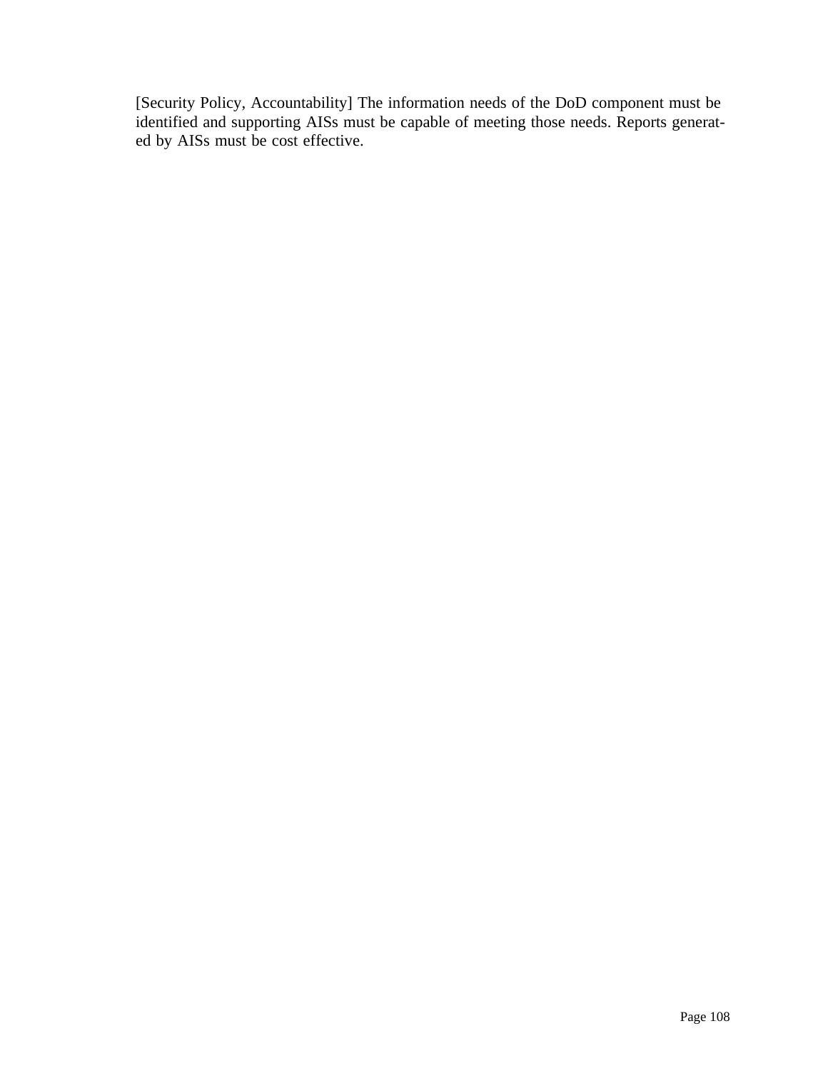[Security Policy, Accountability] The information needs of the DoD component must be identified and supporting AISs must be capable of meeting those needs. Reports generated by AISs must be cost effective.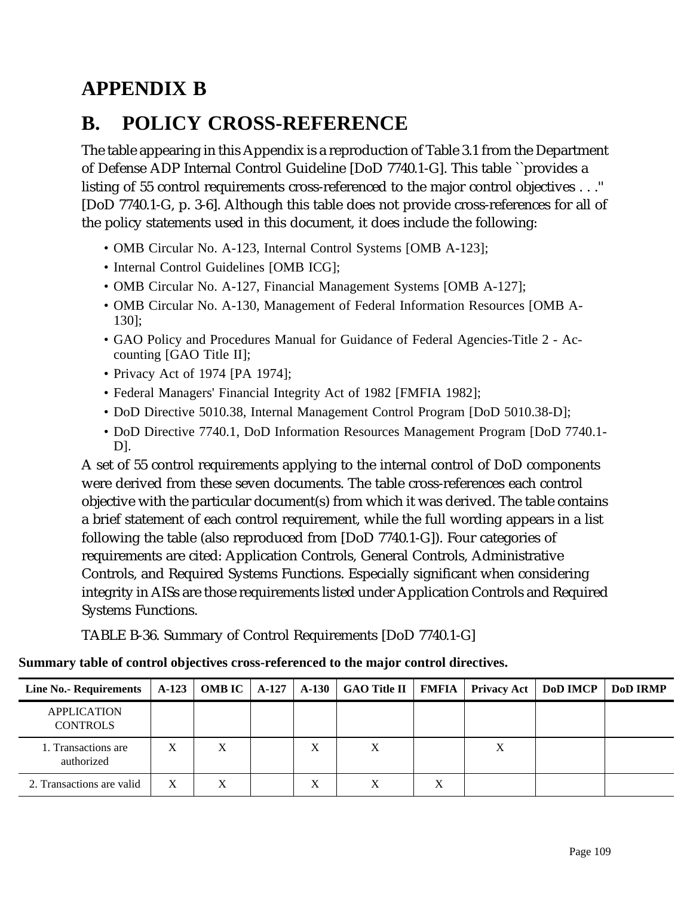# APPENDIX B

## B. POLICY CROSS-REFERENCE

The table appearing in this Appendix is a reproduction of Table 3.1 from the Department of Defense ADP Internal Control Guideline [DoD 7740.1-G]. This table ``provides a listing of 55 control requirements cross-referenced to the major control objectives . . ." [DoD 7740.1-G, p. 3-6]. Although this table does not provide cross-references for all of the policy statements used in this document, it does include the following:

- OMB Circular No. A-123, Internal Control Systems [OMB A-123];
- Internal Control Guidelines [OMB ICG];
- OMB Circular No. A-127, Financial Management Systems [OMB A-127];
- OMB Circular No. A-130, Management of Federal Information Resources [OMB A-130];
- GAO Policy and Procedures Manual for Guidance of Federal Agencies-Title 2 - Accounting [GAO Title II];
- Privacy Act of 1974 [PA 1974];
- Federal Managers' Financial Integrity Act of 1982 [FMFIA 1982];
- DoD Directive 5010.38, Internal Management Control Program [DoD 5010.38-D];
- DoD Directive 7740.1, DoD Information Resources Management Program [DoD 7740.1-D].

A set of 55 control requirements applying to the internal control of DoD components were derived from these seven documents. The table cross-references each control objective with the particular document(s) from which it was derived. The table contains a brief statement of each control requirement, while the full wording appears in a list following the table (also reproduced from [DoD 7740.1-G]). Four categories of requirements are cited: Application Controls, General Controls, Administrative Controls, and Required Systems Functions. Especially significant when considering integrity in AISs are those requirements listed under Application Controls and Required Systems Functions.

TABLE B-36. Summary of Control Requirements [DoD 7740.1-G]

**Summary table of control objectives cross-referenced to the major control directives.**

| Line No.- Requirements | A-123 | OMB IC | A-127 | A-130 | GAO Title II | FMFIA | Privacy Act | DoD IMCP | DoD IRMP |
|---|---|---|---|---|---|---|---|---|---|
| APPLICATION CONTROLS | | | | | | | | | |
| 1. Transactions are authorized | X | X | | X | X | | X | | |
| 2. Transactions are valid | X | X | | X | X | X | | | |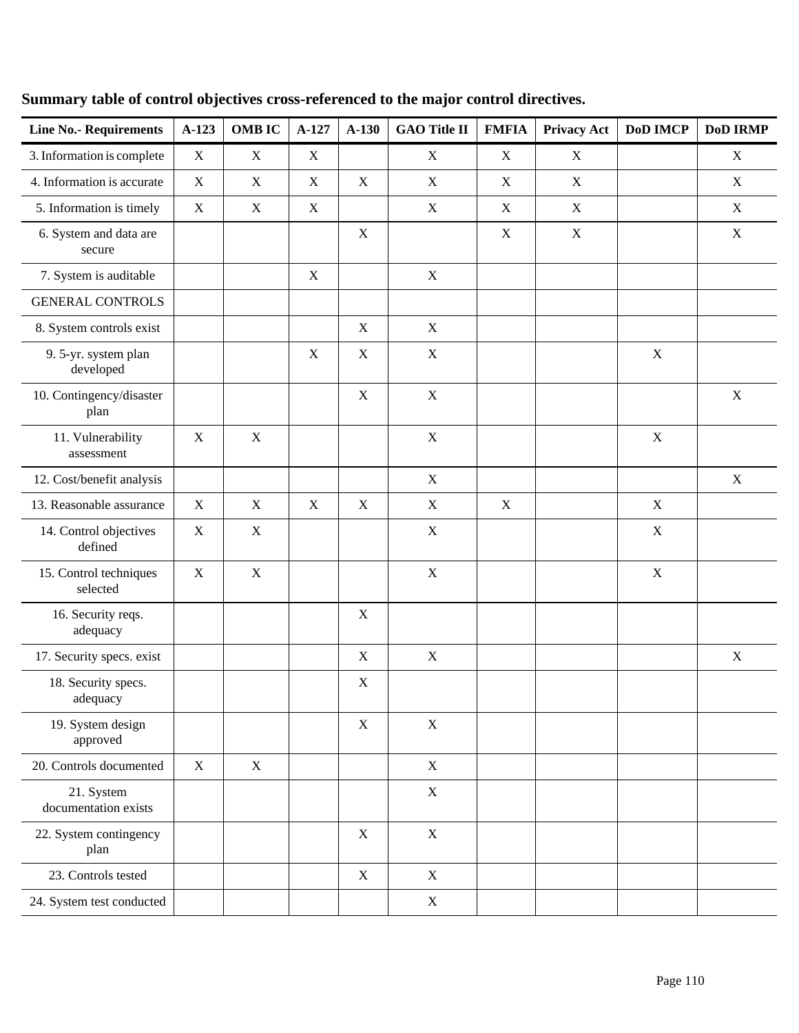**Summary table of control objectives cross-referenced to the major control directives.**

| Line No.- Requirements | A-123 | OMB IC | A-127 | A-130 | GAO Title II | FMFIA | Privacy Act | DoD IMCP | DoD IRMP |
|---|---|---|---|---|---|---|---|---|---|
| 3. Information is complete | X | X | X | | X | X | X | | X |
| 4. Information is accurate | X | X | X | X | X | X | X | | X |
| 5. Information is timely | X | X | X | | X | X | X | | X |
| 6. System and data are secure | | | | X | | X | X | | X |
| 7. System is auditable | | | X | | X | | | | |
| GENERAL CONTROLS | | | | | | | | | |
| 8. System controls exist | | | | X | X | | | | |
| 9. 5-yr. system plan developed | | | X | X | X | | | X | |
| 10. Contingency/disaster plan | | | | X | X | | | | X |
| 11. Vulnerability assessment | X | X | | | X | | | X | |
| 12. Cost/benefit analysis | | | | | X | | | | X |
| 13. Reasonable assurance | X | X | X | X | X | X | | X | |
| 14. Control objectives defined | X | X | | | X | | | X | |
| 15. Control techniques selected | X | X | | | X | | | X | |
| 16. Security reqs. adequacy | | | | X | | | | | |
| 17. Security specs. exist | | | | X | X | | | | X |
| 18. Security specs. adequacy | | | | X | | | | | |
| 19. System design approved | | | | X | X | | | | |
| 20. Controls documented | X | X | | | X | | | | |
| 21. System documentation exists | | | | | X | | | | |
| 22. System contingency plan | | | | X | X | | | | |
| 23. Controls tested | | | | X | X | | | | |
| 24. System test conducted | | | | | X | | | | |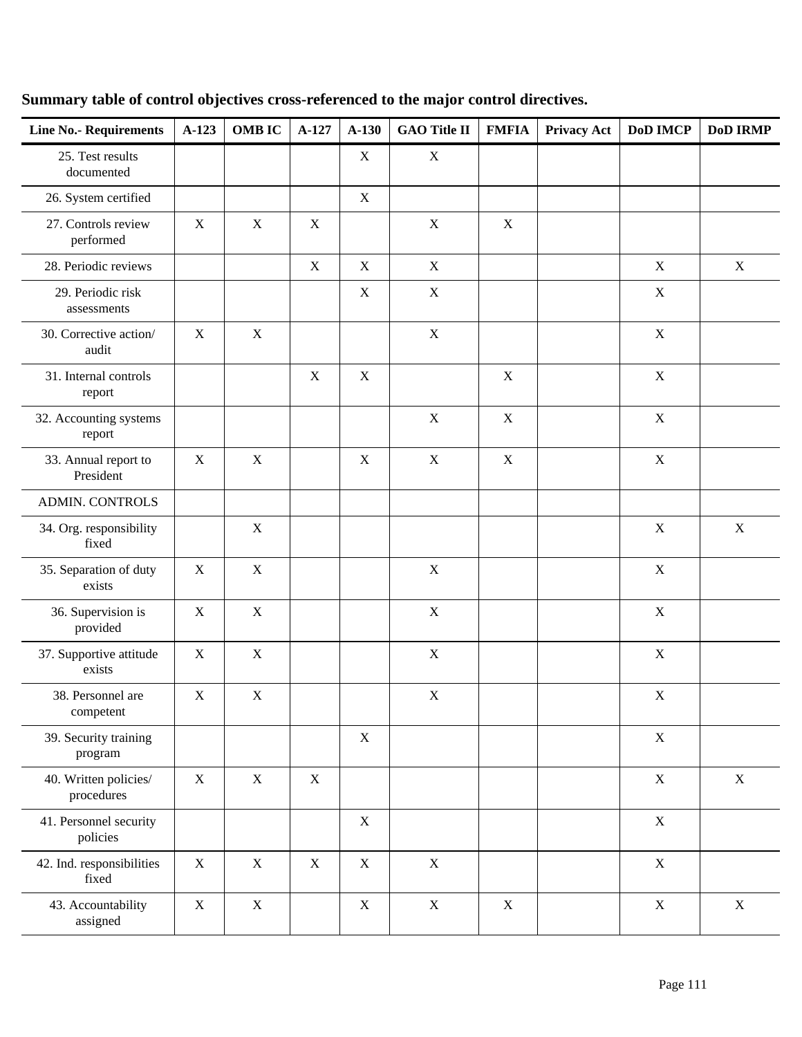**Summary table of control objectives cross-referenced to the major control directives.**

| Line No.- Requirements | A-123 | OMB IC | A-127 | A-130 | GAO Title II | FMFIA | Privacy Act | DoD IMCP | DoD IRMP |
|---|---|---|---|---|---|---|---|---|---|
| 25. Test results documented | | | | X | X | | | | |
| 26. System certified | | | | X | | | | | |
| 27. Controls review performed | X | X | X | | X | X | | | |
| 28. Periodic reviews | | | X | X | X | | | X | X |
| 29. Periodic risk assessments | | | | X | X | | | X | |
| 30. Corrective action/ audit | X | X | | | X | | | X | |
| 31. Internal controls report | | | X | X | | X | | X | |
| 32. Accounting systems report | | | | | X | X | | X | |
| 33. Annual report to President | X | X | | X | X | X | | X | |
| ADMIN. CONTROLS | | | | | | | | | |
| 34. Org. responsibility fixed | | X | | | | | | X | X |
| 35. Separation of duty exists | X | X | | | X | | | X | |
| 36. Supervision is provided | X | X | | | X | | | X | |
| 37. Supportive attitude exists | X | X | | | X | | | X | |
| 38. Personnel are competent | X | X | | | X | | | X | |
| 39. Security training program | | | | X | | | | X | |
| 40. Written policies/ procedures | X | X | X | | | | | X | X |
| 41. Personnel security policies | | | | X | | | | X | |
| 42. Ind. responsibilities fixed | X | X | X | X | X | | | X | |
| 43. Accountability assigned | X | X | | X | X | X | | X | X |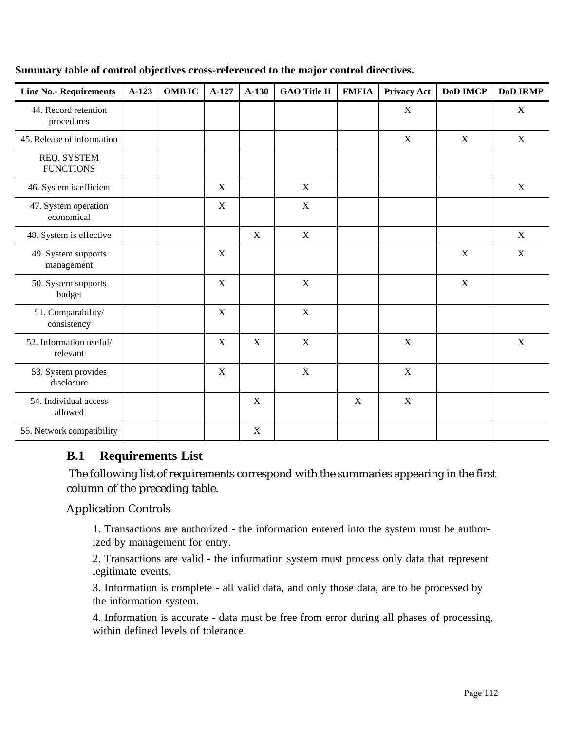**Summary table of control objectives cross-referenced to the major control directives.**

| Line No.- Requirements | A-123 | OMB IC | A-127 | A-130 | GAO Title II | FMFIA | Privacy Act | DoD IMCP | DoD IRMP |
|---|---|---|---|---|---|---|---|---|---|
| 44. Record retention procedures | | | | | | | X | | X |
| 45. Release of information | | | | | | | X | X | X |
| REQ. SYSTEM FUNCTIONS | | | | | | | | | |
| 46. System is efficient | | | X | | X | | | | X |
| 47. System operation economical | | | X | | X | | | | |
| 48. System is effective | | | | X | X | | | | X |
| 49. System supports management | | | X | | | | | X | X |
| 50. System supports budget | | | X | | X | | | X | |
| 51. Comparability/ consistency | | | X | | X | | | | |
| 52. Information useful/ relevant | | | X | X | X | | X | | X |
| 53. System provides disclosure | | | X | | X | | X | | |
| 54. Individual access allowed | | | | X | | X | X | | |
| 55. Network compatibility | | | | X | | | | | |

## B.1 Requirements List

The following list of requirements correspond with the summaries appearing in the first column of the preceding table.

Application Controls

1. Transactions are authorized - the information entered into the system must be authorized by management for entry.

2. Transactions are valid - the information system must process only data that represent legitimate events.

3. Information is complete - all valid data, and only those data, are to be processed by the information system.

4. Information is accurate - data must be free from error during all phases of processing, within defined levels of tolerance.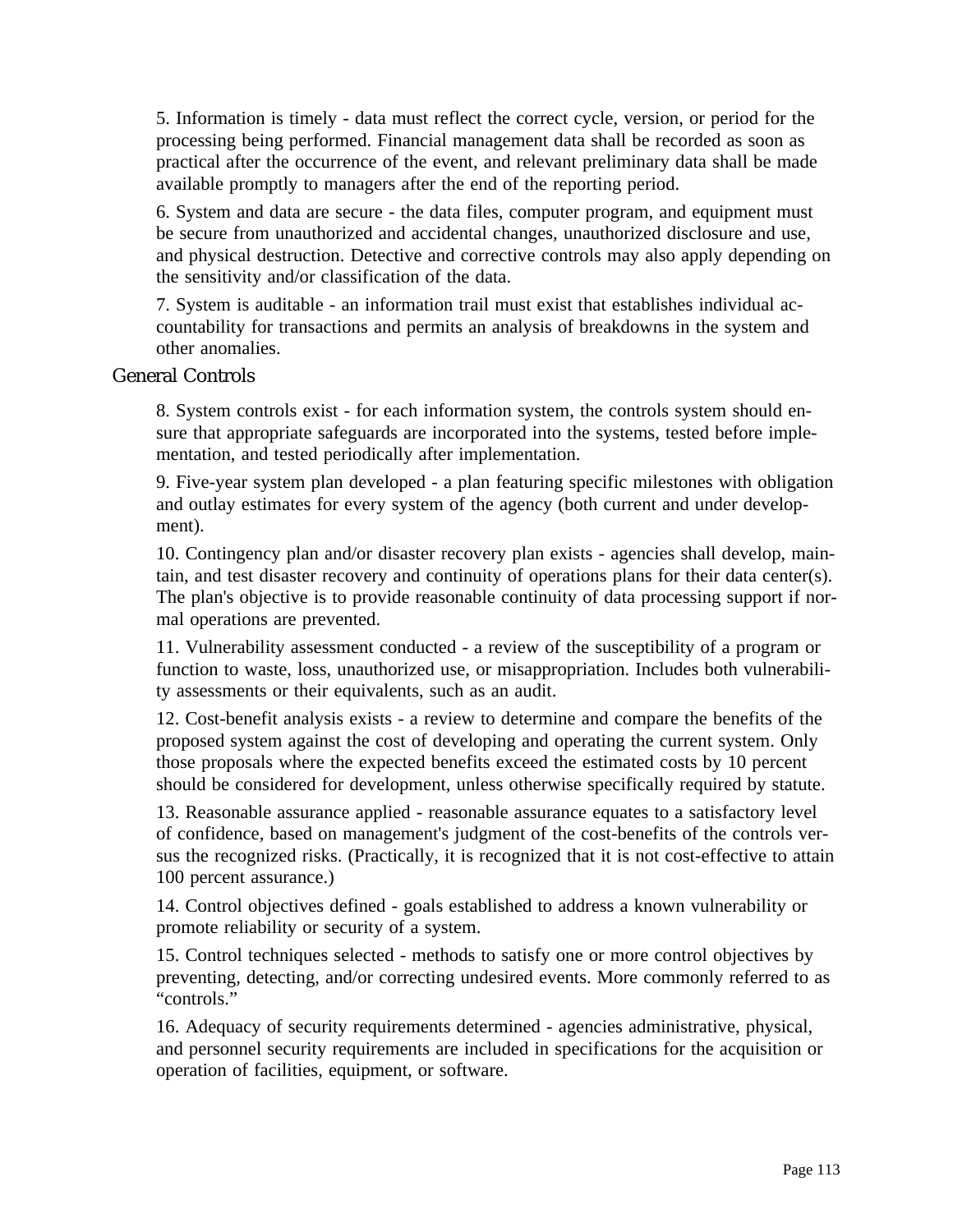5. Information is timely - data must reflect the correct cycle, version, or period for the processing being performed. Financial management data shall be recorded as soon as practical after the occurrence of the event, and relevant preliminary data shall be made available promptly to managers after the end of the reporting period.

6. System and data are secure - the data files, computer program, and equipment must be secure from unauthorized and accidental changes, unauthorized disclosure and use, and physical destruction. Detective and corrective controls may also apply depending on the sensitivity and/or classification of the data.

7. System is auditable - an information trail must exist that establishes individual accountability for transactions and permits an analysis of breakdowns in the system and other anomalies.

## General Controls

8. System controls exist - for each information system, the controls system should ensure that appropriate safeguards are incorporated into the systems, tested before implementation, and tested periodically after implementation.

9. Five-year system plan developed - a plan featuring specific milestones with obligation and outlay estimates for every system of the agency (both current and under development).

10. Contingency plan and/or disaster recovery plan exists - agencies shall develop, maintain, and test disaster recovery and continuity of operations plans for their data center(s). The plan's objective is to provide reasonable continuity of data processing support if normal operations are prevented.

11. Vulnerability assessment conducted - a review of the susceptibility of a program or function to waste, loss, unauthorized use, or misappropriation. Includes both vulnerability assessments or their equivalents, such as an audit.

12. Cost-benefit analysis exists - a review to determine and compare the benefits of the proposed system against the cost of developing and operating the current system. Only those proposals where the expected benefits exceed the estimated costs by 10 percent should be considered for development, unless otherwise specifically required by statute.

13. Reasonable assurance applied - reasonable assurance equates to a satisfactory level of confidence, based on management's judgment of the cost-benefits of the controls versus the recognized risks. (Practically, it is recognized that it is not cost-effective to attain 100 percent assurance.)

14. Control objectives defined - goals established to address a known vulnerability or promote reliability or security of a system.

15. Control techniques selected - methods to satisfy one or more control objectives by preventing, detecting, and/or correcting undesired events. More commonly referred to as "controls."

16. Adequacy of security requirements determined - agencies administrative, physical, and personnel security requirements are included in specifications for the acquisition or operation of facilities, equipment, or software.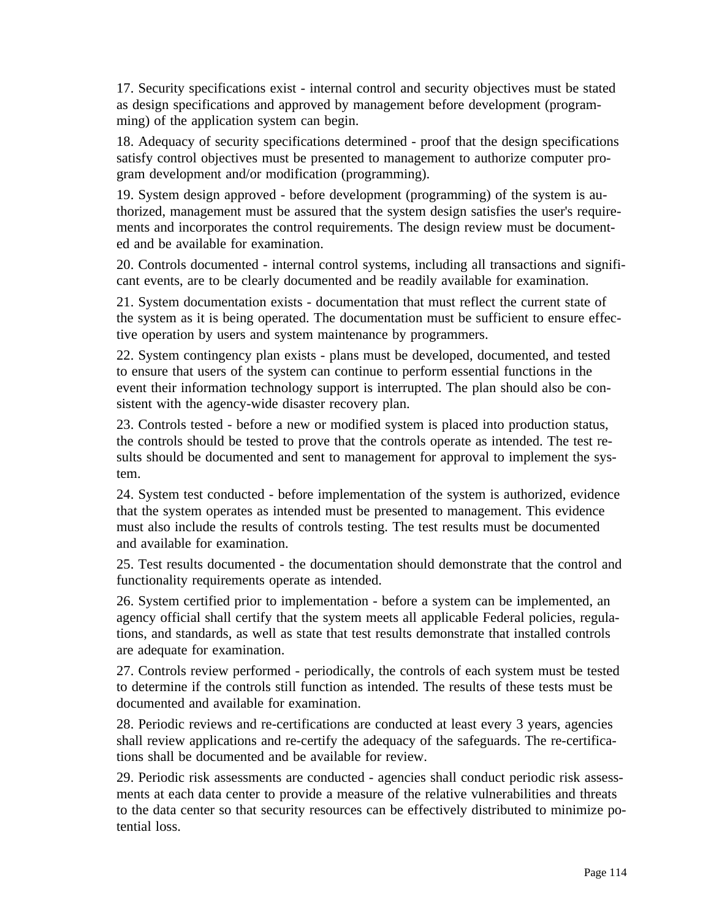17. Security specifications exist - internal control and security objectives must be stated as design specifications and approved by management before development (programming) of the application system can begin.

18. Adequacy of security specifications determined - proof that the design specifications satisfy control objectives must be presented to management to authorize computer program development and/or modification (programming).

19. System design approved - before development (programming) of the system is authorized, management must be assured that the system design satisfies the user's requirements and incorporates the control requirements. The design review must be documented and be available for examination.

20. Controls documented - internal control systems, including all transactions and significant events, are to be clearly documented and be readily available for examination.

21. System documentation exists - documentation that must reflect the current state of the system as it is being operated. The documentation must be sufficient to ensure effective operation by users and system maintenance by programmers.

22. System contingency plan exists - plans must be developed, documented, and tested to ensure that users of the system can continue to perform essential functions in the event their information technology support is interrupted. The plan should also be consistent with the agency-wide disaster recovery plan.

23. Controls tested - before a new or modified system is placed into production status, the controls should be tested to prove that the controls operate as intended. The test results should be documented and sent to management for approval to implement the system.

24. System test conducted - before implementation of the system is authorized, evidence that the system operates as intended must be presented to management. This evidence must also include the results of controls testing. The test results must be documented and available for examination.

25. Test results documented - the documentation should demonstrate that the control and functionality requirements operate as intended.

26. System certified prior to implementation - before a system can be implemented, an agency official shall certify that the system meets all applicable Federal policies, regulations, and standards, as well as state that test results demonstrate that installed controls are adequate for examination.

27. Controls review performed - periodically, the controls of each system must be tested to determine if the controls still function as intended. The results of these tests must be documented and available for examination.

28. Periodic reviews and re-certifications are conducted at least every 3 years, agencies shall review applications and re-certify the adequacy of the safeguards. The re-certifications shall be documented and be available for review.

29. Periodic risk assessments are conducted - agencies shall conduct periodic risk assessments at each data center to provide a measure of the relative vulnerabilities and threats to the data center so that security resources can be effectively distributed to minimize potential loss.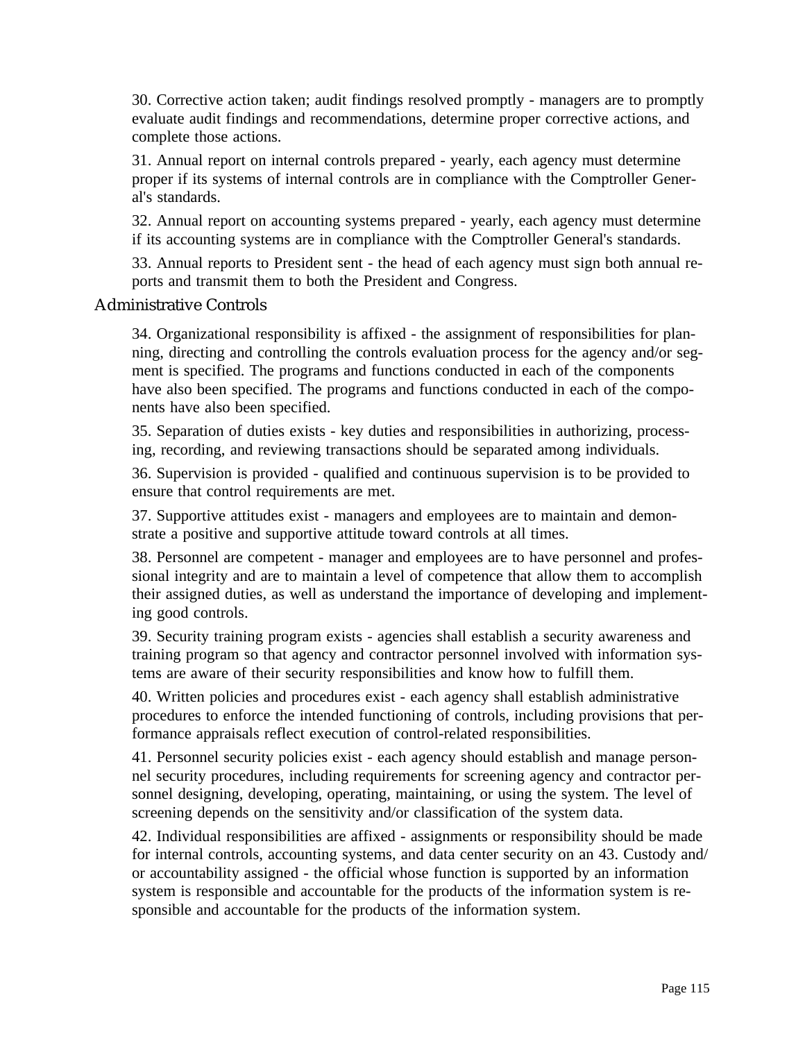30. Corrective action taken; audit findings resolved promptly - managers are to promptly evaluate audit findings and recommendations, determine proper corrective actions, and complete those actions.

31. Annual report on internal controls prepared - yearly, each agency must determine proper if its systems of internal controls are in compliance with the Comptroller General's standards.

32. Annual report on accounting systems prepared - yearly, each agency must determine if its accounting systems are in compliance with the Comptroller General's standards.

33. Annual reports to President sent - the head of each agency must sign both annual reports and transmit them to both the President and Congress.

## Administrative Controls

34. Organizational responsibility is affixed - the assignment of responsibilities for planning, directing and controlling the controls evaluation process for the agency and/or segment is specified. The programs and functions conducted in each of the components have also been specified. The programs and functions conducted in each of the components have also been specified.

35. Separation of duties exists - key duties and responsibilities in authorizing, processing, recording, and reviewing transactions should be separated among individuals.

36. Supervision is provided - qualified and continuous supervision is to be provided to ensure that control requirements are met.

37. Supportive attitudes exist - managers and employees are to maintain and demonstrate a positive and supportive attitude toward controls at all times.

38. Personnel are competent - manager and employees are to have personnel and professional integrity and are to maintain a level of competence that allow them to accomplish their assigned duties, as well as understand the importance of developing and implementing good controls.

39. Security training program exists - agencies shall establish a security awareness and training program so that agency and contractor personnel involved with information systems are aware of their security responsibilities and know how to fulfill them.

40. Written policies and procedures exist - each agency shall establish administrative procedures to enforce the intended functioning of controls, including provisions that performance appraisals reflect execution of control-related responsibilities.

41. Personnel security policies exist - each agency should establish and manage personnel security procedures, including requirements for screening agency and contractor personnel designing, developing, operating, maintaining, or using the system. The level of screening depends on the sensitivity and/or classification of the system data.

42. Individual responsibilities are affixed - assignments or responsibility should be made for internal controls, accounting systems, and data center security on an 43. Custody and/or accountability assigned - the official whose function is supported by an information system is responsible and accountable for the products of the information system is responsible and accountable for the products of the information system.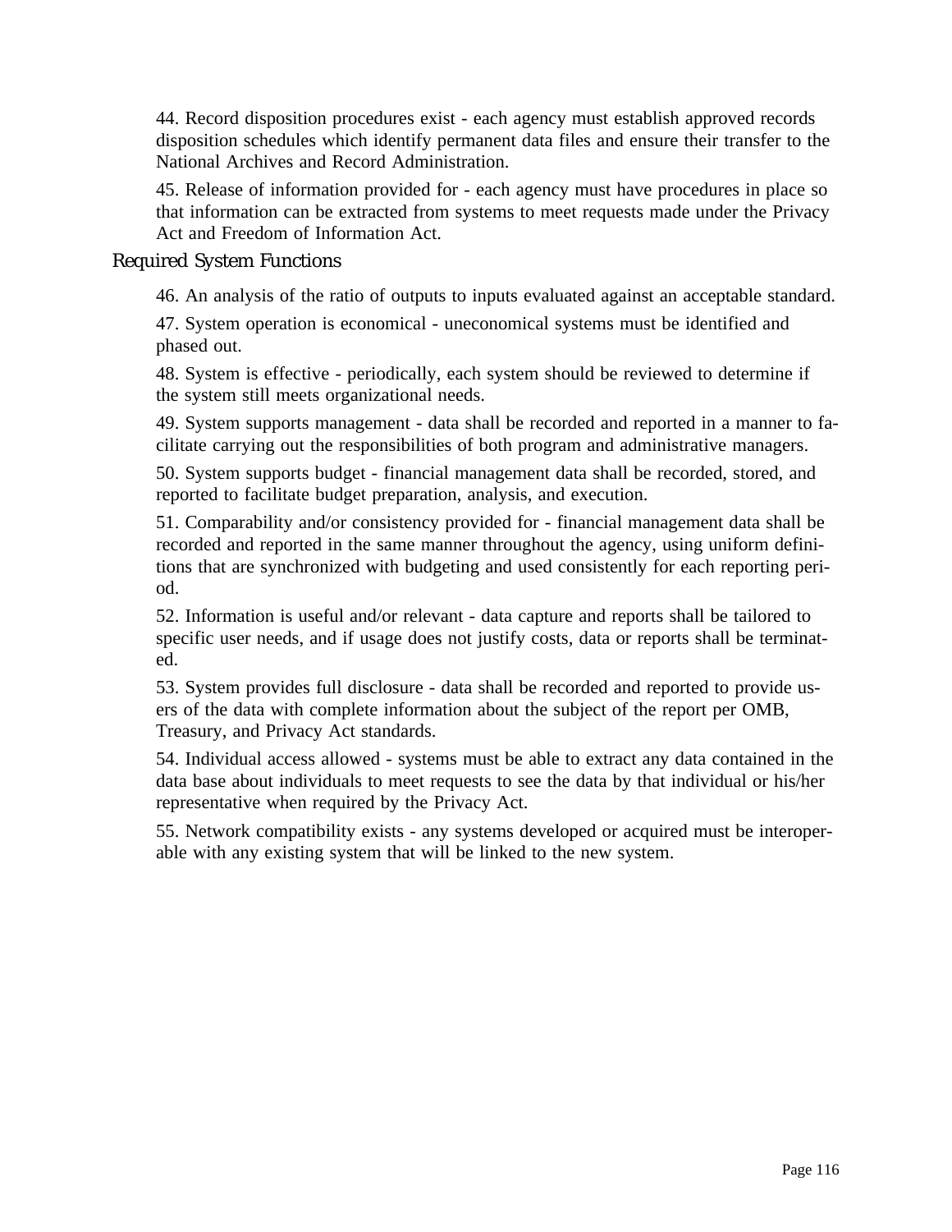44. Record disposition procedures exist - each agency must establish approved records disposition schedules which identify permanent data files and ensure their transfer to the National Archives and Record Administration.

45. Release of information provided for - each agency must have procedures in place so that information can be extracted from systems to meet requests made under the Privacy Act and Freedom of Information Act.

## Required System Functions

46. An analysis of the ratio of outputs to inputs evaluated against an acceptable standard.

47. System operation is economical - uneconomical systems must be identified and phased out.

48. System is effective - periodically, each system should be reviewed to determine if the system still meets organizational needs.

49. System supports management - data shall be recorded and reported in a manner to facilitate carrying out the responsibilities of both program and administrative managers.

50. System supports budget - financial management data shall be recorded, stored, and reported to facilitate budget preparation, analysis, and execution.

51. Comparability and/or consistency provided for - financial management data shall be recorded and reported in the same manner throughout the agency, using uniform definitions that are synchronized with budgeting and used consistently for each reporting period.

52. Information is useful and/or relevant - data capture and reports shall be tailored to specific user needs, and if usage does not justify costs, data or reports shall be terminated.

53. System provides full disclosure - data shall be recorded and reported to provide users of the data with complete information about the subject of the report per OMB, Treasury, and Privacy Act standards.

54. Individual access allowed - systems must be able to extract any data contained in the data base about individuals to meet requests to see the data by that individual or his/her representative when required by the Privacy Act.

55. Network compatibility exists - any systems developed or acquired must be interoperable with any existing system that will be linked to the new system.